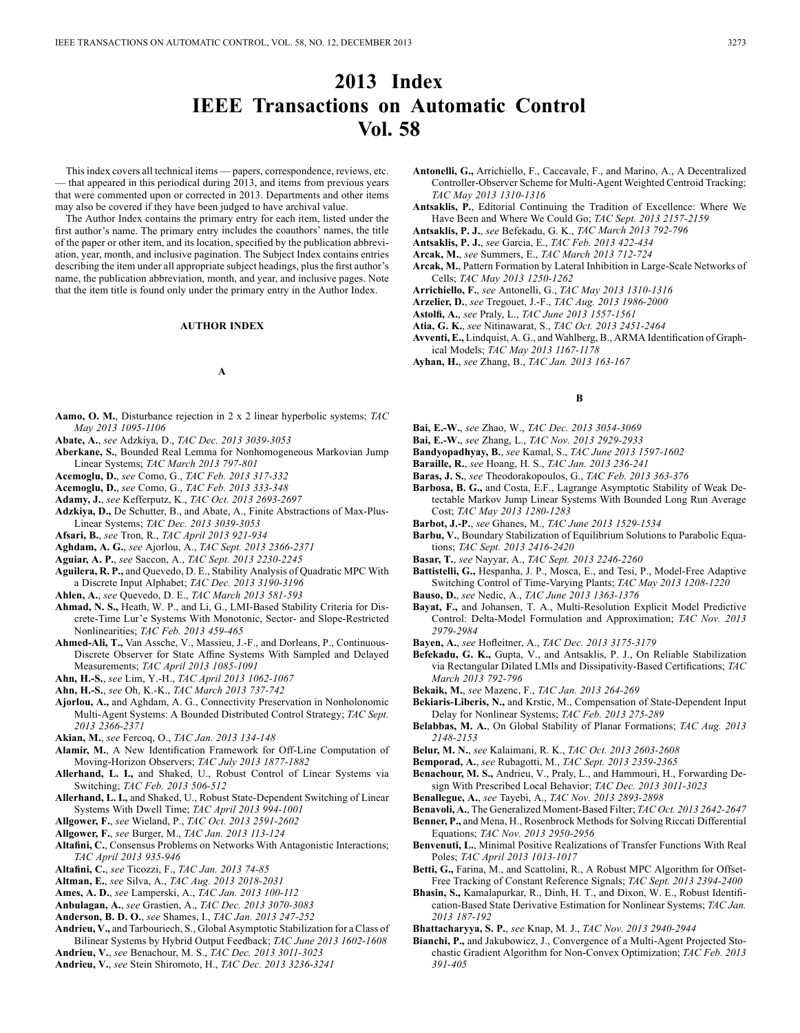# 2013 Index IEEE Transactions on Automatic Control Vol. 58

This index covers all technical items — papers, correspondence, reviews, etc. — that appeared in this periodical during 2013, and items from previous years that were commented upon or corrected in 2013. Departments and other items may also be covered if they have been judged to have archival value.

The Author Index contains the primary entry for each item, listed under the first author's name. The primary entry includes the coauthors' names, the title of the paper or other item, and its location, specified by the publication abbreviation, year, month, and inclusive pagination. The Subject Index contains entries describing the item under all appropriate subject headings, plus the first author's name, the publication abbreviation, month, and year, and inclusive pages. Note that the item title is found only under the primary entry in the Author Index.

## AUTHOR INDEX

### A

**Aamo, O. M.**, Disturbance rejection in 2 x 2 linear hyperbolic systems; *TAC May 2013 1095-1106*

**Abate, A.**, *see* Adzkiya, D., *TAC Dec. 2013 3039-3053*

**Aberkane, S.**, Bounded Real Lemma for Nonhomogeneous Markovian Jump Linear Systems; *TAC March 2013 797-801*

**Acemoglu, D.**, *see* Como, G., *TAC Feb. 2013 317-332*

**Acemoglu, D.**, *see* Como, G., *TAC Feb. 2013 333-348*

**Adamy, J.**, *see* Kefferputz, K., *TAC Oct. 2013 2693-2697*

**Adzkiya, D.,** De Schutter, B., and Abate, A., Finite Abstractions of Max-Plus-Linear Systems; *TAC Dec. 2013 3039-3053*

**Afsari, B.**, *see* Tron, R., *TAC April 2013 921-934*

**Aghdam, A. G.**, *see* Ajorlou, A., *TAC Sept. 2013 2366-2371*

**Aguiar, A. P.**, *see* Saccon, A., *TAC Sept. 2013 2230-2245*

**Aguilera, R. P.,** and Quevedo, D. E., Stability Analysis of Quadratic MPC With a Discrete Input Alphabet; *TAC Dec. 2013 3190-3196*

**Ahlen, A.**, *see* Quevedo, D. E., *TAC March 2013 581-593*

**Ahmad, N. S.,** Heath, W. P., and Li, G., LMI-Based Stability Criteria for Discrete-Time Lur'e Systems With Monotonic, Sector- and Slope-Restricted Nonlinearities; *TAC Feb. 2013 459-465*

**Ahmed-Ali, T.,** Van Assche, V., Massieu, J.-F., and Dorleans, P., Continuous-Discrete Observer for State Affine Systems With Sampled and Delayed Measurements; *TAC April 2013 1085-1091*

**Ahn, H.-S.**, *see* Lim, Y.-H., *TAC April 2013 1062-1067*

**Ahn, H.-S.**, *see* Oh, K.-K., *TAC March 2013 737-742*

**Ajorlou, A.,** and Aghdam, A. G., Connectivity Preservation in Nonholonomic Multi-Agent Systems: A Bounded Distributed Control Strategy; *TAC Sept. 2013 2366-2371*

**Akian, M.**, *see* Fercoq, O., *TAC Jan. 2013 134-148*

**Alamir, M.**, A New Identification Framework for Off-Line Computation of Moving-Horizon Observers; *TAC July 2013 1877-1882*

**Allerhand, L. I.,** and Shaked, U., Robust Control of Linear Systems via Switching; *TAC Feb. 2013 506-512*

**Allerhand, L. I.,** and Shaked, U., Robust State-Dependent Switching of Linear Systems With Dwell Time; *TAC April 2013 994-1001*

**Allgower, F.**, *see* Wieland, P., *TAC Oct. 2013 2591-2602*

**Allgower, F.**, *see* Burger, M., *TAC Jan. 2013 113-124*

**Altafini, C.**, Consensus Problems on Networks With Antagonistic Interactions; *TAC April 2013 935-946*

**Altafini, C.**, *see* Ticozzi, F., *TAC Jan. 2013 74-85*

**Altman, E.**, *see* Silva, A., *TAC Aug. 2013 2018-2031*

**Ames, A. D.**, *see* Lamperski, A., *TAC Jan. 2013 100-112*

**Anbulagan, A.**, *see* Grastien, A., *TAC Dec. 2013 3070-3083*

**Anderson, B. D. O.**, *see* Shames, I., *TAC Jan. 2013 247-252*

**Andrieu, V.,** and Tarbouriech, S., Global Asymptotic Stabilization for a Class of Bilinear Systems by Hybrid Output Feedback; *TAC June 2013 1602-1608*

**Andrieu, V.**, *see* Benachour, M. S., *TAC Dec. 2013 3011-3023*

**Andrieu, V.**, *see* Stein Shiromoto, H., *TAC Dec. 2013 3236-3241*

**Antonelli, G.,** Arrichiello, F., Caccavale, F., and Marino, A., A Decentralized Controller-Observer Scheme for Multi-Agent Weighted Centroid Tracking; *TAC May 2013 1310-1316*

**Antsaklis, P.**, Editorial Continuing the Tradition of Excellence: Where We Have Been and Where We Could Go; *TAC Sept. 2013 2157-2159*

**Antsaklis, P. J.**, *see* Befekadu, G. K., *TAC March 2013 792-796*

**Antsaklis, P. J.**, *see* Garcia, E., *TAC Feb. 2013 422-434*

**Arcak, M.**, *see* Summers, E., *TAC March 2013 712-724*

**Arcak, M.**, Pattern Formation by Lateral Inhibition in Large-Scale Networks of Cells; *TAC May 2013 1250-1262*

**Arrichiello, F.**, *see* Antonelli, G., *TAC May 2013 1310-1316*

**Arzelier, D.**, *see* Tregouet, J.-F., *TAC Aug. 2013 1986-2000*

**Astolfi, A.**, *see* Praly, L., *TAC June 2013 1557-1561*

**Atia, G. K.**, *see* Nitinawarat, S., *TAC Oct. 2013 2451-2464*

**Avventi, E.,** Lindquist, A. G., and Wahlberg, B., ARMA Identification of Graphical Models; *TAC May 2013 1167-1178*

**Ayhan, H.**, *see* Zhang, B., *TAC Jan. 2013 163-167*

### B

**Bai, E.-W.**, *see* Zhao, W., *TAC Dec. 2013 3054-3069*

**Bai, E.-W.**, *see* Zhang, L., *TAC Nov. 2013 2929-2933*

**Bandyopadhyay, B.**, *see* Kamal, S., *TAC June 2013 1597-1602*

**Baraille, R.**, *see* Hoang, H. S., *TAC Jan. 2013 236-241*

**Baras, J. S.**, *see* Theodorakopoulos, G., *TAC Feb. 2013 363-376*

**Barbosa, B. G.,** and Costa, E.F., Lagrange Asymptotic Stability of Weak Detectable Markov Jump Linear Systems With Bounded Long Run Average Cost; *TAC May 2013 1280-1283*

**Barbot, J.-P.**, *see* Ghanes, M., *TAC June 2013 1529-1534*

**Barbu, V.**, Boundary Stabilization of Equilibrium Solutions to Parabolic Equations; *TAC Sept. 2013 2416-2420*

**Basar, T.**, *see* Nayyar, A., *TAC Sept. 2013 2246-2260*

**Battistelli, G.,** Hespanha, J. P., Mosca, E., and Tesi, P., Model-Free Adaptive Switching Control of Time-Varying Plants; *TAC May 2013 1208-1220*

**Bauso, D.**, *see* Nedic, A., *TAC June 2013 1363-1376*

**Bayat, F.,** and Johansen, T. A., Multi-Resolution Explicit Model Predictive Control: Delta-Model Formulation and Approximation; *TAC Nov. 2013 2979-2984*

**Bayen, A.**, *see* Hofleitner, A., *TAC Dec. 2013 3175-3179*

**Befekadu, G. K.,** Gupta, V., and Antsaklis, P. J., On Reliable Stabilization via Rectangular Dilated LMIs and Dissipativity-Based Certifications; *TAC March 2013 792-796*

**Bekaik, M.**, *see* Mazenc, F., *TAC Jan. 2013 264-269*

**Bekiaris-Liberis, N.,** and Krstic, M., Compensation of State-Dependent Input Delay for Nonlinear Systems; *TAC Feb. 2013 275-289*

**Belabbas, M. A.**, On Global Stability of Planar Formations; *TAC Aug. 2013 2148-2153*

**Belur, M. N.**, *see* Kalaimani, R. K., *TAC Oct. 2013 2603-2608*

**Bemporad, A.**, *see* Rubagotti, M., *TAC Sept. 2013 2359-2365*

**Benachour, M. S.,** Andrieu, V., Praly, L., and Hammouri, H., Forwarding Design With Prescribed Local Behavior; *TAC Dec. 2013 3011-3023*

**Benallegue, A.**, *see* Tayebi, A., *TAC Nov. 2013 2893-2898*

**Benavoli, A.**, The Generalized Moment-Based Filter; *TAC Oct. 2013 2642-2647*

**Benner, P.,** and Mena, H., Rosenbrock Methods for Solving Riccati Differential Equations; *TAC Nov. 2013 2950-2956*

**Benvenuti, L.**, Minimal Positive Realizations of Transfer Functions With Real Poles; *TAC April 2013 1013-1017*

**Betti, G.,** Farina, M., and Scattolini, R., A Robust MPC Algorithm for Offset-Free Tracking of Constant Reference Signals; *TAC Sept. 2013 2394-2400*

**Bhasin, S.,** Kamalapurkar, R., Dinh, H. T., and Dixon, W. E., Robust Identification-Based State Derivative Estimation for Nonlinear Systems; *TAC Jan. 2013 187-192*

**Bhattacharyya, S. P.**, *see* Knap, M. J., *TAC Nov. 2013 2940-2944*

**Bianchi, P.,** and Jakubowicz, J., Convergence of a Multi-Agent Projected Stochastic Gradient Algorithm for Non-Convex Optimization; *TAC Feb. 2013 391-405*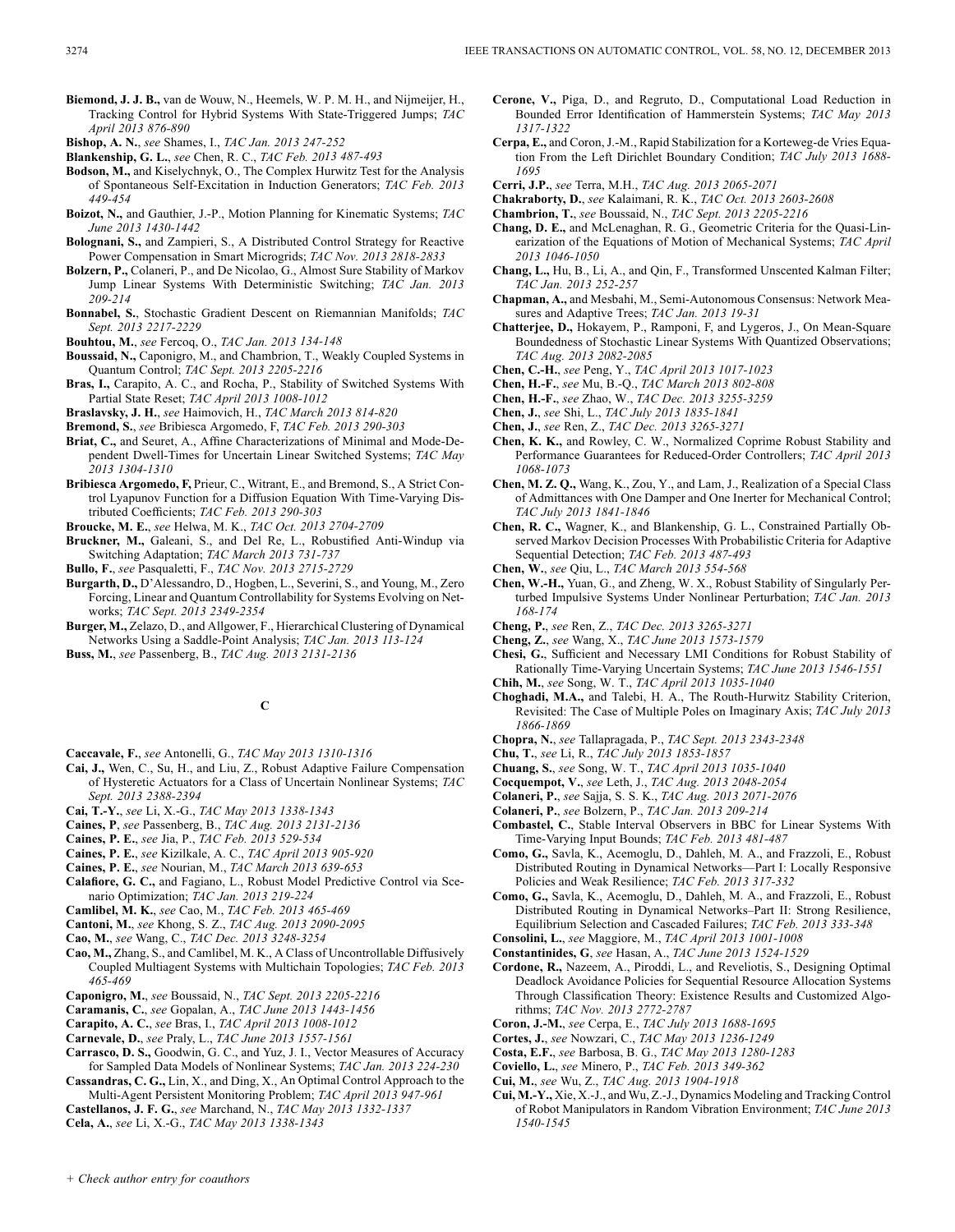**Biemond, J. J. B.,** van de Wouw, N., Heemels, W. P. M. H., and Nijmeijer, H., Tracking Control for Hybrid Systems With State-Triggered Jumps; *TAC April 2013 876-890*

**Bishop, A. N.**, *see* Shames, I., *TAC Jan. 2013 247-252*

**Blankenship, G. L.**, *see* Chen, R. C., *TAC Feb. 2013 487-493*

**Bodson, M.,** and Kiselychnyk, O., The Complex Hurwitz Test for the Analysis of Spontaneous Self-Excitation in Induction Generators; *TAC Feb. 2013 449-454*

**Boizot, N.,** and Gauthier, J.-P., Motion Planning for Kinematic Systems; *TAC June 2013 1430-1442*

**Bolognani, S.,** and Zampieri, S., A Distributed Control Strategy for Reactive Power Compensation in Smart Microgrids; *TAC Nov. 2013 2818-2833*

**Bolzern, P.,** Colaneri, P., and De Nicolao, G., Almost Sure Stability of Markov Jump Linear Systems With Deterministic Switching; *TAC Jan. 2013 209-214*

**Bonnabel, S.**, Stochastic Gradient Descent on Riemannian Manifolds; *TAC Sept. 2013 2217-2229*

**Bouhtou, M.**, *see* Fercoq, O., *TAC Jan. 2013 134-148*

**Boussaid, N.,** Caponigro, M., and Chambrion, T., Weakly Coupled Systems in Quantum Control; *TAC Sept. 2013 2205-2216*

**Bras, I.,** Carapito, A. C., and Rocha, P., Stability of Switched Systems With Partial State Reset; *TAC April 2013 1008-1012*

**Braslavsky, J. H.**, *see* Haimovich, H., *TAC March 2013 814-820*

**Bremond, S.**, *see* Bribiesca Argomedo, F, *TAC Feb. 2013 290-303*

**Briat, C.,** and Seuret, A., Affine Characterizations of Minimal and Mode-Dependent Dwell-Times for Uncertain Linear Switched Systems; *TAC May 2013 1304-1310*

**Bribiesca Argomedo, F,** Prieur, C., Witrant, E., and Bremond, S., A Strict Control Lyapunov Function for a Diffusion Equation With Time-Varying Distributed Coefficients; *TAC Feb. 2013 290-303*

**Broucke, M. E.**, *see* Helwa, M. K., *TAC Oct. 2013 2704-2709*

**Bruckner, M.,** Galeani, S., and Del Re, L., Robustified Anti-Windup via Switching Adaptation; *TAC March 2013 731-737*

**Bullo, F.**, *see* Pasqualetti, F., *TAC Nov. 2013 2715-2729*

**Burgarth, D.,** D'Alessandro, D., Hogben, L., Severini, S., and Young, M., Zero Forcing, Linear and Quantum Controllability for Systems Evolving on Networks; *TAC Sept. 2013 2349-2354*

**Burger, M.,** Zelazo, D., and Allgower, F., Hierarchical Clustering of Dynamical Networks Using a Saddle-Point Analysis; *TAC Jan. 2013 113-124*

**Buss, M.**, *see* Passenberg, B., *TAC Aug. 2013 2131-2136*

## C

**Caccavale, F.**, *see* Antonelli, G., *TAC May 2013 1310-1316*

**Cai, J.,** Wen, C., Su, H., and Liu, Z., Robust Adaptive Failure Compensation of Hysteretic Actuators for a Class of Uncertain Nonlinear Systems; *TAC Sept. 2013 2388-2394*

**Cai, T.-Y.**, *see* Li, X.-G., *TAC May 2013 1338-1343*

**Caines, P**, *see* Passenberg, B., *TAC Aug. 2013 2131-2136*

**Caines, P. E.**, *see* Jia, P., *TAC Feb. 2013 529-534*

**Caines, P. E.**, *see* Kizilkale, A. C., *TAC April 2013 905-920*

**Caines, P. E.**, *see* Nourian, M., *TAC March 2013 639-653*

**Calafiore, G. C.,** and Fagiano, L., Robust Model Predictive Control via Scenario Optimization; *TAC Jan. 2013 219-224*

**Camlibel, M. K.**, *see* Cao, M., *TAC Feb. 2013 465-469*

**Cantoni, M.**, *see* Khong, S. Z., *TAC Aug. 2013 2090-2095*

**Cao, M.**, *see* Wang, C., *TAC Dec. 2013 3248-3254*

**Cao, M.,** Zhang, S., and Camlibel, M. K., A Class of Uncontrollable Diffusively Coupled Multiagent Systems with Multichain Topologies; *TAC Feb. 2013 465-469*

**Caponigro, M.**, *see* Boussaid, N., *TAC Sept. 2013 2205-2216*

**Caramanis, C.**, *see* Gopalan, A., *TAC June 2013 1443-1456*

**Carapito, A. C.**, *see* Bras, I., *TAC April 2013 1008-1012*

**Carnevale, D.**, *see* Praly, L., *TAC June 2013 1557-1561*

**Carrasco, D. S.,** Goodwin, G. C., and Yuz, J. I., Vector Measures of Accuracy for Sampled Data Models of Nonlinear Systems; *TAC Jan. 2013 224-230*

**Cassandras, C. G.,** Lin, X., and Ding, X., An Optimal Control Approach to the Multi-Agent Persistent Monitoring Problem; *TAC April 2013 947-961*

**Castellanos, J. F. G.**, *see* Marchand, N., *TAC May 2013 1332-1337*

**Cela, A.**, *see* Li, X.-G., *TAC May 2013 1338-1343*

**Cerone, V.,** Piga, D., and Regruto, D., Computational Load Reduction in Bounded Error Identification of Hammerstein Systems; *TAC May 2013 1317-1322*

**Cerpa, E.,** and Coron, J.-M., Rapid Stabilization for a Korteweg-de Vries Equation From the Left Dirichlet Boundary Condition; *TAC July 2013 1688-1695*

**Cerri, J.P.**, *see* Terra, M.H., *TAC Aug. 2013 2065-2071*

**Chakraborty, D.**, *see* Kalaimani, R. K., *TAC Oct. 2013 2603-2608*

**Chambrion, T.**, *see* Boussaid, N., *TAC Sept. 2013 2205-2216*

**Chang, D. E.,** and McLenaghan, R. G., Geometric Criteria for the Quasi-Linearization of the Equations of Motion of Mechanical Systems; *TAC April 2013 1046-1050*

**Chang, L.,** Hu, B., Li, A., and Qin, F., Transformed Unscented Kalman Filter; *TAC Jan. 2013 252-257*

**Chapman, A.,** and Mesbahi, M., Semi-Autonomous Consensus: Network Measures and Adaptive Trees; *TAC Jan. 2013 19-31*

**Chatterjee, D.,** Hokayem, P., Ramponi, F, and Lygeros, J., On Mean-Square Boundedness of Stochastic Linear Systems With Quantized Observations; *TAC Aug. 2013 2082-2085*

**Chen, C.-H.**, *see* Peng, Y., *TAC April 2013 1017-1023*

**Chen, H.-F.**, *see* Mu, B.-Q., *TAC March 2013 802-808*

**Chen, H.-F.**, *see* Zhao, W., *TAC Dec. 2013 3255-3259*

**Chen, J.**, *see* Shi, L., *TAC July 2013 1835-1841*

**Chen, J.**, *see* Ren, Z., *TAC Dec. 2013 3265-3271*

**Chen, K. K.,** and Rowley, C. W., Normalized Coprime Robust Stability and Performance Guarantees for Reduced-Order Controllers; *TAC April 2013 1068-1073*

**Chen, M. Z. Q.,** Wang, K., Zou, Y., and Lam, J., Realization of a Special Class of Admittances with One Damper and One Inerter for Mechanical Control; *TAC July 2013 1841-1846*

**Chen, R. C.,** Wagner, K., and Blankenship, G. L., Constrained Partially Observed Markov Decision Processes With Probabilistic Criteria for Adaptive Sequential Detection; *TAC Feb. 2013 487-493*

**Chen, W.**, *see* Qiu, L., *TAC March 2013 554-568*

**Chen, W.-H.,** Yuan, G., and Zheng, W. X., Robust Stability of Singularly Perturbed Impulsive Systems Under Nonlinear Perturbation; *TAC Jan. 2013 168-174*

**Cheng, P.**, *see* Ren, Z., *TAC Dec. 2013 3265-3271*

**Cheng, Z.**, *see* Wang, X., *TAC June 2013 1573-1579*

**Chesi, G.**, Sufficient and Necessary LMI Conditions for Robust Stability of Rationally Time-Varying Uncertain Systems; *TAC June 2013 1546-1551*

**Chih, M.**, *see* Song, W. T., *TAC April 2013 1035-1040*

**Choghadi, M.A.,** and Talebi, H. A., The Routh-Hurwitz Stability Criterion, Revisited: The Case of Multiple Poles on Imaginary Axis; *TAC July 2013 1866-1869*

**Chopra, N.**, *see* Tallapragada, P., *TAC Sept. 2013 2343-2348*

**Chu, T.**, *see* Li, R., *TAC July 2013 1853-1857*

**Chuang, S.**, *see* Song, W. T., *TAC April 2013 1035-1040*

**Cocquempot, V.**, *see* Leth, J., *TAC Aug. 2013 2048-2054*

**Colaneri, P.**, *see* Sajja, S. S. K., *TAC Aug. 2013 2071-2076*

**Colaneri, P.**, *see* Bolzern, P., *TAC Jan. 2013 209-214*

**Combastel, C.**, Stable Interval Observers in BBC for Linear Systems With Time-Varying Input Bounds; *TAC Feb. 2013 481-487*

**Como, G.,** Savla, K., Acemoglu, D., Dahleh, M. A., and Frazzoli, E., Robust Distributed Routing in Dynamical Networks—Part I: Locally Responsive Policies and Weak Resilience; *TAC Feb. 2013 317-332*

**Como, G.,** Savla, K., Acemoglu, D., Dahleh, M. A., and Frazzoli, E., Robust Distributed Routing in Dynamical Networks–Part II: Strong Resilience, Equilibrium Selection and Cascaded Failures; *TAC Feb. 2013 333-348*

**Consolini, L.**, *see* Maggiore, M., *TAC April 2013 1001-1008*

**Constantinides, G**, *see* Hasan, A., *TAC June 2013 1524-1529*

**Cordone, R.,** Nazeem, A., Piroddi, L., and Reveliotis, S., Designing Optimal Deadlock Avoidance Policies for Sequential Resource Allocation Systems Through Classification Theory: Existence Results and Customized Algorithms; *TAC Nov. 2013 2772-2787*

**Coron, J.-M.**, *see* Cerpa, E., *TAC July 2013 1688-1695*

**Cortes, J.**, *see* Nowzari, C., *TAC May 2013 1236-1249*

**Costa, E.F.**, *see* Barbosa, B. G., *TAC May 2013 1280-1283*

**Coviello, L.**, *see* Minero, P., *TAC Feb. 2013 349-362*

**Cui, M.**, *see* Wu, Z., *TAC Aug. 2013 1904-1918*

**Cui, M.-Y.,** Xie, X.-J., and Wu, Z.-J., Dynamics Modeling and Tracking Control of Robot Manipulators in Random Vibration Environment; *TAC June 2013 1540-1545*

*+ Check author entry for coauthors*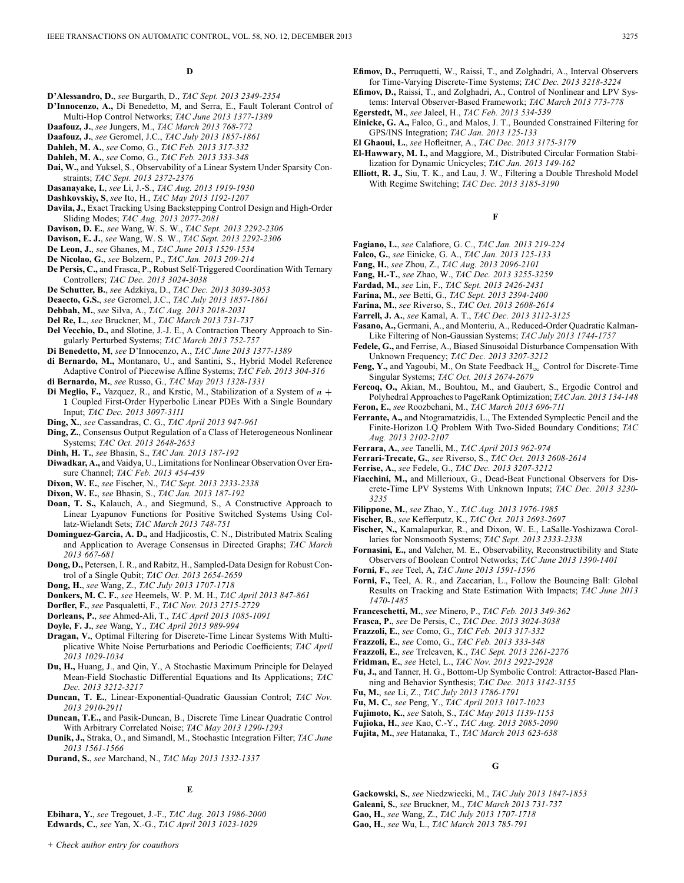## D

**D'Alessandro, D.**, *see* Burgarth, D., *TAC Sept. 2013 2349-2354*

**D'Innocenzo, A.,** Di Benedetto, M, and Serra, E., Fault Tolerant Control of Multi-Hop Control Networks; *TAC June 2013 1377-1389*

**Daafouz, J.**, *see* Jungers, M., *TAC March 2013 768-772*

**Daafouz, J.**, *see* Geromel, J.C., *TAC July 2013 1857-1861*

**Dahleh, M. A.**, *see* Como, G., *TAC Feb. 2013 317-332*

**Dahleh, M. A.**, *see* Como, G., *TAC Feb. 2013 333-348*

**Dai, W.,** and Yuksel, S., Observability of a Linear System Under Sparsity Constraints; *TAC Sept. 2013 2372-2376*

**Dasanayake, I.**, *see* Li, J.-S., *TAC Aug. 2013 1919-1930*

**Dashkovskiy, S**, *see* Ito, H., *TAC May 2013 1192-1207*

**Davila, J.**, Exact Tracking Using Backstepping Control Design and High-Order Sliding Modes; *TAC Aug. 2013 2077-2081*

**Davison, D. E.**, *see* Wang, W. S. W., *TAC Sept. 2013 2292-2306*

**Davison, E. J.**, *see* Wang, W. S. W., *TAC Sept. 2013 2292-2306*

**De Leon, J.**, *see* Ghanes, M., *TAC June 2013 1529-1534*

**De Nicolao, G.**, *see* Bolzern, P., *TAC Jan. 2013 209-214*

**De Persis, C.,** and Frasca, P., Robust Self-Triggered Coordination With Ternary Controllers; *TAC Dec. 2013 3024-3038*

**De Schutter, B.**, *see* Adzkiya, D., *TAC Dec. 2013 3039-3053*

**Deaecto, G.S.**, *see* Geromel, J.C., *TAC July 2013 1857-1861*

**Debbah, M.**, *see* Silva, A., *TAC Aug. 2013 2018-2031*

**Del Re, L.**, *see* Bruckner, M., *TAC March 2013 731-737*

**Del Vecchio, D.,** and Slotine, J.-J. E., A Contraction Theory Approach to Singularly Perturbed Systems; *TAC March 2013 752-757*

**Di Benedetto, M**, *see* D'Innocenzo, A., *TAC June 2013 1377-1389*

**di Bernardo, M.,** Montanaro, U., and Santini, S., Hybrid Model Reference Adaptive Control of Piecewise Affine Systems; *TAC Feb. 2013 304-316*

**di Bernardo, M.**, *see* Russo, G., *TAC May 2013 1328-1331*

**Di Meglio, F.,** Vazquez, R., and Krstic, M., Stabilization of a System of $n+1$ Coupled First-Order Hyperbolic Linear PDEs With a Single Boundary Input; *TAC Dec. 2013 3097-3111*

**Ding, X.**, *see* Cassandras, C. G., *TAC April 2013 947-961*

**Ding, Z.**, Consensus Output Regulation of a Class of Heterogeneous Nonlinear Systems; *TAC Oct. 2013 2648-2653*

**Dinh, H. T.**, *see* Bhasin, S., *TAC Jan. 2013 187-192*

**Diwadkar, A.,** and Vaidya, U., Limitations for Nonlinear Observation Over Erasure Channel; *TAC Feb. 2013 454-459*

**Dixon, W. E.**, *see* Fischer, N., *TAC Sept. 2013 2333-2338*

**Dixon, W. E.**, *see* Bhasin, S., *TAC Jan. 2013 187-192*

**Doan, T. S.,** Kalauch, A., and Siegmund, S., A Constructive Approach to Linear Lyapunov Functions for Positive Switched Systems Using Collatz-Wielandt Sets; *TAC March 2013 748-751*

**Dominguez-Garcia, A. D.,** and Hadjicostis, C. N., Distributed Matrix Scaling and Application to Average Consensus in Directed Graphs; *TAC March 2013 667-681*

**Dong, D.,** Petersen, I. R., and Rabitz, H., Sampled-Data Design for Robust Control of a Single Qubit; *TAC Oct. 2013 2654-2659*

**Dong, H.**, *see* Wang, Z., *TAC July 2013 1707-1718*

**Donkers, M. C. F.**, *see* Heemels, W. P. M. H., *TAC April 2013 847-861*

**Dorfler, F.**, *see* Pasqualetti, F., *TAC Nov. 2013 2715-2729*

**Dorleans, P.**, *see* Ahmed-Ali, T., *TAC April 2013 1085-1091*

**Doyle, F. J.**, *see* Wang, Y., *TAC April 2013 989-994*

**Dragan, V.**, Optimal Filtering for Discrete-Time Linear Systems With Multiplicative White Noise Perturbations and Periodic Coefficients; *TAC April 2013 1029-1034*

**Du, H.,** Huang, J., and Qin, Y., A Stochastic Maximum Principle for Delayed Mean-Field Stochastic Differential Equations and Its Applications; *TAC Dec. 2013 3212-3217*

**Duncan, T. E.**, Linear-Exponential-Quadratic Gaussian Control; *TAC Nov. 2013 2910-2911*

**Duncan, T.E.,** and Pasik-Duncan, B., Discrete Time Linear Quadratic Control With Arbitrary Correlated Noise; *TAC May 2013 1290-1293*

**Dunik, J.,** Straka, O., and Simandl, M., Stochastic Integration Filter; *TAC June 2013 1561-1566*

**Durand, S.**, *see* Marchand, N., *TAC May 2013 1332-1337*

## E

**Ebihara, Y.**, *see* Tregouet, J.-F., *TAC Aug. 2013 1986-2000*

**Edwards, C.**, *see* Yan, X.-G., *TAC April 2013 1023-1029*

**Efimov, D.,** Perruquetti, W., Raissi, T., and Zolghadri, A., Interval Observers for Time-Varying Discrete-Time Systems; *TAC Dec. 2013 3218-3224*

**Efimov, D.,** Raissi, T., and Zolghadri, A., Control of Nonlinear and LPV Systems: Interval Observer-Based Framework; *TAC March 2013 773-778*

**Egerstedt, M.**, *see* Jaleel, H., *TAC Feb. 2013 534-539*

**Einicke, G. A.,** Falco, G., and Malos, J. T., Bounded Constrained Filtering for GPS/INS Integration; *TAC Jan. 2013 125-133*

**El Ghaoui, L.**, *see* Hofleitner, A., *TAC Dec. 2013 3175-3179*

**El-Hawwary, M. I.,** and Maggiore, M., Distributed Circular Formation Stabilization for Dynamic Unicycles; *TAC Jan. 2013 149-162*

**Elliott, R. J.,** Siu, T. K., and Lau, J. W., Filtering a Double Threshold Model With Regime Switching; *TAC Dec. 2013 3185-3190*

## F

**Fagiano, L.**, *see* Calafiore, G. C., *TAC Jan. 2013 219-224*

**Falco, G.**, *see* Einicke, G. A., *TAC Jan. 2013 125-133*

**Fang, H.**, *see* Zhou, Z., *TAC Aug. 2013 2096-2101*

**Fang, H.-T.**, *see* Zhao, W., *TAC Dec. 2013 3255-3259*

**Fardad, M.**, *see* Lin, F., *TAC Sept. 2013 2426-2431*

**Farina, M.**, *see* Betti, G., *TAC Sept. 2013 2394-2400*

**Farina, M.**, *see* Riverso, S., *TAC Oct. 2013 2608-2614*

**Farrell, J. A.**, *see* Kamal, A. T., *TAC Dec. 2013 3112-3125*

**Fasano, A.,** Germani, A., and Monteriu, A., Reduced-Order Quadratic Kalman-Like Filtering of Non-Gaussian Systems; *TAC July 2013 1744-1757*

**Fedele, G.,** and Ferrise, A., Biased Sinusoidal Disturbance Compensation With Unknown Frequency; *TAC Dec. 2013 3207-3212*

**Feng, Y.,** and Yagoubi, M., On State Feedback $H_\infty$ Control for Discrete-Time Singular Systems; *TAC Oct. 2013 2674-2679*

**Fercoq, O.,** Akian, M., Bouhtou, M., and Gaubert, S., Ergodic Control and Polyhedral Approaches to PageRank Optimization; *TAC Jan. 2013 134-148*

**Feron, E.**, *see* Roozbehani, M., *TAC March 2013 696-711*

**Ferrante, A.,** and Ntogramatzidis, L., The Extended Symplectic Pencil and the Finite-Horizon LQ Problem With Two-Sided Boundary Conditions; *TAC Aug. 2013 2102-2107*

**Ferrara, A.**, *see* Tanelli, M., *TAC April 2013 962-974*

**Ferrari-Trecate, G.**, *see* Riverso, S., *TAC Oct. 2013 2608-2614*

**Ferrise, A.**, *see* Fedele, G., *TAC Dec. 2013 3207-3212*

**Fiacchini, M.,** and Millerioux, G., Dead-Beat Functional Observers for Discrete-Time LPV Systems With Unknown Inputs; *TAC Dec. 2013 3230-3235*

**Filippone, M.**, *see* Zhao, Y., *TAC Aug. 2013 1976-1985*

**Fischer, B.**, *see* Kefferputz, K., *TAC Oct. 2013 2693-2697*

**Fischer, N.,** Kamalapurkar, R., and Dixon, W. E., LaSalle-Yoshizawa Corollaries for Nonsmooth Systems; *TAC Sept. 2013 2333-2338*

**Fornasini, E.,** and Valcher, M. E., Observability, Reconstructibility and State Observers of Boolean Control Networks; *TAC June 2013 1390-1401*

**Forni, F.**, *see* Teel, A, *TAC June 2013 1591-1596*

**Forni, F.,** Teel, A. R., and Zaccarian, L., Follow the Bouncing Ball: Global Results on Tracking and State Estimation With Impacts; *TAC June 2013 1470-1485*

**Franceschetti, M.**, *see* Minero, P., *TAC Feb. 2013 349-362*

**Frasca, P.**, *see* De Persis, C., *TAC Dec. 2013 3024-3038*

**Frazzoli, E.**, *see* Como, G., *TAC Feb. 2013 317-332*

**Frazzoli, E.**, *see* Como, G., *TAC Feb. 2013 333-348*

**Frazzoli, E.**, *see* Treleaven, K., *TAC Sept. 2013 2261-2276*

**Fridman, E.**, *see* Hetel, L., *TAC Nov. 2013 2922-2928*

**Fu, J.,** and Tanner, H. G., Bottom-Up Symbolic Control: Attractor-Based Planning and Behavior Synthesis; *TAC Dec. 2013 3142-3155*

**Fu, M.**, *see* Li, Z., *TAC July 2013 1786-1791*

**Fu, M. C.**, *see* Peng, Y., *TAC April 2013 1017-1023*

**Fujimoto, K.**, *see* Satoh, S., *TAC May 2013 1139-1153*

**Fujioka, H.**, *see* Kao, C.-Y., *TAC Aug. 2013 2085-2090*

**Fujita, M.**, *see* Hatanaka, T., *TAC March 2013 623-638*

## G

**Gackowski, S.**, *see* Niedzwiecki, M., *TAC July 2013 1847-1853*

**Galeani, S.**, *see* Bruckner, M., *TAC March 2013 731-737*

**Gao, H.**, *see* Wang, Z., *TAC July 2013 1707-1718*

**Gao, H.**, *see* Wu, L., *TAC March 2013 785-791*

+ Check author entry for coauthors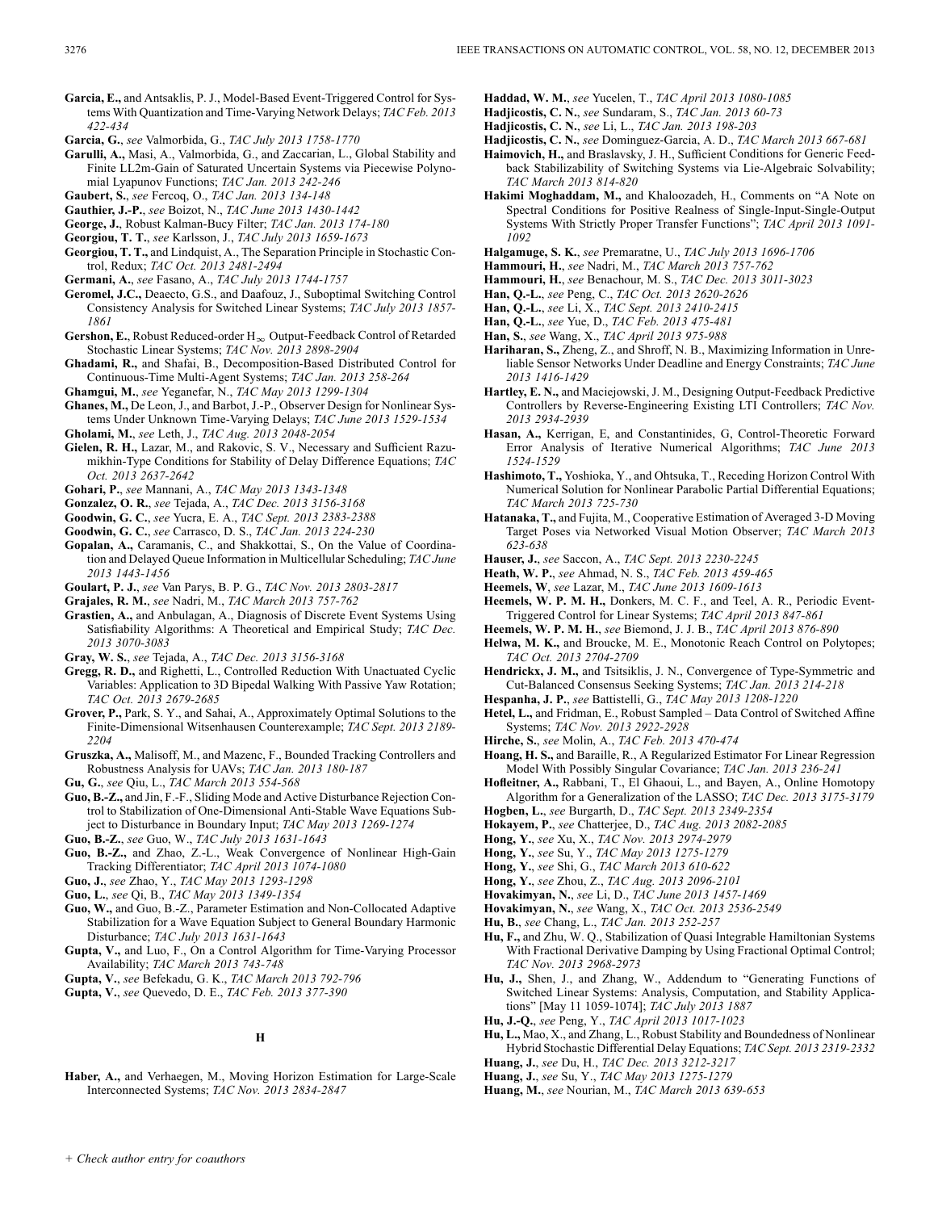**Garcia, E.,** and Antsaklis, P. J., Model-Based Event-Triggered Control for Systems With Quantization and Time-Varying Network Delays; *TAC Feb. 2013 422-434*

**Garcia, G.**, *see* Valmorbida, G., *TAC July 2013 1758-1770*

**Garulli, A.,** Masi, A., Valmorbida, G., and Zaccarian, L., Global Stability and Finite LL2m-Gain of Saturated Uncertain Systems via Piecewise Polynomial Lyapunov Functions; *TAC Jan. 2013 242-246*

**Gaubert, S.**, *see* Fercoq, O., *TAC Jan. 2013 134-148*

**Gauthier, J.-P.**, *see* Boizot, N., *TAC June 2013 1430-1442*

**George, J.**, Robust Kalman-Bucy Filter; *TAC Jan. 2013 174-180*

**Georgiou, T. T.**, *see* Karlsson, J., *TAC July 2013 1659-1673*

**Georgiou, T. T.,** and Lindquist, A., The Separation Principle in Stochastic Control, Redux; *TAC Oct. 2013 2481-2494*

**Germani, A.**, *see* Fasano, A., *TAC July 2013 1744-1757*

**Geromel, J.C.,** Deaecto, G.S., and Daafouz, J., Suboptimal Switching Control Consistency Analysis for Switched Linear Systems; *TAC July 2013 1857-1861*

**Gershon, E.**, Robust Reduced-order $H_\infty$ Output-Feedback Control of Retarded Stochastic Linear Systems; *TAC Nov. 2013 2898-2904*

**Ghadami, R.,** and Shafai, B., Decomposition-Based Distributed Control for Continuous-Time Multi-Agent Systems; *TAC Jan. 2013 258-264*

**Ghamgui, M.**, *see* Yeganefar, N., *TAC May 2013 1299-1304*

**Ghanes, M.,** De Leon, J., and Barbot, J.-P., Observer Design for Nonlinear Systems Under Unknown Time-Varying Delays; *TAC June 2013 1529-1534*

**Gholami, M.**, *see* Leth, J., *TAC Aug. 2013 2048-2054*

**Gielen, R. H.,** Lazar, M., and Rakovic, S. V., Necessary and Sufficient Razumikhin-Type Conditions for Stability of Delay Difference Equations; *TAC Oct. 2013 2637-2642*

**Gohari, P.**, *see* Mannani, A., *TAC May 2013 1343-1348*

**Gonzalez, O. R.**, *see* Tejada, A., *TAC Dec. 2013 3156-3168*

**Goodwin, G. C.**, *see* Yucra, E. A., *TAC Sept. 2013 2383-2388*

**Goodwin, G. C.**, *see* Carrasco, D. S., *TAC Jan. 2013 224-230*

**Gopalan, A.,** Caramanis, C., and Shakkottai, S., On the Value of Coordination and Delayed Queue Information in Multicellular Scheduling; *TAC June 2013 1443-1456*

**Goulart, P. J.**, *see* Van Parys, B. P. G., *TAC Nov. 2013 2803-2817*

**Grajales, R. M.**, *see* Nadri, M., *TAC March 2013 757-762*

**Grastien, A.,** and Anbulagan, A., Diagnosis of Discrete Event Systems Using Satisfiability Algorithms: A Theoretical and Empirical Study; *TAC Dec. 2013 3070-3083*

**Gray, W. S.**, *see* Tejada, A., *TAC Dec. 2013 3156-3168*

**Gregg, R. D.,** and Righetti, L., Controlled Reduction With Unactuated Cyclic Variables: Application to 3D Bipedal Walking With Passive Yaw Rotation; *TAC Oct. 2013 2679-2685*

**Grover, P.,** Park, S. Y., and Sahai, A., Approximately Optimal Solutions to the Finite-Dimensional Witsenhausen Counterexample; *TAC Sept. 2013 2189-2204*

**Gruszka, A.,** Malisoff, M., and Mazenc, F., Bounded Tracking Controllers and Robustness Analysis for UAVs; *TAC Jan. 2013 180-187*

**Gu, G.**, *see* Qiu, L., *TAC March 2013 554-568*

**Guo, B.-Z.,** and Jin, F.-F., Sliding Mode and Active Disturbance Rejection Control to Stabilization of One-Dimensional Anti-Stable Wave Equations Subject to Disturbance in Boundary Input; *TAC May 2013 1269-1274*

**Guo, B.-Z.**, *see* Guo, W., *TAC July 2013 1631-1643*

**Guo, B.-Z.,** and Zhao, Z.-L., Weak Convergence of Nonlinear High-Gain Tracking Differentiator; *TAC April 2013 1074-1080*

**Guo, J.**, *see* Zhao, Y., *TAC May 2013 1293-1298*

**Guo, L.**, *see* Qi, B., *TAC May 2013 1349-1354*

**Guo, W.,** and Guo, B.-Z., Parameter Estimation and Non-Collocated Adaptive Stabilization for a Wave Equation Subject to General Boundary Harmonic Disturbance; *TAC July 2013 1631-1643*

**Gupta, V.,** and Luo, F., On a Control Algorithm for Time-Varying Processor Availability; *TAC March 2013 743-748*

**Gupta, V.**, *see* Befekadu, G. K., *TAC March 2013 792-796*

**Gupta, V.**, *see* Quevedo, D. E., *TAC Feb. 2013 377-390*

## H

**Haber, A.,** and Verhaegen, M., Moving Horizon Estimation for Large-Scale Interconnected Systems; *TAC Nov. 2013 2834-2847*

**Haddad, W. M.**, *see* Yucelen, T., *TAC April 2013 1080-1085*

**Hadjicostis, C. N.**, *see* Sundaram, S., *TAC Jan. 2013 60-73*

**Hadjicostis, C. N.**, *see* Li, L., *TAC Jan. 2013 198-203*

**Hadjicostis, C. N.**, *see* Dominguez-Garcia, A. D., *TAC March 2013 667-681*

**Haimovich, H.,** and Braslavsky, J. H., Sufficient Conditions for Generic Feedback Stabilizability of Switching Systems via Lie-Algebraic Solvability; *TAC March 2013 814-820*

**Hakimi Moghaddam, M.,** and Khaloozadeh, H., Comments on "A Note on Spectral Conditions for Positive Realness of Single-Input-Single-Output Systems With Strictly Proper Transfer Functions"; *TAC April 2013 1091-1092*

**Halgamuge, S. K.**, *see* Premaratne, U., *TAC July 2013 1696-1706*

**Hammouri, H.**, *see* Nadri, M., *TAC March 2013 757-762*

**Hammouri, H.**, *see* Benachour, M. S., *TAC Dec. 2013 3011-3023*

**Han, Q.-L.**, *see* Peng, C., *TAC Oct. 2013 2620-2626*

**Han, Q.-L.**, *see* Li, X., *TAC Sept. 2013 2410-2415*

**Han, Q.-L.**, *see* Yue, D., *TAC Feb. 2013 475-481*

**Han, S.**, *see* Wang, X., *TAC April 2013 975-988*

**Hariharan, S.,** Zheng, Z., and Shroff, N. B., Maximizing Information in Unreliable Sensor Networks Under Deadline and Energy Constraints; *TAC June 2013 1416-1429*

**Hartley, E. N.,** and Maciejowski, J. M., Designing Output-Feedback Predictive Controllers by Reverse-Engineering Existing LTI Controllers; *TAC Nov. 2013 2934-2939*

**Hasan, A.,** Kerrigan, E, and Constantinides, G, Control-Theoretic Forward Error Analysis of Iterative Numerical Algorithms; *TAC June 2013 1524-1529*

**Hashimoto, T.,** Yoshioka, Y., and Ohtsuka, T., Receding Horizon Control With Numerical Solution for Nonlinear Parabolic Partial Differential Equations; *TAC March 2013 725-730*

**Hatanaka, T.,** and Fujita, M., Cooperative Estimation of Averaged 3-D Moving Target Poses via Networked Visual Motion Observer; *TAC March 2013 623-638*

**Hauser, J.**, *see* Saccon, A., *TAC Sept. 2013 2230-2245*

**Heath, W. P.**, *see* Ahmad, N. S., *TAC Feb. 2013 459-465*

**Heemels, W**, *see* Lazar, M., *TAC June 2013 1609-1613*

**Heemels, W. P. M. H.,** Donkers, M. C. F., and Teel, A. R., Periodic Event-Triggered Control for Linear Systems; *TAC April 2013 847-861*

**Heemels, W. P. M. H.**, *see* Biemond, J. J. B., *TAC April 2013 876-890*

**Helwa, M. K.,** and Broucke, M. E., Monotonic Reach Control on Polytopes; *TAC Oct. 2013 2704-2709*

**Hendrickx, J. M.,** and Tsitsiklis, J. N., Convergence of Type-Symmetric and Cut-Balanced Consensus Seeking Systems; *TAC Jan. 2013 214-218*

**Hespanha, J. P.**, *see* Battistelli, G., *TAC May 2013 1208-1220*

**Hetel, L.,** and Fridman, E., Robust Sampled – Data Control of Switched Affine Systems; *TAC Nov. 2013 2922-2928*

**Hirche, S.**, *see* Molin, A., *TAC Feb. 2013 470-474*

**Hoang, H. S.,** and Baraille, R., A Regularized Estimator For Linear Regression Model With Possibly Singular Covariance; *TAC Jan. 2013 236-241*

**Hofleitner, A.,** Rabbani, T., El Ghaoui, L., and Bayen, A., Online Homotopy Algorithm for a Generalization of the LASSO; *TAC Dec. 2013 3175-3179*

**Hogben, L.**, *see* Burgarth, D., *TAC Sept. 2013 2349-2354*

**Hokayem, P.**, *see* Chatterjee, D., *TAC Aug. 2013 2082-2085*

**Hong, Y.**, *see* Xu, X., *TAC Nov. 2013 2974-2979*

**Hong, Y.**, *see* Su, Y., *TAC May 2013 1275-1279*

**Hong, Y.**, *see* Shi, G., *TAC March 2013 610-622*

**Hong, Y.**, *see* Zhou, Z., *TAC Aug. 2013 2096-2101*

**Hovakimyan, N.**, *see* Li, D., *TAC June 2013 1457-1469*

**Hovakimyan, N.**, *see* Wang, X., *TAC Oct. 2013 2536-2549*

**Hu, B.**, *see* Chang, L., *TAC Jan. 2013 252-257*

**Hu, F.,** and Zhu, W. Q., Stabilization of Quasi Integrable Hamiltonian Systems With Fractional Derivative Damping by Using Fractional Optimal Control; *TAC Nov. 2013 2968-2973*

**Hu, J.,** Shen, J., and Zhang, W., Addendum to "Generating Functions of Switched Linear Systems: Analysis, Computation, and Stability Applications" [May 11 1059-1074]; *TAC July 2013 1887*

**Hu, J.-Q.**, *see* Peng, Y., *TAC April 2013 1017-1023*

**Hu, L.,** Mao, X., and Zhang, L., Robust Stability and Boundedness of Nonlinear Hybrid Stochastic Differential Delay Equations; *TAC Sept. 2013 2319-2332*

**Huang, J.**, *see* Du, H., *TAC Dec. 2013 3212-3217*

**Huang, J.**, *see* Su, Y., *TAC May 2013 1275-1279*

**Huang, M.**, *see* Nourian, M., *TAC March 2013 639-653*

+ *Check author entry for coauthors*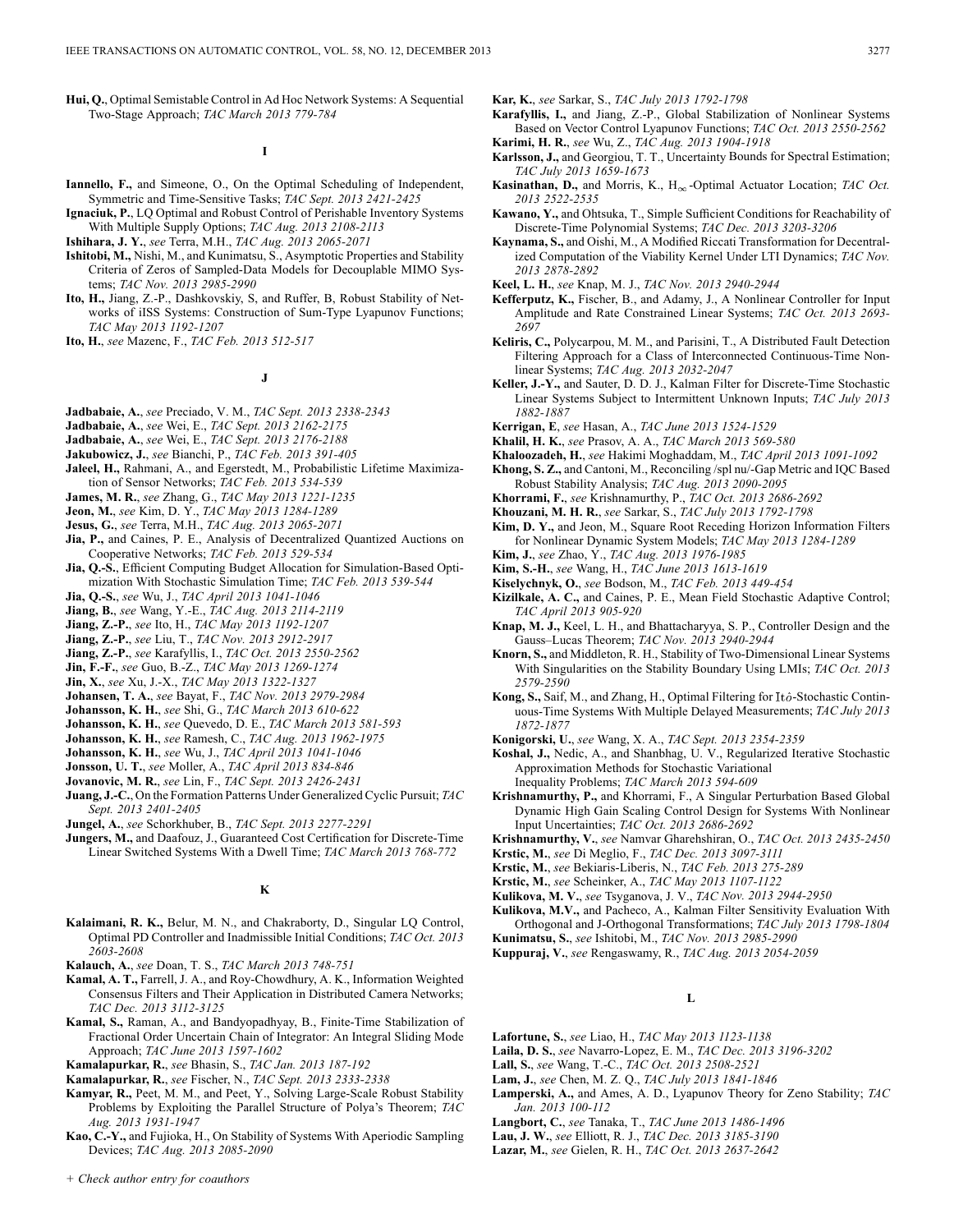**Hui, Q.**, Optimal Semistable Control in Ad Hoc Network Systems: A Sequential Two-Stage Approach; *TAC March 2013 779-784*

## I

**Iannello, F.,** and Simeone, O., On the Optimal Scheduling of Independent, Symmetric and Time-Sensitive Tasks; *TAC Sept. 2013 2421-2425*

**Ignaciuk, P.**, LQ Optimal and Robust Control of Perishable Inventory Systems With Multiple Supply Options; *TAC Aug. 2013 2108-2113*

**Ishihara, J. Y.**, *see* Terra, M.H., *TAC Aug. 2013 2065-2071*

**Ishitobi, M.,** Nishi, M., and Kunimatsu, S., Asymptotic Properties and Stability Criteria of Zeros of Sampled-Data Models for Decouplable MIMO Systems; *TAC Nov. 2013 2985-2990*

**Ito, H.,** Jiang, Z.-P., Dashkovskiy, S, and Ruffer, B, Robust Stability of Networks of iISS Systems: Construction of Sum-Type Lyapunov Functions; *TAC May 2013 1192-1207*

**Ito, H.**, *see* Mazenc, F., *TAC Feb. 2013 512-517*

## J

**Jadbabaie, A.**, *see* Preciado, V. M., *TAC Sept. 2013 2338-2343*

**Jadbabaie, A.**, *see* Wei, E., *TAC Sept. 2013 2162-2175*

**Jadbabaie, A.**, *see* Wei, E., *TAC Sept. 2013 2176-2188*

**Jakubowicz, J.**, *see* Bianchi, P., *TAC Feb. 2013 391-405*

**Jaleel, H.,** Rahmani, A., and Egerstedt, M., Probabilistic Lifetime Maximization of Sensor Networks; *TAC Feb. 2013 534-539*

**James, M. R.**, *see* Zhang, G., *TAC May 2013 1221-1235*

**Jeon, M.**, *see* Kim, D. Y., *TAC May 2013 1284-1289*

**Jesus, G.**, *see* Terra, M.H., *TAC Aug. 2013 2065-2071*

**Jia, P.,** and Caines, P. E., Analysis of Decentralized Quantized Auctions on Cooperative Networks; *TAC Feb. 2013 529-534*

**Jia, Q.-S.**, Efficient Computing Budget Allocation for Simulation-Based Optimization With Stochastic Simulation Time; *TAC Feb. 2013 539-544*

**Jia, Q.-S.**, *see* Wu, J., *TAC April 2013 1041-1046*

**Jiang, B.**, *see* Wang, Y.-E., *TAC Aug. 2013 2114-2119*

**Jiang, Z.-P.**, *see* Ito, H., *TAC May 2013 1192-1207*

**Jiang, Z.-P.**, *see* Liu, T., *TAC Nov. 2013 2912-2917*

**Jiang, Z.-P.**, *see* Karafyllis, I., *TAC Oct. 2013 2550-2562*

**Jin, F.-F.**, *see* Guo, B.-Z., *TAC May 2013 1269-1274*

**Jin, X.**, *see* Xu, J.-X., *TAC May 2013 1322-1327*

**Johansen, T. A.**, *see* Bayat, F., *TAC Nov. 2013 2979-2984*

**Johansson, K. H.**, *see* Shi, G., *TAC March 2013 610-622*

**Johansson, K. H.**, *see* Quevedo, D. E., *TAC March 2013 581-593*

**Johansson, K. H.**, *see* Ramesh, C., *TAC Aug. 2013 1962-1975*

**Johansson, K. H.**, *see* Wu, J., *TAC April 2013 1041-1046*

**Jonsson, U. T.**, *see* Moller, A., *TAC April 2013 834-846*

**Jovanovic, M. R.**, *see* Lin, F., *TAC Sept. 2013 2426-2431*

**Juang, J.-C.**, On the Formation Patterns Under Generalized Cyclic Pursuit; *TAC Sept. 2013 2401-2405*

**Jungel, A.**, *see* Schorkhuber, B., *TAC Sept. 2013 2277-2291*

**Jungers, M.,** and Daafouz, J., Guaranteed Cost Certification for Discrete-Time Linear Switched Systems With a Dwell Time; *TAC March 2013 768-772*

## K

**Kalaimani, R. K.,** Belur, M. N., and Chakraborty, D., Singular LQ Control, Optimal PD Controller and Inadmissible Initial Conditions; *TAC Oct. 2013 2603-2608*

**Kalauch, A.**, *see* Doan, T. S., *TAC March 2013 748-751*

**Kamal, A. T.,** Farrell, J. A., and Roy-Chowdhury, A. K., Information Weighted Consensus Filters and Their Application in Distributed Camera Networks; *TAC Dec. 2013 3112-3125*

**Kamal, S.,** Raman, A., and Bandyopadhyay, B., Finite-Time Stabilization of Fractional Order Uncertain Chain of Integrator: An Integral Sliding Mode Approach; *TAC June 2013 1597-1602*

**Kamalapurkar, R.**, *see* Bhasin, S., *TAC Jan. 2013 187-192*

**Kamalapurkar, R.**, *see* Fischer, N., *TAC Sept. 2013 2333-2338*

**Kamyar, R.,** Peet, M. M., and Peet, Y., Solving Large-Scale Robust Stability Problems by Exploiting the Parallel Structure of Polya's Theorem; *TAC Aug. 2013 1931-1947*

**Kao, C.-Y.,** and Fujioka, H., On Stability of Systems With Aperiodic Sampling Devices; *TAC Aug. 2013 2085-2090*

**Kar, K.**, *see* Sarkar, S., *TAC July 2013 1792-1798*

**Karafyllis, I.,** and Jiang, Z.-P., Global Stabilization of Nonlinear Systems Based on Vector Control Lyapunov Functions; *TAC Oct. 2013 2550-2562*

**Karimi, H. R.**, *see* Wu, Z., *TAC Aug. 2013 1904-1918*

**Karlsson, J.,** and Georgiou, T. T., Uncertainty Bounds for Spectral Estimation; *TAC July 2013 1659-1673*

**Kasinathan, D.,** and Morris, K., $H_\infty$-Optimal Actuator Location; *TAC Oct. 2013 2522-2535*

**Kawano, Y.,** and Ohtsuka, T., Simple Sufficient Conditions for Reachability of Discrete-Time Polynomial Systems; *TAC Dec. 2013 3203-3206*

**Kaynama, S.,** and Oishi, M., A Modified Riccati Transformation for Decentralized Computation of the Viability Kernel Under LTI Dynamics; *TAC Nov. 2013 2878-2892*

**Keel, L. H.**, *see* Knap, M. J., *TAC Nov. 2013 2940-2944*

**Kefferputz, K.,** Fischer, B., and Adamy, J., A Nonlinear Controller for Input Amplitude and Rate Constrained Linear Systems; *TAC Oct. 2013 2693-2697*

**Keliris, C.,** Polycarpou, M. M., and Parisini, T., A Distributed Fault Detection Filtering Approach for a Class of Interconnected Continuous-Time Nonlinear Systems; *TAC Aug. 2013 2032-2047*

**Keller, J.-Y.,** and Sauter, D. D. J., Kalman Filter for Discrete-Time Stochastic Linear Systems Subject to Intermittent Unknown Inputs; *TAC July 2013 1882-1887*

**Kerrigan, E**, *see* Hasan, A., *TAC June 2013 1524-1529*

**Khalil, H. K.**, *see* Prasov, A. A., *TAC March 2013 569-580*

**Khaloozadeh, H.**, *see* Hakimi Moghaddam, M., *TAC April 2013 1091-1092*

**Khong, S. Z.,** and Cantoni, M., Reconciling /spl nu/-Gap Metric and IQC Based Robust Stability Analysis; *TAC Aug. 2013 2090-2095*

**Khorrami, F.**, *see* Krishnamurthy, P., *TAC Oct. 2013 2686-2692*

**Khouzani, M. H. R.**, *see* Sarkar, S., *TAC July 2013 1792-1798*

**Kim, D. Y.,** and Jeon, M., Square Root Receding Horizon Information Filters for Nonlinear Dynamic System Models; *TAC May 2013 1284-1289*

**Kim, J.**, *see* Zhao, Y., *TAC Aug. 2013 1976-1985*

**Kim, S.-H.**, *see* Wang, H., *TAC June 2013 1613-1619*

**Kiselychnyk, O.**, *see* Bodson, M., *TAC Feb. 2013 449-454*

**Kizilkale, A. C.,** and Caines, P. E., Mean Field Stochastic Adaptive Control; *TAC April 2013 905-920*

**Knap, M. J.,** Keel, L. H., and Bhattacharyya, S. P., Controller Design and the Gauss–Lucas Theorem; *TAC Nov. 2013 2940-2944*

**Knorn, S.,** and Middleton, R. H., Stability of Two-Dimensional Linear Systems With Singularities on the Stability Boundary Using LMIs; *TAC Oct. 2013 2579-2590*

**Kong, S.,** Saif, M., and Zhang, H., Optimal Filtering for Itô-Stochastic Continuous-Time Systems With Multiple Delayed Measurements; *TAC July 2013 1872-1877*

**Konigorski, U.**, *see* Wang, X. A., *TAC Sept. 2013 2354-2359*

**Koshal, J.,** Nedic, A., and Shanbhag, U. V., Regularized Iterative Stochastic Approximation Methods for Stochastic Variational Inequality Problems; *TAC March 2013 594-609*

**Krishnamurthy, P.,** and Khorrami, F., A Singular Perturbation Based Global Dynamic High Gain Scaling Control Design for Systems With Nonlinear Input Uncertainties; *TAC Oct. 2013 2686-2692*

**Krishnamurthy, V.**, *see* Namvar Gharehshiran, O., *TAC Oct. 2013 2435-2450*

**Krstic, M.**, *see* Di Meglio, F., *TAC Dec. 2013 3097-3111*

**Krstic, M.**, *see* Bekiaris-Liberis, N., *TAC Feb. 2013 275-289*

**Krstic, M.**, *see* Scheinker, A., *TAC May 2013 1107-1122*

**Kulikova, M. V.**, *see* Tsyganova, J. V., *TAC Nov. 2013 2944-2950*

**Kulikova, M.V.,** and Pacheco, A., Kalman Filter Sensitivity Evaluation With Orthogonal and J-Orthogonal Transformations; *TAC July 2013 1798-1804*

**Kunimatsu, S.**, *see* Ishitobi, M., *TAC Nov. 2013 2985-2990*

**Kuppuraj, V.**, *see* Rengaswamy, R., *TAC Aug. 2013 2054-2059*

## L

**Lafortune, S.**, *see* Liao, H., *TAC May 2013 1123-1138*

**Laila, D. S.**, *see* Navarro-Lopez, E. M., *TAC Dec. 2013 3196-3202*

**Lall, S.**, *see* Wang, T.-C., *TAC Oct. 2013 2508-2521*

**Lam, J.**, *see* Chen, M. Z. Q., *TAC July 2013 1841-1846*

**Lamperski, A.,** and Ames, A. D., Lyapunov Theory for Zeno Stability; *TAC Jan. 2013 100-112*

**Langbort, C.**, *see* Tanaka, T., *TAC June 2013 1486-1496*

**Lau, J. W.**, *see* Elliott, R. J., *TAC Dec. 2013 3185-3190*

**Lazar, M.**, *see* Gielen, R. H., *TAC Oct. 2013 2637-2642*

+ Check author entry for coauthors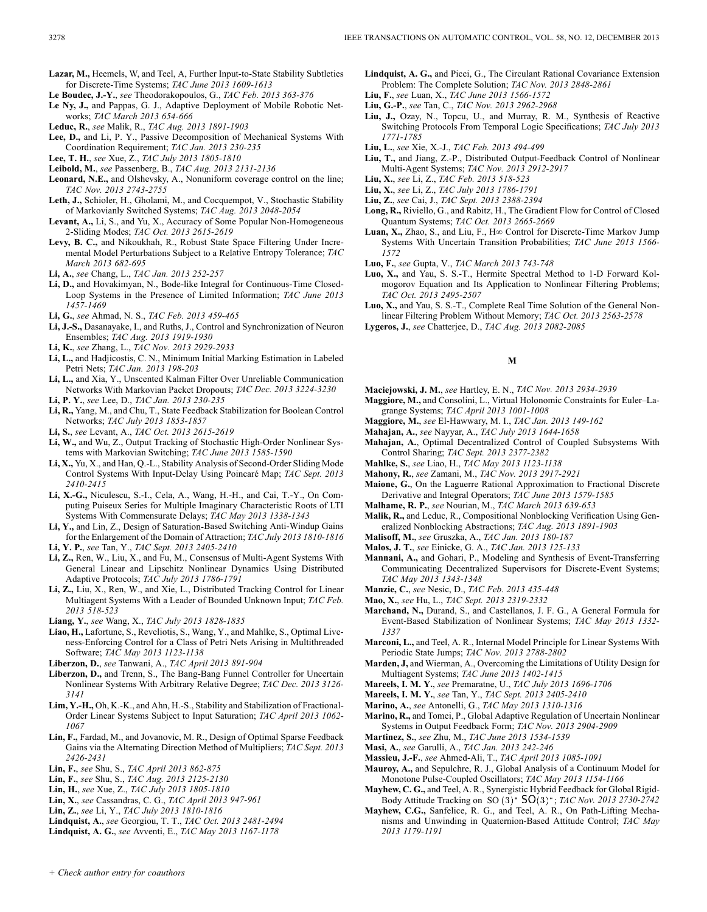**Lazar, M.**, Heemels, W, and Teel, A, Further Input-to-State Stability Subtleties for Discrete-Time Systems; *TAC June 2013 1609-1613*

**Le Boudec, J.-Y.**, *see* Theodorakopoulos, G., *TAC Feb. 2013 363-376*

**Le Ny, J.,** and Pappas, G. J., Adaptive Deployment of Mobile Robotic Networks; *TAC March 2013 654-666*

**Leduc, R.**, *see* Malik, R., *TAC Aug. 2013 1891-1903*

**Lee, D.,** and Li, P. Y., Passive Decomposition of Mechanical Systems With Coordination Requirement; *TAC Jan. 2013 230-235*

**Lee, T. H.**, *see* Xue, Z., *TAC July 2013 1805-1810*

**Leibold, M.**, *see* Passenberg, B., *TAC Aug. 2013 2131-2136*

**Leonard, N.E.,** and Olshevsky, A., Nonuniform coverage control on the line; *TAC Nov. 2013 2743-2755*

**Leth, J.,** Schioler, H., Gholami, M., and Cocquempot, V., Stochastic Stability of Markovianly Switched Systems; *TAC Aug. 2013 2048-2054*

**Levant, A.,** Li, S., and Yu, X., Accuracy of Some Popular Non-Homogeneous 2-Sliding Modes; *TAC Oct. 2013 2615-2619*

**Levy, B. C.,** and Nikoukhah, R., Robust State Space Filtering Under Incremental Model Perturbations Subject to a Relative Entropy Tolerance; *TAC March 2013 682-695*

**Li, A.**, *see* Chang, L., *TAC Jan. 2013 252-257*

**Li, D.,** and Hovakimyan, N., Bode-like Integral for Continuous-Time Closed-Loop Systems in the Presence of Limited Information; *TAC June 2013 1457-1469*

**Li, G.**, *see* Ahmad, N. S., *TAC Feb. 2013 459-465*

**Li, J.-S.,** Dasanayake, I., and Ruths, J., Control and Synchronization of Neuron Ensembles; *TAC Aug. 2013 1919-1930*

**Li, K.**, *see* Zhang, L., *TAC Nov. 2013 2929-2933*

**Li, L.,** and Hadjicostis, C. N., Minimum Initial Marking Estimation in Labeled Petri Nets; *TAC Jan. 2013 198-203*

**Li, L.,** and Xia, Y., Unscented Kalman Filter Over Unreliable Communication Networks With Markovian Packet Dropouts; *TAC Dec. 2013 3224-3230*

**Li, P. Y.**, *see* Lee, D., *TAC Jan. 2013 230-235*

**Li, R.,** Yang, M., and Chu, T., State Feedback Stabilization for Boolean Control Networks; *TAC July 2013 1853-1857*

**Li, S.**, *see* Levant, A., *TAC Oct. 2013 2615-2619*

**Li, W.,** and Wu, Z., Output Tracking of Stochastic High-Order Nonlinear Systems with Markovian Switching; *TAC June 2013 1585-1590*

**Li, X.,** Yu, X., and Han, Q.-L., Stability Analysis of Second-Order Sliding Mode Control Systems With Input-Delay Using Poincaré Map; *TAC Sept. 2013 2410-2415*

**Li, X.-G.,** Niculescu, S.-I., Cela, A., Wang, H.-H., and Cai, T.-Y., On Computing Puiseux Series for Multiple Imaginary Characteristic Roots of LTI Systems With Commensurate Delays; *TAC May 2013 1338-1343*

**Li, Y.,** and Lin, Z., Design of Saturation-Based Switching Anti-Windup Gains for the Enlargement of the Domain of Attraction; *TAC July 2013 1810-1816*

**Li, Y. P.**, *see* Tan, Y., *TAC Sept. 2013 2405-2410*

**Li, Z.,** Ren, W., Liu, X., and Fu, M., Consensus of Multi-Agent Systems With General Linear and Lipschitz Nonlinear Dynamics Using Distributed Adaptive Protocols; *TAC July 2013 1786-1791*

**Li, Z.,** Liu, X., Ren, W., and Xie, L., Distributed Tracking Control for Linear Multiagent Systems With a Leader of Bounded Unknown Input; *TAC Feb. 2013 518-523*

**Liang, Y.**, *see* Wang, X., *TAC July 2013 1828-1835*

**Liao, H.,** Lafortune, S., Reveliotis, S., Wang, Y., and Mahlke, S., Optimal Liveness-Enforcing Control for a Class of Petri Nets Arising in Multithreaded Software; *TAC May 2013 1123-1138*

**Liberzon, D.**, *see* Tanwani, A., *TAC April 2013 891-904*

**Liberzon, D.,** and Trenn, S., The Bang-Bang Funnel Controller for Uncertain Nonlinear Systems With Arbitrary Relative Degree; *TAC Dec. 2013 3126-3141*

**Lim, Y.-H.,** Oh, K.-K., and Ahn, H.-S., Stability and Stabilization of Fractional-Order Linear Systems Subject to Input Saturation; *TAC April 2013 1062-1067*

**Lin, F.,** Fardad, M., and Jovanovic, M. R., Design of Optimal Sparse Feedback Gains via the Alternating Direction Method of Multipliers; *TAC Sept. 2013 2426-2431*

**Lin, F.**, *see* Shu, S., *TAC April 2013 862-875*

**Lin, F.**, *see* Shu, S., *TAC Aug. 2013 2125-2130*

**Lin, H.**, *see* Xue, Z., *TAC July 2013 1805-1810*

**Lin, X.**, *see* Cassandras, C. G., *TAC April 2013 947-961*

**Lin, Z.**, *see* Li, Y., *TAC July 2013 1810-1816*

**Lindquist, A.**, *see* Georgiou, T. T., *TAC Oct. 2013 2481-2494*

**Lindquist, A. G.**, *see* Avventi, E., *TAC May 2013 1167-1178*

**Lindquist, A. G.,** and Picci, G., The Circulant Rational Covariance Extension Problem: The Complete Solution; *TAC Nov. 2013 2848-2861*

**Liu, F.**, *see* Luan, X., *TAC June 2013 1566-1572*

**Liu, G.-P.**, *see* Tan, C., *TAC Nov. 2013 2962-2968*

**Liu, J.,** Ozay, N., Topcu, U., and Murray, R. M., Synthesis of Reactive Switching Protocols From Temporal Logic Specifications; *TAC July 2013 1771-1785*

**Liu, L.**, *see* Xie, X.-J., *TAC Feb. 2013 494-499*

**Liu, T.,** and Jiang, Z.-P., Distributed Output-Feedback Control of Nonlinear Multi-Agent Systems; *TAC Nov. 2013 2912-2917*

**Liu, X.**, *see* Li, Z., *TAC Feb. 2013 518-523*

**Liu, X.**, *see* Li, Z., *TAC July 2013 1786-1791*

**Liu, Z.**, *see* Cai, J., *TAC Sept. 2013 2388-2394*

**Long, R.,** Riviello, G., and Rabitz, H., The Gradient Flow for Control of Closed Quantum Systems; *TAC Oct. 2013 2665-2669*

**Luan, X.,** Zhao, S., and Liu, F., H∞ Control for Discrete-Time Markov Jump Systems With Uncertain Transition Probabilities; *TAC June 2013 1566-1572*

**Luo, F.**, *see* Gupta, V., *TAC March 2013 743-748*

**Luo, X.,** and Yau, S. S.-T., Hermite Spectral Method to 1-D Forward Kolmogorov Equation and Its Application to Nonlinear Filtering Problems; *TAC Oct. 2013 2495-2507*

**Luo, X.,** and Yau, S. S.-T., Complete Real Time Solution of the General Nonlinear Filtering Problem Without Memory; *TAC Oct. 2013 2563-2578*

**Lygeros, J.**, *see* Chatterjee, D., *TAC Aug. 2013 2082-2085*

## M

**Maciejowski, J. M.**, *see* Hartley, E. N., *TAC Nov. 2013 2934-2939*

**Maggiore, M.,** and Consolini, L., Virtual Holonomic Constraints for Euler–Lagrange Systems; *TAC April 2013 1001-1008*

**Maggiore, M.**, *see* El-Hawwary, M. I., *TAC Jan. 2013 149-162*

**Mahajan, A.**, *see* Nayyar, A., *TAC July 2013 1644-1658*

**Mahajan, A.**, Optimal Decentralized Control of Coupled Subsystems With Control Sharing; *TAC Sept. 2013 2377-2382*

**Mahlke, S.**, *see* Liao, H., *TAC May 2013 1123-1138*

**Mahony, R.**, *see* Zamani, M., *TAC Nov. 2013 2917-2921*

**Maione, G.**, On the Laguerre Rational Approximation to Fractional Discrete Derivative and Integral Operators; *TAC June 2013 1579-1585*

**Malhame, R. P.**, *see* Nourian, M., *TAC March 2013 639-653*

**Malik, R.,** and Leduc, R., Compositional Nonblocking Verification Using Generalized Nonblocking Abstractions; *TAC Aug. 2013 1891-1903*

**Malisoff, M.**, *see* Gruszka, A., *TAC Jan. 2013 180-187*

**Malos, J. T.**, *see* Einicke, G. A., *TAC Jan. 2013 125-133*

**Mannani, A.,** and Gohari, P., Modeling and Synthesis of Event-Transferring Communicating Decentralized Supervisors for Discrete-Event Systems; *TAC May 2013 1343-1348*

**Manzie, C.**, *see* Nesic, D., *TAC Feb. 2013 435-448*

**Mao, X.**, *see* Hu, L., *TAC Sept. 2013 2319-2332*

**Marchand, N.,** Durand, S., and Castellanos, J. F. G., A General Formula for Event-Based Stabilization of Nonlinear Systems; *TAC May 2013 1332-1337*

**Marconi, L.,** and Teel, A. R., Internal Model Principle for Linear Systems With Periodic State Jumps; *TAC Nov. 2013 2788-2802*

**Marden, J,** and Wierman, A., Overcoming the Limitations of Utility Design for Multiagent Systems; *TAC June 2013 1402-1415*

**Mareels, I. M. Y.**, *see* Premaratne, U., *TAC July 2013 1696-1706*

**Mareels, I. M. Y.**, *see* Tan, Y., *TAC Sept. 2013 2405-2410*

**Marino, A.**, *see* Antonelli, G., *TAC May 2013 1310-1316*

**Marino, R.,** and Tomei, P., Global Adaptive Regulation of Uncertain Nonlinear Systems in Output Feedback Form; *TAC Nov. 2013 2904-2909*

**Martinez, S.**, *see* Zhu, M., *TAC June 2013 1534-1539*

**Masi, A.**, *see* Garulli, A., *TAC Jan. 2013 242-246*

**Massieu, J.-F.**, *see* Ahmed-Ali, T., *TAC April 2013 1085-1091*

**Mauroy, A.,** and Sepulchre, R. J., Global Analysis of a Continuum Model for Monotone Pulse-Coupled Oscillators; *TAC May 2013 1154-1166*

**Mayhew, C. G.,** and Teel, A. R., Synergistic Hybrid Feedback for Global Rigid-Body Attitude Tracking on SO(3)* SO(3)*; *TAC Nov. 2013 2730-2742*

**Mayhew, C.G.,** Sanfelice, R. G., and Teel, A. R., On Path-Lifting Mechanisms and Unwinding in Quaternion-Based Attitude Control; *TAC May 2013 1179-1191*

*+ Check author entry for coauthors*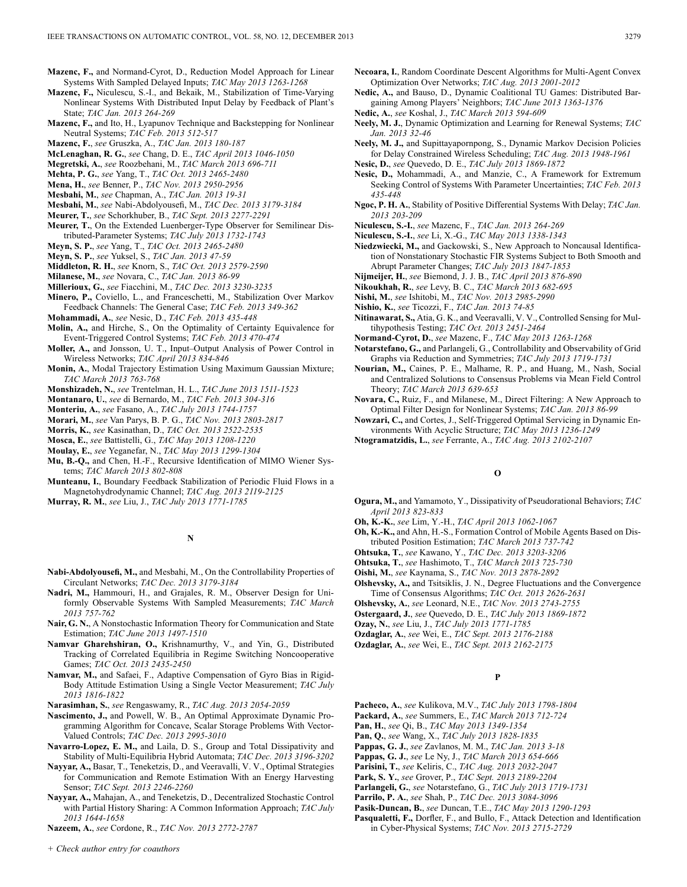**Mazenc, F.,** and Normand-Cyrot, D., Reduction Model Approach for Linear Systems With Sampled Delayed Inputs; *TAC May 2013 1263-1268*

**Mazenc, F.,** Niculescu, S.-I., and Bekaik, M., Stabilization of Time-Varying Nonlinear Systems With Distributed Input Delay by Feedback of Plant's State; *TAC Jan. 2013 264-269*

**Mazenc, F.,** and Ito, H., Lyapunov Technique and Backstepping for Nonlinear Neutral Systems; *TAC Feb. 2013 512-517*

**Mazenc, F.**, *see* Gruszka, A., *TAC Jan. 2013 180-187*

**McLenaghan, R. G.**, *see* Chang, D. E., *TAC April 2013 1046-1050*

**Megretski, A.**, *see* Roozbehani, M., *TAC March 2013 696-711*

**Mehta, P. G.**, *see* Yang, T., *TAC Oct. 2013 2465-2480*

**Mena, H.**, *see* Benner, P., *TAC Nov. 2013 2950-2956*

**Mesbahi, M.**, *see* Chapman, A., *TAC Jan. 2013 19-31*

**Mesbahi, M.**, *see* Nabi-Abdolyousefi, M., *TAC Dec. 2013 3179-3184*

**Meurer, T.**, *see* Schorkhuber, B., *TAC Sept. 2013 2277-2291*

**Meurer, T.**, On the Extended Luenberger-Type Observer for Semilinear Distributed-Parameter Systems; *TAC July 2013 1732-1743*

**Meyn, S. P.**, *see* Yang, T., *TAC Oct. 2013 2465-2480*

**Meyn, S. P.**, *see* Yuksel, S., *TAC Jan. 2013 47-59*

**Middleton, R. H.**, *see* Knorn, S., *TAC Oct. 2013 2579-2590*

**Milanese, M.**, *see* Novara, C., *TAC Jan. 2013 86-99*

**Millerioux, G.**, *see* Fiacchini, M., *TAC Dec. 2013 3230-3235*

**Minero, P.,** Coviello, L., and Franceschetti, M., Stabilization Over Markov Feedback Channels: The General Case; *TAC Feb. 2013 349-362*

**Mohammadi, A.**, *see* Nesic, D., *TAC Feb. 2013 435-448*

**Molin, A.,** and Hirche, S., On the Optimality of Certainty Equivalence for Event-Triggered Control Systems; *TAC Feb. 2013 470-474*

**Moller, A.,** and Jonsson, U. T., Input–Output Analysis of Power Control in Wireless Networks; *TAC April 2013 834-846*

**Monin, A.**, Modal Trajectory Estimation Using Maximum Gaussian Mixture; *TAC March 2013 763-768*

**Monshizadeh, N.**, *see* Trentelman, H. L., *TAC June 2013 1511-1523*

**Montanaro, U.**, *see* di Bernardo, M., *TAC Feb. 2013 304-316*

**Monteriu, A.**, *see* Fasano, A., *TAC July 2013 1744-1757*

**Morari, M.**, *see* Van Parys, B. P. G., *TAC Nov. 2013 2803-2817*

**Morris, K.**, *see* Kasinathan, D., *TAC Oct. 2013 2522-2535*

**Mosca, E.**, *see* Battistelli, G., *TAC May 2013 1208-1220*

**Moulay, E.**, *see* Yeganefar, N., *TAC May 2013 1299-1304*

**Mu, B.-Q.,** and Chen, H.-F., Recursive Identification of MIMO Wiener Systems; *TAC March 2013 802-808*

**Munteanu, I.**, Boundary Feedback Stabilization of Periodic Fluid Flows in a Magnetohydrodynamic Channel; *TAC Aug. 2013 2119-2125*

**Murray, R. M.**, *see* Liu, J., *TAC July 2013 1771-1785*

## N

**Nabi-Abdolyousefi, M.,** and Mesbahi, M., On the Controllability Properties of Circulant Networks; *TAC Dec. 2013 3179-3184*

**Nadri, M.,** Hammouri, H., and Grajales, R. M., Observer Design for Uniformly Observable Systems With Sampled Measurements; *TAC March 2013 757-762*

**Nair, G. N.**, A Nonstochastic Information Theory for Communication and State Estimation; *TAC June 2013 1497-1510*

**Namvar Gharehshiran, O.,** Krishnamurthy, V., and Yin, G., Distributed Tracking of Correlated Equilibria in Regime Switching Noncooperative Games; *TAC Oct. 2013 2435-2450*

**Namvar, M.,** and Safaei, F., Adaptive Compensation of Gyro Bias in Rigid-Body Attitude Estimation Using a Single Vector Measurement; *TAC July 2013 1816-1822*

**Narasimhan, S.**, *see* Rengaswamy, R., *TAC Aug. 2013 2054-2059*

**Nascimento, J.,** and Powell, W. B., An Optimal Approximate Dynamic Programming Algorithm for Concave, Scalar Storage Problems With Vector-Valued Controls; *TAC Dec. 2013 2995-3010*

**Navarro-Lopez, E. M.,** and Laila, D. S., Group and Total Dissipativity and Stability of Multi-Equilibria Hybrid Automata; *TAC Dec. 2013 3196-3202*

**Nayyar, A.,** Basar, T., Teneketzis, D., and Veeravalli, V. V., Optimal Strategies for Communication and Remote Estimation With an Energy Harvesting Sensor; *TAC Sept. 2013 2246-2260*

**Nayyar, A.,** Mahajan, A., and Teneketzis, D., Decentralized Stochastic Control with Partial History Sharing: A Common Information Approach; *TAC July 2013 1644-1658*

**Nazeem, A.**, *see* Cordone, R., *TAC Nov. 2013 2772-2787*

**Necoara, I.**, Random Coordinate Descent Algorithms for Multi-Agent Convex Optimization Over Networks; *TAC Aug. 2013 2001-2012*

**Nedic, A.,** and Bauso, D., Dynamic Coalitional TU Games: Distributed Bargaining Among Players' Neighbors; *TAC June 2013 1363-1376*

**Nedic, A.**, *see* Koshal, J., *TAC March 2013 594-609*

**Neely, M. J.**, Dynamic Optimization and Learning for Renewal Systems; *TAC Jan. 2013 32-46*

**Neely, M. J.,** and Supittayapornpong, S., Dynamic Markov Decision Policies for Delay Constrained Wireless Scheduling; *TAC Aug. 2013 1948-1961*

**Nesic, D.**, *see* Quevedo, D. E., *TAC July 2013 1869-1872*

**Nesic, D.,** Mohammadi, A., and Manzie, C., A Framework for Extremum Seeking Control of Systems With Parameter Uncertainties; *TAC Feb. 2013 435-448*

**Ngoc, P. H. A.**, Stability of Positive Differential Systems With Delay; *TAC Jan. 2013 203-209*

**Niculescu, S.-I.**, *see* Mazenc, F., *TAC Jan. 2013 264-269*

**Niculescu, S.-I.**, *see* Li, X.-G., *TAC May 2013 1338-1343*

**Niedzwiecki, M.,** and Gackowski, S., New Approach to Noncausal Identification of Nonstationary Stochastic FIR Systems Subject to Both Smooth and Abrupt Parameter Changes; *TAC July 2013 1847-1853*

**Nijmeijer, H.**, *see* Biemond, J. J. B., *TAC April 2013 876-890*

**Nikoukhah, R.**, *see* Levy, B. C., *TAC March 2013 682-695*

**Nishi, M.**, *see* Ishitobi, M., *TAC Nov. 2013 2985-2990*

**Nishio, K.**, *see* Ticozzi, F., *TAC Jan. 2013 74-85*

**Nitinawarat, S.,** Atia, G. K., and Veeravalli, V. V., Controlled Sensing for Multihypothesis Testing; *TAC Oct. 2013 2451-2464*

**Normand-Cyrot, D.**, *see* Mazenc, F., *TAC May 2013 1263-1268*

**Notarstefano, G.,** and Parlangeli, G., Controllability and Observability of Grid Graphs via Reduction and Symmetries; *TAC July 2013 1719-1731*

**Nourian, M.,** Caines, P. E., Malhame, R. P., and Huang, M., Nash, Social and Centralized Solutions to Consensus Problems via Mean Field Control Theory; *TAC March 2013 639-653*

**Novara, C.,** Ruiz, F., and Milanese, M., Direct Filtering: A New Approach to Optimal Filter Design for Nonlinear Systems; *TAC Jan. 2013 86-99*

**Nowzari, C.,** and Cortes, J., Self-Triggered Optimal Servicing in Dynamic Environments With Acyclic Structure; *TAC May 2013 1236-1249*

**Ntogramatzidis, L.**, *see* Ferrante, A., *TAC Aug. 2013 2102-2107*

## O

**Ogura, M.,** and Yamamoto, Y., Dissipativity of Pseudorational Behaviors; *TAC April 2013 823-833*

**Oh, K.-K.**, *see* Lim, Y.-H., *TAC April 2013 1062-1067*

**Oh, K.-K.,** and Ahn, H.-S., Formation Control of Mobile Agents Based on Distributed Position Estimation; *TAC March 2013 737-742*

**Ohtsuka, T.**, *see* Kawano, Y., *TAC Dec. 2013 3203-3206*

**Ohtsuka, T.**, *see* Hashimoto, T., *TAC March 2013 725-730*

**Oishi, M.**, *see* Kaynama, S., *TAC Nov. 2013 2878-2892*

**Olshevsky, A.,** and Tsitsiklis, J. N., Degree Fluctuations and the Convergence Time of Consensus Algorithms; *TAC Oct. 2013 2626-2631*

**Olshevsky, A.**, *see* Leonard, N.E., *TAC Nov. 2013 2743-2755*

**Ostergaard, J.**, *see* Quevedo, D. E., *TAC July 2013 1869-1872*

**Ozay, N.**, *see* Liu, J., *TAC July 2013 1771-1785*

**Ozdaglar, A.**, *see* Wei, E., *TAC Sept. 2013 2176-2188*

**Ozdaglar, A.**, *see* Wei, E., *TAC Sept. 2013 2162-2175*

## P

**Pacheco, A.**, *see* Kulikova, M.V., *TAC July 2013 1798-1804*

**Packard, A.**, *see* Summers, E., *TAC March 2013 712-724*

**Pan, H.**, *see* Qi, B., *TAC May 2013 1349-1354*

**Pan, Q.**, *see* Wang, X., *TAC July 2013 1828-1835*

**Pappas, G. J.**, *see* Zavlanos, M. M., *TAC Jan. 2013 3-18*

**Pappas, G. J.**, *see* Le Ny, J., *TAC March 2013 654-666*

**Parisini, T.**, *see* Keliris, C., *TAC Aug. 2013 2032-2047*

**Park, S. Y.**, *see* Grover, P., *TAC Sept. 2013 2189-2204*

**Parlangeli, G.**, *see* Notarstefano, G., *TAC July 2013 1719-1731*

**Parrilo, P. A.**, *see* Shah, P., *TAC Dec. 2013 3084-3096*

**Pasik-Duncan, B.**, *see* Duncan, T.E., *TAC May 2013 1290-1293*

**Pasqualetti, F.,** Dorfler, F., and Bullo, F., Attack Detection and Identification in Cyber-Physical Systems; *TAC Nov. 2013 2715-2729*

*+ Check author entry for coauthors*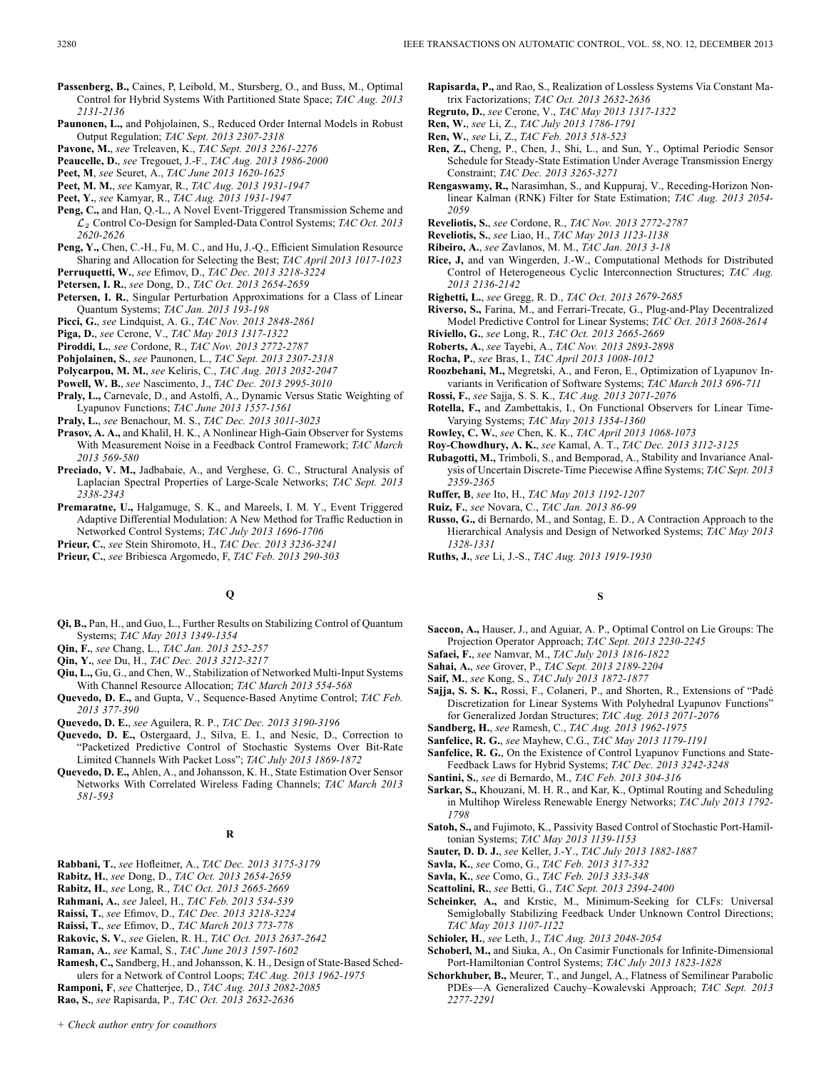**Passenberg, B.,** Caines, P, Leibold, M., Stursberg, O., and Buss, M., Optimal Control for Hybrid Systems With Partitioned State Space; *TAC Aug. 2013 2131-2136*

**Paunonen, L.,** and Pohjolainen, S., Reduced Order Internal Models in Robust Output Regulation; *TAC Sept. 2013 2307-2318*

**Pavone, M.**, *see* Treleaven, K., *TAC Sept. 2013 2261-2276*

**Peaucelle, D.**, *see* Tregouet, J.-F., *TAC Aug. 2013 1986-2000*

**Peet, M**, *see* Seuret, A., *TAC June 2013 1620-1625*

**Peet, M. M.**, *see* Kamyar, R., *TAC Aug. 2013 1931-1947*

**Peet, Y.**, *see* Kamyar, R., *TAC Aug. 2013 1931-1947*

**Peng, C.,** and Han, Q.-L., A Novel Event-Triggered Transmission Scheme and $\mathcal{L}_2$ Control Co-Design for Sampled-Data Control Systems; *TAC Oct. 2013 2620-2626*

**Peng, Y.,** Chen, C.-H., Fu, M. C., and Hu, J.-Q., Efficient Simulation Resource Sharing and Allocation for Selecting the Best; *TAC April 2013 1017-1023*

**Perruquetti, W.**, *see* Efimov, D., *TAC Dec. 2013 3218-3224*

**Petersen, I. R.**, *see* Dong, D., *TAC Oct. 2013 2654-2659*

**Petersen, I. R.**, Singular Perturbation Approximations for a Class of Linear Quantum Systems; *TAC Jan. 2013 193-198*

**Picci, G.**, *see* Lindquist, A. G., *TAC Nov. 2013 2848-2861*

**Piga, D.**, *see* Cerone, V., *TAC May 2013 1317-1322*

**Piroddi, L.**, *see* Cordone, R., *TAC Nov. 2013 2772-2787*

**Pohjolainen, S.**, *see* Paunonen, L., *TAC Sept. 2013 2307-2318*

**Polycarpou, M. M.**, *see* Keliris, C., *TAC Aug. 2013 2032-2047*

**Powell, W. B.**, *see* Nascimento, J., *TAC Dec. 2013 2995-3010*

**Praly, L.,** Carnevale, D., and Astolfi, A., Dynamic Versus Static Weighting of Lyapunov Functions; *TAC June 2013 1557-1561*

**Praly, L.**, *see* Benachour, M. S., *TAC Dec. 2013 3011-3023*

**Prasov, A. A.,** and Khalil, H. K., A Nonlinear High-Gain Observer for Systems With Measurement Noise in a Feedback Control Framework; *TAC March 2013 569-580*

**Preciado, V. M.,** Jadbabaie, A., and Verghese, G. C., Structural Analysis of Laplacian Spectral Properties of Large-Scale Networks; *TAC Sept. 2013 2338-2343*

**Premaratne, U.,** Halgamuge, S. K., and Mareels, I. M. Y., Event Triggered Adaptive Differential Modulation: A New Method for Traffic Reduction in Networked Control Systems; *TAC July 2013 1696-1706*

**Prieur, C.**, *see* Stein Shiromoto, H., *TAC Dec. 2013 3236-3241*

**Prieur, C.**, *see* Bribiesca Argomedo, F, *TAC Feb. 2013 290-303*

## Q

**Qi, B.,** Pan, H., and Guo, L., Further Results on Stabilizing Control of Quantum Systems; *TAC May 2013 1349-1354*

**Qin, F.**, *see* Chang, L., *TAC Jan. 2013 252-257*

**Qin, Y.**, *see* Du, H., *TAC Dec. 2013 3212-3217*

**Qiu, L.,** Gu, G., and Chen, W., Stabilization of Networked Multi-Input Systems With Channel Resource Allocation; *TAC March 2013 554-568*

**Quevedo, D. E.,** and Gupta, V., Sequence-Based Anytime Control; *TAC Feb. 2013 377-390*

**Quevedo, D. E.**, *see* Aguilera, R. P., *TAC Dec. 2013 3190-3196*

**Quevedo, D. E.,** Ostergaard, J., Silva, E. I., and Nesic, D., Correction to "Packetized Predictive Control of Stochastic Systems Over Bit-Rate Limited Channels With Packet Loss"; *TAC July 2013 1869-1872*

**Quevedo, D. E.,** Ahlen, A., and Johansson, K. H., State Estimation Over Sensor Networks With Correlated Wireless Fading Channels; *TAC March 2013 581-593*

## R

**Rabbani, T.**, *see* Hofleitner, A., *TAC Dec. 2013 3175-3179*

**Rabitz, H.**, *see* Dong, D., *TAC Oct. 2013 2654-2659*

**Rabitz, H.**, *see* Long, R., *TAC Oct. 2013 2665-2669*

**Rahmani, A.**, *see* Jaleel, H., *TAC Feb. 2013 534-539*

**Raissi, T.**, *see* Efimov, D., *TAC Dec. 2013 3218-3224*

**Raissi, T.**, *see* Efimov, D., *TAC March 2013 773-778*

**Rakovic, S. V.**, *see* Gielen, R. H., *TAC Oct. 2013 2637-2642*

**Raman, A.**, *see* Kamal, S., *TAC June 2013 1597-1602*

**Ramesh, C.,** Sandberg, H., and Johansson, K. H., Design of State-Based Schedulers for a Network of Control Loops; *TAC Aug. 2013 1962-1975*

**Ramponi, F**, *see* Chatterjee, D., *TAC Aug. 2013 2082-2085*

**Rao, S.**, *see* Rapisarda, P., *TAC Oct. 2013 2632-2636*

**Rapisarda, P.,** and Rao, S., Realization of Lossless Systems Via Constant Matrix Factorizations; *TAC Oct. 2013 2632-2636*

**Regruto, D.**, *see* Cerone, V., *TAC May 2013 1317-1322*

**Ren, W.**, *see* Li, Z., *TAC July 2013 1786-1791*

**Ren, W.**, *see* Li, Z., *TAC Feb. 2013 518-523*

**Ren, Z.,** Cheng, P., Chen, J., Shi, L., and Sun, Y., Optimal Periodic Sensor Schedule for Steady-State Estimation Under Average Transmission Energy Constraint; *TAC Dec. 2013 3265-3271*

**Rengaswamy, R.,** Narasimhan, S., and Kuppuraj, V., Receding-Horizon Nonlinear Kalman (RNK) Filter for State Estimation; *TAC Aug. 2013 2054-2059*

**Reveliotis, S.**, *see* Cordone, R., *TAC Nov. 2013 2772-2787*

**Reveliotis, S.**, *see* Liao, H., *TAC May 2013 1123-1138*

**Ribeiro, A.**, *see* Zavlanos, M. M., *TAC Jan. 2013 3-18*

**Rice, J,** and van Wingerden, J.-W., Computational Methods for Distributed Control of Heterogeneous Cyclic Interconnection Structures; *TAC Aug. 2013 2136-2142*

**Righetti, L.**, *see* Gregg, R. D., *TAC Oct. 2013 2679-2685*

**Riverso, S.,** Farina, M., and Ferrari-Trecate, G., Plug-and-Play Decentralized Model Predictive Control for Linear Systems; *TAC Oct. 2013 2608-2614*

**Riviello, G.**, *see* Long, R., *TAC Oct. 2013 2665-2669*

**Roberts, A.**, *see* Tayebi, A., *TAC Nov. 2013 2893-2898*

**Rocha, P.**, *see* Bras, I., *TAC April 2013 1008-1012*

**Roozbehani, M.,** Megretski, A., and Feron, E., Optimization of Lyapunov Invariants in Verification of Software Systems; *TAC March 2013 696-711*

**Rossi, F.**, *see* Sajja, S. S. K., *TAC Aug. 2013 2071-2076*

**Rotella, F.,** and Zambettakis, I., On Functional Observers for Linear Time-Varying Systems; *TAC May 2013 1354-1360*

**Rowley, C. W.**, *see* Chen, K. K., *TAC April 2013 1068-1073*

**Roy-Chowdhury, A. K.**, *see* Kamal, A. T., *TAC Dec. 2013 3112-3125*

**Rubagotti, M.,** Trimboli, S., and Bemporad, A., Stability and Invariance Analysis of Uncertain Discrete-Time Piecewise Affine Systems; *TAC Sept. 2013 2359-2365*

**Ruffer, B**, *see* Ito, H., *TAC May 2013 1192-1207*

**Ruiz, F.**, *see* Novara, C., *TAC Jan. 2013 86-99*

**Russo, G.,** di Bernardo, M., and Sontag, E. D., A Contraction Approach to the Hierarchical Analysis and Design of Networked Systems; *TAC May 2013 1328-1331*

**Ruths, J.**, *see* Li, J.-S., *TAC Aug. 2013 1919-1930*

## S

**Saccon, A.,** Hauser, J., and Aguiar, A. P., Optimal Control on Lie Groups: The Projection Operator Approach; *TAC Sept. 2013 2230-2245*

**Safaei, F.**, *see* Namvar, M., *TAC July 2013 1816-1822*

**Sahai, A.**, *see* Grover, P., *TAC Sept. 2013 2189-2204*

**Saif, M.**, *see* Kong, S., *TAC July 2013 1872-1877*

**Sajja, S. S. K.,** Rossi, F., Colaneri, P., and Shorten, R., Extensions of "Padé Discretization for Linear Systems With Polyhedral Lyapunov Functions" for Generalized Jordan Structures; *TAC Aug. 2013 2071-2076*

**Sandberg, H.**, *see* Ramesh, C., *TAC Aug. 2013 1962-1975*

**Sanfelice, R. G.**, *see* Mayhew, C.G., *TAC May 2013 1179-1191*

**Sanfelice, R. G.**, On the Existence of Control Lyapunov Functions and State-Feedback Laws for Hybrid Systems; *TAC Dec. 2013 3242-3248*

**Santini, S.**, *see* di Bernardo, M., *TAC Feb. 2013 304-316*

**Sarkar, S.,** Khouzani, M. H. R., and Kar, K., Optimal Routing and Scheduling in Multihop Wireless Renewable Energy Networks; *TAC July 2013 1792-1798*

**Satoh, S.,** and Fujimoto, K., Passivity Based Control of Stochastic Port-Hamiltonian Systems; *TAC May 2013 1139-1153*

**Sauter, D. D. J.**, *see* Keller, J.-Y., *TAC July 2013 1882-1887*

**Savla, K.**, *see* Como, G., *TAC Feb. 2013 317-332*

**Savla, K.**, *see* Como, G., *TAC Feb. 2013 333-348*

**Scattolini, R.**, *see* Betti, G., *TAC Sept. 2013 2394-2400*

**Scheinker, A.,** and Krstic, M., Minimum-Seeking for CLFs: Universal Semiglobally Stabilizing Feedback Under Unknown Control Directions; *TAC May 2013 1107-1122*

**Schioler, H.**, *see* Leth, J., *TAC Aug. 2013 2048-2054*

**Schoberl, M.,** and Siuka, A., On Casimir Functionals for Infinite-Dimensional Port-Hamiltonian Control Systems; *TAC July 2013 1823-1828*

**Schorkhuber, B.,** Meurer, T., and Jungel, A., Flatness of Semilinear Parabolic PDEs—A Generalized Cauchy–Kowalevski Approach; *TAC Sept. 2013 2277-2291*

+ *Check author entry for coauthors*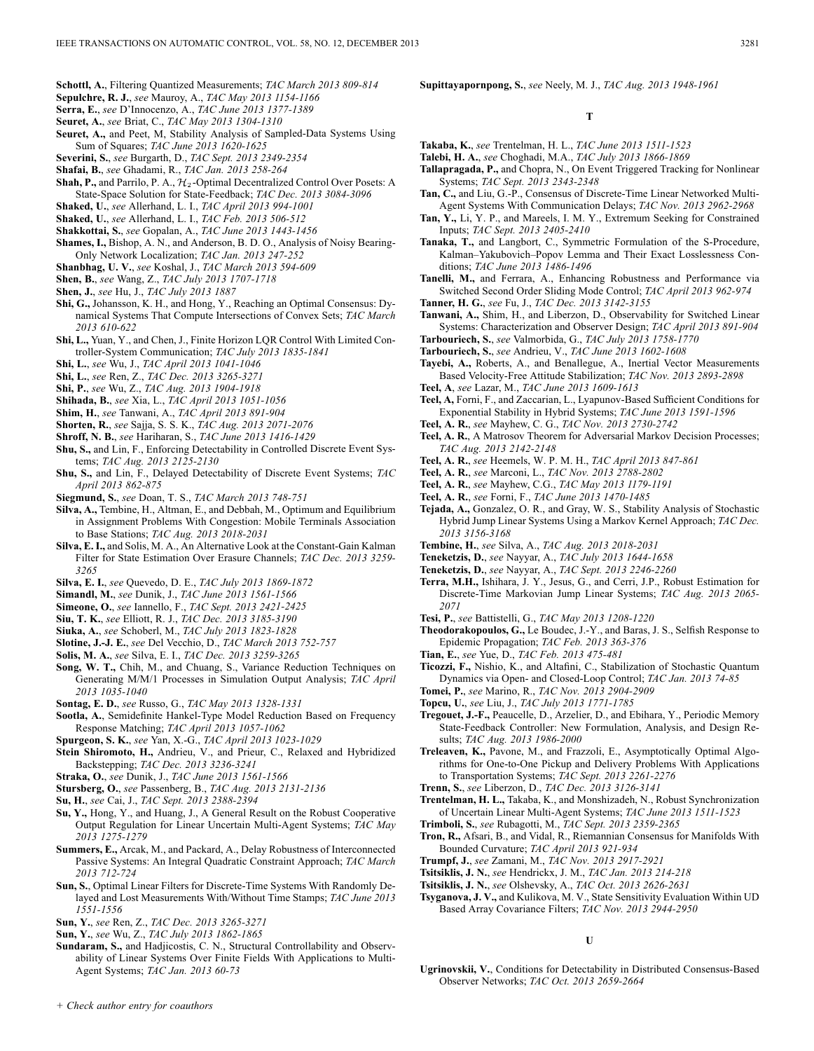**Schottl, A.**, Filtering Quantized Measurements; *TAC March 2013 809-814*

**Sepulchre R. J.**, *see* Mauroy, A., *TAC May 2013 1154-1166*

**Serra, E.**, *see* D'Innocenzo, A., *TAC June 2013 1377-1389*

**Seuret, A.**, *see* Briat, C., *TAC May 2013 1304-1310*

**Seuret, A.,** and Peet, M, Stability Analysis of Sampled-Data Systems Using Sum of Squares; *TAC June 2013 1620-1625*

**Severini, S.**, *see* Burgarth, D., *TAC Sept. 2013 2349-2354*

**Shafai, B.**, *see* Ghadami, R., *TAC Jan. 2013 258-264*

**Shah, P.,** and Parrilo, P. A., $\mathcal{H}_2$-Optimal Decentralized Control Over Posets: A State-Space Solution for State-Feedback; *TAC Dec. 2013 3084-3096*

**Shaked, U.**, *see* Allerhand, L. I., *TAC April 2013 994-1001*

**Shaked, U.**, *see* Allerhand, L. I., *TAC Feb. 2013 506-512*

**Shakkottai, S.**, *see* Gopalan, A., *TAC June 2013 1443-1456*

**Shames, I.,** Bishop, A. N., and Anderson, B. D. O., Analysis of Noisy Bearing-Only Network Localization; *TAC Jan. 2013 247-252*

**Shanbhag, U. V.**, *see* Koshal, J., *TAC March 2013 594-609*

**Shen, B.**, *see* Wang, Z., *TAC July 2013 1707-1718*

**Shen, J.**, *see* Hu, J., *TAC July 2013 1887*

**Shi, G.,** Johansson, K. H., and Hong, Y., Reaching an Optimal Consensus: Dynamical Systems That Compute Intersections of Convex Sets; *TAC March 2013 610-622*

**Shi, L.,** Yuan, Y., and Chen, J., Finite Horizon LQR Control With Limited Controller-System Communication; *TAC July 2013 1835-1841*

**Shi, L.**, *see* Wu, J., *TAC April 2013 1041-1046*

**Shi, L.**, *see* Ren, Z., *TAC Dec. 2013 3265-3271*

**Shi, P.**, *see* Wu, Z., *TAC Aug. 2013 1904-1918*

**Shihada, B.**, *see* Xia, L., *TAC April 2013 1051-1056*

**Shim, H.**, *see* Tanwani, A., *TAC April 2013 891-904*

**Shorten, R.**, *see* Sajja, S. S. K., *TAC Aug. 2013 2071-2076*

**Shroff, N. B.**, *see* Hariharan, S., *TAC June 2013 1416-1429*

**Shu, S.,** and Lin, F., Enforcing Detectability in Controlled Discrete Event Systems; *TAC Aug. 2013 2125-2130*

**Shu, S.,** and Lin, F., Delayed Detectability of Discrete Event Systems; *TAC April 2013 862-875*

**Siegmund, S.**, *see* Doan, T. S., *TAC March 2013 748-751*

**Silva, A.,** Tembine, H., Altman, E., and Debbah, M., Optimum and Equilibrium in Assignment Problems With Congestion: Mobile Terminals Association to Base Stations; *TAC Aug. 2013 2018-2031*

**Silva, E. I.,** and Solis, M. A., An Alternative Look at the Constant-Gain Kalman Filter for State Estimation Over Erasure Channels; *TAC Dec. 2013 3259-3265*

**Silva, E. I.**, *see* Quevedo, D. E., *TAC July 2013 1869-1872*

**Simandl, M.**, *see* Dunik, J., *TAC June 2013 1561-1566*

**Simeone, O.**, *see* Iannello, F., *TAC Sept. 2013 2421-2425*

**Siu, T. K.**, *see* Elliott, R. J., *TAC Dec. 2013 3185-3190*

**Siuka, A.**, *see* Schoberl, M., *TAC July 2013 1823-1828*

**Slotine, J.-J. E.**, *see* Del Vecchio, D., *TAC March 2013 752-757*

**Solis, M. A.**, *see* Silva, E. I., *TAC Dec. 2013 3259-3265*

**Song, W. T.,** Chih, M., and Chuang, S., Variance Reduction Techniques on Generating M/M/1 Processes in Simulation Output Analysis; *TAC April 2013 1035-1040*

**Sontag, E. D.**, *see* Russo, G., *TAC May 2013 1328-1331*

**Sootla, A.**, Semidefinite Hankel-Type Model Reduction Based on Frequency Response Matching; *TAC April 2013 1057-1062*

**Spurgeon, S. K.**, *see* Yan, X.-G., *TAC April 2013 1023-1029*

**Stein Shiromoto, H.,** Andrieu, V., and Prieur, C., Relaxed and Hybridized Backstepping; *TAC Dec. 2013 3236-3241*

**Straka, O.**, *see* Dunik, J., *TAC June 2013 1561-1566*

**Stursberg, O.**, *see* Passenberg, B., *TAC Aug. 2013 2131-2136*

**Su, H.**, *see* Cai, J., *TAC Sept. 2013 2388-2394*

**Su, Y.,** Hong, Y., and Huang, J., A General Result on the Robust Cooperative Output Regulation for Linear Uncertain Multi-Agent Systems; *TAC May 2013 1275-1279*

**Summers, E.,** Arcak, M., and Packard, A., Delay Robustness of Interconnected Passive Systems: An Integral Quadratic Constraint Approach; *TAC March 2013 712-724*

**Sun, S.**, Optimal Linear Filters for Discrete-Time Systems With Randomly Delayed and Lost Measurements With/Without Time Stamps; *TAC June 2013 1551-1556*

**Sun, Y.**, *see* Ren, Z., *TAC Dec. 2013 3265-3271*

**Sun, Y.**, *see* Wu, Z., *TAC July 2013 1862-1865*

**Sundaram, S.,** and Hadjicostis, C. N., Structural Controllability and Observability of Linear Systems Over Finite Fields With Applications to Multi-Agent Systems; *TAC Jan. 2013 60-73*

**Supittayapornpong, S.**, *see* Neely, M. J., *TAC Aug. 2013 1948-1961*

## T

**Takaba, K.**, *see* Trentelman, H. L., *TAC June 2013 1511-1523*

**Talebi, H. A.**, *see* Choghadi, M.A., *TAC July 2013 1866-1869*

**Tallapragada, P.,** and Chopra, N., On Event Triggered Tracking for Nonlinear Systems; *TAC Sept. 2013 2343-2348*

**Tan, C.,** and Liu, G.-P., Consensus of Discrete-Time Linear Networked Multi-Agent Systems With Communication Delays; *TAC Nov. 2013 2962-2968*

**Tan, Y.,** Li, Y. P., and Mareels, I. M. Y., Extremum Seeking for Constrained Inputs; *TAC Sept. 2013 2405-2410*

**Tanaka, T.,** and Langbort, C., Symmetric Formulation of the S-Procedure, Kalman–Yakubovich–Popov Lemma and Their Exact Losslessness Conditions; *TAC June 2013 1486-1496*

**Tanelli, M.,** and Ferrara, A., Enhancing Robustness and Performance via Switched Second Order Sliding Mode Control; *TAC April 2013 962-974*

**Tanner, H. G.**, *see* Fu, J., *TAC Dec. 2013 3142-3155*

**Tanwani, A.,** Shim, H., and Liberzon, D., Observability for Switched Linear Systems: Characterization and Observer Design; *TAC April 2013 891-904*

**Tarbouriech, S.**, *see* Valmorbida, G., *TAC July 2013 1758-1770*

**Tarbouriech, S.**, *see* Andrieu, V., *TAC June 2013 1602-1608*

**Tayebi, A.,** Roberts, A., and Benallegue, A., Inertial Vector Measurements Based Velocity-Free Attitude Stabilization; *TAC Nov. 2013 2893-2898*

**Teel, A**, *see* Lazar, M., *TAC June 2013 1609-1613*

**Teel, A,** Forni, F., and Zaccarian, L., Lyapunov-Based Sufficient Conditions for Exponential Stability in Hybrid Systems; *TAC June 2013 1591-1596*

**Teel, A. R.**, *see* Mayhew, C. G., *TAC Nov. 2013 2730-2742*

**Teel, A. R.**, A Matrosov Theorem for Adversarial Markov Decision Processes; *TAC Aug. 2013 2142-2148*

**Teel, A. R.**, *see* Heemels, W. P. M. H., *TAC April 2013 847-861*

**Teel, A. R.**, *see* Marconi, L., *TAC Nov. 2013 2788-2802*

**Teel, A. R.**, *see* Mayhew, C.G., *TAC May 2013 1179-1191*

**Teel, A. R.**, *see* Forni, F., *TAC June 2013 1470-1485*

**Tejada, A.,** Gonzalez, O. R., and Gray, W. S., Stability Analysis of Stochastic Hybrid Jump Linear Systems Using a Markov Kernel Approach; *TAC Dec. 2013 3156-3168*

**Tembine, H.**, *see* Silva, A., *TAC Aug. 2013 2018-2031*

**Teneketzis, D.**, *see* Nayyar, A., *TAC July 2013 1644-1658*

**Teneketzis, D.**, *see* Nayyar, A., *TAC Sept. 2013 2246-2260*

**Terra, M.H.,** Ishihara, J. Y., Jesus, G., and Cerri, J.P., Robust Estimation for Discrete-Time Markovian Jump Linear Systems; *TAC Aug. 2013 2065-2071*

**Tesi, P.**, *see* Battistelli, G., *TAC May 2013 1208-1220*

**Theodorakopoulos, G.,** Le Boudec, J.-Y., and Baras, J. S., Selfish Response to Epidemic Propagation; *TAC Feb. 2013 363-376*

**Tian, E.**, *see* Yue, D., *TAC Feb. 2013 475-481*

**Ticozzi, F.,** Nishio, K., and Altafini, C., Stabilization of Stochastic Quantum Dynamics via Open- and Closed-Loop Control; *TAC Jan. 2013 74-85*

**Tomei, P.**, *see* Marino, R., *TAC Nov. 2013 2904-2909*

**Topcu, U.**, *see* Liu, J., *TAC July 2013 1771-1785*

**Tregouet, J.-F.,** Peaucelle, D., Arzelier, D., and Ebihara, Y., Periodic Memory State-Feedback Controller: New Formulation, Analysis, and Design Results; *TAC Aug. 2013 1986-2000*

**Treleaven, K.,** Pavone, M., and Frazzoli, E., Asymptotically Optimal Algorithms for One-to-One Pickup and Delivery Problems With Applications to Transportation Systems; *TAC Sept. 2013 2261-2276*

**Trenn, S.**, *see* Liberzon, D., *TAC Dec. 2013 3126-3141*

**Trentelman, H. L.,** Takaba, K., and Monshizadeh, N., Robust Synchronization of Uncertain Linear Multi-Agent Systems; *TAC June 2013 1511-1523*

**Trimboli, S.**, *see* Rubagotti, M., *TAC Sept. 2013 2359-2365*

**Tron, R.,** Afsari, B., and Vidal, R., Riemannian Consensus for Manifolds With Bounded Curvature; *TAC April 2013 921-934*

**Trumpf, J.**, *see* Zamani, M., *TAC Nov. 2013 2917-2921*

**Tsitsiklis, J. N.**, *see* Hendrickx, J. M., *TAC Jan. 2013 214-218*

**Tsitsiklis, J. N.**, *see* Olshevsky, A., *TAC Oct. 2013 2626-2631*

**Tsyganova, J. V.,** and Kulikova, M. V., State Sensitivity Evaluation Within UD Based Array Covariance Filters; *TAC Nov. 2013 2944-2950*

## U

**Ugrinovskii, V.**, Conditions for Detectability in Distributed Consensus-Based Observer Networks; *TAC Oct. 2013 2659-2664*

*+ Check author entry for coauthors*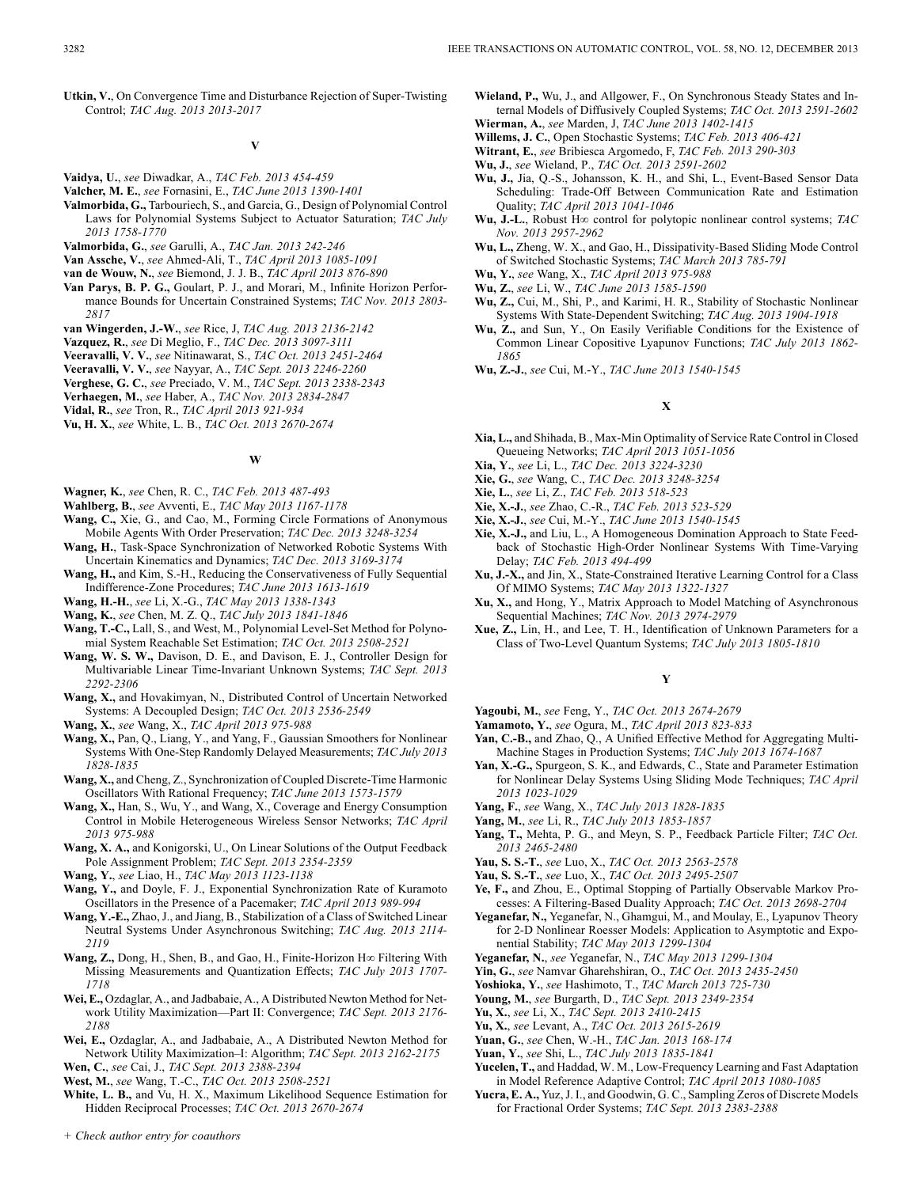**Utkin, V.**, On Convergence Time and Disturbance Rejection of Super-Twisting Control; *TAC Aug. 2013 2013-2017*

## V

**Vaidya, U.**, *see* Diwadkar, A., *TAC Feb. 2013 454-459*

**Valcher, M. E.**, *see* Fornasini, E., *TAC June 2013 1390-1401*

**Valmorbida, G.,** Tarbouriech, S., and Garcia, G., Design of Polynomial Control Laws for Polynomial Systems Subject to Actuator Saturation; *TAC July 2013 1758-1770*

**Valmorbida, G.**, *see* Garulli, A., *TAC Jan. 2013 242-246*

**Van Assche, V.**, *see* Ahmed-Ali, T., *TAC April 2013 1085-1091*

**van de Wouw, N.**, *see* Biemond, J. J. B., *TAC April 2013 876-890*

**Van Parys, B. P. G.,** Goulart, P. J., and Morari, M., Infinite Horizon Performance Bounds for Uncertain Constrained Systems; *TAC Nov. 2013 2803-2817*

**van Wingerden, J.-W.**, *see* Rice, J, *TAC Aug. 2013 2136-2142*

**Vazquez, R.**, *see* Di Meglio, F., *TAC Dec. 2013 3097-3111*

**Veeravalli, V. V.**, *see* Nitinawarat, S., *TAC Oct. 2013 2451-2464*

**Veeravalli, V. V.**, *see* Nayyar, A., *TAC Sept. 2013 2246-2260*

**Verghese, G. C.**, *see* Preciado, V. M., *TAC Sept. 2013 2338-2343*

**Verhaegen, M.**, *see* Haber, A., *TAC Nov. 2013 2834-2847*

**Vidal, R.**, *see* Tron, R., *TAC April 2013 921-934*

**Vu, H. X.**, *see* White, L. B., *TAC Oct. 2013 2670-2674*

## W

**Wagner, K.**, *see* Chen, R. C., *TAC Feb. 2013 487-493*

**Wahlberg, B.**, *see* Avventi, E., *TAC May 2013 1167-1178*

**Wang, C.,** Xie, G., and Cao, M., Forming Circle Formations of Anonymous Mobile Agents With Order Preservation; *TAC Dec. 2013 3248-3254*

**Wang, H.**, Task-Space Synchronization of Networked Robotic Systems With Uncertain Kinematics and Dynamics; *TAC Dec. 2013 3169-3174*

**Wang, H.,** and Kim, S.-H., Reducing the Conservativeness of Fully Sequential Indifference-Zone Procedures; *TAC June 2013 1613-1619*

**Wang, H.-H.**, *see* Li, X.-G., *TAC May 2013 1338-1343*

**Wang, K.**, *see* Chen, M. Z. Q., *TAC July 2013 1841-1846*

**Wang, T.-C.,** Lall, S., and West, M., Polynomial Level-Set Method for Polynomial System Reachable Set Estimation; *TAC Oct. 2013 2508-2521*

**Wang, W. S. W.,** Davison, D. E., and Davison, E. J., Controller Design for Multivariable Linear Time-Invariant Unknown Systems; *TAC Sept. 2013 2292-2306*

**Wang, X.,** and Hovakimyan, N., Distributed Control of Uncertain Networked Systems: A Decoupled Design; *TAC Oct. 2013 2536-2549*

**Wang, X.**, *see* Wang, X., *TAC April 2013 975-988*

**Wang, X.,** Pan, Q., Liang, Y., and Yang, F., Gaussian Smoothers for Nonlinear Systems With One-Step Randomly Delayed Measurements; *TAC July 2013 1828-1835*

**Wang, X.,** and Cheng, Z., Synchronization of Coupled Discrete-Time Harmonic Oscillators With Rational Frequency; *TAC June 2013 1573-1579*

**Wang, X.,** Han, S., Wu, Y., and Wang, X., Coverage and Energy Consumption Control in Mobile Heterogeneous Wireless Sensor Networks; *TAC April 2013 975-988*

**Wang, X. A.,** and Konigorski, U., On Linear Solutions of the Output Feedback Pole Assignment Problem; *TAC Sept. 2013 2354-2359*

**Wang, Y.**, *see* Liao, H., *TAC May 2013 1123-1138*

**Wang, Y.,** and Doyle, F. J., Exponential Synchronization Rate of Kuramoto Oscillators in the Presence of a Pacemaker; *TAC April 2013 989-994*

**Wang, Y.-E.,** Zhao, J., and Jiang, B., Stabilization of a Class of Switched Linear Neutral Systems Under Asynchronous Switching; *TAC Aug. 2013 2114-2119*

**Wang, Z.,** Dong, H., Shen, B., and Gao, H., Finite-Horizon H∞ Filtering With Missing Measurements and Quantization Effects; *TAC July 2013 1707-1718*

**Wei, E.,** Ozdaglar, A., and Jadbabaie, A., A Distributed Newton Method for Network Utility Maximization—Part II: Convergence; *TAC Sept. 2013 2176-2188*

**Wei, E.,** Ozdaglar, A., and Jadbabaie, A., A Distributed Newton Method for Network Utility Maximization–I: Algorithm; *TAC Sept. 2013 2162-2175*

**Wen, C.**, *see* Cai, J., *TAC Sept. 2013 2388-2394*

**West, M.**, *see* Wang, T.-C., *TAC Oct. 2013 2508-2521*

**White, L. B.,** and Vu, H. X., Maximum Likelihood Sequence Estimation for Hidden Reciprocal Processes; *TAC Oct. 2013 2670-2674*

**Wieland, P.,** Wu, J., and Allgower, F., On Synchronous Steady States and Internal Models of Diffusively Coupled Systems; *TAC Oct. 2013 2591-2602*

**Wierman, A.**, *see* Marden, J, *TAC June 2013 1402-1415*

**Willems, J. C.**, Open Stochastic Systems; *TAC Feb. 2013 406-421*

**Witrant, E.**, *see* Bribiesca Argomedo, F, *TAC Feb. 2013 290-303*

**Wu, J.**, *see* Wieland, P., *TAC Oct. 2013 2591-2602*

**Wu, J.,** Jia, Q.-S., Johansson, K. H., and Shi, L., Event-Based Sensor Data Scheduling: Trade-Off Between Communication Rate and Estimation Quality; *TAC April 2013 1041-1046*

**Wu, J.-L.**, Robust H∞ control for polytopic nonlinear control systems; *TAC Nov. 2013 2957-2962*

**Wu, L.,** Zheng, W. X., and Gao, H., Dissipativity-Based Sliding Mode Control of Switched Stochastic Systems; *TAC March 2013 785-791*

**Wu, Y.**, *see* Wang, X., *TAC April 2013 975-988*

**Wu, Z.**, *see* Li, W., *TAC June 2013 1585-1590*

**Wu, Z.,** Cui, M., Shi, P., and Karimi, H. R., Stability of Stochastic Nonlinear Systems With State-Dependent Switching; *TAC Aug. 2013 1904-1918*

**Wu, Z.,** and Sun, Y., On Easily Verifiable Conditions for the Existence of Common Linear Copositive Lyapunov Functions; *TAC July 2013 1862-1865*

**Wu, Z.-J.**, *see* Cui, M.-Y., *TAC June 2013 1540-1545*

## X

**Xia, L.,** and Shihada, B., Max-Min Optimality of Service Rate Control in Closed Queueing Networks; *TAC April 2013 1051-1056*

**Xia, Y.**, *see* Li, L., *TAC Dec. 2013 3224-3230*

**Xie, G.**, *see* Wang, C., *TAC Dec. 2013 3248-3254*

**Xie, L.**, *see* Li, Z., *TAC Feb. 2013 518-523*

**Xie, X.-J.**, *see* Zhao, C.-R., *TAC Feb. 2013 523-529*

**Xie, X.-J.**, *see* Cui, M.-Y., *TAC June 2013 1540-1545*

**Xie, X.-J.,** and Liu, L., A Homogeneous Domination Approach to State Feedback of Stochastic High-Order Nonlinear Systems With Time-Varying Delay; *TAC Feb. 2013 494-499*

**Xu, J.-X.,** and Jin, X., State-Constrained Iterative Learning Control for a Class Of MIMO Systems; *TAC May 2013 1322-1327*

**Xu, X.,** and Hong, Y., Matrix Approach to Model Matching of Asynchronous Sequential Machines; *TAC Nov. 2013 2974-2979*

**Xue, Z.,** Lin, H., and Lee, T. H., Identification of Unknown Parameters for a Class of Two-Level Quantum Systems; *TAC July 2013 1805-1810*

## Y

**Yagoubi, M.**, *see* Feng, Y., *TAC Oct. 2013 2674-2679*

**Yamamoto, Y.**, *see* Ogura, M., *TAC April 2013 823-833*

**Yan, C.-B.,** and Zhao, Q., A Unified Effective Method for Aggregating Multi-Machine Stages in Production Systems; *TAC July 2013 1674-1687*

**Yan, X.-G.,** Spurgeon, S. K., and Edwards, C., State and Parameter Estimation for Nonlinear Delay Systems Using Sliding Mode Techniques; *TAC April 2013 1023-1029*

**Yang, F.**, *see* Wang, X., *TAC July 2013 1828-1835*

**Yang, M.**, *see* Li, R., *TAC July 2013 1853-1857*

**Yang, T.,** Mehta, P. G., and Meyn, S. P., Feedback Particle Filter; *TAC Oct. 2013 2465-2480*

**Yau, S. S.-T.**, *see* Luo, X., *TAC Oct. 2013 2563-2578*

**Yau, S. S.-T.**, *see* Luo, X., *TAC Oct. 2013 2495-2507*

**Ye, F.,** and Zhou, E., Optimal Stopping of Partially Observable Markov Processes: A Filtering-Based Duality Approach; *TAC Oct. 2013 2698-2704*

**Yeganefar, N.,** Yeganefar, N., Ghamgui, M., and Moulay, E., Lyapunov Theory for 2-D Nonlinear Roesser Models: Application to Asymptotic and Exponential Stability; *TAC May 2013 1299-1304*

**Yeganefar, N.**, *see* Yeganefar, N., *TAC May 2013 1299-1304*

**Yin, G.**, *see* Namvar Gharehshiran, O., *TAC Oct. 2013 2435-2450*

**Yoshioka, Y.**, *see* Hashimoto, T., *TAC March 2013 725-730*

**Young, M.**, *see* Burgarth, D., *TAC Sept. 2013 2349-2354*

**Yu, X.**, *see* Li, X., *TAC Sept. 2013 2410-2415*

**Yu, X.**, *see* Levant, A., *TAC Oct. 2013 2615-2619*

**Yuan, G.**, *see* Chen, W.-H., *TAC Jan. 2013 168-174*

**Yuan, Y.**, *see* Shi, L., *TAC July 2013 1835-1841*

**Yucelen, T.,** and Haddad, W. M., Low-Frequency Learning and Fast Adaptation in Model Reference Adaptive Control; *TAC April 2013 1080-1085*

**Yucra, E. A.,** Yuz, J. I., and Goodwin, G. C., Sampling Zeros of Discrete Models for Fractional Order Systems; *TAC Sept. 2013 2383-2388*

+ Check author entry for coauthors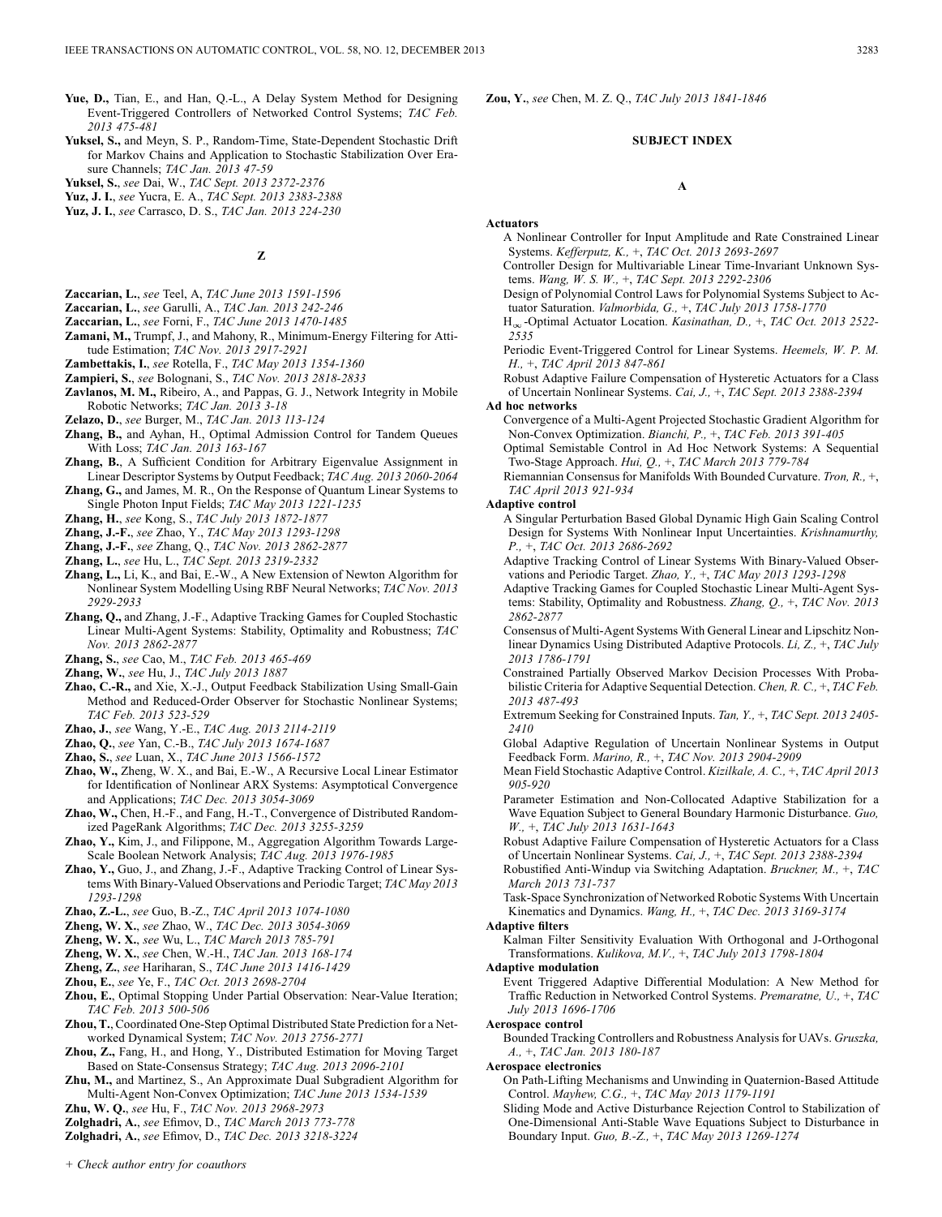**Yue, D.,** Tian, E., and Han, Q.-L., A Delay System Method for Designing Event-Triggered Controllers of Networked Control Systems; *TAC Feb. 2013 475-481*

**Yuksel, S.,** and Meyn, S. P., Random-Time, State-Dependent Stochastic Drift for Markov Chains and Application to Stochastic Stabilization Over Erasure Channels; *TAC Jan. 2013 47-59*

**Yuksel, S.**, *see* Dai, W., *TAC Sept. 2013 2372-2376*

**Yuz, J. I.**, *see* Yucra, E. A., *TAC Sept. 2013 2383-2388*

**Yuz, J. I.**, *see* Carrasco, D. S., *TAC Jan. 2013 224-230*

## Z

**Zaccarian, L.**, *see* Teel, A, *TAC June 2013 1591-1596*

**Zaccarian, L.**, *see* Garulli, A., *TAC Jan. 2013 242-246*

**Zaccarian, L.**, *see* Forni, F., *TAC June 2013 1470-1485*

**Zamani, M.,** Trumpf, J., and Mahony, R., Minimum-Energy Filtering for Attitude Estimation; *TAC Nov. 2013 2917-2921*

**Zambettakis, I.**, *see* Rotella, F., *TAC May 2013 1354-1360*

**Zampieri, S.**, *see* Bolognani, S., *TAC Nov. 2013 2818-2833*

**Zavlanos, M. M.,** Ribeiro, A., and Pappas, G. J., Network Integrity in Mobile Robotic Networks; *TAC Jan. 2013 3-18*

**Zelazo, D.**, *see* Burger, M., *TAC Jan. 2013 113-124*

**Zhang, B.,** and Ayhan, H., Optimal Admission Control for Tandem Queues With Loss; *TAC Jan. 2013 163-167*

**Zhang, B.**, A Sufficient Condition for Arbitrary Eigenvalue Assignment in Linear Descriptor Systems by Output Feedback; *TAC Aug. 2013 2060-2064*

**Zhang, G.,** and James, M. R., On the Response of Quantum Linear Systems to Single Photon Input Fields; *TAC May 2013 1221-1235*

**Zhang, H.**, *see* Kong, S., *TAC July 2013 1872-1877*

**Zhang, J.-F.**, *see* Zhao, Y., *TAC May 2013 1293-1298*

**Zhang, J.-F.**, *see* Zhang, Q., *TAC Nov. 2013 2862-2877*

**Zhang, L.**, *see* Hu, L., *TAC Sept. 2013 2319-2332*

**Zhang, L.,** Li, K., and Bai, E.-W., A New Extension of Newton Algorithm for Nonlinear System Modelling Using RBF Neural Networks; *TAC Nov. 2013 2929-2933*

**Zhang, Q.,** and Zhang, J.-F., Adaptive Tracking Games for Coupled Stochastic Linear Multi-Agent Systems: Stability, Optimality and Robustness; *TAC Nov. 2013 2862-2877*

**Zhang, S.**, *see* Cao, M., *TAC Feb. 2013 465-469*

**Zhang, W.**, *see* Hu, J., *TAC July 2013 1887*

**Zhao, C.-R.,** and Xie, X.-J., Output Feedback Stabilization Using Small-Gain Method and Reduced-Order Observer for Stochastic Nonlinear Systems; *TAC Feb. 2013 523-529*

**Zhao, J.**, *see* Wang, Y.-E., *TAC Aug. 2013 2114-2119*

**Zhao, Q.**, *see* Yan, C.-B., *TAC July 2013 1674-1687*

**Zhao, S.**, *see* Luan, X., *TAC June 2013 1566-1572*

**Zhao, W.,** Zheng, W. X., and Bai, E.-W., A Recursive Local Linear Estimator for Identification of Nonlinear ARX Systems: Asymptotical Convergence and Applications; *TAC Dec. 2013 3054-3069*

**Zhao, W.,** Chen, H.-F., and Fang, H.-T., Convergence of Distributed Randomized PageRank Algorithms; *TAC Dec. 2013 3255-3259*

**Zhao, Y.,** Kim, J., and Filippone, M., Aggregation Algorithm Towards Large-Scale Boolean Network Analysis; *TAC Aug. 2013 1976-1985*

**Zhao, Y.,** Guo, J., and Zhang, J.-F., Adaptive Tracking Control of Linear Systems With Binary-Valued Observations and Periodic Target; *TAC May 2013 1293-1298*

**Zhao, Z.-L.**, *see* Guo, B.-Z., *TAC April 2013 1074-1080*

**Zheng, W. X.**, *see* Zhao, W., *TAC Dec. 2013 3054-3069*

**Zheng, W. X.**, *see* Wu, L., *TAC March 2013 785-791*

**Zheng, W. X.**, *see* Chen, W.-H., *TAC Jan. 2013 168-174*

**Zheng, Z.**, *see* Hariharan, S., *TAC June 2013 1416-1429*

**Zhou, E.**, *see* Ye, F., *TAC Oct. 2013 2698-2704*

**Zhou, E.**, Optimal Stopping Under Partial Observation: Near-Value Iteration; *TAC Feb. 2013 500-506*

**Zhou, T.**, Coordinated One-Step Optimal Distributed State Prediction for a Networked Dynamical System; *TAC Nov. 2013 2756-2771*

**Zhou, Z.,** Fang, H., and Hong, Y., Distributed Estimation for Moving Target Based on State-Consensus Strategy; *TAC Aug. 2013 2096-2101*

**Zhu, M.,** and Martinez, S., An Approximate Dual Subgradient Algorithm for Multi-Agent Non-Convex Optimization; *TAC June 2013 1534-1539*

**Zhu, W. Q.**, *see* Hu, F., *TAC Nov. 2013 2968-2973*

**Zolghadri, A.**, *see* Efimov, D., *TAC March 2013 773-778*

**Zolghadri, A.**, *see* Efimov, D., *TAC Dec. 2013 3218-3224*

**Zou, Y.**, *see* Chen, M. Z. Q., *TAC July 2013 1841-1846*

# SUBJECT INDEX

## A

**Actuators**

A Nonlinear Controller for Input Amplitude and Rate Constrained Linear Systems. *Kefferputz, K.,* +, *TAC Oct. 2013 2693-2697*

Controller Design for Multivariable Linear Time-Invariant Unknown Systems. *Wang, W. S. W.,* +, *TAC Sept. 2013 2292-2306*

Design of Polynomial Control Laws for Polynomial Systems Subject to Actuator Saturation. *Valmorbida, G.,* +, *TAC July 2013 1758-1770*

$H_\infty$-Optimal Actuator Location. *Kasinathan, D.,* +, *TAC Oct. 2013 2522-2535*

Periodic Event-Triggered Control for Linear Systems. *Heemels, W. P. M. H.,* +, *TAC April 2013 847-861*

Robust Adaptive Failure Compensation of Hysteretic Actuators for a Class of Uncertain Nonlinear Systems. *Cai, J.,* +, *TAC Sept. 2013 2388-2394*

**Ad hoc networks**

Convergence of a Multi-Agent Projected Stochastic Gradient Algorithm for Non-Convex Optimization. *Bianchi, P.,* +, *TAC Feb. 2013 391-405*

Optimal Semistable Control in Ad Hoc Network Systems: A Sequential Two-Stage Approach. *Hui, Q.,* +, *TAC March 2013 779-784*

Riemannian Consensus for Manifolds With Bounded Curvature. *Tron, R.,* +, *TAC April 2013 921-934*

**Adaptive control**

A Singular Perturbation Based Global Dynamic High Gain Scaling Control Design for Systems With Nonlinear Input Uncertainties. *Krishnamurthy, P.,* +, *TAC Oct. 2013 2686-2692*

Adaptive Tracking Control of Linear Systems With Binary-Valued Observations and Periodic Target. *Zhao, Y.,* +, *TAC May 2013 1293-1298*

Adaptive Tracking Games for Coupled Stochastic Linear Multi-Agent Systems: Stability, Optimality and Robustness. *Zhang, Q.,* +, *TAC Nov. 2013 2862-2877*

Consensus of Multi-Agent Systems With General Linear and Lipschitz Nonlinear Dynamics Using Distributed Adaptive Protocols. *Li, Z.,* +, *TAC July 2013 1786-1791*

Constrained Partially Observed Markov Decision Processes With Probabilistic Criteria for Adaptive Sequential Detection. *Chen, R. C.,* +, *TAC Feb. 2013 487-493*

Extremum Seeking for Constrained Inputs. *Tan, Y.,* +, *TAC Sept. 2013 2405-2410*

Global Adaptive Regulation of Uncertain Nonlinear Systems in Output Feedback Form. *Marino, R.,* +, *TAC Nov. 2013 2904-2909*

Mean Field Stochastic Adaptive Control. *Kizilkale, A. C.,* +, *TAC April 2013 905-920*

Parameter Estimation and Non-Collocated Adaptive Stabilization for a Wave Equation Subject to General Boundary Harmonic Disturbance. *Guo, W.,* +, *TAC July 2013 1631-1643*

Robust Adaptive Failure Compensation of Hysteretic Actuators for a Class of Uncertain Nonlinear Systems. *Cai, J.,* +, *TAC Sept. 2013 2388-2394*

Robustified Anti-Windup via Switching Adaptation. *Bruckner, M.,* +, *TAC March 2013 731-737*

Task-Space Synchronization of Networked Robotic Systems With Uncertain Kinematics and Dynamics. *Wang, H.,* +, *TAC Dec. 2013 3169-3174*

**Adaptive filters**

Kalman Filter Sensitivity Evaluation With Orthogonal and J-Orthogonal Transformations. *Kulikova, M.V.,* +, *TAC July 2013 1798-1804*

**Adaptive modulation**

Event Triggered Adaptive Differential Modulation: A New Method for Traffic Reduction in Networked Control Systems. *Premaratne, U.,* +, *TAC July 2013 1696-1706*

**Aerospace control**

Bounded Tracking Controllers and Robustness Analysis for UAVs. *Gruszka, A.,* +, *TAC Jan. 2013 180-187*

**Aerospace electronics**

On Path-Lifting Mechanisms and Unwinding in Quaternion-Based Attitude Control. *Mayhew, C.G.,* +, *TAC May 2013 1179-1191*

Sliding Mode and Active Disturbance Rejection Control to Stabilization of One-Dimensional Anti-Stable Wave Equations Subject to Disturbance in Boundary Input. *Guo, B.-Z.,* +, *TAC May 2013 1269-1274*

*+ Check author entry for coauthors*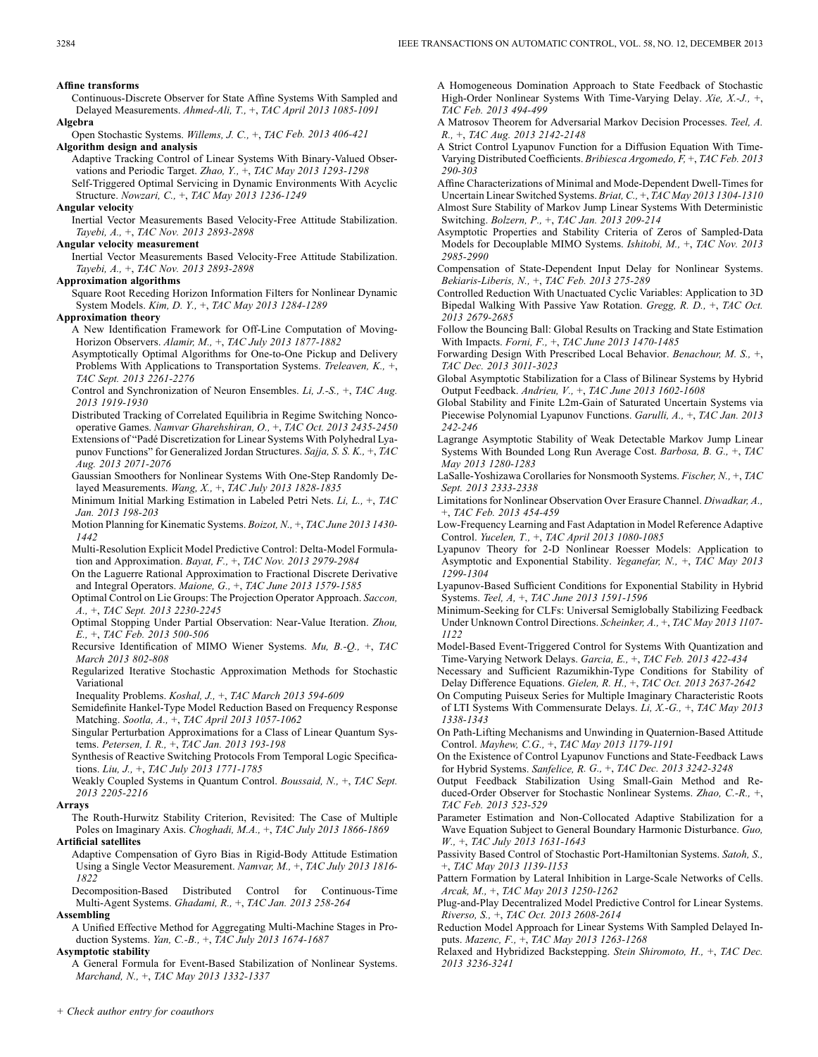**Affine transforms**

Continuous-Discrete Observer for State Affine Systems With Sampled and Delayed Measurements. *Ahmed-Ali, T.,* +, *TAC April 2013 1085-1091*

**Algebra**

Open Stochastic Systems. *Willems, J. C.,* +, *TAC Feb. 2013 406-421*

**Algorithm design and analysis**

Adaptive Tracking Control of Linear Systems With Binary-Valued Observations and Periodic Target. *Zhao, Y.,* +, *TAC May 2013 1293-1298*

Self-Triggered Optimal Servicing in Dynamic Environments With Acyclic Structure. *Nowzari, C.,* +, *TAC May 2013 1236-1249*

**Angular velocity**

Inertial Vector Measurements Based Velocity-Free Attitude Stabilization. *Tayebi, A.,* +, *TAC Nov. 2013 2893-2898*

**Angular velocity measurement**

Inertial Vector Measurements Based Velocity-Free Attitude Stabilization. *Tayebi, A.,* +, *TAC Nov. 2013 2893-2898*

**Approximation algorithms**

Square Root Receding Horizon Information Filters for Nonlinear Dynamic System Models. *Kim, D. Y.,* +, *TAC May 2013 1284-1289*

**Approximation theory**

A New Identification Framework for Off-Line Computation of Moving-Horizon Observers. *Alamir, M.,* +, *TAC July 2013 1877-1882*

Asymptotically Optimal Algorithms for One-to-One Pickup and Delivery Problems With Applications to Transportation Systems. *Treleaven, K.,* +, *TAC Sept. 2013 2261-2276*

Control and Synchronization of Neuron Ensembles. *Li, J.-S.,* +, *TAC Aug. 2013 1919-1930*

Distributed Tracking of Correlated Equilibria in Regime Switching Noncooperative Games. *Namvar Gharehshiran, O.,* +, *TAC Oct. 2013 2435-2450*

Extensions of "Padé Discretization for Linear Systems With Polyhedral Lyapunov Functions" for Generalized Jordan Structures. *Sajja, S. S. K.,* +, *TAC Aug. 2013 2071-2076*

Gaussian Smoothers for Nonlinear Systems With One-Step Randomly Delayed Measurements. *Wang, X.,* +, *TAC July 2013 1828-1835*

Minimum Initial Marking Estimation in Labeled Petri Nets. *Li, L.,* +, *TAC Jan. 2013 198-203*

Motion Planning for Kinematic Systems. *Boizot, N.,* +, *TAC June 2013 1430-1442*

Multi-Resolution Explicit Model Predictive Control: Delta-Model Formulation and Approximation. *Bayat, F.,* +, *TAC Nov. 2013 2979-2984*

On the Laguerre Rational Approximation to Fractional Discrete Derivative and Integral Operators. *Maione, G.,* +, *TAC June 2013 1579-1585*

Optimal Control on Lie Groups: The Projection Operator Approach. *Saccon, A.,* +, *TAC Sept. 2013 2230-2245*

Optimal Stopping Under Partial Observation: Near-Value Iteration. *Zhou, E.,* +, *TAC Feb. 2013 500-506*

Recursive Identification of MIMO Wiener Systems. *Mu, B.-Q.,* +, *TAC March 2013 802-808*

Regularized Iterative Stochastic Approximation Methods for Stochastic Variational

Inequality Problems. *Koshal, J.,* +, *TAC March 2013 594-609*

Semidefinite Hankel-Type Model Reduction Based on Frequency Response Matching. *Sootla, A.,* +, *TAC April 2013 1057-1062*

Singular Perturbation Approximations for a Class of Linear Quantum Systems. *Petersen, I. R.,* +, *TAC Jan. 2013 193-198*

Synthesis of Reactive Switching Protocols From Temporal Logic Specifications. *Liu, J.,* +, *TAC July 2013 1771-1785*

Weakly Coupled Systems in Quantum Control. *Boussaid, N.,* +, *TAC Sept. 2013 2205-2216*

**Arrays**

The Routh-Hurwitz Stability Criterion, Revisited: The Case of Multiple Poles on Imaginary Axis. *Choghadi, M.A.,* +, *TAC July 2013 1866-1869*

**Artificial satellites**

Adaptive Compensation of Gyro Bias in Rigid-Body Attitude Estimation Using a Single Vector Measurement. *Namvar, M.,* +, *TAC July 2013 1816-1822*

Decomposition-Based Distributed Control for Continuous-Time Multi-Agent Systems. *Ghadami, R.,* +, *TAC Jan. 2013 258-264*

**Assembling**

A Unified Effective Method for Aggregating Multi-Machine Stages in Production Systems. *Yan, C.-B.,* +, *TAC July 2013 1674-1687*

**Asymptotic stability**

A General Formula for Event-Based Stabilization of Nonlinear Systems. *Marchand, N.,* +, *TAC May 2013 1332-1337*

A Homogeneous Domination Approach to State Feedback of Stochastic High-Order Nonlinear Systems With Time-Varying Delay. *Xie, X.-J.,* +, *TAC Feb. 2013 494-499*

A Matrosov Theorem for Adversarial Markov Decision Processes. *Teel, A. R.,* +, *TAC Aug. 2013 2142-2148*

A Strict Control Lyapunov Function for a Diffusion Equation With Time-Varying Distributed Coefficients. *Bribiesca Argomedo, F,* +, *TAC Feb. 2013 290-303*

Affine Characterizations of Minimal and Mode-Dependent Dwell-Times for Uncertain Linear Switched Systems. *Briat, C.,* +, *TAC May 2013 1304-1310*

Almost Sure Stability of Markov Jump Linear Systems With Deterministic Switching. *Bolzern, P.,* +, *TAC Jan. 2013 209-214*

Asymptotic Properties and Stability Criteria of Zeros of Sampled-Data Models for Decouplable MIMO Systems. *Ishitobi, M.,* +, *TAC Nov. 2013 2985-2990*

Compensation of State-Dependent Input Delay for Nonlinear Systems. *Bekiaris-Liberis, N.,* +, *TAC Feb. 2013 275-289*

Controlled Reduction With Unactuated Cyclic Variables: Application to 3D Bipedal Walking With Passive Yaw Rotation. *Gregg, R. D.,* +, *TAC Oct. 2013 2679-2685*

Follow the Bouncing Ball: Global Results on Tracking and State Estimation With Impacts. *Forni, F.,* +, *TAC June 2013 1470-1485*

Forwarding Design With Prescribed Local Behavior. *Benachour, M. S.,* +, *TAC Dec. 2013 3011-3023*

Global Asymptotic Stabilization for a Class of Bilinear Systems by Hybrid Output Feedback. *Andrieu, V.,* +, *TAC June 2013 1602-1608*

Global Stability and Finite L2m-Gain of Saturated Uncertain Systems via Piecewise Polynomial Lyapunov Functions. *Garulli, A.,* +, *TAC Jan. 2013 242-246*

Lagrange Asymptotic Stability of Weak Detectable Markov Jump Linear Systems With Bounded Long Run Average Cost. *Barbosa, B. G.,* +, *TAC May 2013 1280-1283*

LaSalle-Yoshizawa Corollaries for Nonsmooth Systems. *Fischer, N.,* +, *TAC Sept. 2013 2333-2338*

Limitations for Nonlinear Observation Over Erasure Channel. *Diwadkar, A.,* +, *TAC Feb. 2013 454-459*

Low-Frequency Learning and Fast Adaptation in Model Reference Adaptive Control. *Yucelen, T.,* +, *TAC April 2013 1080-1085*

Lyapunov Theory for 2-D Nonlinear Roesser Models: Application to Asymptotic and Exponential Stability. *Yeganefar, N.,* +, *TAC May 2013 1299-1304*

Lyapunov-Based Sufficient Conditions for Exponential Stability in Hybrid Systems. *Teel, A,* +, *TAC June 2013 1591-1596*

Minimum-Seeking for CLFs: Universal Semiglobally Stabilizing Feedback Under Unknown Control Directions. *Scheinker, A.,* +, *TAC May 2013 1107-1122*

Model-Based Event-Triggered Control for Systems With Quantization and Time-Varying Network Delays. *Garcia, E.,* +, *TAC Feb. 2013 422-434*

Necessary and Sufficient Razumikhin-Type Conditions for Stability of Delay Difference Equations. *Gielen, R. H.,* +, *TAC Oct. 2013 2637-2642*

On Computing Puiseux Series for Multiple Imaginary Characteristic Roots of LTI Systems With Commensurate Delays. *Li, X.-G.,* +, *TAC May 2013 1338-1343*

On Path-Lifting Mechanisms and Unwinding in Quaternion-Based Attitude Control. *Mayhew, C.G.,* +, *TAC May 2013 1179-1191*

On the Existence of Control Lyapunov Functions and State-Feedback Laws for Hybrid Systems. *Sanfelice, R. G.,* +, *TAC Dec. 2013 3242-3248*

Output Feedback Stabilization Using Small-Gain Method and Reduced-Order Observer for Stochastic Nonlinear Systems. *Zhao, C.-R.,* +, *TAC Feb. 2013 523-529*

Parameter Estimation and Non-Collocated Adaptive Stabilization for a Wave Equation Subject to General Boundary Harmonic Disturbance. *Guo, W.,* +, *TAC July 2013 1631-1643*

Passivity Based Control of Stochastic Port-Hamiltonian Systems. *Satoh, S.,* +, *TAC May 2013 1139-1153*

Pattern Formation by Lateral Inhibition in Large-Scale Networks of Cells. *Arcak, M.,* +, *TAC May 2013 1250-1262*

Plug-and-Play Decentralized Model Predictive Control for Linear Systems. *Riverso, S.,* +, *TAC Oct. 2013 2608-2614*

Reduction Model Approach for Linear Systems With Sampled Delayed Inputs. *Mazenc, F.,* +, *TAC May 2013 1263-1268*

Relaxed and Hybridized Backstepping. *Stein Shiromoto, H.,* +, *TAC Dec. 2013 3236-3241*

*+ Check author entry for coauthors*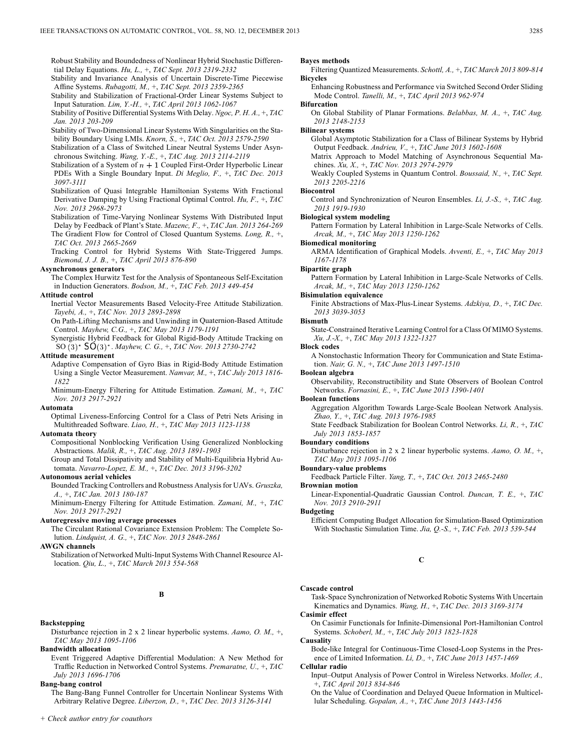Robust Stability and Boundedness of Nonlinear Hybrid Stochastic Differential Delay Equations. *Hu, L.,* +, *TAC Sept. 2013 2319-2332*

Stability and Invariance Analysis of Uncertain Discrete-Time Piecewise Affine Systems. *Rubagotti, M.,* +, *TAC Sept. 2013 2359-2365*

Stability and Stabilization of Fractional-Order Linear Systems Subject to Input Saturation. *Lim, Y.-H.,* +, *TAC April 2013 1062-1067*

Stability of Positive Differential Systems With Delay. *Ngoc, P. H. A.,* +, *TAC Jan. 2013 203-209*

Stability of Two-Dimensional Linear Systems With Singularities on the Stability Boundary Using LMIs. *Knorn, S.,* +, *TAC Oct. 2013 2579-2590*

Stabilization of a Class of Switched Linear Neutral Systems Under Asynchronous Switching. *Wang, Y.-E.,* +, *TAC Aug. 2013 2114-2119*

Stabilization of a System of $n+1$ Coupled First-Order Hyperbolic Linear PDEs With a Single Boundary Input. *Di Meglio, F.,* +, *TAC Dec. 2013 3097-3111*

Stabilization of Quasi Integrable Hamiltonian Systems With Fractional Derivative Damping by Using Fractional Optimal Control. *Hu, F.,* +, *TAC Nov. 2013 2968-2973*

Stabilization of Time-Varying Nonlinear Systems With Distributed Input Delay by Feedback of Plant's State. *Mazenc, F.,* +, *TAC Jan. 2013 264-269*

The Gradient Flow for Control of Closed Quantum Systems. *Long, R.,* +, *TAC Oct. 2013 2665-2669*

Tracking Control for Hybrid Systems With State-Triggered Jumps. *Biemond, J. J. B.,* +, *TAC April 2013 876-890*

**Asynchronous generators**

The Complex Hurwitz Test for the Analysis of Spontaneous Self-Excitation in Induction Generators. *Bodson, M.,* +, *TAC Feb. 2013 449-454*

**Attitude control**

Inertial Vector Measurements Based Velocity-Free Attitude Stabilization. *Tayebi, A.,* +, *TAC Nov. 2013 2893-2898*

On Path-Lifting Mechanisms and Unwinding in Quaternion-Based Attitude Control. *Mayhew, C.G.,* +, *TAC May 2013 1179-1191*

Synergistic Hybrid Feedback for Global Rigid-Body Attitude Tracking on SO(3)* SO(3)*. *Mayhew, C. G.,* +, *TAC Nov. 2013 2730-2742*

**Attitude measurement**

Adaptive Compensation of Gyro Bias in Rigid-Body Attitude Estimation Using a Single Vector Measurement. *Namvar, M.,* +, *TAC July 2013 1816-1822*

Minimum-Energy Filtering for Attitude Estimation. *Zamani, M.,* +, *TAC Nov. 2013 2917-2921*

**Automata**

Optimal Liveness-Enforcing Control for a Class of Petri Nets Arising in Multithreaded Software. *Liao, H.,* +, *TAC May 2013 1123-1138*

**Automata theory**

Compositional Nonblocking Verification Using Generalized Nonblocking Abstractions. *Malik, R.,* +, *TAC Aug. 2013 1891-1903*

Group and Total Dissipativity and Stability of Multi-Equilibria Hybrid Automata. *Navarro-Lopez, E. M.,* +, *TAC Dec. 2013 3196-3202*

**Autonomous aerial vehicles**

Bounded Tracking Controllers and Robustness Analysis for UAVs. *Gruszka, A.,* +, *TAC Jan. 2013 180-187*

Minimum-Energy Filtering for Attitude Estimation. *Zamani, M.,* +, *TAC Nov. 2013 2917-2921*

**Autoregressive moving average processes**

The Circulant Rational Covariance Extension Problem: The Complete Solution. *Lindquist, A. G.,* +, *TAC Nov. 2013 2848-2861*

**AWGN channels**

Stabilization of Networked Multi-Input Systems With Channel Resource Allocation. *Qiu, L.,* +, *TAC March 2013 554-568*

## B

**Backstepping**

Disturbance rejection in 2 x 2 linear hyperbolic systems. *Aamo, O. M.,* +, *TAC May 2013 1095-1106*

**Bandwidth allocation**

Event Triggered Adaptive Differential Modulation: A New Method for Traffic Reduction in Networked Control Systems. *Premaratne, U.,* +, *TAC July 2013 1696-1706*

**Bang-bang control**

The Bang-Bang Funnel Controller for Uncertain Nonlinear Systems With Arbitrary Relative Degree. *Liberzon, D.,* +, *TAC Dec. 2013 3126-3141*

**Bayes methods**

Filtering Quantized Measurements. *Schottl, A.,* +, *TAC March 2013 809-814*

**Bicycles**

Enhancing Robustness and Performance via Switched Second Order Sliding Mode Control. *Tanelli, M.,* +, *TAC April 2013 962-974*

**Bifurcation**

On Global Stability of Planar Formations. *Belabbas, M. A.,* +, *TAC Aug. 2013 2148-2153*

**Bilinear systems**

Global Asymptotic Stabilization for a Class of Bilinear Systems by Hybrid Output Feedback. *Andrieu, V.,* +, *TAC June 2013 1602-1608*

Matrix Approach to Model Matching of Asynchronous Sequential Machines. *Xu, X.,* +, *TAC Nov. 2013 2974-2979*

Weakly Coupled Systems in Quantum Control. *Boussaid, N.,* +, *TAC Sept. 2013 2205-2216*

**Biocontrol**

Control and Synchronization of Neuron Ensembles. *Li, J.-S.,* +, *TAC Aug. 2013 1919-1930*

**Biological system modeling**

Pattern Formation by Lateral Inhibition in Large-Scale Networks of Cells. *Arcak, M.,* +, *TAC May 2013 1250-1262*

**Biomedical monitoring**

ARMA Identification of Graphical Models. *Avventi, E.,* +, *TAC May 2013 1167-1178*

**Bipartite graph**

Pattern Formation by Lateral Inhibition in Large-Scale Networks of Cells. *Arcak, M.,* +, *TAC May 2013 1250-1262*

**Bisimulation equivalence**

Finite Abstractions of Max-Plus-Linear Systems. *Adzkiya, D.,* +, *TAC Dec. 2013 3039-3053*

**Bismuth**

State-Constrained Iterative Learning Control for a Class Of MIMO Systems. *Xu, J.-X.,* +, *TAC May 2013 1322-1327*

**Block codes**

A Nonstochastic Information Theory for Communication and State Estimation. *Nair, G. N.,* +, *TAC June 2013 1497-1510*

**Boolean algebra**

Observability, Reconstructibility and State Observers of Boolean Control Networks. *Fornasini, E.,* +, *TAC June 2013 1390-1401*

**Boolean functions**

Aggregation Algorithm Towards Large-Scale Boolean Network Analysis. *Zhao, Y.,* +, *TAC Aug. 2013 1976-1985*

State Feedback Stabilization for Boolean Control Networks. *Li, R.,* +, *TAC July 2013 1853-1857*

**Boundary conditions**

Disturbance rejection in 2 x 2 linear hyperbolic systems. *Aamo, O. M.,* +, *TAC May 2013 1095-1106*

**Boundary-value problems**

Feedback Particle Filter. *Yang, T.,* +, *TAC Oct. 2013 2465-2480*

**Brownian motion**

Linear-Exponential-Quadratic Gaussian Control. *Duncan, T. E.,* +, *TAC Nov. 2013 2910-2911*

**Budgeting**

Efficient Computing Budget Allocation for Simulation-Based Optimization With Stochastic Simulation Time. *Jia, Q.-S.,* +, *TAC Feb. 2013 539-544*

## C

**Cascade control**

Task-Space Synchronization of Networked Robotic Systems With Uncertain Kinematics and Dynamics. *Wang, H.,* +, *TAC Dec. 2013 3169-3174*

**Casimir effect**

On Casimir Functionals for Infinite-Dimensional Port-Hamiltonian Control Systems. *Schoberl, M.,* +, *TAC July 2013 1823-1828*

**Causality**

Bode-like Integral for Continuous-Time Closed-Loop Systems in the Presence of Limited Information. *Li, D.,* +, *TAC June 2013 1457-1469*

**Cellular radio**

Input–Output Analysis of Power Control in Wireless Networks. *Moller, A.,* +, *TAC April 2013 834-846*

On the Value of Coordination and Delayed Queue Information in Multicellular Scheduling. *Gopalan, A.,* +, *TAC June 2013 1443-1456*

*+ Check author entry for coauthors*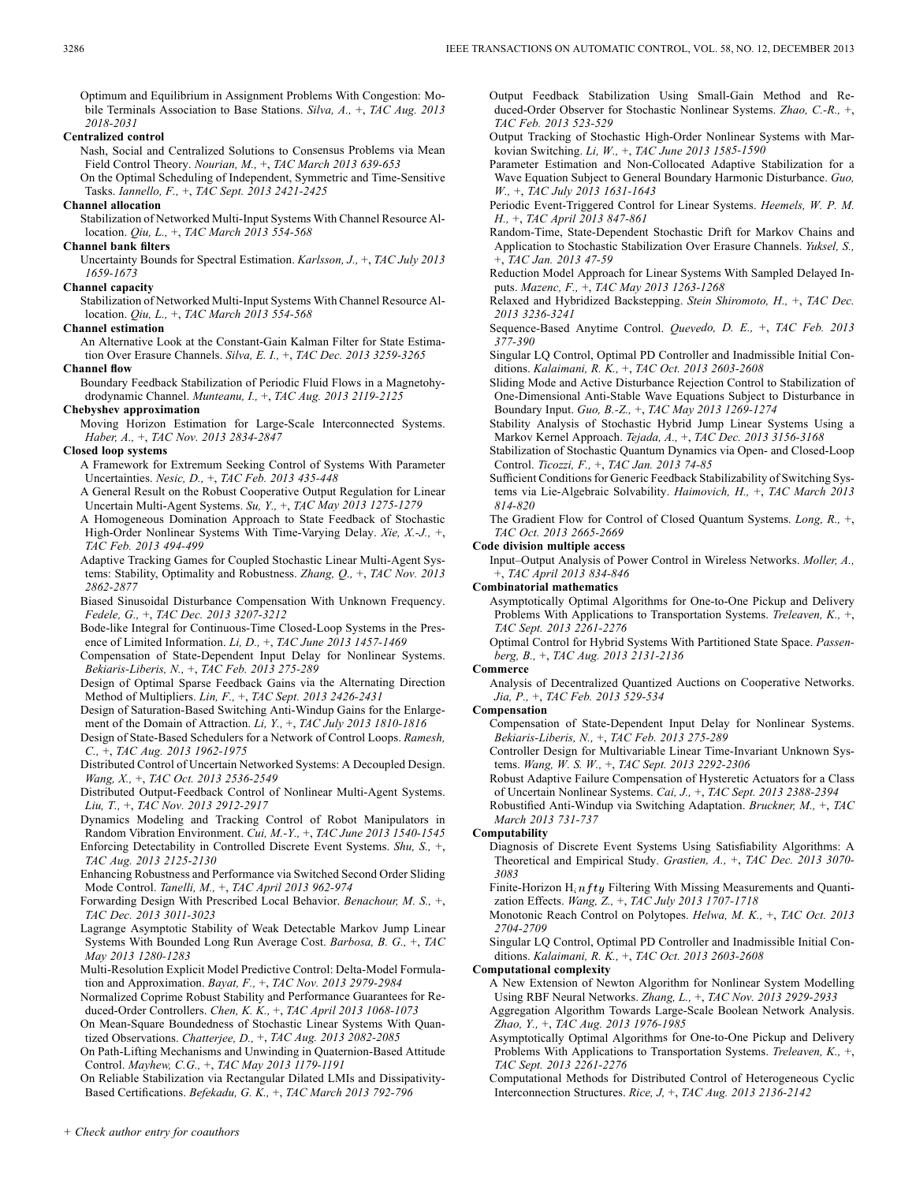Optimum and Equilibrium in Assignment Problems With Congestion: Mobile Terminals Association to Base Stations. *Silva, A.*, +, *TAC Aug. 2013 2018-2031*

**Centralized control**

Nash, Social and Centralized Solutions to Consensus Problems via Mean Field Control Theory. *Nourian, M.*, +, *TAC March 2013 639-653*

On the Optimal Scheduling of Independent, Symmetric and Time-Sensitive Tasks. *Iannello, F.*, +, *TAC Sept. 2013 2421-2425*

**Channel allocation**

Stabilization of Networked Multi-Input Systems With Channel Resource Allocation. *Qiu, L.*, +, *TAC March 2013 554-568*

**Channel bank filters**

Uncertainty Bounds for Spectral Estimation. *Karlsson, J.*, +, *TAC July 2013 1659-1673*

**Channel capacity**

Stabilization of Networked Multi-Input Systems With Channel Resource Allocation. *Qiu, L.*, +, *TAC March 2013 554-568*

**Channel estimation**

An Alternative Look at the Constant-Gain Kalman Filter for State Estimation Over Erasure Channels. *Silva, E. I.*, +, *TAC Dec. 2013 3259-3265*

**Channel flow**

Boundary Feedback Stabilization of Periodic Fluid Flows in a Magnetohydrodynamic Channel. *Munteanu, I.*, +, *TAC Aug. 2013 2119-2125*

**Chebyshev approximation**

Moving Horizon Estimation for Large-Scale Interconnected Systems. *Haber, A.*, +, *TAC Nov. 2013 2834-2847*

**Closed loop systems**

A Framework for Extremum Seeking Control of Systems With Parameter Uncertainties. *Nesic, D.*, +, *TAC Feb. 2013 435-448*

A General Result on the Robust Cooperative Output Regulation for Linear Uncertain Multi-Agent Systems. *Su, Y.*, +, *TAC May 2013 1275-1279*

A Homogeneous Domination Approach to State Feedback of Stochastic High-Order Nonlinear Systems With Time-Varying Delay. *Xie, X.-J.*, +, *TAC Feb. 2013 494-499*

Adaptive Tracking Games for Coupled Stochastic Linear Multi-Agent Systems: Stability, Optimality and Robustness. *Zhang, Q.*, +, *TAC Nov. 2013 2862-2877*

Biased Sinusoidal Disturbance Compensation With Unknown Frequency. *Fedele, G.*, +, *TAC Dec. 2013 3207-3212*

Bode-like Integral for Continuous-Time Closed-Loop Systems in the Presence of Limited Information. *Li, D.*, +, *TAC June 2013 1457-1469*

Compensation of State-Dependent Input Delay for Nonlinear Systems. *Bekiaris-Liberis, N.*, +, *TAC Feb. 2013 275-289*

Design of Optimal Sparse Feedback Gains via the Alternating Direction Method of Multipliers. *Lin, F.*, +, *TAC Sept. 2013 2426-2431*

Design of Saturation-Based Switching Anti-Windup Gains for the Enlargement of the Domain of Attraction. *Li, Y.*, +, *TAC July 2013 1810-1816*

Design of State-Based Schedulers for a Network of Control Loops. *Ramesh, C.*, +, *TAC Aug. 2013 1962-1975*

Distributed Control of Uncertain Networked Systems: A Decoupled Design. *Wang, X.*, +, *TAC Oct. 2013 2536-2549*

Distributed Output-Feedback Control of Nonlinear Multi-Agent Systems. *Liu, T.*, +, *TAC Nov. 2013 2912-2917*

Dynamics Modeling and Tracking Control of Robot Manipulators in Random Vibration Environment. *Cui, M.-Y.*, +, *TAC June 2013 1540-1545*

Enforcing Detectability in Controlled Discrete Event Systems. *Shu, S.*, +, *TAC Aug. 2013 2125-2130*

Enhancing Robustness and Performance via Switched Second Order Sliding Mode Control. *Tanelli, M.*, +, *TAC April 2013 962-974*

Forwarding Design With Prescribed Local Behavior. *Benachour, M. S.*, +, *TAC Dec. 2013 3011-3023*

Lagrange Asymptotic Stability of Weak Detectable Markov Jump Linear Systems With Bounded Long Run Average Cost. *Barbosa, B. G.*, +, *TAC May 2013 1280-1283*

Multi-Resolution Explicit Model Predictive Control: Delta-Model Formulation and Approximation. *Bayat, F.*, +, *TAC Nov. 2013 2979-2984*

Normalized Coprime Robust Stability and Performance Guarantees for Reduced-Order Controllers. *Chen, K. K.*, +, *TAC April 2013 1068-1073*

On Mean-Square Boundedness of Stochastic Linear Systems With Quantized Observations. *Chatterjee, D.*, +, *TAC Aug. 2013 2082-2085*

On Path-Lifting Mechanisms and Unwinding in Quaternion-Based Attitude Control. *Mayhew, C.G.*, +, *TAC May 2013 1179-1191*

On Reliable Stabilization via Rectangular Dilated LMIs and Dissipativity-Based Certifications. *Befekadu, G. K.*, +, *TAC March 2013 792-796*

Output Feedback Stabilization Using Small-Gain Method and Reduced-Order Observer for Stochastic Nonlinear Systems. *Zhao, C.-R.*, +, *TAC Feb. 2013 523-529*

Output Tracking of Stochastic High-Order Nonlinear Systems with Markovian Switching. *Li, W.*, +, *TAC June 2013 1585-1590*

Parameter Estimation and Non-Collocated Adaptive Stabilization for a Wave Equation Subject to General Boundary Harmonic Disturbance. *Guo, W.*, +, *TAC July 2013 1631-1643*

Periodic Event-Triggered Control for Linear Systems. *Heemels, W. P. M. H.*, +, *TAC April 2013 847-861*

Random-Time, State-Dependent Stochastic Drift for Markov Chains and Application to Stochastic Stabilization Over Erasure Channels. *Yuksel, S.*, +, *TAC Jan. 2013 47-59*

Reduction Model Approach for Linear Systems With Sampled Delayed Inputs. *Mazenc, F.*, +, *TAC May 2013 1263-1268*

Relaxed and Hybridized Backstepping. *Stein Shiromoto, H.*, +, *TAC Dec. 2013 3236-3241*

Sequence-Based Anytime Control. *Quevedo, D. E.*, +, *TAC Feb. 2013 377-390*

Singular LQ Control, Optimal PD Controller and Inadmissible Initial Conditions. *Kalaimani, R. K.*, +, *TAC Oct. 2013 2603-2608*

Sliding Mode and Active Disturbance Rejection Control to Stabilization of One-Dimensional Anti-Stable Wave Equations Subject to Disturbance in Boundary Input. *Guo, B.-Z.*, +, *TAC May 2013 1269-1274*

Stability Analysis of Stochastic Hybrid Jump Linear Systems Using a Markov Kernel Approach. *Tejada, A.*, +, *TAC Dec. 2013 3156-3168*

Stabilization of Stochastic Quantum Dynamics via Open- and Closed-Loop Control. *Ticozzi, F.*, +, *TAC Jan. 2013 74-85*

Sufficient Conditions for Generic Feedback Stabilizability of Switching Systems via Lie-Algebraic Solvability. *Haimovich, H.*, +, *TAC March 2013 814-820*

The Gradient Flow for Control of Closed Quantum Systems. *Long, R.*, +, *TAC Oct. 2013 2665-2669*

**Code division multiple access**

Input–Output Analysis of Power Control in Wireless Networks. *Moller, A.*, +, *TAC April 2013 834-846*

**Combinatorial mathematics**

Asymptotically Optimal Algorithms for One-to-One Pickup and Delivery Problems With Applications to Transportation Systems. *Treleaven, K.*, +, *TAC Sept. 2013 2261-2276*

Optimal Control for Hybrid Systems With Partitioned State Space. *Passenberg, B.*, +, *TAC Aug. 2013 2131-2136*

**Commerce**

Analysis of Decentralized Quantized Auctions on Cooperative Networks. *Jia, P.*, +, *TAC Feb. 2013 529-534*

**Compensation**

Compensation of State-Dependent Input Delay for Nonlinear Systems. *Bekiaris-Liberis, N.*, +, *TAC Feb. 2013 275-289*

Controller Design for Multivariable Linear Time-Invariant Unknown Systems. *Wang, W. S. W.*, +, *TAC Sept. 2013 2292-2306*

Robust Adaptive Failure Compensation of Hysteretic Actuators for a Class of Uncertain Nonlinear Systems. *Cai, J.*, +, *TAC Sept. 2013 2388-2394*

Robustified Anti-Windup via Switching Adaptation. *Bruckner, M.*, +, *TAC March 2013 731-737*

**Computability**

Diagnosis of Discrete Event Systems Using Satisfiability Algorithms: A Theoretical and Empirical Study. *Grastien, A.*, +, *TAC Dec. 2013 3070-3083*

Finite-Horizon H$_i nfty$ Filtering With Missing Measurements and Quantization Effects. *Wang, Z.*, +, *TAC July 2013 1707-1718*

Monotonic Reach Control on Polytopes. *Helwa, M. K.*, +, *TAC Oct. 2013 2704-2709*

Singular LQ Control, Optimal PD Controller and Inadmissible Initial Conditions. *Kalaimani, R. K.*, +, *TAC Oct. 2013 2603-2608*

**Computational complexity**

A New Extension of Newton Algorithm for Nonlinear System Modelling Using RBF Neural Networks. *Zhang, L.*, +, *TAC Nov. 2013 2929-2933*

Aggregation Algorithm Towards Large-Scale Boolean Network Analysis. *Zhao, Y.*, +, *TAC Aug. 2013 1976-1985*

Asymptotically Optimal Algorithms for One-to-One Pickup and Delivery Problems With Applications to Transportation Systems. *Treleaven, K.*, +, *TAC Sept. 2013 2261-2276*

Computational Methods for Distributed Control of Heterogeneous Cyclic Interconnection Structures. *Rice, J*, +, *TAC Aug. 2013 2136-2142*

+ *Check author entry for coauthors*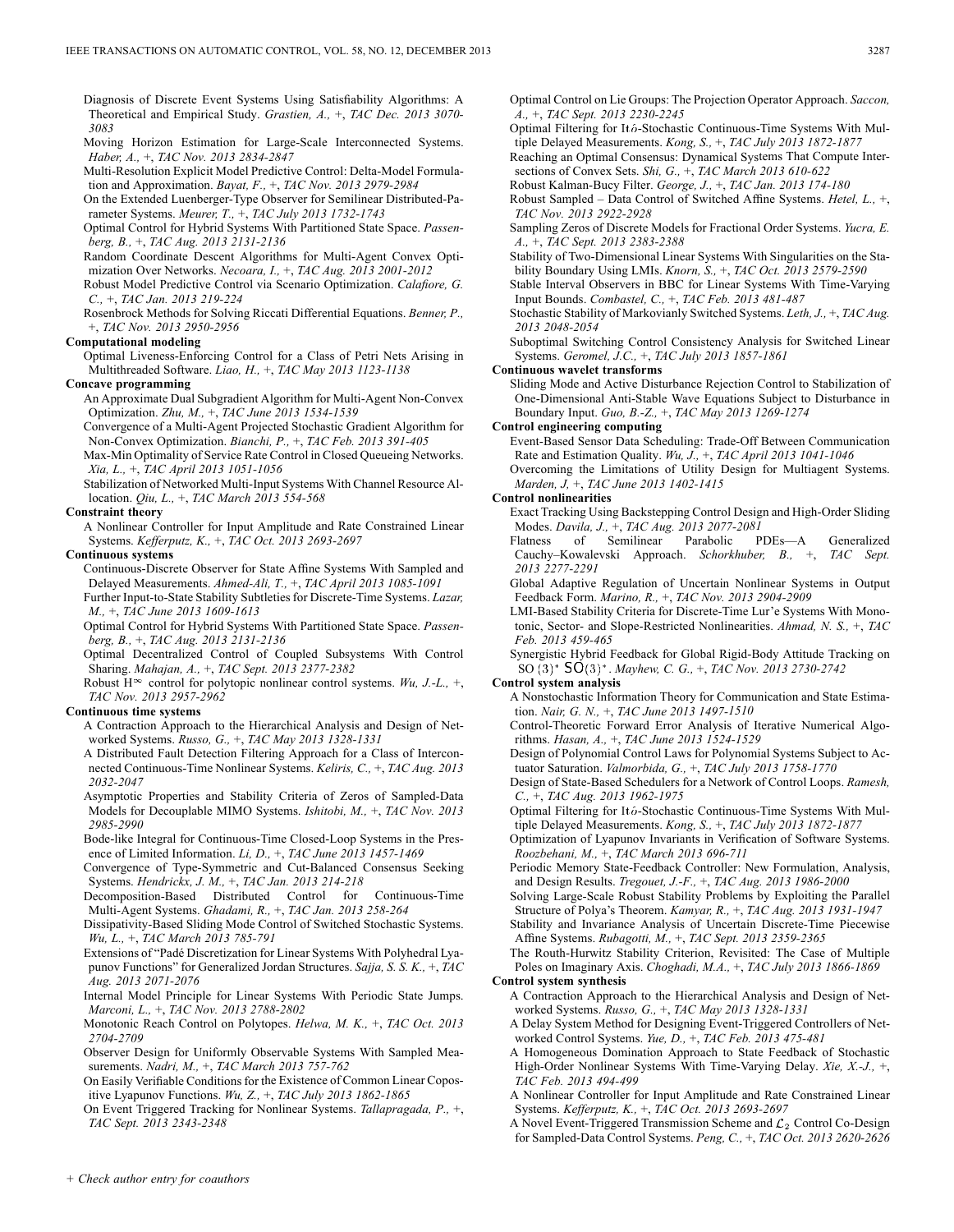Diagnosis of Discrete Event Systems Using Satisfiability Algorithms: A Theoretical and Empirical Study. *Grastien, A.,* +, *TAC Dec. 2013 3070-3083*

Moving Horizon Estimation for Large-Scale Interconnected Systems. *Haber, A.,* +, *TAC Nov. 2013 2834-2847*

Multi-Resolution Explicit Model Predictive Control: Delta-Model Formulation and Approximation. *Bayat, F.,* +, *TAC Nov. 2013 2979-2984*

On the Extended Luenberger-Type Observer for Semilinear Distributed-Parameter Systems. *Meurer, T.,* +, *TAC July 2013 1732-1743*

Optimal Control for Hybrid Systems With Partitioned State Space. *Passenberg, B.,* +, *TAC Aug. 2013 2131-2136*

Random Coordinate Descent Algorithms for Multi-Agent Convex Optimization Over Networks. *Necoara, I.,* +, *TAC Aug. 2013 2001-2012*

Robust Model Predictive Control via Scenario Optimization. *Calafiore, G. C.,* +, *TAC Jan. 2013 219-224*

Rosenbrock Methods for Solving Riccati Differential Equations. *Benner, P.,* +, *TAC Nov. 2013 2950-2956*

**Computational modeling**

Optimal Liveness-Enforcing Control for a Class of Petri Nets Arising in Multithreaded Software. *Liao, H.,* +, *TAC May 2013 1123-1138*

**Concave programming**

An Approximate Dual Subgradient Algorithm for Multi-Agent Non-Convex Optimization. *Zhu, M.,* +, *TAC June 2013 1534-1539*

Convergence of a Multi-Agent Projected Stochastic Gradient Algorithm for Non-Convex Optimization. *Bianchi, P.,* +, *TAC Feb. 2013 391-405*

Max-Min Optimality of Service Rate Control in Closed Queueing Networks. *Xia, L.,* +, *TAC April 2013 1051-1056*

Stabilization of Networked Multi-Input Systems With Channel Resource Allocation. *Qiu, L.,* +, *TAC March 2013 554-568*

**Constraint theory**

A Nonlinear Controller for Input Amplitude and Rate Constrained Linear Systems. *Kefferputz, K.,* +, *TAC Oct. 2013 2693-2697*

**Continuous systems**

Continuous-Discrete Observer for State Affine Systems With Sampled and Delayed Measurements. *Ahmed-Ali, T.,* +, *TAC April 2013 1085-1091*

Further Input-to-State Stability Subtleties for Discrete-Time Systems. *Lazar, M.,* +, *TAC June 2013 1609-1613*

Optimal Control for Hybrid Systems With Partitioned State Space. *Passenberg, B.,* +, *TAC Aug. 2013 2131-2136*

Optimal Decentralized Control of Coupled Subsystems With Control Sharing. *Mahajan, A.,* +, *TAC Sept. 2013 2377-2382*

Robust $H^{\infty}$ control for polytopic nonlinear control systems. *Wu, J.-L.,* +, *TAC Nov. 2013 2957-2962*

**Continuous time systems**

A Contraction Approach to the Hierarchical Analysis and Design of Networked Systems. *Russo, G.,* +, *TAC May 2013 1328-1331*

A Distributed Fault Detection Filtering Approach for a Class of Interconnected Continuous-Time Nonlinear Systems. *Keliris, C.,* +, *TAC Aug. 2013 2032-2047*

Asymptotic Properties and Stability Criteria of Zeros of Sampled-Data Models for Decouplable MIMO Systems. *Ishitobi, M.,* +, *TAC Nov. 2013 2985-2990*

Bode-like Integral for Continuous-Time Closed-Loop Systems in the Presence of Limited Information. *Li, D.,* +, *TAC June 2013 1457-1469*

Convergence of Type-Symmetric and Cut-Balanced Consensus Seeking Systems. *Hendrickx, J. M.,* +, *TAC Jan. 2013 214-218*

Decomposition-Based Distributed Control for Continuous-Time Multi-Agent Systems. *Ghadami, R.,* +, *TAC Jan. 2013 258-264*

Dissipativity-Based Sliding Mode Control of Switched Stochastic Systems. *Wu, L.,* +, *TAC March 2013 785-791*

Extensions of "Padé Discretization for Linear Systems With Polyhedral Lyapunov Functions" for Generalized Jordan Structures. *Sajja, S. S. K.,* +, *TAC Aug. 2013 2071-2076*

Internal Model Principle for Linear Systems With Periodic State Jumps. *Marconi, L.,* +, *TAC Nov. 2013 2788-2802*

Monotonic Reach Control on Polytopes. *Helwa, M. K.,* +, *TAC Oct. 2013 2704-2709*

Observer Design for Uniformly Observable Systems With Sampled Measurements. *Nadri, M.,* +, *TAC March 2013 757-762*

On Easily Verifiable Conditions for the Existence of Common Linear Copositive Lyapunov Functions. *Wu, Z.,* +, *TAC July 2013 1862-1865*

On Event Triggered Tracking for Nonlinear Systems. *Tallapragada, P.,* +, *TAC Sept. 2013 2343-2348*

Optimal Control on Lie Groups: The Projection Operator Approach. *Saccon, A.,* +, *TAC Sept. 2013 2230-2245*

Optimal Filtering for Itô-Stochastic Continuous-Time Systems With Multiple Delayed Measurements. *Kong, S.,* +, *TAC July 2013 1872-1877*

Reaching an Optimal Consensus: Dynamical Systems That Compute Intersections of Convex Sets. *Shi, G.,* +, *TAC March 2013 610-622*

Robust Kalman-Bucy Filter. *George, J.,* +, *TAC Jan. 2013 174-180*

Robust Sampled – Data Control of Switched Affine Systems. *Hetel, L.,* +, *TAC Nov. 2013 2922-2928*

Sampling Zeros of Discrete Models for Fractional Order Systems. *Yucra, E. A.,* +, *TAC Sept. 2013 2383-2388*

Stability of Two-Dimensional Linear Systems With Singularities on the Stability Boundary Using LMIs. *Knorn, S.,* +, *TAC Oct. 2013 2579-2590*

Stable Interval Observers in BBC for Linear Systems With Time-Varying Input Bounds. *Combastel, C.,* +, *TAC Feb. 2013 481-487*

Stochastic Stability of Markovianly Switched Systems. *Leth, J.,* +, *TAC Aug. 2013 2048-2054*

Suboptimal Switching Control Consistency Analysis for Switched Linear Systems. *Geromel, J.C.,* +, *TAC July 2013 1857-1861*

**Continuous wavelet transforms**

Sliding Mode and Active Disturbance Rejection Control to Stabilization of One-Dimensional Anti-Stable Wave Equations Subject to Disturbance in Boundary Input. *Guo, B.-Z.,* +, *TAC May 2013 1269-1274*

**Control engineering computing**

Event-Based Sensor Data Scheduling: Trade-Off Between Communication Rate and Estimation Quality. *Wu, J.,* +, *TAC April 2013 1041-1046*

Overcoming the Limitations of Utility Design for Multiagent Systems. *Marden, J,* +, *TAC June 2013 1402-1415*

**Control nonlinearities**

Exact Tracking Using Backstepping Control Design and High-Order Sliding Modes. *Davila, J.,* +, *TAC Aug. 2013 2077-2081*

Flatness of Semilinear Parabolic PDEs—A Generalized Cauchy–Kowalevski Approach. *Schorkhuber, B.,* +, *TAC Sept. 2013 2277-2291*

Global Adaptive Regulation of Uncertain Nonlinear Systems in Output Feedback Form. *Marino, R.,* +, *TAC Nov. 2013 2904-2909*

LMI-Based Stability Criteria for Discrete-Time Lur'e Systems With Monotonic, Sector- and Slope-Restricted Nonlinearities. *Ahmad, N. S.,* +, *TAC Feb. 2013 459-465*

Synergistic Hybrid Feedback for Global Rigid-Body Attitude Tracking on $SO(3)^*$. *Mayhew, C. G.,* +, *TAC Nov. 2013 2730-2742*

**Control system analysis**

A Nonstochastic Information Theory for Communication and State Estimation. *Nair, G. N.,* +, *TAC June 2013 1497-1510*

Control-Theoretic Forward Error Analysis of Iterative Numerical Algorithms. *Hasan, A.,* +, *TAC June 2013 1524-1529*

Design of Polynomial Control Laws for Polynomial Systems Subject to Actuator Saturation. *Valmorbida, G.,* +, *TAC July 2013 1758-1770*

Design of State-Based Schedulers for a Network of Control Loops. *Ramesh, C.,* +, *TAC Aug. 2013 1962-1975*

Optimal Filtering for Itô-Stochastic Continuous-Time Systems With Multiple Delayed Measurements. *Kong, S.,* +, *TAC July 2013 1872-1877*

Optimization of Lyapunov Invariants in Verification of Software Systems. *Roozbehani, M.,* +, *TAC March 2013 696-711*

Periodic Memory State-Feedback Controller: New Formulation, Analysis, and Design Results. *Tregouet, J.-F.,* +, *TAC Aug. 2013 1986-2000*

Solving Large-Scale Robust Stability Problems by Exploiting the Parallel Structure of Polya's Theorem. *Kamyar, R.,* +, *TAC Aug. 2013 1931-1947*

Stability and Invariance Analysis of Uncertain Discrete-Time Piecewise Affine Systems. *Rubagotti, M.,* +, *TAC Sept. 2013 2359-2365*

The Routh-Hurwitz Stability Criterion, Revisited: The Case of Multiple Poles on Imaginary Axis. *Choghadi, M.A.,* +, *TAC July 2013 1866-1869*

**Control system synthesis**

A Contraction Approach to the Hierarchical Analysis and Design of Networked Systems. *Russo, G.,* +, *TAC May 2013 1328-1331*

A Delay System Method for Designing Event-Triggered Controllers of Networked Control Systems. *Yue, D.,* +, *TAC Feb. 2013 475-481*

A Homogeneous Domination Approach to State Feedback of Stochastic High-Order Nonlinear Systems With Time-Varying Delay. *Xie, X.-J.,* +, *TAC Feb. 2013 494-499*

A Nonlinear Controller for Input Amplitude and Rate Constrained Linear Systems. *Kefferputz, K.,* +, *TAC Oct. 2013 2693-2697*

A Novel Event-Triggered Transmission Scheme and $\mathcal{L}_2$ Control Co-Design for Sampled-Data Control Systems. *Peng, C.,* +, *TAC Oct. 2013 2620-2626*

+ *Check author entry for coauthors*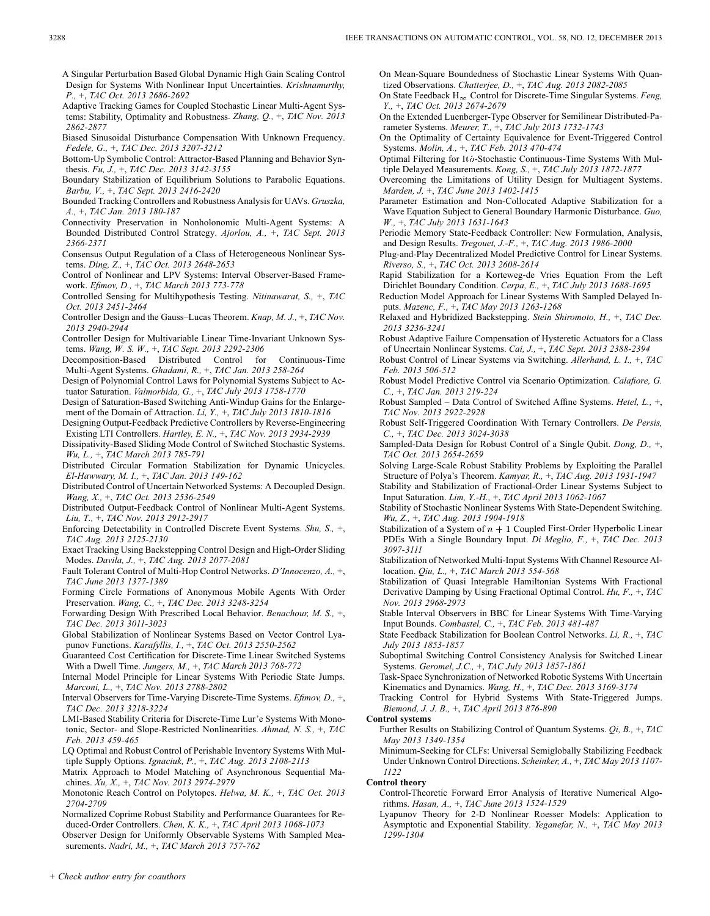A Singular Perturbation Based Global Dynamic High Gain Scaling Control Design for Systems With Nonlinear Input Uncertainties. *Krishnamurthy, P.,* +, *TAC Oct. 2013 2686-2692*

Adaptive Tracking Games for Coupled Stochastic Linear Multi-Agent Systems: Stability, Optimality and Robustness. *Zhang, Q.,* +, *TAC Nov. 2013 2862-2877*

Biased Sinusoidal Disturbance Compensation With Unknown Frequency. *Fedele, G.,* +, *TAC Dec. 2013 3207-3212*

Bottom-Up Symbolic Control: Attractor-Based Planning and Behavior Synthesis. *Fu, J.,* +, *TAC Dec. 2013 3142-3155*

Boundary Stabilization of Equilibrium Solutions to Parabolic Equations. *Barbu, V.,* +, *TAC Sept. 2013 2416-2420*

Bounded Tracking Controllers and Robustness Analysis for UAVs. *Gruszka, A.,* +, *TAC Jan. 2013 180-187*

Connectivity Preservation in Nonholonomic Multi-Agent Systems: A Bounded Distributed Control Strategy. *Ajorlou, A.,* +, *TAC Sept. 2013 2366-2371*

Consensus Output Regulation of a Class of Heterogeneous Nonlinear Systems. *Ding, Z.,* +, *TAC Oct. 2013 2648-2653*

Control of Nonlinear and LPV Systems: Interval Observer-Based Framework. *Efimov, D.,* +, *TAC March 2013 773-778*

Controlled Sensing for Multihypothesis Testing. *Nitinawarat, S.,* +, *TAC Oct. 2013 2451-2464*

Controller Design and the Gauss–Lucas Theorem. *Knap, M. J.,* +, *TAC Nov. 2013 2940-2944*

Controller Design for Multivariable Linear Time-Invariant Unknown Systems. *Wang, W. S. W.,* +, *TAC Sept. 2013 2292-2306*

Decomposition-Based Distributed Control for Continuous-Time Multi-Agent Systems. *Ghadami, R.,* +, *TAC Jan. 2013 258-264*

Design of Polynomial Control Laws for Polynomial Systems Subject to Actuator Saturation. *Valmorbida, G.,* +, *TAC July 2013 1758-1770*

Design of Saturation-Based Switching Anti-Windup Gains for the Enlargement of the Domain of Attraction. *Li, Y.,* +, *TAC July 2013 1810-1816*

Designing Output-Feedback Predictive Controllers by Reverse-Engineering Existing LTI Controllers. *Hartley, E. N.,* +, *TAC Nov. 2013 2934-2939*

Dissipativity-Based Sliding Mode Control of Switched Stochastic Systems. *Wu, L.,* +, *TAC March 2013 785-791*

Distributed Circular Formation Stabilization for Dynamic Unicycles. *El-Hawwary, M. I.,* +, *TAC Jan. 2013 149-162*

Distributed Control of Uncertain Networked Systems: A Decoupled Design. *Wang, X.,* +, *TAC Oct. 2013 2536-2549*

Distributed Output-Feedback Control of Nonlinear Multi-Agent Systems. *Liu, T.,* +, *TAC Nov. 2013 2912-2917*

Enforcing Detectability in Controlled Discrete Event Systems. *Shu, S.,* +, *TAC Aug. 2013 2125-2130*

Exact Tracking Using Backstepping Control Design and High-Order Sliding Modes. *Davila, J.,* +, *TAC Aug. 2013 2077-2081*

Fault Tolerant Control of Multi-Hop Control Networks. *D'Innocenzo, A.,* +, *TAC June 2013 1377-1389*

Forming Circle Formations of Anonymous Mobile Agents With Order Preservation. *Wang, C.,* +, *TAC Dec. 2013 3248-3254*

Forwarding Design With Prescribed Local Behavior. *Benachour, M. S.,* +, *TAC Dec. 2013 3011-3023*

Global Stabilization of Nonlinear Systems Based on Vector Control Lyapunov Functions. *Karafyllis, I.,* +, *TAC Oct. 2013 2550-2562*

Guaranteed Cost Certification for Discrete-Time Linear Switched Systems With a Dwell Time. *Jungers, M.,* +, *TAC March 2013 768-772*

Internal Model Principle for Linear Systems With Periodic State Jumps. *Marconi, L.,* +, *TAC Nov. 2013 2788-2802*

Interval Observers for Time-Varying Discrete-Time Systems. *Efimov, D.,* +, *TAC Dec. 2013 3218-3224*

LMI-Based Stability Criteria for Discrete-Time Lur'e Systems With Monotonic, Sector- and Slope-Restricted Nonlinearities. *Ahmad, N. S.,* +, *TAC Feb. 2013 459-465*

LQ Optimal and Robust Control of Perishable Inventory Systems With Multiple Supply Options. *Ignaciuk, P.,* +, *TAC Aug. 2013 2108-2113*

Matrix Approach to Model Matching of Asynchronous Sequential Machines. *Xu, X.,* +, *TAC Nov. 2013 2974-2979*

Monotonic Reach Control on Polytopes. *Helwa, M. K.,* +, *TAC Oct. 2013 2704-2709*

Normalized Coprime Robust Stability and Performance Guarantees for Reduced-Order Controllers. *Chen, K. K.,* +, *TAC April 2013 1068-1073*

Observer Design for Uniformly Observable Systems With Sampled Measurements. *Nadri, M.,* +, *TAC March 2013 757-762*

On Mean-Square Boundedness of Stochastic Linear Systems With Quantized Observations. *Chatterjee, D.,* +, *TAC Aug. 2013 2082-2085*

On State Feedback $H_\infty$ Control for Discrete-Time Singular Systems. *Feng, Y.,* +, *TAC Oct. 2013 2674-2679*

On the Extended Luenberger-Type Observer for Semilinear Distributed-Parameter Systems. *Meurer, T.,* +, *TAC July 2013 1732-1743*

On the Optimality of Certainty Equivalence for Event-Triggered Control Systems. *Molin, A.,* +, *TAC Feb. 2013 470-474*

Optimal Filtering for Itô-Stochastic Continuous-Time Systems With Multiple Delayed Measurements. *Kong, S.,* +, *TAC July 2013 1872-1877*

Overcoming the Limitations of Utility Design for Multiagent Systems. *Marden, J,* +, *TAC June 2013 1402-1415*

Parameter Estimation and Non-Collocated Adaptive Stabilization for a Wave Equation Subject to General Boundary Harmonic Disturbance. *Guo, W.,* +, *TAC July 2013 1631-1643*

Periodic Memory State-Feedback Controller: New Formulation, Analysis, and Design Results. *Tregouet, J.-F.,* +, *TAC Aug. 2013 1986-2000*

Plug-and-Play Decentralized Model Predictive Control for Linear Systems. *Riverso, S.,* +, *TAC Oct. 2013 2608-2614*

Rapid Stabilization for a Korteweg-de Vries Equation From the Left Dirichlet Boundary Condition. *Cerpa, E.,* +, *TAC July 2013 1688-1695*

Reduction Model Approach for Linear Systems With Sampled Delayed Inputs. *Mazenc, F.,* +, *TAC May 2013 1263-1268*

Relaxed and Hybridized Backstepping. *Stein Shiromoto, H.,* +, *TAC Dec. 2013 3236-3241*

Robust Adaptive Failure Compensation of Hysteretic Actuators for a Class of Uncertain Nonlinear Systems. *Cai, J.,* +, *TAC Sept. 2013 2388-2394*

Robust Control of Linear Systems via Switching. *Allerhand, L. I.,* +, *TAC Feb. 2013 506-512*

Robust Model Predictive Control via Scenario Optimization. *Calafiore, G. C.,* +, *TAC Jan. 2013 219-224*

Robust Sampled – Data Control of Switched Affine Systems. *Hetel, L.,* +, *TAC Nov. 2013 2922-2928*

Robust Self-Triggered Coordination With Ternary Controllers. *De Persis, C.,* +, *TAC Dec. 2013 3024-3038*

Sampled-Data Design for Robust Control of a Single Qubit. *Dong, D.,* +, *TAC Oct. 2013 2654-2659*

Solving Large-Scale Robust Stability Problems by Exploiting the Parallel Structure of Polya's Theorem. *Kamyar, R.,* +, *TAC Aug. 2013 1931-1947*

Stability and Stabilization of Fractional-Order Linear Systems Subject to Input Saturation. *Lim, Y.-H.,* +, *TAC April 2013 1062-1067*

Stability of Stochastic Nonlinear Systems With State-Dependent Switching. *Wu, Z.,* +, *TAC Aug. 2013 1904-1918*

Stabilization of a System of $n+1$ Coupled First-Order Hyperbolic Linear PDEs With a Single Boundary Input. *Di Meglio, F.,* +, *TAC Dec. 2013 3097-3111*

Stabilization of Networked Multi-Input Systems With Channel Resource Allocation. *Qiu, L.,* +, *TAC March 2013 554-568*

Stabilization of Quasi Integrable Hamiltonian Systems With Fractional Derivative Damping by Using Fractional Optimal Control. *Hu, F.,* +, *TAC Nov. 2013 2968-2973*

Stable Interval Observers in BBC for Linear Systems With Time-Varying Input Bounds. *Combastel, C.,* +, *TAC Feb. 2013 481-487*

State Feedback Stabilization for Boolean Control Networks. *Li, R.,* +, *TAC July 2013 1853-1857*

Suboptimal Switching Control Consistency Analysis for Switched Linear Systems. *Geromel, J.C.,* +, *TAC July 2013 1857-1861*

Task-Space Synchronization of Networked Robotic Systems With Uncertain Kinematics and Dynamics. *Wang, H.,* +, *TAC Dec. 2013 3169-3174*

Tracking Control for Hybrid Systems With State-Triggered Jumps. *Biemond, J. J. B.,* +, *TAC April 2013 876-890*

**Control systems**

Further Results on Stabilizing Control of Quantum Systems. *Qi, B.,* +, *TAC May 2013 1349-1354*

Minimum-Seeking for CLFs: Universal Semiglobally Stabilizing Feedback Under Unknown Control Directions. *Scheinker, A.,* +, *TAC May 2013 1107-1122*

**Control theory**

Control-Theoretic Forward Error Analysis of Iterative Numerical Algorithms. *Hasan, A.,* +, *TAC June 2013 1524-1529*

Lyapunov Theory for 2-D Nonlinear Roesser Models: Application to Asymptotic and Exponential Stability. *Yeganefar, N.,* +, *TAC May 2013 1299-1304*

+ *Check author entry for coauthors*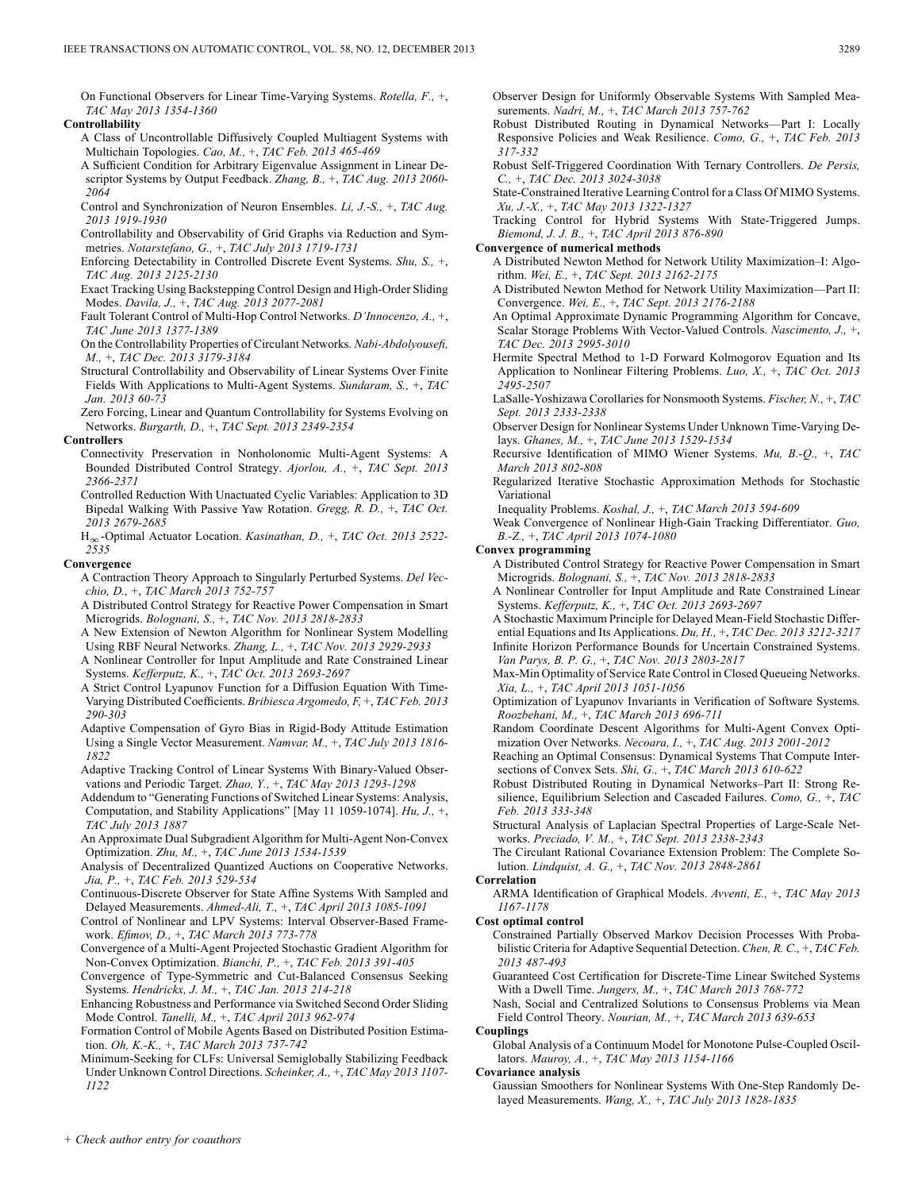On Functional Observers for Linear Time-Varying Systems. *Rotella, F.*, +, *TAC May 2013 1354-1360*

**Controllability**

A Class of Uncontrollable Diffusively Coupled Multiagent Systems with Multichain Topologies. *Cao, M.*, +, *TAC Feb. 2013 465-469*

A Sufficient Condition for Arbitrary Eigenvalue Assignment in Linear Descriptor Systems by Output Feedback. *Zhang, B.*, +, *TAC Aug. 2013 2060-2064*

Control and Synchronization of Neuron Ensembles. *Li, J.-S.*, +, *TAC Aug. 2013 1919-1930*

Controllability and Observability of Grid Graphs via Reduction and Symmetries. *Notarstefano, G.*, +, *TAC July 2013 1719-1731*

Enforcing Detectability in Controlled Discrete Event Systems. *Shu, S.*, +, *TAC Aug. 2013 2125-2130*

Exact Tracking Using Backstepping Control Design and High-Order Sliding Modes. *Davila, J.*, +, *TAC Aug. 2013 2077-2081*

Fault Tolerant Control of Multi-Hop Control Networks. *D'Innocenzo, A.*, +, *TAC June 2013 1377-1389*

On the Controllability Properties of Circulant Networks. *Nabi-Abdolyousefi, M.*, +, *TAC Dec. 2013 3179-3184*

Structural Controllability and Observability of Linear Systems Over Finite Fields With Applications to Multi-Agent Systems. *Sundaram, S.*, +, *TAC Jan. 2013 60-73*

Zero Forcing, Linear and Quantum Controllability for Systems Evolving on Networks. *Burgarth, D.*, +, *TAC Sept. 2013 2349-2354*

**Controllers**

Connectivity Preservation in Nonholonomic Multi-Agent Systems: A Bounded Distributed Control Strategy. *Ajorlou, A.*, +, *TAC Sept. 2013 2366-2371*

Controlled Reduction With Unactuated Cyclic Variables: Application to 3D Bipedal Walking With Passive Yaw Rotation. *Gregg, R. D.*, +, *TAC Oct. 2013 2679-2685*

$H_\infty$-Optimal Actuator Location. *Kasinathan, D.*, +, *TAC Oct. 2013 2522-2535*

**Convergence**

A Contraction Theory Approach to Singularly Perturbed Systems. *Del Vecchio, D.*, +, *TAC March 2013 752-757*

A Distributed Control Strategy for Reactive Power Compensation in Smart Microgrids. *Bolognani, S.*, +, *TAC Nov. 2013 2818-2833*

A New Extension of Newton Algorithm for Nonlinear System Modelling Using RBF Neural Networks. *Zhang, L.*, +, *TAC Nov. 2013 2929-2933*

A Nonlinear Controller for Input Amplitude and Rate Constrained Linear Systems. *Kefferputz, K.*, +, *TAC Oct. 2013 2693-2697*

A Strict Control Lyapunov Function for a Diffusion Equation With Time-Varying Distributed Coefficients. *Bribiesca Argomedo, F*, +, *TAC Feb. 2013 290-303*

Adaptive Compensation of Gyro Bias in Rigid-Body Attitude Estimation Using a Single Vector Measurement. *Namvar, M.*, +, *TAC July 2013 1816-1822*

Adaptive Tracking Control of Linear Systems With Binary-Valued Observations and Periodic Target. *Zhao, Y.*, +, *TAC May 2013 1293-1298*

Addendum to "Generating Functions of Switched Linear Systems: Analysis, Computation, and Stability Applications" [May 11 1059-1074]. *Hu, J.*, +, *TAC July 2013 1887*

An Approximate Dual Subgradient Algorithm for Multi-Agent Non-Convex Optimization. *Zhu, M.*, +, *TAC June 2013 1534-1539*

Analysis of Decentralized Quantized Auctions on Cooperative Networks. *Jia, P.*, +, *TAC Feb. 2013 529-534*

Continuous-Discrete Observer for State Affine Systems With Sampled and Delayed Measurements. *Ahmed-Ali, T.*, +, *TAC April 2013 1085-1091*

Control of Nonlinear and LPV Systems: Interval Observer-Based Framework. *Efimov, D.*, +, *TAC March 2013 773-778*

Convergence of a Multi-Agent Projected Stochastic Gradient Algorithm for Non-Convex Optimization. *Bianchi, P.*, +, *TAC Feb. 2013 391-405*

Convergence of Type-Symmetric and Cut-Balanced Consensus Seeking Systems. *Hendrickx, J. M.*, +, *TAC Jan. 2013 214-218*

Enhancing Robustness and Performance via Switched Second Order Sliding Mode Control. *Tanelli, M.*, +, *TAC April 2013 962-974*

Formation Control of Mobile Agents Based on Distributed Position Estimation. *Oh, K.-K.*, +, *TAC March 2013 737-742*

Minimum-Seeking for CLFs: Universal Semiglobally Stabilizing Feedback Under Unknown Control Directions. *Scheinker, A.*, +, *TAC May 2013 1107-1122*

Observer Design for Uniformly Observable Systems With Sampled Measurements. *Nadri, M.*, +, *TAC March 2013 757-762*

Robust Distributed Routing in Dynamical Networks—Part I: Locally Responsive Policies and Weak Resilience. *Como, G.*, +, *TAC Feb. 2013 317-332*

Robust Self-Triggered Coordination With Ternary Controllers. *De Persis, C.*, +, *TAC Dec. 2013 3024-3038*

State-Constrained Iterative Learning Control for a Class Of MIMO Systems. *Xu, J.-X.*, +, *TAC May 2013 1322-1327*

Tracking Control for Hybrid Systems With State-Triggered Jumps. *Biemond, J. J. B.*, +, *TAC April 2013 876-890*

**Convergence of numerical methods**

A Distributed Newton Method for Network Utility Maximization–I: Algorithm. *Wei, E.*, +, *TAC Sept. 2013 2162-2175*

A Distributed Newton Method for Network Utility Maximization—Part II: Convergence. *Wei, E.*, +, *TAC Sept. 2013 2176-2188*

An Optimal Approximate Dynamic Programming Algorithm for Concave, Scalar Storage Problems With Vector-Valued Controls. *Nascimento, J.*, +, *TAC Dec. 2013 2995-3010*

Hermite Spectral Method to 1-D Forward Kolmogorov Equation and Its Application to Nonlinear Filtering Problems. *Luo, X.*, +, *TAC Oct. 2013 2495-2507*

LaSalle-Yoshizawa Corollaries for Nonsmooth Systems. *Fischer, N.*, +, *TAC Sept. 2013 2333-2338*

Observer Design for Nonlinear Systems Under Unknown Time-Varying Delays. *Ghanes, M.*, +, *TAC June 2013 1529-1534*

Recursive Identification of MIMO Wiener Systems. *Mu, B.-Q.*, +, *TAC March 2013 802-808*

Regularized Iterative Stochastic Approximation Methods for Stochastic Variational Inequality Problems. *Koshal, J.*, +, *TAC March 2013 594-609*

Weak Convergence of Nonlinear High-Gain Tracking Differentiator. *Guo, B.-Z.*, +, *TAC April 2013 1074-1080*

**Convex programming**

A Distributed Control Strategy for Reactive Power Compensation in Smart Microgrids. *Bolognani, S.*, +, *TAC Nov. 2013 2818-2833*

A Nonlinear Controller for Input Amplitude and Rate Constrained Linear Systems. *Kefferputz, K.*, +, *TAC Oct. 2013 2693-2697*

A Stochastic Maximum Principle for Delayed Mean-Field Stochastic Differential Equations and Its Applications. *Du, H.*, +, *TAC Dec. 2013 3212-3217*

Infinite Horizon Performance Bounds for Uncertain Constrained Systems. *Van Parys, B. P. G.*, +, *TAC Nov. 2013 2803-2817*

Max-Min Optimality of Service Rate Control in Closed Queueing Networks. *Xia, L.*, +, *TAC April 2013 1051-1056*

Optimization of Lyapunov Invariants in Verification of Software Systems. *Roozbehani, M.*, +, *TAC March 2013 696-711*

Random Coordinate Descent Algorithms for Multi-Agent Convex Optimization Over Networks. *Necoara, I.*, +, *TAC Aug. 2013 2001-2012*

Reaching an Optimal Consensus: Dynamical Systems That Compute Intersections of Convex Sets. *Shi, G.*, +, *TAC March 2013 610-622*

Robust Distributed Routing in Dynamical Networks–Part II: Strong Resilience, Equilibrium Selection and Cascaded Failures. *Como, G.*, +, *TAC Feb. 2013 333-348*

Structural Analysis of Laplacian Spectral Properties of Large-Scale Networks. *Preciado, V. M.*, +, *TAC Sept. 2013 2338-2343*

The Circulant Rational Covariance Extension Problem: The Complete Solution. *Lindquist, A. G.*, +, *TAC Nov. 2013 2848-2861*

**Correlation**

ARMA Identification of Graphical Models. *Avventi, E.*, +, *TAC May 2013 1167-1178*

**Cost optimal control**

Constrained Partially Observed Markov Decision Processes With Probabilistic Criteria for Adaptive Sequential Detection. *Chen, R. C.*, +, *TAC Feb. 2013 487-493*

Guaranteed Cost Certification for Discrete-Time Linear Switched Systems With a Dwell Time. *Jungers, M.*, +, *TAC March 2013 768-772*

Nash, Social and Centralized Solutions to Consensus Problems via Mean Field Control Theory. *Nourian, M.*, +, *TAC March 2013 639-653*

**Couplings**

Global Analysis of a Continuum Model for Monotone Pulse-Coupled Oscillators. *Mauroy, A.*, +, *TAC May 2013 1154-1166*

**Covariance analysis**

Gaussian Smoothers for Nonlinear Systems With One-Step Randomly Delayed Measurements. *Wang, X.*, +, *TAC July 2013 1828-1835*

+ Check author entry for coauthors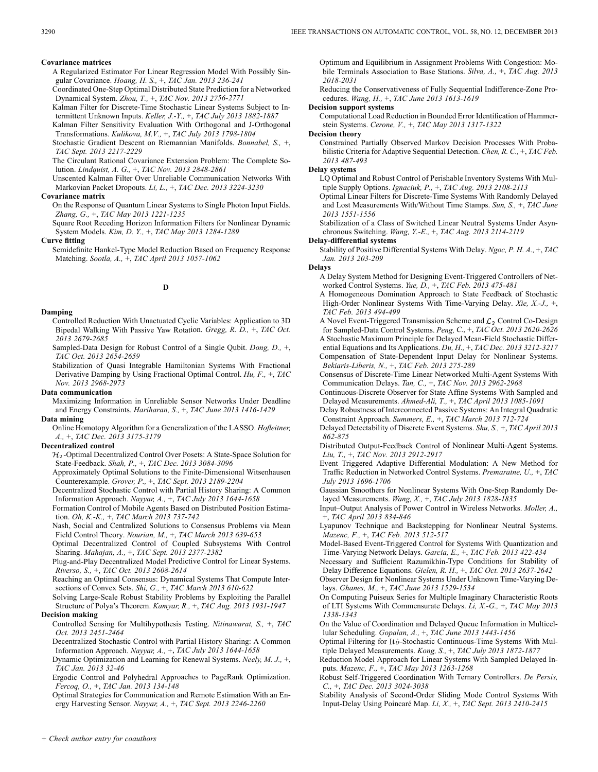**Covariance matrices**

A Regularized Estimator For Linear Regression Model With Possibly Singular Covariance. *Hoang, H. S.,* +, *TAC Jan. 2013 236-241*

Coordinated One-Step Optimal Distributed State Prediction for a Networked Dynamical System. *Zhou, T.,* +, *TAC Nov. 2013 2756-2771*

Kalman Filter for Discrete-Time Stochastic Linear Systems Subject to Intermittent Unknown Inputs. *Keller, J.-Y.,* +, *TAC July 2013 1882-1887*

Kalman Filter Sensitivity Evaluation With Orthogonal and J-Orthogonal Transformations. *Kulikova, M.V.,* +, *TAC July 2013 1798-1804*

Stochastic Gradient Descent on Riemannian Manifolds. *Bonnabel, S.,* +, *TAC Sept. 2013 2217-2229*

The Circulant Rational Covariance Extension Problem: The Complete Solution. *Lindquist, A. G.,* +, *TAC Nov. 2013 2848-2861*

Unscented Kalman Filter Over Unreliable Communication Networks With Markovian Packet Dropouts. *Li, L.,* +, *TAC Dec. 2013 3224-3230*

**Covariance matrix**

On the Response of Quantum Linear Systems to Single Photon Input Fields. *Zhang, G.,* +, *TAC May 2013 1221-1235*

Square Root Receding Horizon Information Filters for Nonlinear Dynamic System Models. *Kim, D. Y.,* +, *TAC May 2013 1284-1289*

**Curve fitting**

Semidefinite Hankel-Type Model Reduction Based on Frequency Response Matching. *Sootla, A.,* +, *TAC April 2013 1057-1062*

## D

**Damping**

Controlled Reduction With Unactuated Cyclic Variables: Application to 3D Bipedal Walking With Passive Yaw Rotation. *Gregg, R. D.,* +, *TAC Oct. 2013 2679-2685*

Sampled-Data Design for Robust Control of a Single Qubit. *Dong, D.,* +, *TAC Oct. 2013 2654-2659*

Stabilization of Quasi Integrable Hamiltonian Systems With Fractional Derivative Damping by Using Fractional Optimal Control. *Hu, F.,* +, *TAC Nov. 2013 2968-2973*

**Data communication**

Maximizing Information in Unreliable Sensor Networks Under Deadline and Energy Constraints. *Hariharan, S.,* +, *TAC June 2013 1416-1429*

**Data mining**

Online Homotopy Algorithm for a Generalization of the LASSO. *Hofleitner, A.,* +, *TAC Dec. 2013 3175-3179*

**Decentralized control**

$\mathcal{H}_2$-Optimal Decentralized Control Over Posets: A State-Space Solution for State-Feedback. *Shah, P.,* +, *TAC Dec. 2013 3084-3096*

Approximately Optimal Solutions to the Finite-Dimensional Witsenhausen Counterexample. *Grover, P.,* +, *TAC Sept. 2013 2189-2204*

Decentralized Stochastic Control with Partial History Sharing: A Common Information Approach. *Nayyar, A.,* +, *TAC July 2013 1644-1658*

Formation Control of Mobile Agents Based on Distributed Position Estimation. *Oh, K.-K.,* +, *TAC March 2013 737-742*

Nash, Social and Centralized Solutions to Consensus Problems via Mean Field Control Theory. *Nourian, M.,* +, *TAC March 2013 639-653*

Optimal Decentralized Control of Coupled Subsystems With Control Sharing. *Mahajan, A.,* +, *TAC Sept. 2013 2377-2382*

Plug-and-Play Decentralized Model Predictive Control for Linear Systems. *Riverso, S.,* +, *TAC Oct. 2013 2608-2614*

Reaching an Optimal Consensus: Dynamical Systems That Compute Intersections of Convex Sets. *Shi, G.,* +, *TAC March 2013 610-622*

Solving Large-Scale Robust Stability Problems by Exploiting the Parallel Structure of Polya's Theorem. *Kamyar, R.,* +, *TAC Aug. 2013 1931-1947*

**Decision making**

Controlled Sensing for Multihypothesis Testing. *Nitinawarat, S.,* +, *TAC Oct. 2013 2451-2464*

Decentralized Stochastic Control with Partial History Sharing: A Common Information Approach. *Nayyar, A.,* +, *TAC July 2013 1644-1658*

Dynamic Optimization and Learning for Renewal Systems. *Neely, M. J.,* +, *TAC Jan. 2013 32-46*

Ergodic Control and Polyhedral Approaches to PageRank Optimization. *Fercoq, O.,* +, *TAC Jan. 2013 134-148*

Optimal Strategies for Communication and Remote Estimation With an Energy Harvesting Sensor. *Nayyar, A.,* +, *TAC Sept. 2013 2246-2260*

Optimum and Equilibrium in Assignment Problems With Congestion: Mobile Terminals Association to Base Stations. *Silva, A.,* +, *TAC Aug. 2013 2018-2031*

Reducing the Conservativeness of Fully Sequential Indifference-Zone Procedures. *Wang, H.,* +, *TAC June 2013 1613-1619*

**Decision support systems**

Computational Load Reduction in Bounded Error Identification of Hammerstein Systems. *Cerone, V.,* +, *TAC May 2013 1317-1322*

**Decision theory**

Constrained Partially Observed Markov Decision Processes With Probabilistic Criteria for Adaptive Sequential Detection. *Chen, R. C.,* +, *TAC Feb. 2013 487-493*

**Delay systems**

LQ Optimal and Robust Control of Perishable Inventory Systems With Multiple Supply Options. *Ignaciuk, P.,* +, *TAC Aug. 2013 2108-2113*

Optimal Linear Filters for Discrete-Time Systems With Randomly Delayed and Lost Measurements With/Without Time Stamps. *Sun, S.,* +, *TAC June 2013 1551-1556*

Stabilization of a Class of Switched Linear Neutral Systems Under Asynchronous Switching. *Wang, Y.-E.,* +, *TAC Aug. 2013 2114-2119*

**Delay-differential systems**

Stability of Positive Differential Systems With Delay. *Ngoc, P. H. A.,* +, *TAC Jan. 2013 203-209*

**Delays**

A Delay System Method for Designing Event-Triggered Controllers of Networked Control Systems. *Yue, D.,* +, *TAC Feb. 2013 475-481*

A Homogeneous Domination Approach to State Feedback of Stochastic High-Order Nonlinear Systems With Time-Varying Delay. *Xie, X.-J.,* +, *TAC Feb. 2013 494-499*

A Novel Event-Triggered Transmission Scheme and $\mathcal{L}_2$ Control Co-Design for Sampled-Data Control Systems. *Peng, C.,* +, *TAC Oct. 2013 2620-2626*

A Stochastic Maximum Principle for Delayed Mean-Field Stochastic Differential Equations and Its Applications. *Du, H.,* +, *TAC Dec. 2013 3212-3217*

Compensation of State-Dependent Input Delay for Nonlinear Systems. *Bekiaris-Liberis, N.,* +, *TAC Feb. 2013 275-289*

Consensus of Discrete-Time Linear Networked Multi-Agent Systems With Communication Delays. *Tan, C.,* +, *TAC Nov. 2013 2962-2968*

Continuous-Discrete Observer for State Affine Systems With Sampled and Delayed Measurements. *Ahmed-Ali, T.,* +, *TAC April 2013 1085-1091*

Delay Robustness of Interconnected Passive Systems: An Integral Quadratic Constraint Approach. *Summers, E.,* +, *TAC March 2013 712-724*

Delayed Detectability of Discrete Event Systems. *Shu, S.,* +, *TAC April 2013 862-875*

Distributed Output-Feedback Control of Nonlinear Multi-Agent Systems. *Liu, T.,* +, *TAC Nov. 2013 2912-2917*

Event Triggered Adaptive Differential Modulation: A New Method for Traffic Reduction in Networked Control Systems. *Premaratne, U.,* +, *TAC July 2013 1696-1706*

Gaussian Smoothers for Nonlinear Systems With One-Step Randomly Delayed Measurements. *Wang, X.,* +, *TAC July 2013 1828-1835*

Input–Output Analysis of Power Control in Wireless Networks. *Moller, A.,* +, *TAC April 2013 834-846*

Lyapunov Technique and Backstepping for Nonlinear Neutral Systems. *Mazenc, F.,* +, *TAC Feb. 2013 512-517*

Model-Based Event-Triggered Control for Systems With Quantization and Time-Varying Network Delays. *Garcia, E.,* +, *TAC Feb. 2013 422-434*

Necessary and Sufficient Razumikhin-Type Conditions for Stability of Delay Difference Equations. *Gielen, R. H.,* +, *TAC Oct. 2013 2637-2642*

Observer Design for Nonlinear Systems Under Unknown Time-Varying Delays. *Ghanes, M.,* +, *TAC June 2013 1529-1534*

On Computing Puiseux Series for Multiple Imaginary Characteristic Roots of LTI Systems With Commensurate Delays. *Li, X.-G.,* +, *TAC May 2013 1338-1343*

On the Value of Coordination and Delayed Queue Information in Multicellular Scheduling. *Gopalan, A.,* +, *TAC June 2013 1443-1456*

Optimal Filtering for Itô-Stochastic Continuous-Time Systems With Multiple Delayed Measurements. *Kong, S.,* +, *TAC July 2013 1872-1877*

Reduction Model Approach for Linear Systems With Sampled Delayed Inputs. *Mazenc, F.,* +, *TAC May 2013 1263-1268*

Robust Self-Triggered Coordination With Ternary Controllers. *De Persis, C.,* +, *TAC Dec. 2013 3024-3038*

Stability Analysis of Second-Order Sliding Mode Control Systems With Input-Delay Using Poincaré Map. *Li, X.,* +, *TAC Sept. 2013 2410-2415*

*+ Check author entry for coauthors*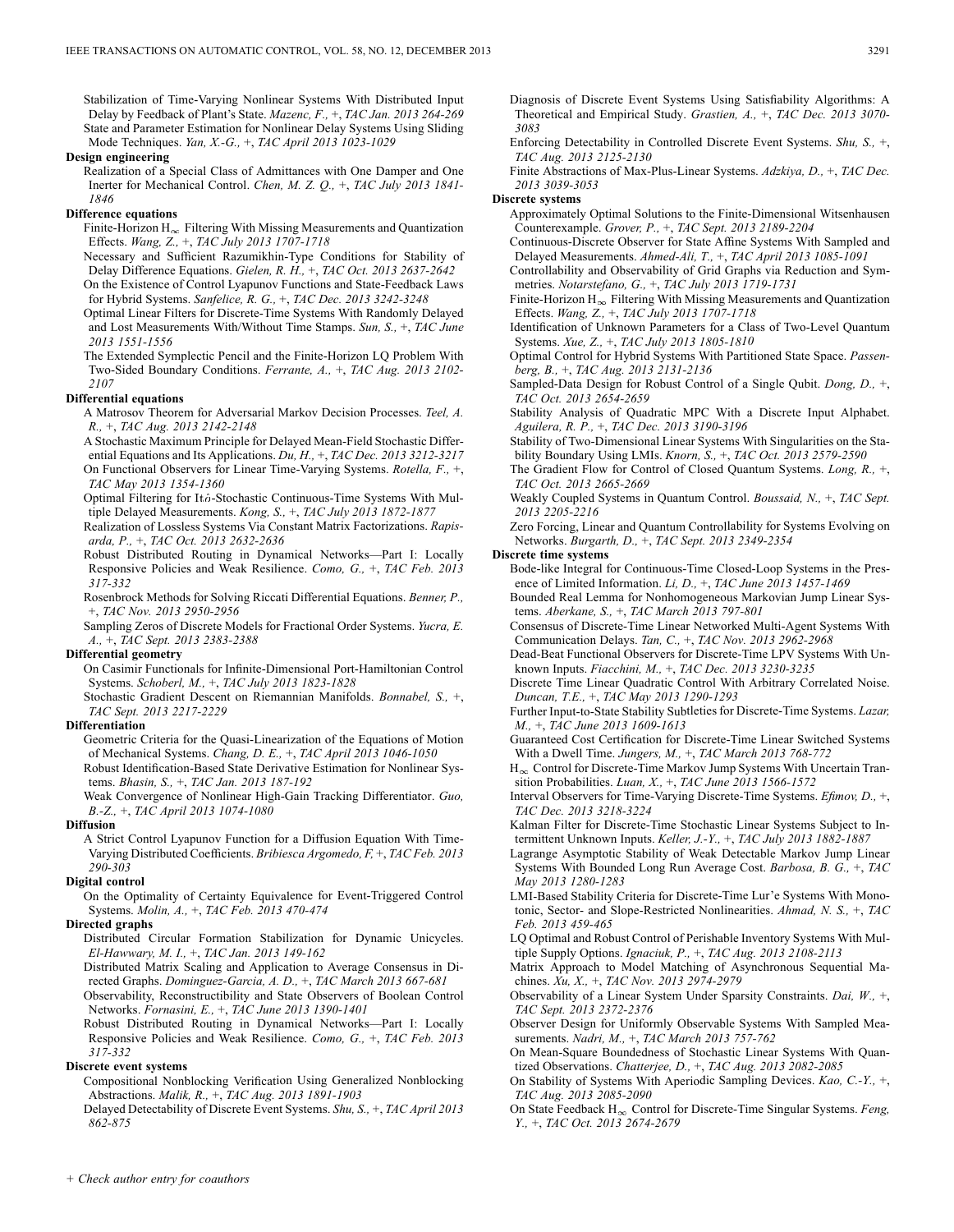Stabilization of Time-Varying Nonlinear Systems With Distributed Input Delay by Feedback of Plant's State. *Mazenc, F.,* +, *TAC Jan. 2013 264-269*

State and Parameter Estimation for Nonlinear Delay Systems Using Sliding Mode Techniques. *Yan, X.-G.,* +, *TAC April 2013 1023-1029*

**Design engineering**

Realization of a Special Class of Admittances with One Damper and One Inerter for Mechanical Control. *Chen, M. Z. Q.,* +, *TAC July 2013 1841-1846*

**Difference equations**

Finite-Horizon $H_\infty$ Filtering With Missing Measurements and Quantization Effects. *Wang, Z.,* +, *TAC July 2013 1707-1718*

Necessary and Sufficient Razumikhin-Type Conditions for Stability of Delay Difference Equations. *Gielen, R. H.,* +, *TAC Oct. 2013 2637-2642*

On the Existence of Control Lyapunov Functions and State-Feedback Laws for Hybrid Systems. *Sanfelice, R. G.,* +, *TAC Dec. 2013 3242-3248*

Optimal Linear Filters for Discrete-Time Systems With Randomly Delayed and Lost Measurements With/Without Time Stamps. *Sun, S.,* +, *TAC June 2013 1551-1556*

The Extended Symplectic Pencil and the Finite-Horizon LQ Problem With Two-Sided Boundary Conditions. *Ferrante, A.,* +, *TAC Aug. 2013 2102-2107*

**Differential equations**

A Matrosov Theorem for Adversarial Markov Decision Processes. *Teel, A. R.,* +, *TAC Aug. 2013 2142-2148*

A Stochastic Maximum Principle for Delayed Mean-Field Stochastic Differential Equations and Its Applications. *Du, H.,* +, *TAC Dec. 2013 3212-3217*

On Functional Observers for Linear Time-Varying Systems. *Rotella, F.,* +, *TAC May 2013 1354-1360*

Optimal Filtering for Itô-Stochastic Continuous-Time Systems With Multiple Delayed Measurements. *Kong, S.,* +, *TAC July 2013 1872-1877*

Realization of Lossless Systems Via Constant Matrix Factorizations. *Rapisarda, P.,* +, *TAC Oct. 2013 2632-2636*

Robust Distributed Routing in Dynamical Networks—Part I: Locally Responsive Policies and Weak Resilience. *Como, G.,* +, *TAC Feb. 2013 317-332*

Rosenbrock Methods for Solving Riccati Differential Equations. *Benner, P.,* +, *TAC Nov. 2013 2950-2956*

Sampling Zeros of Discrete Models for Fractional Order Systems. *Yucra, E. A.,* +, *TAC Sept. 2013 2383-2388*

**Differential geometry**

On Casimir Functionals for Infinite-Dimensional Port-Hamiltonian Control Systems. *Schoberl, M.,* +, *TAC July 2013 1823-1828*

Stochastic Gradient Descent on Riemannian Manifolds. *Bonnabel, S.,* +, *TAC Sept. 2013 2217-2229*

**Differentiation**

Geometric Criteria for the Quasi-Linearization of the Equations of Motion of Mechanical Systems. *Chang, D. E.,* +, *TAC April 2013 1046-1050*

Robust Identification-Based State Derivative Estimation for Nonlinear Systems. *Bhasin, S.,* +, *TAC Jan. 2013 187-192*

Weak Convergence of Nonlinear High-Gain Tracking Differentiator. *Guo, B.-Z.,* +, *TAC April 2013 1074-1080*

**Diffusion**

A Strict Control Lyapunov Function for a Diffusion Equation With Time-Varying Distributed Coefficients. *Bribiesca Argomedo, F,* +, *TAC Feb. 2013 290-303*

**Digital control**

On the Optimality of Certainty Equivalence for Event-Triggered Control Systems. *Molin, A.,* +, *TAC Feb. 2013 470-474*

**Directed graphs**

Distributed Circular Formation Stabilization for Dynamic Unicycles. *El-Hawwary, M. I.,* +, *TAC Jan. 2013 149-162*

Distributed Matrix Scaling and Application to Average Consensus in Directed Graphs. *Dominguez-Garcia, A. D.,* +, *TAC March 2013 667-681*

Observability, Reconstructibility and State Observers of Boolean Control Networks. *Fornasini, E.,* +, *TAC June 2013 1390-1401*

Robust Distributed Routing in Dynamical Networks—Part I: Locally Responsive Policies and Weak Resilience. *Como, G.,* +, *TAC Feb. 2013 317-332*

**Discrete event systems**

Compositional Nonblocking Verification Using Generalized Nonblocking Abstractions. *Malik, R.,* +, *TAC Aug. 2013 1891-1903*

Delayed Detectability of Discrete Event Systems. *Shu, S.,* +, *TAC April 2013 862-875*

Diagnosis of Discrete Event Systems Using Satisfiability Algorithms: A Theoretical and Empirical Study. *Grastien, A.,* +, *TAC Dec. 2013 3070-3083*

Enforcing Detectability in Controlled Discrete Event Systems. *Shu, S.,* +, *TAC Aug. 2013 2125-2130*

Finite Abstractions of Max-Plus-Linear Systems. *Adzkiya, D.,* +, *TAC Dec. 2013 3039-3053*

**Discrete systems**

Approximately Optimal Solutions to the Finite-Dimensional Witsenhausen Counterexample. *Grover, P.,* +, *TAC Sept. 2013 2189-2204*

Continuous-Discrete Observer for State Affine Systems With Sampled and Delayed Measurements. *Ahmed-Ali, T.,* +, *TAC April 2013 1085-1091*

Controllability and Observability of Grid Graphs via Reduction and Symmetries. *Notarstefano, G.,* +, *TAC July 2013 1719-1731*

Finite-Horizon $H_\infty$ Filtering With Missing Measurements and Quantization Effects. *Wang, Z.,* +, *TAC July 2013 1707-1718*

Identification of Unknown Parameters for a Class of Two-Level Quantum Systems. *Xue, Z.,* +, *TAC July 2013 1805-1810*

Optimal Control for Hybrid Systems With Partitioned State Space. *Passenberg, B.,* +, *TAC Aug. 2013 2131-2136*

Sampled-Data Design for Robust Control of a Single Qubit. *Dong, D.,* +, *TAC Oct. 2013 2654-2659*

Stability Analysis of Quadratic MPC With a Discrete Input Alphabet. *Aguilera, R. P.,* +, *TAC Dec. 2013 3190-3196*

Stability of Two-Dimensional Linear Systems With Singularities on the Stability Boundary Using LMIs. *Knorn, S.,* +, *TAC Oct. 2013 2579-2590*

The Gradient Flow for Control of Closed Quantum Systems. *Long, R.,* +, *TAC Oct. 2013 2665-2669*

Weakly Coupled Systems in Quantum Control. *Boussaid, N.,* +, *TAC Sept. 2013 2205-2216*

Zero Forcing, Linear and Quantum Controllability for Systems Evolving on Networks. *Burgarth, D.,* +, *TAC Sept. 2013 2349-2354*

**Discrete time systems**

Bode-like Integral for Continuous-Time Closed-Loop Systems in the Presence of Limited Information. *Li, D.,* +, *TAC June 2013 1457-1469*

Bounded Real Lemma for Nonhomogeneous Markovian Jump Linear Systems. *Aberkane, S.,* +, *TAC March 2013 797-801*

Consensus of Discrete-Time Linear Networked Multi-Agent Systems With Communication Delays. *Tan, C.,* +, *TAC Nov. 2013 2962-2968*

Dead-Beat Functional Observers for Discrete-Time LPV Systems With Unknown Inputs. *Fiacchini, M.,* +, *TAC Dec. 2013 3230-3235*

Discrete Time Linear Quadratic Control With Arbitrary Correlated Noise. *Duncan, T.E.,* +, *TAC May 2013 1290-1293*

Further Input-to-State Stability Subtleties for Discrete-Time Systems. *Lazar, M.,* +, *TAC June 2013 1609-1613*

Guaranteed Cost Certification for Discrete-Time Linear Switched Systems With a Dwell Time. *Jungers, M.,* +, *TAC March 2013 768-772*

$H_\infty$ Control for Discrete-Time Markov Jump Systems With Uncertain Transition Probabilities. *Luan, X.,* +, *TAC June 2013 1566-1572*

Interval Observers for Time-Varying Discrete-Time Systems. *Efimov, D.,* +, *TAC Dec. 2013 3218-3224*

Kalman Filter for Discrete-Time Stochastic Linear Systems Subject to Intermittent Unknown Inputs. *Keller, J.-Y.,* +, *TAC July 2013 1882-1887*

Lagrange Asymptotic Stability of Weak Detectable Markov Jump Linear Systems With Bounded Long Run Average Cost. *Barbosa, B. G.,* +, *TAC May 2013 1280-1283*

LMI-Based Stability Criteria for Discrete-Time Lur'e Systems With Monotonic, Sector- and Slope-Restricted Nonlinearities. *Ahmad, N. S.,* +, *TAC Feb. 2013 459-465*

LQ Optimal and Robust Control of Perishable Inventory Systems With Multiple Supply Options. *Ignaciuk, P.,* +, *TAC Aug. 2013 2108-2113*

Matrix Approach to Model Matching of Asynchronous Sequential Machines. *Xu, X.,* +, *TAC Nov. 2013 2974-2979*

Observability of a Linear System Under Sparsity Constraints. *Dai, W.,* +, *TAC Sept. 2013 2372-2376*

Observer Design for Uniformly Observable Systems With Sampled Measurements. *Nadri, M.,* +, *TAC March 2013 757-762*

On Mean-Square Boundedness of Stochastic Linear Systems With Quantized Observations. *Chatterjee, D.,* +, *TAC Aug. 2013 2082-2085*

On Stability of Systems With Aperiodic Sampling Devices. *Kao, C.-Y.,* +, *TAC Aug. 2013 2085-2090*

On State Feedback $H_\infty$ Control for Discrete-Time Singular Systems. *Feng, Y.,* +, *TAC Oct. 2013 2674-2679*

*+ Check author entry for coauthors*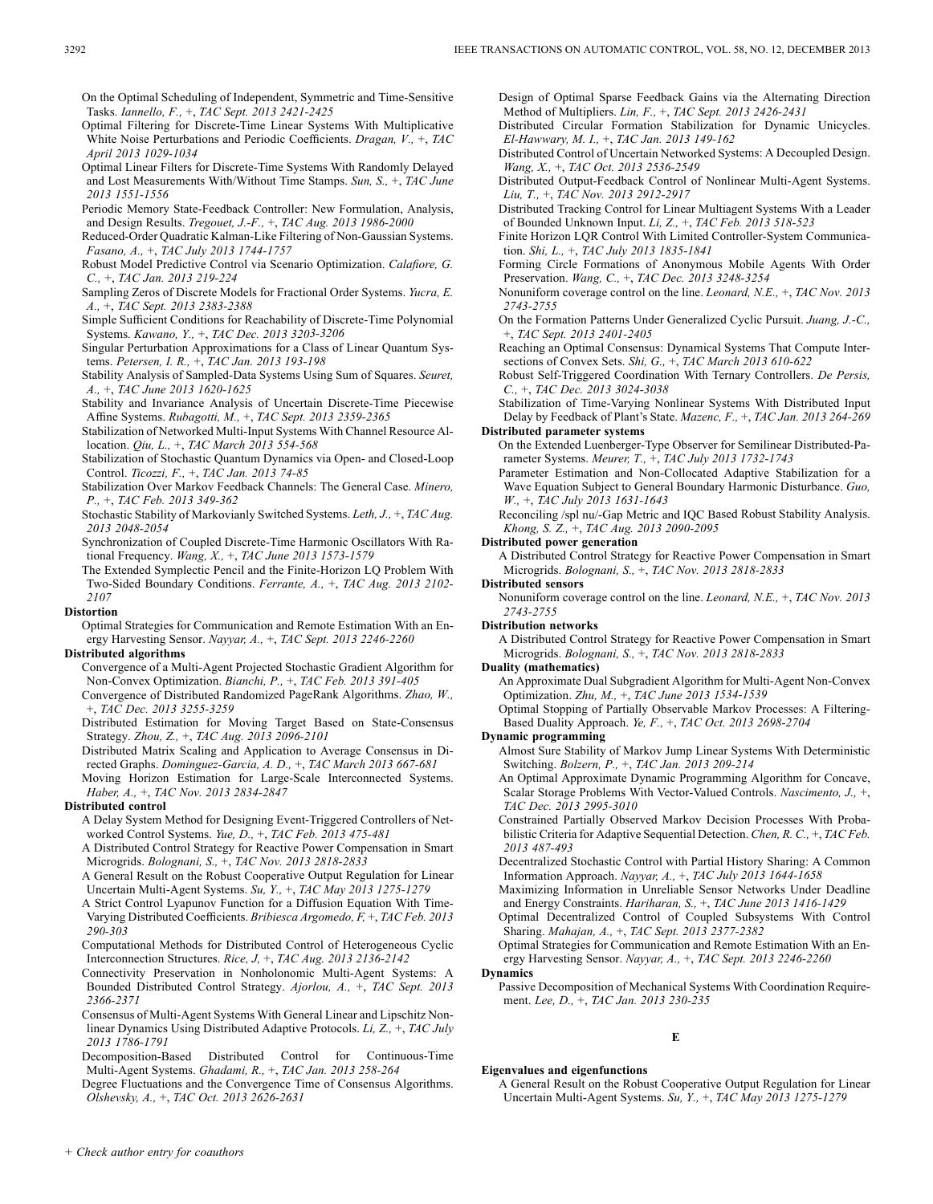On the Optimal Scheduling of Independent, Symmetric and Time-Sensitive Tasks. *Iannello, F.*, +, *TAC Sept. 2013 2421-2425*

Optimal Filtering for Discrete-Time Linear Systems With Multiplicative White Noise Perturbations and Periodic Coefficients. *Dragan, V.*, +, *TAC April 2013 1029-1034*

Optimal Linear Filters for Discrete-Time Systems With Randomly Delayed and Lost Measurements With/Without Time Stamps. *Sun, S.*, +, *TAC June 2013 1551-1556*

Periodic Memory State-Feedback Controller: New Formulation, Analysis, and Design Results. *Tregouet, J.-F.*, +, *TAC Aug. 2013 1986-2000*

Reduced-Order Quadratic Kalman-Like Filtering of Non-Gaussian Systems. *Fasano, A.*, +, *TAC July 2013 1744-1757*

Robust Model Predictive Control via Scenario Optimization. *Calafiore, G. C.*, +, *TAC Jan. 2013 219-224*

Sampling Zeros of Discrete Models for Fractional Order Systems. *Yucra, E. A.*, +, *TAC Sept. 2013 2383-2388*

Simple Sufficient Conditions for Reachability of Discrete-Time Polynomial Systems. *Kawano, Y.*, +, *TAC Dec. 2013 3203-3206*

Singular Perturbation Approximations for a Class of Linear Quantum Systems. *Petersen, I. R.*, +, *TAC Jan. 2013 193-198*

Stability Analysis of Sampled-Data Systems Using Sum of Squares. *Seuret, A.*, +, *TAC June 2013 1620-1625*

Stability and Invariance Analysis of Uncertain Discrete-Time Piecewise Affine Systems. *Rubagotti, M.*, +, *TAC Sept. 2013 2359-2365*

Stabilization of Networked Multi-Input Systems With Channel Resource Allocation. *Qiu, L.*, +, *TAC March 2013 554-568*

Stabilization of Stochastic Quantum Dynamics via Open- and Closed-Loop Control. *Ticozzi, F.*, +, *TAC Jan. 2013 74-85*

Stabilization Over Markov Feedback Channels: The General Case. *Minero, P.*, +, *TAC Feb. 2013 349-362*

Stochastic Stability of Markovianly Switched Systems. *Leth, J.*, +, *TAC Aug. 2013 2048-2054*

Synchronization of Coupled Discrete-Time Harmonic Oscillators With Rational Frequency. *Wang, X.*, +, *TAC June 2013 1573-1579*

The Extended Symplectic Pencil and the Finite-Horizon LQ Problem With Two-Sided Boundary Conditions. *Ferrante, A.*, +, *TAC Aug. 2013 2102-2107*

**Distortion**

Optimal Strategies for Communication and Remote Estimation With an Energy Harvesting Sensor. *Nayyar, A.*, +, *TAC Sept. 2013 2246-2260*

**Distributed algorithms**

Convergence of a Multi-Agent Projected Stochastic Gradient Algorithm for Non-Convex Optimization. *Bianchi, P.*, +, *TAC Feb. 2013 391-405*

Convergence of Distributed Randomized PageRank Algorithms. *Zhao, W.*, +, *TAC Dec. 2013 3255-3259*

Distributed Estimation for Moving Target Based on State-Consensus Strategy. *Zhou, Z.*, +, *TAC Aug. 2013 2096-2101*

Distributed Matrix Scaling and Application to Average Consensus in Directed Graphs. *Dominguez-Garcia, A. D.*, +, *TAC March 2013 667-681*

Moving Horizon Estimation for Large-Scale Interconnected Systems. *Haber, A.*, +, *TAC Nov. 2013 2834-2847*

**Distributed control**

A Delay System Method for Designing Event-Triggered Controllers of Networked Control Systems. *Yue, D.*, +, *TAC Feb. 2013 475-481*

A Distributed Control Strategy for Reactive Power Compensation in Smart Microgrids. *Bolognani, S.*, +, *TAC Nov. 2013 2818-2833*

A General Result on the Robust Cooperative Output Regulation for Linear Uncertain Multi-Agent Systems. *Su, Y.*, +, *TAC May 2013 1275-1279*

A Strict Control Lyapunov Function for a Diffusion Equation With Time-Varying Distributed Coefficients. *Bribiesca Argomedo, F*, +, *TAC Feb. 2013 290-303*

Computational Methods for Distributed Control of Heterogeneous Cyclic Interconnection Structures. *Rice, J*, +, *TAC Aug. 2013 2136-2142*

Connectivity Preservation in Nonholonomic Multi-Agent Systems: A Bounded Distributed Control Strategy. *Ajorlou, A.*, +, *TAC Sept. 2013 2366-2371*

Consensus of Multi-Agent Systems With General Linear and Lipschitz Nonlinear Dynamics Using Distributed Adaptive Protocols. *Li, Z.*, +, *TAC July 2013 1786-1791*

Decomposition-Based Distributed Control for Continuous-Time Multi-Agent Systems. *Ghadami, R.*, +, *TAC Jan. 2013 258-264*

Degree Fluctuations and the Convergence Time of Consensus Algorithms. *Olshevsky, A.*, +, *TAC Oct. 2013 2626-2631*

Design of Optimal Sparse Feedback Gains via the Alternating Direction Method of Multipliers. *Lin, F.*, +, *TAC Sept. 2013 2426-2431*

Distributed Circular Formation Stabilization for Dynamic Unicycles. *El-Hawwary, M. I.*, +, *TAC Jan. 2013 149-162*

Distributed Control of Uncertain Networked Systems: A Decoupled Design. *Wang, X.*, +, *TAC Oct. 2013 2536-2549*

Distributed Output-Feedback Control of Nonlinear Multi-Agent Systems. *Liu, T.*, +, *TAC Nov. 2013 2912-2917*

Distributed Tracking Control for Linear Multiagent Systems With a Leader of Bounded Unknown Input. *Li, Z.*, +, *TAC Feb. 2013 518-523*

Finite Horizon LQR Control With Limited Controller-System Communication. *Shi, L.*, +, *TAC July 2013 1835-1841*

Forming Circle Formations of Anonymous Mobile Agents With Order Preservation. *Wang, C.*, +, *TAC Dec. 2013 3248-3254*

Nonuniform coverage control on the line. *Leonard, N.E.*, +, *TAC Nov. 2013 2743-2755*

On the Formation Patterns Under Generalized Cyclic Pursuit. *Juang, J.-C.*, +, *TAC Sept. 2013 2401-2405*

Reaching an Optimal Consensus: Dynamical Systems That Compute Intersections of Convex Sets. *Shi, G.*, +, *TAC March 2013 610-622*

Robust Self-Triggered Coordination With Ternary Controllers. *De Persis, C.*, +, *TAC Dec. 2013 3024-3038*

Stabilization of Time-Varying Nonlinear Systems With Distributed Input Delay by Feedback of Plant's State. *Mazenc, F.*, +, *TAC Jan. 2013 264-269*

**Distributed parameter systems**

On the Extended Luenberger-Type Observer for Semilinear Distributed-Parameter Systems. *Meurer, T.*, +, *TAC July 2013 1732-1743*

Parameter Estimation and Non-Collocated Adaptive Stabilization for a Wave Equation Subject to General Boundary Harmonic Disturbance. *Guo, W.*, +, *TAC July 2013 1631-1643*

Reconciling /spl nu/-Gap Metric and IQC Based Robust Stability Analysis. *Khong, S. Z.*, +, *TAC Aug. 2013 2090-2095*

**Distributed power generation**

A Distributed Control Strategy for Reactive Power Compensation in Smart Microgrids. *Bolognani, S.*, +, *TAC Nov. 2013 2818-2833*

**Distributed sensors**

Nonuniform coverage control on the line. *Leonard, N.E.*, +, *TAC Nov. 2013 2743-2755*

**Distribution networks**

A Distributed Control Strategy for Reactive Power Compensation in Smart Microgrids. *Bolognani, S.*, +, *TAC Nov. 2013 2818-2833*

**Duality (mathematics)**

An Approximate Dual Subgradient Algorithm for Multi-Agent Non-Convex Optimization. *Zhu, M.*, +, *TAC June 2013 1534-1539*

Optimal Stopping of Partially Observable Markov Processes: A Filtering-Based Duality Approach. *Ye, F.*, +, *TAC Oct. 2013 2698-2704*

**Dynamic programming**

Almost Sure Stability of Markov Jump Linear Systems With Deterministic Switching. *Bolzern, P.*, +, *TAC Jan. 2013 209-214*

An Optimal Approximate Dynamic Programming Algorithm for Concave, Scalar Storage Problems With Vector-Valued Controls. *Nascimento, J.*, +, *TAC Dec. 2013 2995-3010*

Constrained Partially Observed Markov Decision Processes With Probabilistic Criteria for Adaptive Sequential Detection. *Chen, R. C.*, +, *TAC Feb. 2013 487-493*

Decentralized Stochastic Control with Partial History Sharing: A Common Information Approach. *Nayyar, A.*, +, *TAC July 2013 1644-1658*

Maximizing Information in Unreliable Sensor Networks Under Deadline and Energy Constraints. *Hariharan, S.*, +, *TAC June 2013 1416-1429*

Optimal Decentralized Control of Coupled Subsystems With Control Sharing. *Mahajan, A.*, +, *TAC Sept. 2013 2377-2382*

Optimal Strategies for Communication and Remote Estimation With an Energy Harvesting Sensor. *Nayyar, A.*, +, *TAC Sept. 2013 2246-2260*

**Dynamics**

Passive Decomposition of Mechanical Systems With Coordination Requirement. *Lee, D.*, +, *TAC Jan. 2013 230-235*

## E

**Eigenvalues and eigenfunctions**

A General Result on the Robust Cooperative Output Regulation for Linear Uncertain Multi-Agent Systems. *Su, Y.*, +, *TAC May 2013 1275-1279*

+ *Check author entry for coauthors*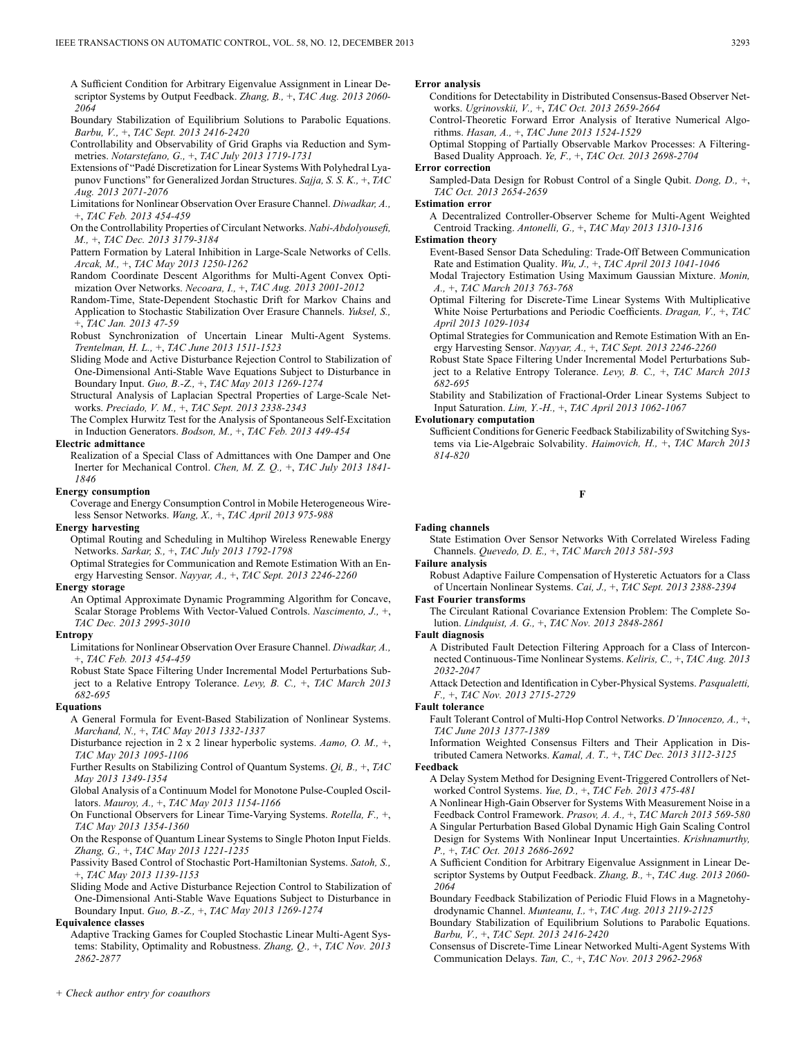A Sufficient Condition for Arbitrary Eigenvalue Assignment in Linear Descriptor Systems by Output Feedback. *Zhang, B.,* +, *TAC Aug. 2013 2060-2064*

Boundary Stabilization of Equilibrium Solutions to Parabolic Equations. *Barbu, V.,* +, *TAC Sept. 2013 2416-2420*

Controllability and Observability of Grid Graphs via Reduction and Symmetries. *Notarstefano, G.,* +, *TAC July 2013 1719-1731*

Extensions of "Padé Discretization for Linear Systems With Polyhedral Lyapunov Functions" for Generalized Jordan Structures. *Sajja, S. S. K.,* +, *TAC Aug. 2013 2071-2076*

Limitations for Nonlinear Observation Over Erasure Channel. *Diwadkar, A.,* +, *TAC Feb. 2013 454-459*

On the Controllability Properties of Circulant Networks. *Nabi-Abdolyousefi, M.,* +, *TAC Dec. 2013 3179-3184*

Pattern Formation by Lateral Inhibition in Large-Scale Networks of Cells. *Arcak, M.,* +, *TAC May 2013 1250-1262*

Random Coordinate Descent Algorithms for Multi-Agent Convex Optimization Over Networks. *Necoara, I.,* +, *TAC Aug. 2013 2001-2012*

Random-Time, State-Dependent Stochastic Drift for Markov Chains and Application to Stochastic Stabilization Over Erasure Channels. *Yuksel, S.,* +, *TAC Jan. 2013 47-59*

Robust Synchronization of Uncertain Linear Multi-Agent Systems. *Trentelman, H. L.,* +, *TAC June 2013 1511-1523*

Sliding Mode and Active Disturbance Rejection Control to Stabilization of One-Dimensional Anti-Stable Wave Equations Subject to Disturbance in Boundary Input. *Guo, B.-Z.,* +, *TAC May 2013 1269-1274*

Structural Analysis of Laplacian Spectral Properties of Large-Scale Networks. *Preciado, V. M.,* +, *TAC Sept. 2013 2338-2343*

The Complex Hurwitz Test for the Analysis of Spontaneous Self-Excitation in Induction Generators. *Bodson, M.,* +, *TAC Feb. 2013 449-454*

**Electric admittance**

Realization of a Special Class of Admittances with One Damper and One Inerter for Mechanical Control. *Chen, M. Z. Q.,* +, *TAC July 2013 1841-1846*

**Energy consumption**

Coverage and Energy Consumption Control in Mobile Heterogeneous Wireless Sensor Networks. *Wang, X.,* +, *TAC April 2013 975-988*

**Energy harvesting**

Optimal Routing and Scheduling in Multihop Wireless Renewable Energy Networks. *Sarkar, S.,* +, *TAC July 2013 1792-1798*

Optimal Strategies for Communication and Remote Estimation With an Energy Harvesting Sensor. *Nayyar, A.,* +, *TAC Sept. 2013 2246-2260*

**Energy storage**

An Optimal Approximate Dynamic Programming Algorithm for Concave, Scalar Storage Problems With Vector-Valued Controls. *Nascimento, J.,* +, *TAC Dec. 2013 2995-3010*

**Entropy**

Limitations for Nonlinear Observation Over Erasure Channel. *Diwadkar, A.,* +, *TAC Feb. 2013 454-459*

Robust State Space Filtering Under Incremental Model Perturbations Subject to a Relative Entropy Tolerance. *Levy, B. C.,* +, *TAC March 2013 682-695*

**Equations**

A General Formula for Event-Based Stabilization of Nonlinear Systems. *Marchand, N.,* +, *TAC May 2013 1332-1337*

Disturbance rejection in 2 x 2 linear hyperbolic systems. *Aamo, O. M.,* +, *TAC May 2013 1095-1106*

Further Results on Stabilizing Control of Quantum Systems. *Qi, B.,* +, *TAC May 2013 1349-1354*

Global Analysis of a Continuum Model for Monotone Pulse-Coupled Oscillators. *Mauroy, A.,* +, *TAC May 2013 1154-1166*

On Functional Observers for Linear Time-Varying Systems. *Rotella, F.,* +, *TAC May 2013 1354-1360*

On the Response of Quantum Linear Systems to Single Photon Input Fields. *Zhang, G.,* +, *TAC May 2013 1221-1235*

Passivity Based Control of Stochastic Port-Hamiltonian Systems. *Satoh, S.,* +, *TAC May 2013 1139-1153*

Sliding Mode and Active Disturbance Rejection Control to Stabilization of One-Dimensional Anti-Stable Wave Equations Subject to Disturbance in Boundary Input. *Guo, B.-Z.,* +, *TAC May 2013 1269-1274*

**Equivalence classes**

Adaptive Tracking Games for Coupled Stochastic Linear Multi-Agent Systems: Stability, Optimality and Robustness. *Zhang, Q.,* +, *TAC Nov. 2013 2862-2877*

**Error analysis**

Conditions for Detectability in Distributed Consensus-Based Observer Networks. *Ugrinovskii, V.,* +, *TAC Oct. 2013 2659-2664*

Control-Theoretic Forward Error Analysis of Iterative Numerical Algorithms. *Hasan, A.,* +, *TAC June 2013 1524-1529*

Optimal Stopping of Partially Observable Markov Processes: A Filtering-Based Duality Approach. *Ye, F.,* +, *TAC Oct. 2013 2698-2704*

**Error correction**

Sampled-Data Design for Robust Control of a Single Qubit. *Dong, D.,* +, *TAC Oct. 2013 2654-2659*

**Estimation error**

A Decentralized Controller-Observer Scheme for Multi-Agent Weighted Centroid Tracking. *Antonelli, G.,* +, *TAC May 2013 1310-1316*

**Estimation theory**

Event-Based Sensor Data Scheduling: Trade-Off Between Communication Rate and Estimation Quality. *Wu, J.,* +, *TAC April 2013 1041-1046*

Modal Trajectory Estimation Using Maximum Gaussian Mixture. *Monin, A.,* +, *TAC March 2013 763-768*

Optimal Filtering for Discrete-Time Linear Systems With Multiplicative White Noise Perturbations and Periodic Coefficients. *Dragan, V.,* +, *TAC April 2013 1029-1034*

Optimal Strategies for Communication and Remote Estimation With an Energy Harvesting Sensor. *Nayyar, A.,* +, *TAC Sept. 2013 2246-2260*

Robust State Space Filtering Under Incremental Model Perturbations Subject to a Relative Entropy Tolerance. *Levy, B. C.,* +, *TAC March 2013 682-695*

Stability and Stabilization of Fractional-Order Linear Systems Subject to Input Saturation. *Lim, Y.-H.,* +, *TAC April 2013 1062-1067*

**Evolutionary computation**

Sufficient Conditions for Generic Feedback Stabilizability of Switching Systems via Lie-Algebraic Solvability. *Haimovich, H.,* +, *TAC March 2013 814-820*

## F

**Fading channels**

State Estimation Over Sensor Networks With Correlated Wireless Fading Channels. *Quevedo, D. E.,* +, *TAC March 2013 581-593*

**Failure analysis**

Robust Adaptive Failure Compensation of Hysteretic Actuators for a Class of Uncertain Nonlinear Systems. *Cai, J.,* +, *TAC Sept. 2013 2388-2394*

**Fast Fourier transforms**

The Circulant Rational Covariance Extension Problem: The Complete Solution. *Lindquist, A. G.,* +, *TAC Nov. 2013 2848-2861*

**Fault diagnosis**

A Distributed Fault Detection Filtering Approach for a Class of Interconnected Continuous-Time Nonlinear Systems. *Keliris, C.,* +, *TAC Aug. 2013 2032-2047*

Attack Detection and Identification in Cyber-Physical Systems. *Pasqualetti, F.,* +, *TAC Nov. 2013 2715-2729*

**Fault tolerance**

Fault Tolerant Control of Multi-Hop Control Networks. *D'Innocenzo, A.,* +, *TAC June 2013 1377-1389*

Information Weighted Consensus Filters and Their Application in Distributed Camera Networks. *Kamal, A. T.,* +, *TAC Dec. 2013 3112-3125*

**Feedback**

A Delay System Method for Designing Event-Triggered Controllers of Networked Control Systems. *Yue, D.,* +, *TAC Feb. 2013 475-481*

A Nonlinear High-Gain Observer for Systems With Measurement Noise in a Feedback Control Framework. *Prasov, A. A.,* +, *TAC March 2013 569-580*

A Singular Perturbation Based Global Dynamic High Gain Scaling Control Design for Systems With Nonlinear Input Uncertainties. *Krishnamurthy, P.,* +, *TAC Oct. 2013 2686-2692*

A Sufficient Condition for Arbitrary Eigenvalue Assignment in Linear Descriptor Systems by Output Feedback. *Zhang, B.,* +, *TAC Aug. 2013 2060-2064*

Boundary Feedback Stabilization of Periodic Fluid Flows in a Magnetohydrodynamic Channel. *Munteanu, I.,* +, *TAC Aug. 2013 2119-2125*

Boundary Stabilization of Equilibrium Solutions to Parabolic Equations. *Barbu, V.,* +, *TAC Sept. 2013 2416-2420*

Consensus of Discrete-Time Linear Networked Multi-Agent Systems With Communication Delays. *Tan, C.,* +, *TAC Nov. 2013 2962-2968*

+ Check author entry for coauthors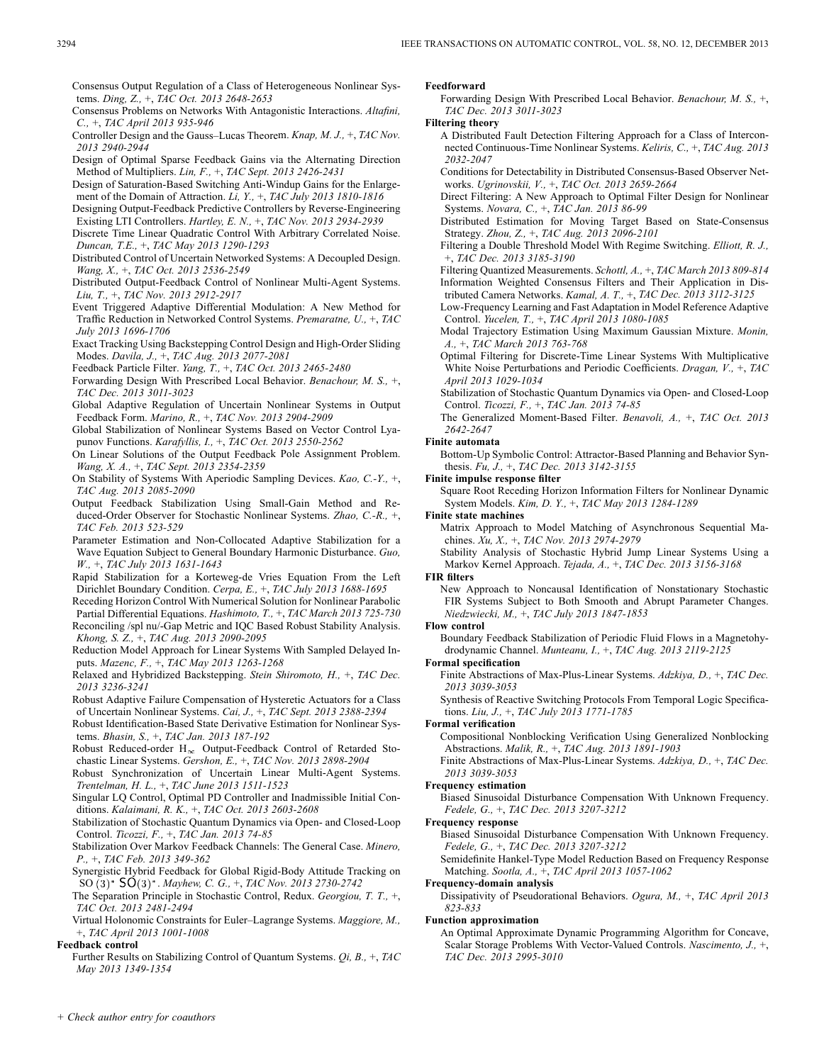Consensus Output Regulation of a Class of Heterogeneous Nonlinear Systems. *Ding, Z.,* +, *TAC Oct. 2013 2648-2653*

Consensus Problems on Networks With Antagonistic Interactions. *Altafini, C.,* +, *TAC April 2013 935-946*

Controller Design and the Gauss–Lucas Theorem. *Knap, M. J.,* +, *TAC Nov. 2013 2940-2944*

Design of Optimal Sparse Feedback Gains via the Alternating Direction Method of Multipliers. *Lin, F.,* +, *TAC Sept. 2013 2426-2431*

Design of Saturation-Based Switching Anti-Windup Gains for the Enlargement of the Domain of Attraction. *Li, Y.,* +, *TAC July 2013 1810-1816*

Designing Output-Feedback Predictive Controllers by Reverse-Engineering Existing LTI Controllers. *Hartley, E. N.,* +, *TAC Nov. 2013 2934-2939*

Discrete Time Linear Quadratic Control With Arbitrary Correlated Noise. *Duncan, T.E.,* +, *TAC May 2013 1290-1293*

Distributed Control of Uncertain Networked Systems: A Decoupled Design. *Wang, X.,* +, *TAC Oct. 2013 2536-2549*

Distributed Output-Feedback Control of Nonlinear Multi-Agent Systems. *Liu, T.,* +, *TAC Nov. 2013 2912-2917*

Event Triggered Adaptive Differential Modulation: A New Method for Traffic Reduction in Networked Control Systems. *Premaratne, U.,* +, *TAC July 2013 1696-1706*

Exact Tracking Using Backstepping Control Design and High-Order Sliding Modes. *Davila, J.,* +, *TAC Aug. 2013 2077-2081*

Feedback Particle Filter. *Yang, T.,* +, *TAC Oct. 2013 2465-2480*

Forwarding Design With Prescribed Local Behavior. *Benachour, M. S.,* +, *TAC Dec. 2013 3011-3023*

Global Adaptive Regulation of Uncertain Nonlinear Systems in Output Feedback Form. *Marino, R.,* +, *TAC Nov. 2013 2904-2909*

Global Stabilization of Nonlinear Systems Based on Vector Control Lyapunov Functions. *Karafyllis, I.,* +, *TAC Oct. 2013 2550-2562*

On Linear Solutions of the Output Feedback Pole Assignment Problem. *Wang, X. A.,* +, *TAC Sept. 2013 2354-2359*

On Stability of Systems With Aperiodic Sampling Devices. *Kao, C.-Y.,* +, *TAC Aug. 2013 2085-2090*

Output Feedback Stabilization Using Small-Gain Method and Reduced-Order Observer for Stochastic Nonlinear Systems. *Zhao, C.-R.,* +, *TAC Feb. 2013 523-529*

Parameter Estimation and Non-Collocated Adaptive Stabilization for a Wave Equation Subject to General Boundary Harmonic Disturbance. *Guo, W.,* +, *TAC July 2013 1631-1643*

Rapid Stabilization for a Korteweg-de Vries Equation From the Left Dirichlet Boundary Condition. *Cerpa, E.,* +, *TAC July 2013 1688-1695*

Receding Horizon Control With Numerical Solution for Nonlinear Parabolic Partial Differential Equations. *Hashimoto, T.,* +, *TAC March 2013 725-730*

Reconciling /spl nu/-Gap Metric and IQC Based Robust Stability Analysis. *Khong, S. Z.,* +, *TAC Aug. 2013 2090-2095*

Reduction Model Approach for Linear Systems With Sampled Delayed Inputs. *Mazenc, F.,* +, *TAC May 2013 1263-1268*

Relaxed and Hybridized Backstepping. *Stein Shiromoto, H.,* +, *TAC Dec. 2013 3236-3241*

Robust Adaptive Failure Compensation of Hysteretic Actuators for a Class of Uncertain Nonlinear Systems. *Cai, J.,* +, *TAC Sept. 2013 2388-2394*

Robust Identification-Based State Derivative Estimation for Nonlinear Systems. *Bhasin, S.,* +, *TAC Jan. 2013 187-192*

Robust Reduced-order $H_\infty$ Output-Feedback Control of Retarded Stochastic Linear Systems. *Gershon, E.,* +, *TAC Nov. 2013 2898-2904*

Robust Synchronization of Uncertain Linear Multi-Agent Systems. *Trentelman, H. L.,* +, *TAC June 2013 1511-1523*

Singular LQ Control, Optimal PD Controller and Inadmissible Initial Conditions. *Kalaimani, R. K.,* +, *TAC Oct. 2013 2603-2608*

Stabilization of Stochastic Quantum Dynamics via Open- and Closed-Loop Control. *Ticozzi, F.,* +, *TAC Jan. 2013 74-85*

Stabilization Over Markov Feedback Channels: The General Case. *Minero, P.,* +, *TAC Feb. 2013 349-362*

Synergistic Hybrid Feedback for Global Rigid-Body Attitude Tracking on SO(3)* SO(3)*. *Mayhew, C. G.,* +, *TAC Nov. 2013 2730-2742*

The Separation Principle in Stochastic Control, Redux. *Georgiou, T. T.,* +, *TAC Oct. 2013 2481-2494*

Virtual Holonomic Constraints for Euler–Lagrange Systems. *Maggiore, M.,* +, *TAC April 2013 1001-1008*

**Feedback control**

Further Results on Stabilizing Control of Quantum Systems. *Qi, B.,* +, *TAC May 2013 1349-1354*

**Feedforward**

Forwarding Design With Prescribed Local Behavior. *Benachour, M. S.,* +, *TAC Dec. 2013 3011-3023*

**Filtering theory**

A Distributed Fault Detection Filtering Approach for a Class of Interconnected Continuous-Time Nonlinear Systems. *Keliris, C.,* +, *TAC Aug. 2013 2032-2047*

Conditions for Detectability in Distributed Consensus-Based Observer Networks. *Ugrinovskii, V.,* +, *TAC Oct. 2013 2659-2664*

Direct Filtering: A New Approach to Optimal Filter Design for Nonlinear Systems. *Novara, C.,* +, *TAC Jan. 2013 86-99*

Distributed Estimation for Moving Target Based on State-Consensus Strategy. *Zhou, Z.,* +, *TAC Aug. 2013 2096-2101*

Filtering a Double Threshold Model With Regime Switching. *Elliott, R. J.,* +, *TAC Dec. 2013 3185-3190*

Filtering Quantized Measurements. *Schottl, A.,* +, *TAC March 2013 809-814*

Information Weighted Consensus Filters and Their Application in Distributed Camera Networks. *Kamal, A. T.,* +, *TAC Dec. 2013 3112-3125*

Low-Frequency Learning and Fast Adaptation in Model Reference Adaptive Control. *Yucelen, T.,* +, *TAC April 2013 1080-1085*

Modal Trajectory Estimation Using Maximum Gaussian Mixture. *Monin, A.,* +, *TAC March 2013 763-768*

Optimal Filtering for Discrete-Time Linear Systems With Multiplicative White Noise Perturbations and Periodic Coefficients. *Dragan, V.,* +, *TAC April 2013 1029-1034*

Stabilization of Stochastic Quantum Dynamics via Open- and Closed-Loop Control. *Ticozzi, F.,* +, *TAC Jan. 2013 74-85*

The Generalized Moment-Based Filter. *Benavoli, A.,* +, *TAC Oct. 2013 2642-2647*

**Finite automata**

Bottom-Up Symbolic Control: Attractor-Based Planning and Behavior Synthesis. *Fu, J.,* +, *TAC Dec. 2013 3142-3155*

**Finite impulse response filter**

Square Root Receding Horizon Information Filters for Nonlinear Dynamic System Models. *Kim, D. Y.,* +, *TAC May 2013 1284-1289*

**Finite state machines**

Matrix Approach to Model Matching of Asynchronous Sequential Machines. *Xu, X.,* +, *TAC Nov. 2013 2974-2979*

Stability Analysis of Stochastic Hybrid Jump Linear Systems Using a Markov Kernel Approach. *Tejada, A.,* +, *TAC Dec. 2013 3156-3168*

**FIR filters**

New Approach to Noncausal Identification of Nonstationary Stochastic FIR Systems Subject to Both Smooth and Abrupt Parameter Changes. *Niedzwiecki, M.,* +, *TAC July 2013 1847-1853*

**Flow control**

Boundary Feedback Stabilization of Periodic Fluid Flows in a Magnetohydrodynamic Channel. *Munteanu, I.,* +, *TAC Aug. 2013 2119-2125*

**Formal specification**

Finite Abstractions of Max-Plus-Linear Systems. *Adzkiya, D.,* +, *TAC Dec. 2013 3039-3053*

Synthesis of Reactive Switching Protocols From Temporal Logic Specifications. *Liu, J.,* +, *TAC July 2013 1771-1785*

**Formal verification**

Compositional Nonblocking Verification Using Generalized Nonblocking Abstractions. *Malik, R.,* +, *TAC Aug. 2013 1891-1903*

Finite Abstractions of Max-Plus-Linear Systems. *Adzkiya, D.,* +, *TAC Dec. 2013 3039-3053*

**Frequency estimation**

Biased Sinusoidal Disturbance Compensation With Unknown Frequency. *Fedele, G.,* +, *TAC Dec. 2013 3207-3212*

**Frequency response**

Biased Sinusoidal Disturbance Compensation With Unknown Frequency. *Fedele, G.,* +, *TAC Dec. 2013 3207-3212*

Semidefinite Hankel-Type Model Reduction Based on Frequency Response Matching. *Sootla, A.,* +, *TAC April 2013 1057-1062*

**Frequency-domain analysis**

Dissipativity of Pseudorational Behaviors. *Ogura, M.,* +, *TAC April 2013 823-833*

**Function approximation**

An Optimal Approximate Dynamic Programming Algorithm for Concave, Scalar Storage Problems With Vector-Valued Controls. *Nascimento, J.,* +, *TAC Dec. 2013 2995-3010*

+ *Check author entry for coauthors*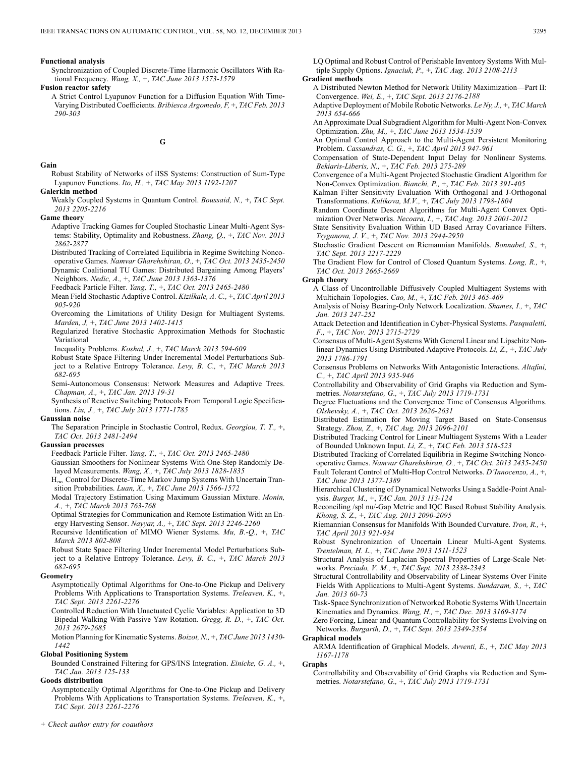**Functional analysis**

Synchronization of Coupled Discrete-Time Harmonic Oscillators With Rational Frequency. *Wang, X.,* +, *TAC June 2013 1573-1579*

**Fusion reactor safety**

A Strict Control Lyapunov Function for a Diffusion Equation With Time-Varying Distributed Coefficients. *Bribiesca Argomedo, F,* +, *TAC Feb. 2013 290-303*

## G

**Gain**

Robust Stability of Networks of iISS Systems: Construction of Sum-Type Lyapunov Functions. *Ito, H.,* +, *TAC May 2013 1192-1207*

**Galerkin method**

Weakly Coupled Systems in Quantum Control. *Boussaid, N.,* +, *TAC Sept. 2013 2205-2216*

**Game theory**

Adaptive Tracking Games for Coupled Stochastic Linear Multi-Agent Systems: Stability, Optimality and Robustness. *Zhang, Q.,* +, *TAC Nov. 2013 2862-2877*

Distributed Tracking of Correlated Equilibria in Regime Switching Noncooperative Games. *Namvar Gharehshiran, O.,* +, *TAC Oct. 2013 2435-2450*

Dynamic Coalitional TU Games: Distributed Bargaining Among Players' Neighbors. *Nedic, A.,* +, *TAC June 2013 1363-1376*

Feedback Particle Filter. *Yang, T.,* +, *TAC Oct. 2013 2465-2480*

Mean Field Stochastic Adaptive Control. *Kizilkale, A. C.,* +, *TAC April 2013 905-920*

Overcoming the Limitations of Utility Design for Multiagent Systems. *Marden, J,* +, *TAC June 2013 1402-1415*

Regularized Iterative Stochastic Approximation Methods for Stochastic Variational Inequality Problems. *Koshal, J.,* +, *TAC March 2013 594-609*

Robust State Space Filtering Under Incremental Model Perturbations Subject to a Relative Entropy Tolerance. *Levy, B. C.,* +, *TAC March 2013 682-695*

Semi-Autonomous Consensus: Network Measures and Adaptive Trees. *Chapman, A.,* +, *TAC Jan. 2013 19-31*

Synthesis of Reactive Switching Protocols From Temporal Logic Specifications. *Liu, J.,* +, *TAC July 2013 1771-1785*

**Gaussian noise**

The Separation Principle in Stochastic Control, Redux. *Georgiou, T. T.,* +, *TAC Oct. 2013 2481-2494*

**Gaussian processes**

Feedback Particle Filter. *Yang, T.,* +, *TAC Oct. 2013 2465-2480*

Gaussian Smoothers for Nonlinear Systems With One-Step Randomly Delayed Measurements. *Wang, X.,* +, *TAC July 2013 1828-1835*

$H_\infty$ Control for Discrete-Time Markov Jump Systems With Uncertain Transition Probabilities. *Luan, X.,* +, *TAC June 2013 1566-1572*

Modal Trajectory Estimation Using Maximum Gaussian Mixture. *Monin, A.,* +, *TAC March 2013 763-768*

Optimal Strategies for Communication and Remote Estimation With an Energy Harvesting Sensor. *Nayyar, A.,* +, *TAC Sept. 2013 2246-2260*

Recursive Identification of MIMO Wiener Systems. *Mu, B.-Q.,* +, *TAC March 2013 802-808*

Robust State Space Filtering Under Incremental Model Perturbations Subject to a Relative Entropy Tolerance. *Levy, B. C.,* +, *TAC March 2013 682-695*

**Geometry**

Asymptotically Optimal Algorithms for One-to-One Pickup and Delivery Problems With Applications to Transportation Systems. *Treleaven, K.,* +, *TAC Sept. 2013 2261-2276*

Controlled Reduction With Unactuated Cyclic Variables: Application to 3D Bipedal Walking With Passive Yaw Rotation. *Gregg, R. D.,* +, *TAC Oct. 2013 2679-2685*

Motion Planning for Kinematic Systems. *Boizot, N.,* +, *TAC June 2013 1430-1442*

**Global Positioning System**

Bounded Constrained Filtering for GPS/INS Integration. *Einicke, G. A.,* +, *TAC Jan. 2013 125-133*

**Goods distribution**

Asymptotically Optimal Algorithms for One-to-One Pickup and Delivery Problems With Applications to Transportation Systems. *Treleaven, K.,* +, *TAC Sept. 2013 2261-2276*

LQ Optimal and Robust Control of Perishable Inventory Systems With Multiple Supply Options. *Ignaciuk, P.,* +, *TAC Aug. 2013 2108-2113*

**Gradient methods**

A Distributed Newton Method for Network Utility Maximization—Part II: Convergence. *Wei, E.,* +, *TAC Sept. 2013 2176-2188*

Adaptive Deployment of Mobile Robotic Networks. *Le Ny, J.,* +, *TAC March 2013 654-666*

An Approximate Dual Subgradient Algorithm for Multi-Agent Non-Convex Optimization. *Zhu, M.,* +, *TAC June 2013 1534-1539*

An Optimal Control Approach to the Multi-Agent Persistent Monitoring Problem. *Cassandras, C. G.,* +, *TAC April 2013 947-961*

Compensation of State-Dependent Input Delay for Nonlinear Systems. *Bekiaris-Liberis, N.,* +, *TAC Feb. 2013 275-289*

Convergence of a Multi-Agent Projected Stochastic Gradient Algorithm for Non-Convex Optimization. *Bianchi, P.,* +, *TAC Feb. 2013 391-405*

Kalman Filter Sensitivity Evaluation With Orthogonal and J-Orthogonal Transformations. *Kulikova, M.V.,* +, *TAC July 2013 1798-1804*

Random Coordinate Descent Algorithms for Multi-Agent Convex Optimization Over Networks. *Necoara, I.,* +, *TAC Aug. 2013 2001-2012*

State Sensitivity Evaluation Within UD Based Array Covariance Filters. *Tsyganova, J. V.,* +, *TAC Nov. 2013 2944-2950*

Stochastic Gradient Descent on Riemannian Manifolds. *Bonnabel, S.,* +, *TAC Sept. 2013 2217-2229*

The Gradient Flow for Control of Closed Quantum Systems. *Long, R.,* +, *TAC Oct. 2013 2665-2669*

**Graph theory**

A Class of Uncontrollable Diffusively Coupled Multiagent Systems with Multichain Topologies. *Cao, M.,* +, *TAC Feb. 2013 465-469*

Analysis of Noisy Bearing-Only Network Localization. *Shames, I.,* +, *TAC Jan. 2013 247-252*

Attack Detection and Identification in Cyber-Physical Systems. *Pasqualetti, F.,* +, *TAC Nov. 2013 2715-2729*

Consensus of Multi-Agent Systems With General Linear and Lipschitz Nonlinear Dynamics Using Distributed Adaptive Protocols. *Li, Z.,* +, *TAC July 2013 1786-1791*

Consensus Problems on Networks With Antagonistic Interactions. *Altafini, C.,* +, *TAC April 2013 935-946*

Controllability and Observability of Grid Graphs via Reduction and Symmetries. *Notarstefano, G.,* +, *TAC July 2013 1719-1731*

Degree Fluctuations and the Convergence Time of Consensus Algorithms. *Olshevsky, A.,* +, *TAC Oct. 2013 2626-2631*

Distributed Estimation for Moving Target Based on State-Consensus Strategy. *Zhou, Z.,* +, *TAC Aug. 2013 2096-2101*

Distributed Tracking Control for Linear Multiagent Systems With a Leader of Bounded Unknown Input. *Li, Z.,* +, *TAC Feb. 2013 518-523*

Distributed Tracking of Correlated Equilibria in Regime Switching Noncooperative Games. *Namvar Gharehshiran, O.,* +, *TAC Oct. 2013 2435-2450*

Fault Tolerant Control of Multi-Hop Control Networks. *D'Innocenzo, A.,* +, *TAC June 2013 1377-1389*

Hierarchical Clustering of Dynamical Networks Using a Saddle-Point Analysis. *Burger, M.,* +, *TAC Jan. 2013 113-124*

Reconciling /spl nu/-Gap Metric and IQC Based Robust Stability Analysis. *Khong, S. Z.,* +, *TAC Aug. 2013 2090-2095*

Riemannian Consensus for Manifolds With Bounded Curvature. *Tron, R.,* +, *TAC April 2013 921-934*

Robust Synchronization of Uncertain Linear Multi-Agent Systems. *Trentelman, H. L.,* +, *TAC June 2013 1511-1523*

Structural Analysis of Laplacian Spectral Properties of Large-Scale Networks. *Preciado, V. M.,* +, *TAC Sept. 2013 2338-2343*

Structural Controllability and Observability of Linear Systems Over Finite Fields With Applications to Multi-Agent Systems. *Sundaram, S.,* +, *TAC Jan. 2013 60-73*

Task-Space Synchronization of Networked Robotic Systems With Uncertain Kinematics and Dynamics. *Wang, H.,* +, *TAC Dec. 2013 3169-3174*

Zero Forcing, Linear and Quantum Controllability for Systems Evolving on Networks. *Burgarth, D.,* +, *TAC Sept. 2013 2349-2354*

**Graphical models**

ARMA Identification of Graphical Models. *Avventi, E.,* +, *TAC May 2013 1167-1178*

**Graphs**

Controllability and Observability of Grid Graphs via Reduction and Symmetries. *Notarstefano, G.,* +, *TAC July 2013 1719-1731*

*+ Check author entry for coauthors*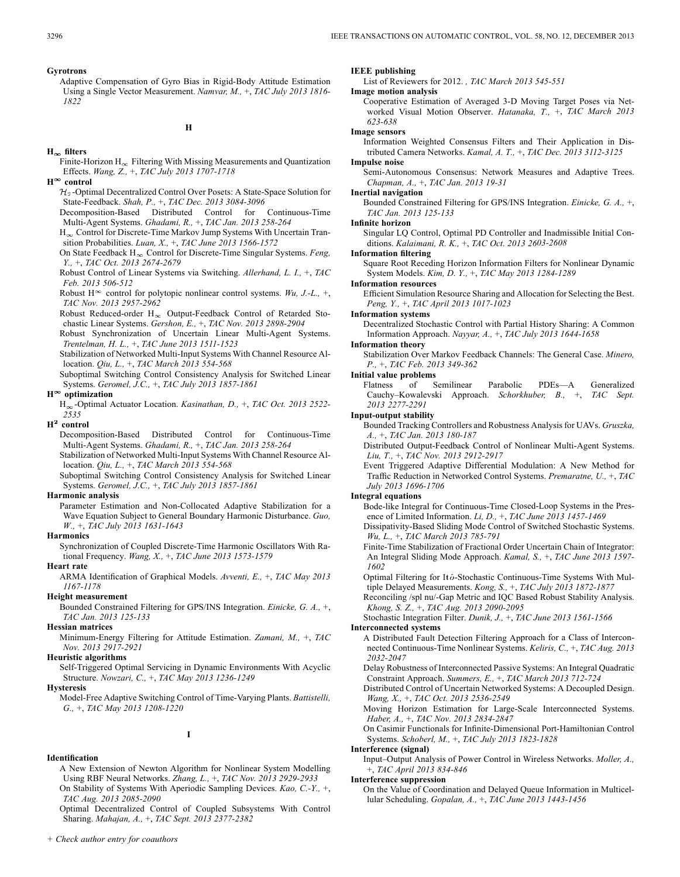**Gyrotrons**

Adaptive Compensation of Gyro Bias in Rigid-Body Attitude Estimation Using a Single Vector Measurement. *Namvar, M.,* +, *TAC July 2013 1816-1822*

## H

**$H_\infty$ filters**

Finite-Horizon $H_\infty$ Filtering With Missing Measurements and Quantization Effects. *Wang, Z.,* +, *TAC July 2013 1707-1718*

**$H^\infty$ control**

$\mathcal{H}_2$-Optimal Decentralized Control Over Posets: A State-Space Solution for State-Feedback. *Shah, P.,* +, *TAC Dec. 2013 3084-3096*

Decomposition-Based Distributed Control for Continuous-Time Multi-Agent Systems. *Ghadami, R.,* +, *TAC Jan. 2013 258-264*

$H_\infty$ Control for Discrete-Time Markov Jump Systems With Uncertain Transition Probabilities. *Luan, X.,* +, *TAC June 2013 1566-1572*

On State Feedback $H_\infty$ Control for Discrete-Time Singular Systems. *Feng, Y.,* +, *TAC Oct. 2013 2674-2679*

Robust Control of Linear Systems via Switching. *Allerhand, L. I.,* +, *TAC Feb. 2013 506-512*

Robust $H^\infty$ control for polytopic nonlinear control systems. *Wu, J.-L.,* +, *TAC Nov. 2013 2957-2962*

Robust Reduced-order $H_\infty$ Output-Feedback Control of Retarded Stochastic Linear Systems. *Gershon, E.,* +, *TAC Nov. 2013 2898-2904*

Robust Synchronization of Uncertain Linear Multi-Agent Systems. *Trentelman, H. L.,* +, *TAC June 2013 1511-1523*

Stabilization of Networked Multi-Input Systems With Channel Resource Allocation. *Qiu, L.,* +, *TAC March 2013 554-568*

Suboptimal Switching Control Consistency Analysis for Switched Linear Systems. *Geromel, J.C.,* +, *TAC July 2013 1857-1861*

**$H^\infty$ optimization**

$H_\infty$-Optimal Actuator Location. *Kasinathan, D.,* +, *TAC Oct. 2013 2522-2535*

**$H^2$ control**

Decomposition-Based Distributed Control for Continuous-Time Multi-Agent Systems. *Ghadami, R.,* +, *TAC Jan. 2013 258-264*

Stabilization of Networked Multi-Input Systems With Channel Resource Allocation. *Qiu, L.,* +, *TAC March 2013 554-568*

Suboptimal Switching Control Consistency Analysis for Switched Linear Systems. *Geromel, J.C.,* +, *TAC July 2013 1857-1861*

**Harmonic analysis**

Parameter Estimation and Non-Collocated Adaptive Stabilization for a Wave Equation Subject to General Boundary Harmonic Disturbance. *Guo, W.,* +, *TAC July 2013 1631-1643*

**Harmonics**

Synchronization of Coupled Discrete-Time Harmonic Oscillators With Rational Frequency. *Wang, X.,* +, *TAC June 2013 1573-1579*

**Heart rate**

ARMA Identification of Graphical Models. *Avventi, E.,* +, *TAC May 2013 1167-1178*

**Height measurement**

Bounded Constrained Filtering for GPS/INS Integration. *Einicke, G. A.,* +, *TAC Jan. 2013 125-133*

**Hessian matrices**

Minimum-Energy Filtering for Attitude Estimation. *Zamani, M.,* +, *TAC Nov. 2013 2917-2921*

**Heuristic algorithms**

Self-Triggered Optimal Servicing in Dynamic Environments With Acyclic Structure. *Nowzari, C.,* +, *TAC May 2013 1236-1249*

**Hysteresis**

Model-Free Adaptive Switching Control of Time-Varying Plants. *Battistelli, G.,* +, *TAC May 2013 1208-1220*

## I

**Identification**

A New Extension of Newton Algorithm for Nonlinear System Modelling Using RBF Neural Networks. *Zhang, L.,* +, *TAC Nov. 2013 2929-2933*

On Stability of Systems With Aperiodic Sampling Devices. *Kao, C.-Y.,* +, *TAC Aug. 2013 2085-2090*

Optimal Decentralized Control of Coupled Subsystems With Control Sharing. *Mahajan, A.,* +, *TAC Sept. 2013 2377-2382*

**IEEE publishing**

List of Reviewers for 2012. , *TAC March 2013 545-551*

**Image motion analysis**

Cooperative Estimation of Averaged 3-D Moving Target Poses via Networked Visual Motion Observer. *Hatanaka, T.,* +, *TAC March 2013 623-638*

**Image sensors**

Information Weighted Consensus Filters and Their Application in Distributed Camera Networks. *Kamal, A. T.,* +, *TAC Dec. 2013 3112-3125*

**Impulse noise**

Semi-Autonomous Consensus: Network Measures and Adaptive Trees. *Chapman, A.,* +, *TAC Jan. 2013 19-31*

**Inertial navigation**

Bounded Constrained Filtering for GPS/INS Integration. *Einicke, G. A.,* +, *TAC Jan. 2013 125-133*

**Infinite horizon**

Singular LQ Control, Optimal PD Controller and Inadmissible Initial Conditions. *Kalaimani, R. K.,* +, *TAC Oct. 2013 2603-2608*

**Information filtering**

Square Root Receding Horizon Information Filters for Nonlinear Dynamic System Models. *Kim, D. Y.,* +, *TAC May 2013 1284-1289*

**Information resources**

Efficient Simulation Resource Sharing and Allocation for Selecting the Best. *Peng, Y.,* +, *TAC April 2013 1017-1023*

**Information systems**

Decentralized Stochastic Control with Partial History Sharing: A Common Information Approach. *Nayyar, A.,* +, *TAC July 2013 1644-1658*

**Information theory**

Stabilization Over Markov Feedback Channels: The General Case. *Minero, P.,* +, *TAC Feb. 2013 349-362*

**Initial value problems**

Flatness of Semilinear Parabolic PDEs—A Generalized Cauchy–Kowalevski Approach. *Schorkhuber, B.,* +, *TAC Sept. 2013 2277-2291*

**Input-output stability**

Bounded Tracking Controllers and Robustness Analysis for UAVs. *Gruszka, A.,* +, *TAC Jan. 2013 180-187*

Distributed Output-Feedback Control of Nonlinear Multi-Agent Systems. *Liu, T.,* +, *TAC Nov. 2013 2912-2917*

Event Triggered Adaptive Differential Modulation: A New Method for Traffic Reduction in Networked Control Systems. *Premaratne, U.,* +, *TAC July 2013 1696-1706*

**Integral equations**

Bode-like Integral for Continuous-Time Closed-Loop Systems in the Presence of Limited Information. *Li, D.,* +, *TAC June 2013 1457-1469*

Dissipativity-Based Sliding Mode Control of Switched Stochastic Systems. *Wu, L.,* +, *TAC March 2013 785-791*

Finite-Time Stabilization of Fractional Order Uncertain Chain of Integrator: An Integral Sliding Mode Approach. *Kamal, S.,* +, *TAC June 2013 1597-1602*

Optimal Filtering for Itô-Stochastic Continuous-Time Systems With Multiple Delayed Measurements. *Kong, S.,* +, *TAC July 2013 1872-1877*

Reconciling /spl nu/-Gap Metric and IQC Based Robust Stability Analysis. *Khong, S. Z.,* +, *TAC Aug. 2013 2090-2095*

Stochastic Integration Filter. *Dunik, J.,* +, *TAC June 2013 1561-1566*

**Interconnected systems**

A Distributed Fault Detection Filtering Approach for a Class of Interconnected Continuous-Time Nonlinear Systems. *Keliris, C.,* +, *TAC Aug. 2013 2032-2047*

Delay Robustness of Interconnected Passive Systems: An Integral Quadratic Constraint Approach. *Summers, E.,* +, *TAC March 2013 712-724*

Distributed Control of Uncertain Networked Systems: A Decoupled Design. *Wang, X.,* +, *TAC Oct. 2013 2536-2549*

Moving Horizon Estimation for Large-Scale Interconnected Systems. *Haber, A.,* +, *TAC Nov. 2013 2834-2847*

On Casimir Functionals for Infinite-Dimensional Port-Hamiltonian Control Systems. *Schoberl, M.,* +, *TAC July 2013 1823-1828*

**Interference (signal)**

Input–Output Analysis of Power Control in Wireless Networks. *Moller, A.,* +, *TAC April 2013 834-846*

**Interference suppression**

On the Value of Coordination and Delayed Queue Information in Multicellular Scheduling. *Gopalan, A.,* +, *TAC June 2013 1443-1456*

+ *Check author entry for coauthors*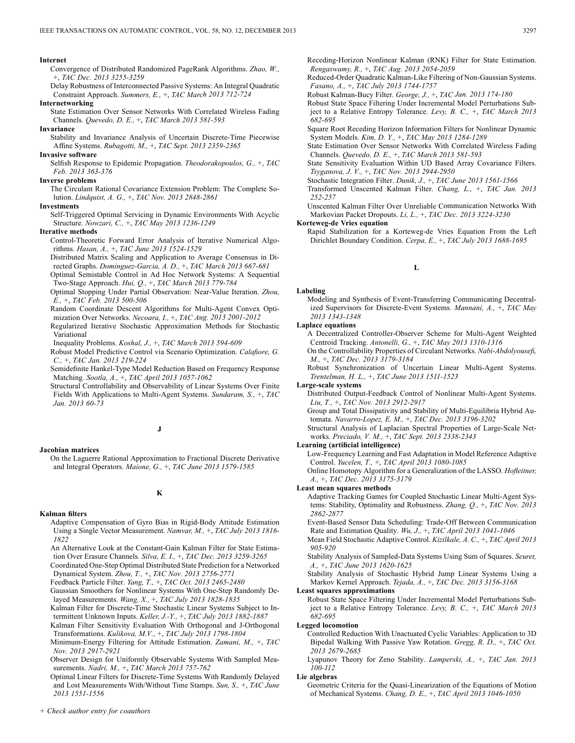**Internet**

Convergence of Distributed Randomized PageRank Algorithms. *Zhao, W.,* +, *TAC Dec. 2013 3255-3259*

Delay Robustness of Interconnected Passive Systems: An Integral Quadratic Constraint Approach. *Summers, E.,* +, *TAC March 2013 712-724*

**Internetworking**

State Estimation Over Sensor Networks With Correlated Wireless Fading Channels. *Quevedo, D. E.,* +, *TAC March 2013 581-593*

**Invariance**

Stability and Invariance Analysis of Uncertain Discrete-Time Piecewise Affine Systems. *Rubagotti, M.,* +, *TAC Sept. 2013 2359-2365*

**Invasive software**

Selfish Response to Epidemic Propagation. *Theodorakopoulos, G.,* +, *TAC Feb. 2013 363-376*

**Inverse problems**

The Circulant Rational Covariance Extension Problem: The Complete Solution. *Lindquist, A. G.,* +, *TAC Nov. 2013 2848-2861*

**Investments**

Self-Triggered Optimal Servicing in Dynamic Environments With Acyclic Structure. *Nowzari, C.,* +, *TAC May 2013 1236-1249*

**Iterative methods**

Control-Theoretic Forward Error Analysis of Iterative Numerical Algorithms. *Hasan, A.,* +, *TAC June 2013 1524-1529*

Distributed Matrix Scaling and Application to Average Consensus in Directed Graphs. *Dominguez-Garcia, A. D.,* +, *TAC March 2013 667-681*

Optimal Semistable Control in Ad Hoc Network Systems: A Sequential Two-Stage Approach. *Hui, Q.,* +, *TAC March 2013 779-784*

Optimal Stopping Under Partial Observation: Near-Value Iteration. *Zhou, E.,* +, *TAC Feb. 2013 500-506*

Random Coordinate Descent Algorithms for Multi-Agent Convex Optimization Over Networks. *Necoara, I.,* +, *TAC Aug. 2013 2001-2012*

Regularized Iterative Stochastic Approximation Methods for Stochastic Variational Inequality Problems. *Koshal, J.,* +, *TAC March 2013 594-609*

Robust Model Predictive Control via Scenario Optimization. *Calafiore, G. C.,* +, *TAC Jan. 2013 219-224*

Semidefinite Hankel-Type Model Reduction Based on Frequency Response Matching. *Sootla, A.,* +, *TAC April 2013 1057-1062*

Structural Controllability and Observability of Linear Systems Over Finite Fields With Applications to Multi-Agent Systems. *Sundaram, S.,* +, *TAC Jan. 2013 60-73*

## J

**Jacobian matrices**

On the Laguerre Rational Approximation to Fractional Discrete Derivative and Integral Operators. *Maione, G.,* +, *TAC June 2013 1579-1585*

## K

**Kalman filters**

Adaptive Compensation of Gyro Bias in Rigid-Body Attitude Estimation Using a Single Vector Measurement. *Namvar, M.,* +, *TAC July 2013 1816-1822*

An Alternative Look at the Constant-Gain Kalman Filter for State Estimation Over Erasure Channels. *Silva, E. I.,* +, *TAC Dec. 2013 3259-3265*

Coordinated One-Step Optimal Distributed State Prediction for a Networked Dynamical System. *Zhou, T.,* +, *TAC Nov. 2013 2756-2771*

Feedback Particle Filter. *Yang, T.,* +, *TAC Oct. 2013 2465-2480*

Gaussian Smoothers for Nonlinear Systems With One-Step Randomly Delayed Measurements. *Wang, X.,* +, *TAC July 2013 1828-1835*

Kalman Filter for Discrete-Time Stochastic Linear Systems Subject to Intermittent Unknown Inputs. *Keller, J.-Y.,* +, *TAC July 2013 1882-1887*

Kalman Filter Sensitivity Evaluation With Orthogonal and J-Orthogonal Transformations. *Kulikova, M.V.,* +, *TAC July 2013 1798-1804*

Minimum-Energy Filtering for Attitude Estimation. *Zamani, M.,* +, *TAC Nov. 2013 2917-2921*

Observer Design for Uniformly Observable Systems With Sampled Measurements. *Nadri, M.,* +, *TAC March 2013 757-762*

Optimal Linear Filters for Discrete-Time Systems With Randomly Delayed and Lost Measurements With/Without Time Stamps. *Sun, S.,* +, *TAC June 2013 1551-1556*

Receding-Horizon Nonlinear Kalman (RNK) Filter for State Estimation. *Rengaswamy, R.,* +, *TAC Aug. 2013 2054-2059*

Reduced-Order Quadratic Kalman-Like Filtering of Non-Gaussian Systems. *Fasano, A.,* +, *TAC July 2013 1744-1757*

Robust Kalman-Bucy Filter. *George, J.,* +, *TAC Jan. 2013 174-180*

Robust State Space Filtering Under Incremental Model Perturbations Subject to a Relative Entropy Tolerance. *Levy, B. C.,* +, *TAC March 2013 682-695*

Square Root Receding Horizon Information Filters for Nonlinear Dynamic System Models. *Kim, D. Y.,* +, *TAC May 2013 1284-1289*

State Estimation Over Sensor Networks With Correlated Wireless Fading Channels. *Quevedo, D. E.,* +, *TAC March 2013 581-593*

State Sensitivity Evaluation Within UD Based Array Covariance Filters. *Tsyganova, J. V.,* +, *TAC Nov. 2013 2944-2950*

Stochastic Integration Filter. *Dunik, J.,* +, *TAC June 2013 1561-1566*

Transformed Unscented Kalman Filter. *Chang, L.,* +, *TAC Jan. 2013 252-257*

Unscented Kalman Filter Over Unreliable Communication Networks With Markovian Packet Dropouts. *Li, L.,* +, *TAC Dec. 2013 3224-3230*

**Korteweg-de Vries equation**

Rapid Stabilization for a Korteweg-de Vries Equation From the Left Dirichlet Boundary Condition. *Cerpa, E.,* +, *TAC July 2013 1688-1695*

## L

**Labeling**

Modeling and Synthesis of Event-Transferring Communicating Decentralized Supervisors for Discrete-Event Systems. *Mannani, A.,* +, *TAC May 2013 1343-1348*

**Laplace equations**

A Decentralized Controller-Observer Scheme for Multi-Agent Weighted Centroid Tracking. *Antonelli, G.,* +, *TAC May 2013 1310-1316*

On the Controllability Properties of Circulant Networks. *Nabi-Abdolyousefi, M.,* +, *TAC Dec. 2013 3179-3184*

Robust Synchronization of Uncertain Linear Multi-Agent Systems. *Trentelman, H. L.,* +, *TAC June 2013 1511-1523*

**Large-scale systems**

Distributed Output-Feedback Control of Nonlinear Multi-Agent Systems. *Liu, T.,* +, *TAC Nov. 2013 2912-2917*

Group and Total Dissipativity and Stability of Multi-Equilibria Hybrid Automata. *Navarro-Lopez, E. M.,* +, *TAC Dec. 2013 3196-3202*

Structural Analysis of Laplacian Spectral Properties of Large-Scale Networks. *Preciado, V. M.,* +, *TAC Sept. 2013 2338-2343*

**Learning (artificial intelligence)**

Low-Frequency Learning and Fast Adaptation in Model Reference Adaptive Control. *Yucelen, T.,* +, *TAC April 2013 1080-1085*

Online Homotopy Algorithm for a Generalization of the LASSO. *Hofleitner, A.,* +, *TAC Dec. 2013 3175-3179*

**Least mean squares methods**

Adaptive Tracking Games for Coupled Stochastic Linear Multi-Agent Systems: Stability, Optimality and Robustness. *Zhang, Q.,* +, *TAC Nov. 2013 2862-2877*

Event-Based Sensor Data Scheduling: Trade-Off Between Communication Rate and Estimation Quality. *Wu, J.,* +, *TAC April 2013 1041-1046*

Mean Field Stochastic Adaptive Control. *Kizilkale, A. C.,* +, *TAC April 2013 905-920*

Stability Analysis of Sampled-Data Systems Using Sum of Squares. *Seuret, A.,* +, *TAC June 2013 1620-1625*

Stability Analysis of Stochastic Hybrid Jump Linear Systems Using a Markov Kernel Approach. *Tejada, A.,* +, *TAC Dec. 2013 3156-3168*

**Least squares approximations**

Robust State Space Filtering Under Incremental Model Perturbations Subject to a Relative Entropy Tolerance. *Levy, B. C.,* +, *TAC March 2013 682-695*

**Legged locomotion**

Controlled Reduction With Unactuated Cyclic Variables: Application to 3D Bipedal Walking With Passive Yaw Rotation. *Gregg, R. D.,* +, *TAC Oct. 2013 2679-2685*

Lyapunov Theory for Zeno Stability. *Lamperski, A.,* +, *TAC Jan. 2013 100-112*

**Lie algebras**

Geometric Criteria for the Quasi-Linearization of the Equations of Motion of Mechanical Systems. *Chang, D. E.,* +, *TAC April 2013 1046-1050*

*+ Check author entry for coauthors*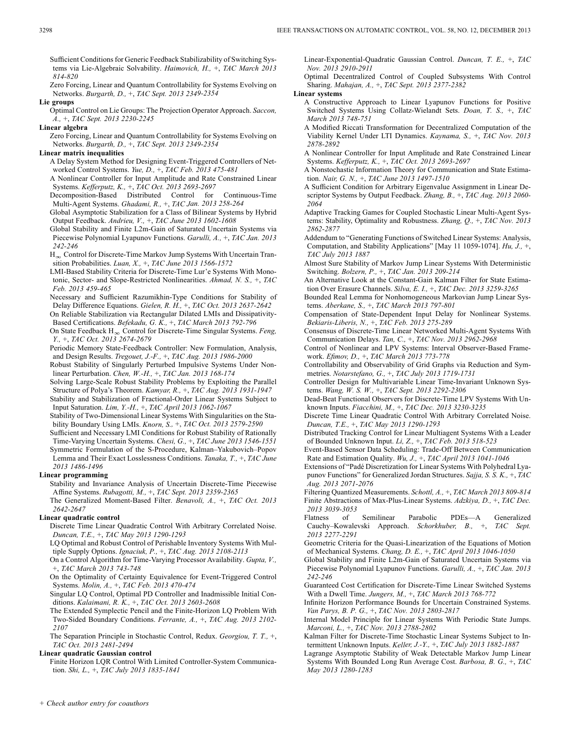Sufficient Conditions for Generic Feedback Stabilizability of Switching Systems via Lie-Algebraic Solvability. *Haimovich, H.,* +, *TAC March 2013 814-820*

Zero Forcing, Linear and Quantum Controllability for Systems Evolving on Networks. *Burgarth, D.,* +, *TAC Sept. 2013 2349-2354*

**Lie groups**

Optimal Control on Lie Groups: The Projection Operator Approach. *Saccon, A.,* +, *TAC Sept. 2013 2230-2245*

**Linear algebra**

Zero Forcing, Linear and Quantum Controllability for Systems Evolving on Networks. *Burgarth, D.,* +, *TAC Sept. 2013 2349-2354*

**Linear matrix inequalities**

A Delay System Method for Designing Event-Triggered Controllers of Networked Control Systems. *Yue, D.,* +, *TAC Feb. 2013 475-481*

A Nonlinear Controller for Input Amplitude and Rate Constrained Linear Systems. *Kefferputz, K.,* +, *TAC Oct. 2013 2693-2697*

Decomposition-Based Distributed Control for Continuous-Time Multi-Agent Systems. *Ghadami, R.,* +, *TAC Jan. 2013 258-264*

Global Asymptotic Stabilization for a Class of Bilinear Systems by Hybrid Output Feedback. *Andrieu, V.,* +, *TAC June 2013 1602-1608*

Global Stability and Finite L2m-Gain of Saturated Uncertain Systems via Piecewise Polynomial Lyapunov Functions. *Garulli, A.,* +, *TAC Jan. 2013 242-246*

$H_\infty$ Control for Discrete-Time Markov Jump Systems With Uncertain Transition Probabilities. *Luan, X.,* +, *TAC June 2013 1566-1572*

LMI-Based Stability Criteria for Discrete-Time Lur'e Systems With Monotonic, Sector- and Slope-Restricted Nonlinearities. *Ahmad, N. S.,* +, *TAC Feb. 2013 459-465*

Necessary and Sufficient Razumikhin-Type Conditions for Stability of Delay Difference Equations. *Gielen, R. H.,* +, *TAC Oct. 2013 2637-2642*

On Reliable Stabilization via Rectangular Dilated LMIs and Dissipativity-Based Certifications. *Befekadu, G. K.,* +, *TAC March 2013 792-796*

On State Feedback $H_\infty$ Control for Discrete-Time Singular Systems. *Feng, Y.,* +, *TAC Oct. 2013 2674-2679*

Periodic Memory State-Feedback Controller: New Formulation, Analysis, and Design Results. *Tregouet, J.-F.,* +, *TAC Aug. 2013 1986-2000*

Robust Stability of Singularly Perturbed Impulsive Systems Under Nonlinear Perturbation. *Chen, W.-H.,* +, *TAC Jan. 2013 168-174*

Solving Large-Scale Robust Stability Problems by Exploiting the Parallel Structure of Polya's Theorem. *Kamyar, R.,* +, *TAC Aug. 2013 1931-1947*

Stability and Stabilization of Fractional-Order Linear Systems Subject to Input Saturation. *Lim, Y.-H.,* +, *TAC April 2013 1062-1067*

Stability of Two-Dimensional Linear Systems With Singularities on the Stability Boundary Using LMIs. *Knorn, S.,* +, *TAC Oct. 2013 2579-2590*

Sufficient and Necessary LMI Conditions for Robust Stability of Rationally Time-Varying Uncertain Systems. *Chesi, G.,* +, *TAC June 2013 1546-1551*

Symmetric Formulation of the S-Procedure, Kalman–Yakubovich–Popov Lemma and Their Exact Losslessness Conditions. *Tanaka, T.,* +, *TAC June 2013 1486-1496*

**Linear programming**

Stability and Invariance Analysis of Uncertain Discrete-Time Piecewise Affine Systems. *Rubagotti, M.,* +, *TAC Sept. 2013 2359-2365*

The Generalized Moment-Based Filter. *Benavoli, A.,* +, *TAC Oct. 2013 2642-2647*

**Linear quadratic control**

Discrete Time Linear Quadratic Control With Arbitrary Correlated Noise. *Duncan, T.E.,* +, *TAC May 2013 1290-1293*

LQ Optimal and Robust Control of Perishable Inventory Systems With Multiple Supply Options. *Ignaciuk, P.,* +, *TAC Aug. 2013 2108-2113*

On a Control Algorithm for Time-Varying Processor Availability. *Gupta, V.,* +, *TAC March 2013 743-748*

On the Optimality of Certainty Equivalence for Event-Triggered Control Systems. *Molin, A.,* +, *TAC Feb. 2013 470-474*

Singular LQ Control, Optimal PD Controller and Inadmissible Initial Conditions. *Kalaimani, R. K.,* +, *TAC Oct. 2013 2603-2608*

The Extended Symplectic Pencil and the Finite-Horizon LQ Problem With Two-Sided Boundary Conditions. *Ferrante, A.,* +, *TAC Aug. 2013 2102-2107*

The Separation Principle in Stochastic Control, Redux. *Georgiou, T. T.,* +, *TAC Oct. 2013 2481-2494*

**Linear quadratic Gaussian control**

Finite Horizon LQR Control With Limited Controller-System Communication. *Shi, L.,* +, *TAC July 2013 1835-1841*

Linear-Exponential-Quadratic Gaussian Control. *Duncan, T. E.,* +, *TAC Nov. 2013 2910-2911*

Optimal Decentralized Control of Coupled Subsystems With Control Sharing. *Mahajan, A.,* +, *TAC Sept. 2013 2377-2382*

**Linear systems**

A Constructive Approach to Linear Lyapunov Functions for Positive Switched Systems Using Collatz-Wielandt Sets. *Doan, T. S.,* +, *TAC March 2013 748-751*

A Modified Riccati Transformation for Decentralized Computation of the Viability Kernel Under LTI Dynamics. *Kaynama, S.,* +, *TAC Nov. 2013 2878-2892*

A Nonlinear Controller for Input Amplitude and Rate Constrained Linear Systems. *Kefferputz, K.,* +, *TAC Oct. 2013 2693-2697*

A Nonstochastic Information Theory for Communication and State Estimation. *Nair, G. N.,* +, *TAC June 2013 1497-1510*

A Sufficient Condition for Arbitrary Eigenvalue Assignment in Linear Descriptor Systems by Output Feedback. *Zhang, B.,* +, *TAC Aug. 2013 2060-2064*

Adaptive Tracking Games for Coupled Stochastic Linear Multi-Agent Systems: Stability, Optimality and Robustness. *Zhang, Q.,* +, *TAC Nov. 2013 2862-2877*

Addendum to "Generating Functions of Switched Linear Systems: Analysis, Computation, and Stability Applications" [May 11 1059-1074]. *Hu, J.,* +, *TAC July 2013 1887*

Almost Sure Stability of Markov Jump Linear Systems With Deterministic Switching. *Bolzern, P.,* +, *TAC Jan. 2013 209-214*

An Alternative Look at the Constant-Gain Kalman Filter for State Estimation Over Erasure Channels. *Silva, E. I.,* +, *TAC Dec. 2013 3259-3265*

Bounded Real Lemma for Nonhomogeneous Markovian Jump Linear Systems. *Aberkane, S.,* +, *TAC March 2013 797-801*

Compensation of State-Dependent Input Delay for Nonlinear Systems. *Bekiaris-Liberis, N.,* +, *TAC Feb. 2013 275-289*

Consensus of Discrete-Time Linear Networked Multi-Agent Systems With Communication Delays. *Tan, C.,* +, *TAC Nov. 2013 2962-2968*

Control of Nonlinear and LPV Systems: Interval Observer-Based Framework. *Efimov, D.,* +, *TAC March 2013 773-778*

Controllability and Observability of Grid Graphs via Reduction and Symmetries. *Notarstefano, G.,* +, *TAC July 2013 1719-1731*

Controller Design for Multivariable Linear Time-Invariant Unknown Systems. *Wang, W. S. W.,* +, *TAC Sept. 2013 2292-2306*

Dead-Beat Functional Observers for Discrete-Time LPV Systems With Unknown Inputs. *Fiacchini, M.,* +, *TAC Dec. 2013 3230-3235*

Discrete Time Linear Quadratic Control With Arbitrary Correlated Noise. *Duncan, T.E.,* +, *TAC May 2013 1290-1293*

Distributed Tracking Control for Linear Multiagent Systems With a Leader of Bounded Unknown Input. *Li, Z.,* +, *TAC Feb. 2013 518-523*

Event-Based Sensor Data Scheduling: Trade-Off Between Communication Rate and Estimation Quality. *Wu, J.,* +, *TAC April 2013 1041-1046*

Extensions of "Padé Discretization for Linear Systems With Polyhedral Lyapunov Functions" for Generalized Jordan Structures. *Sajja, S. S. K.,* +, *TAC Aug. 2013 2071-2076*

Filtering Quantized Measurements. *Schottl, A.,* +, *TAC March 2013 809-814*

Finite Abstractions of Max-Plus-Linear Systems. *Adzkiya, D.,* +, *TAC Dec. 2013 3039-3053*

Flatness of Semilinear Parabolic PDEs—A Generalized Cauchy–Kowalevski Approach. *Schorkhuber, B.,* +, *TAC Sept. 2013 2277-2291*

Geometric Criteria for the Quasi-Linearization of the Equations of Motion of Mechanical Systems. *Chang, D. E.,* +, *TAC April 2013 1046-1050*

Global Stability and Finite L2m-Gain of Saturated Uncertain Systems via Piecewise Polynomial Lyapunov Functions. *Garulli, A.,* +, *TAC Jan. 2013 242-246*

Guaranteed Cost Certification for Discrete-Time Linear Switched Systems With a Dwell Time. *Jungers, M.,* +, *TAC March 2013 768-772*

Infinite Horizon Performance Bounds for Uncertain Constrained Systems. *Van Parys, B. P. G.,* +, *TAC Nov. 2013 2803-2817*

Internal Model Principle for Linear Systems With Periodic State Jumps. *Marconi, L.,* +, *TAC Nov. 2013 2788-2802*

Kalman Filter for Discrete-Time Stochastic Linear Systems Subject to Intermittent Unknown Inputs. *Keller, J.-Y.,* +, *TAC July 2013 1882-1887*

Lagrange Asymptotic Stability of Weak Detectable Markov Jump Linear Systems With Bounded Long Run Average Cost. *Barbosa, B. G.,* +, *TAC May 2013 1280-1283*

+ Check author entry for coauthors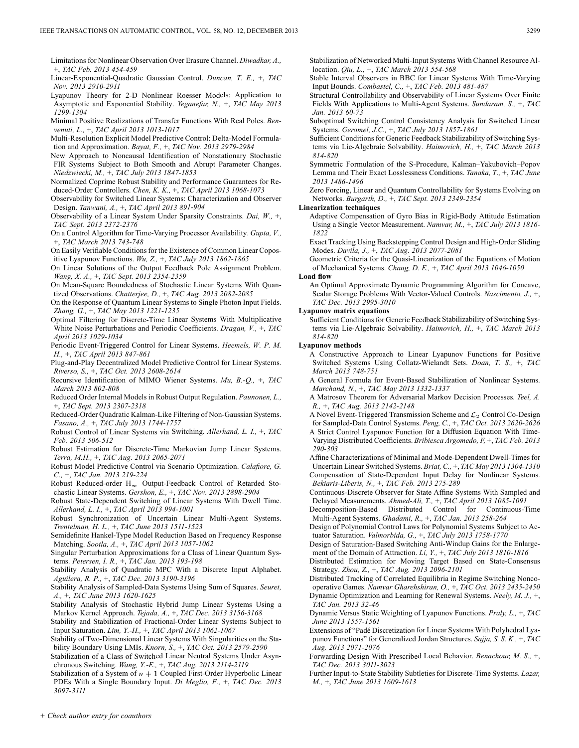Limitations for Nonlinear Observation Over Erasure Channel. *Diwadkar, A.,* +, *TAC Feb. 2013 454-459*

Linear-Exponential-Quadratic Gaussian Control. *Duncan, T. E.,* +, *TAC Nov. 2013 2910-2911*

Lyapunov Theory for 2-D Nonlinear Roesser Models: Application to Asymptotic and Exponential Stability. *Yeganefar, N.,* +, *TAC May 2013 1299-1304*

Minimal Positive Realizations of Transfer Functions With Real Poles. *Benvenuti, L.,* +, *TAC April 2013 1013-1017*

Multi-Resolution Explicit Model Predictive Control: Delta-Model Formulation and Approximation. *Bayat, F.,* +, *TAC Nov. 2013 2979-2984*

New Approach to Noncausal Identification of Nonstationary Stochastic FIR Systems Subject to Both Smooth and Abrupt Parameter Changes. *Niedzwiecki, M.,* +, *TAC July 2013 1847-1853*

Normalized Coprime Robust Stability and Performance Guarantees for Reduced-Order Controllers. *Chen, K. K.,* +, *TAC April 2013 1068-1073*

Observability for Switched Linear Systems: Characterization and Observer Design. *Tanwani, A.,* +, *TAC April 2013 891-904*

Observability of a Linear System Under Sparsity Constraints. *Dai, W.,* +, *TAC Sept. 2013 2372-2376*

On a Control Algorithm for Time-Varying Processor Availability. *Gupta, V.,* +, *TAC March 2013 743-748*

On Easily Verifiable Conditions for the Existence of Common Linear Copositive Lyapunov Functions. *Wu, Z.,* +, *TAC July 2013 1862-1865*

On Linear Solutions of the Output Feedback Pole Assignment Problem. *Wang, X. A.,* +, *TAC Sept. 2013 2354-2359*

On Mean-Square Boundedness of Stochastic Linear Systems With Quantized Observations. *Chatterjee, D.,* +, *TAC Aug. 2013 2082-2085*

On the Response of Quantum Linear Systems to Single Photon Input Fields. *Zhang, G.,* +, *TAC May 2013 1221-1235*

Optimal Filtering for Discrete-Time Linear Systems With Multiplicative White Noise Perturbations and Periodic Coefficients. *Dragan, V.,* +, *TAC April 2013 1029-1034*

Periodic Event-Triggered Control for Linear Systems. *Heemels, W. P. M. H.,* +, *TAC April 2013 847-861*

Plug-and-Play Decentralized Model Predictive Control for Linear Systems. *Riverso, S.,* +, *TAC Oct. 2013 2608-2614*

Recursive Identification of MIMO Wiener Systems. *Mu, B.-Q.,* +, *TAC March 2013 802-808*

Reduced Order Internal Models in Robust Output Regulation. *Paunonen, L.,* +, *TAC Sept. 2013 2307-2318*

Reduced-Order Quadratic Kalman-Like Filtering of Non-Gaussian Systems. *Fasano, A.,* +, *TAC July 2013 1744-1757*

Robust Control of Linear Systems via Switching. *Allerhand, L. I.,* +, *TAC Feb. 2013 506-512*

Robust Estimation for Discrete-Time Markovian Jump Linear Systems. *Terra, M.H.,* +, *TAC Aug. 2013 2065-2071*

Robust Model Predictive Control via Scenario Optimization. *Calafiore, G. C.,* +, *TAC Jan. 2013 219-224*

Robust Reduced-order $H_\infty$ Output-Feedback Control of Retarded Stochastic Linear Systems. *Gershon, E.,* +, *TAC Nov. 2013 2898-2904*

Robust State-Dependent Switching of Linear Systems With Dwell Time. *Allerhand, L. I.,* +, *TAC April 2013 994-1001*

Robust Synchronization of Uncertain Linear Multi-Agent Systems. *Trentelman, H. L.,* +, *TAC June 2013 1511-1523*

Semidefinite Hankel-Type Model Reduction Based on Frequency Response Matching. *Sootla, A.,* +, *TAC April 2013 1057-1062*

Singular Perturbation Approximations for a Class of Linear Quantum Systems. *Petersen, I. R.,* +, *TAC Jan. 2013 193-198*

Stability Analysis of Quadratic MPC With a Discrete Input Alphabet. *Aguilera, R. P.,* +, *TAC Dec. 2013 3190-3196*

Stability Analysis of Sampled-Data Systems Using Sum of Squares. *Seuret, A.,* +, *TAC June 2013 1620-1625*

Stability Analysis of Stochastic Hybrid Jump Linear Systems Using a Markov Kernel Approach. *Tejada, A.,* +, *TAC Dec. 2013 3156-3168*

Stability and Stabilization of Fractional-Order Linear Systems Subject to Input Saturation. *Lim, Y.-H.,* +, *TAC April 2013 1062-1067*

Stability of Two-Dimensional Linear Systems With Singularities on the Stability Boundary Using LMIs. *Knorn, S.,* +, *TAC Oct. 2013 2579-2590*

Stabilization of a Class of Switched Linear Neutral Systems Under Asynchronous Switching. *Wang, Y.-E.,* +, *TAC Aug. 2013 2114-2119*

Stabilization of a System of $n+1$ Coupled First-Order Hyperbolic Linear PDEs With a Single Boundary Input. *Di Meglio, F.,* +, *TAC Dec. 2013 3097-3111*

Stabilization of Networked Multi-Input Systems With Channel Resource Allocation. *Qiu, L.,* +, *TAC March 2013 554-568*

Stable Interval Observers in BBC for Linear Systems With Time-Varying Input Bounds. *Combastel, C.,* +, *TAC Feb. 2013 481-487*

Structural Controllability and Observability of Linear Systems Over Finite Fields With Applications to Multi-Agent Systems. *Sundaram, S.,* +, *TAC Jan. 2013 60-73*

Suboptimal Switching Control Consistency Analysis for Switched Linear Systems. *Geromel, J.C.,* +, *TAC July 2013 1857-1861*

Sufficient Conditions for Generic Feedback Stabilizability of Switching Systems via Lie-Algebraic Solvability. *Haimovich, H.,* +, *TAC March 2013 814-820*

Symmetric Formulation of the S-Procedure, Kalman–Yakubovich–Popov Lemma and Their Exact Losslessness Conditions. *Tanaka, T.,* +, *TAC June 2013 1486-1496*

Zero Forcing, Linear and Quantum Controllability for Systems Evolving on Networks. *Burgarth, D.,* +, *TAC Sept. 2013 2349-2354*

**Linearization techniques**

Adaptive Compensation of Gyro Bias in Rigid-Body Attitude Estimation Using a Single Vector Measurement. *Namvar, M.,* +, *TAC July 2013 1816-1822*

Exact Tracking Using Backstepping Control Design and High-Order Sliding Modes. *Davila, J.,* +, *TAC Aug. 2013 2077-2081*

Geometric Criteria for the Quasi-Linearization of the Equations of Motion of Mechanical Systems. *Chang, D. E.,* +, *TAC April 2013 1046-1050*

**Load flow**

An Optimal Approximate Dynamic Programming Algorithm for Concave, Scalar Storage Problems With Vector-Valued Controls. *Nascimento, J.,* +, *TAC Dec. 2013 2995-3010*

**Lyapunov matrix equations**

Sufficient Conditions for Generic Feedback Stabilizability of Switching Systems via Lie-Algebraic Solvability. *Haimovich, H.,* +, *TAC March 2013 814-820*

**Lyapunov methods**

A Constructive Approach to Linear Lyapunov Functions for Positive Switched Systems Using Collatz-Wielandt Sets. *Doan, T. S.,* +, *TAC March 2013 748-751*

A General Formula for Event-Based Stabilization of Nonlinear Systems. *Marchand, N.,* +, *TAC May 2013 1332-1337*

A Matrosov Theorem for Adversarial Markov Decision Processes. *Teel, A. R.,* +, *TAC Aug. 2013 2142-2148*

A Novel Event-Triggered Transmission Scheme and $\mathcal{L}_2$ Control Co-Design for Sampled-Data Control Systems. *Peng, C.,* +, *TAC Oct. 2013 2620-2626*

A Strict Control Lyapunov Function for a Diffusion Equation With Time-Varying Distributed Coefficients. *Bribiesca Argomedo, F,* +, *TAC Feb. 2013 290-303*

Affine Characterizations of Minimal and Mode-Dependent Dwell-Times for Uncertain Linear Switched Systems. *Briat, C.,* +, *TAC May 2013 1304-1310*

Compensation of State-Dependent Input Delay for Nonlinear Systems. *Bekiaris-Liberis, N.,* +, *TAC Feb. 2013 275-289*

Continuous-Discrete Observer for State Affine Systems With Sampled and Delayed Measurements. *Ahmed-Ali, T.,* +, *TAC April 2013 1085-1091*

Decomposition-Based Distributed Control for Continuous-Time Multi-Agent Systems. *Ghadami, R.,* +, *TAC Jan. 2013 258-264*

Design of Polynomial Control Laws for Polynomial Systems Subject to Actuator Saturation. *Valmorbida, G.,* +, *TAC July 2013 1758-1770*

Design of Saturation-Based Switching Anti-Windup Gains for the Enlargement of the Domain of Attraction. *Li, Y.,* +, *TAC July 2013 1810-1816*

Distributed Estimation for Moving Target Based on State-Consensus Strategy. *Zhou, Z.,* +, *TAC Aug. 2013 2096-2101*

Distributed Tracking of Correlated Equilibria in Regime Switching Noncooperative Games. *Namvar Gharehshiran, O.,* +, *TAC Oct. 2013 2435-2450*

Dynamic Optimization and Learning for Renewal Systems. *Neely, M. J.,* +, *TAC Jan. 2013 32-46*

Dynamic Versus Static Weighting of Lyapunov Functions. *Praly, L.,* +, *TAC June 2013 1557-1561*

Extensions of "Padé Discretization for Linear Systems With Polyhedral Lyapunov Functions" for Generalized Jordan Structures. *Sajja, S. S. K.,* +, *TAC Aug. 2013 2071-2076*

Forwarding Design With Prescribed Local Behavior. *Benachour, M. S.,* +, *TAC Dec. 2013 3011-3023*

Further Input-to-State Stability Subtleties for Discrete-Time Systems. *Lazar, M.,* +, *TAC June 2013 1609-1613*

+ *Check author entry for coauthors*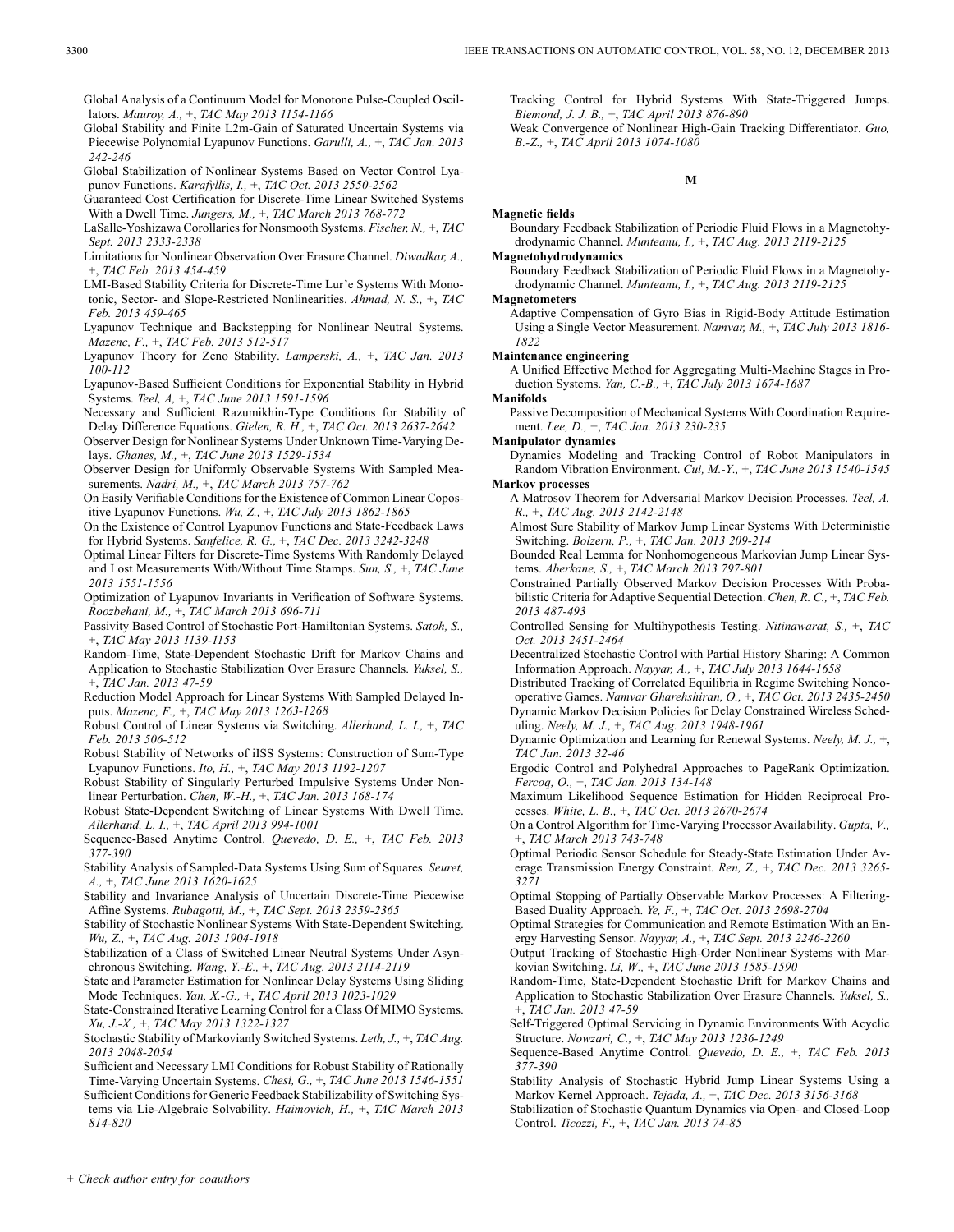Global Analysis of a Continuum Model for Monotone Pulse-Coupled Oscillators. *Mauroy, A.,* +, *TAC May 2013 1154-1166*

Global Stability and Finite L2m-Gain of Saturated Uncertain Systems via Piecewise Polynomial Lyapunov Functions. *Garulli, A.,* +, *TAC Jan. 2013 242-246*

Global Stabilization of Nonlinear Systems Based on Vector Control Lyapunov Functions. *Karafyllis, I.,* +, *TAC Oct. 2013 2550-2562*

Guaranteed Cost Certification for Discrete-Time Linear Switched Systems With a Dwell Time. *Jungers, M.,* +, *TAC March 2013 768-772*

LaSalle-Yoshizawa Corollaries for Nonsmooth Systems. *Fischer, N.,* +, *TAC Sept. 2013 2333-2338*

Limitations for Nonlinear Observation Over Erasure Channel. *Diwadkar, A.,* +, *TAC Feb. 2013 454-459*

LMI-Based Stability Criteria for Discrete-Time Lur'e Systems With Monotonic, Sector- and Slope-Restricted Nonlinearities. *Ahmad, N. S.,* +, *TAC Feb. 2013 459-465*

Lyapunov Technique and Backstepping for Nonlinear Neutral Systems. *Mazenc, F.,* +, *TAC Feb. 2013 512-517*

Lyapunov Theory for Zeno Stability. *Lamperski, A.,* +, *TAC Jan. 2013 100-112*

Lyapunov-Based Sufficient Conditions for Exponential Stability in Hybrid Systems. *Teel, A.* +, *TAC June 2013 1591-1596*

Necessary and Sufficient Razumikhin-Type Conditions for Stability of Delay Difference Equations. *Gielen, R. H.,* +, *TAC Oct. 2013 2637-2642*

Observer Design for Nonlinear Systems Under Unknown Time-Varying Delays. *Ghanes, M.,* +, *TAC June 2013 1529-1534*

Observer Design for Uniformly Observable Systems With Sampled Measurements. *Nadri, M.,* +, *TAC March 2013 757-762*

On Easily Verifiable Conditions for the Existence of Common Linear Copositive Lyapunov Functions. *Wu, Z.,* +, *TAC July 2013 1862-1865*

On the Existence of Control Lyapunov Functions and State-Feedback Laws for Hybrid Systems. *Sanfelice, R. G.,* +, *TAC Dec. 2013 3242-3248*

Optimal Linear Filters for Discrete-Time Systems With Randomly Delayed and Lost Measurements With/Without Time Stamps. *Sun, S.,* +, *TAC June 2013 1551-1556*

Optimization of Lyapunov Invariants in Verification of Software Systems. *Roozbehani, M.,* +, *TAC March 2013 696-711*

Passivity Based Control of Stochastic Port-Hamiltonian Systems. *Satoh, S.,* +, *TAC May 2013 1139-1153*

Random-Time, State-Dependent Stochastic Drift for Markov Chains and Application to Stochastic Stabilization Over Erasure Channels. *Yuksel, S.,* +, *TAC Jan. 2013 47-59*

Reduction Model Approach for Linear Systems With Sampled Delayed Inputs. *Mazenc, F.,* +, *TAC May 2013 1263-1268*

Robust Control of Linear Systems via Switching. *Allerhand, L. I.,* +, *TAC Feb. 2013 506-512*

Robust Stability of Networks of iISS Systems: Construction of Sum-Type Lyapunov Functions. *Ito, H.,* +, *TAC May 2013 1192-1207*

Robust Stability of Singularly Perturbed Impulsive Systems Under Nonlinear Perturbation. *Chen, W.-H.,* +, *TAC Jan. 2013 168-174*

Robust State-Dependent Switching of Linear Systems With Dwell Time. *Allerhand, L. I.,* +, *TAC April 2013 994-1001*

Sequence-Based Anytime Control. *Quevedo, D. E.,* +, *TAC Feb. 2013 377-390*

Stability Analysis of Sampled-Data Systems Using Sum of Squares. *Seuret, A.,* +, *TAC June 2013 1620-1625*

Stability and Invariance Analysis of Uncertain Discrete-Time Piecewise Affine Systems. *Rubagotti, M.,* +, *TAC Sept. 2013 2359-2365*

Stability of Stochastic Nonlinear Systems With State-Dependent Switching. *Wu, Z.,* +, *TAC Aug. 2013 1904-1918*

Stabilization of a Class of Switched Linear Neutral Systems Under Asynchronous Switching. *Wang, Y.-E.,* +, *TAC Aug. 2013 2114-2119*

State and Parameter Estimation for Nonlinear Delay Systems Using Sliding Mode Techniques. *Yan, X.-G.,* +, *TAC April 2013 1023-1029*

State-Constrained Iterative Learning Control for a Class Of MIMO Systems. *Xu, J.-X.,* +, *TAC May 2013 1322-1327*

Stochastic Stability of Markovianly Switched Systems. *Leth, J.,* +, *TAC Aug. 2013 2048-2054*

Sufficient and Necessary LMI Conditions for Robust Stability of Rationally Time-Varying Uncertain Systems. *Chesi, G.,* +, *TAC June 2013 1546-1551*

Sufficient Conditions for Generic Feedback Stabilizability of Switching Systems via Lie-Algebraic Solvability. *Haimovich, H.,* +, *TAC March 2013 814-820*

Tracking Control for Hybrid Systems With State-Triggered Jumps. *Biemond, J. J. B.,* +, *TAC April 2013 876-890*

Weak Convergence of Nonlinear High-Gain Tracking Differentiator. *Guo, B.-Z.,* +, *TAC April 2013 1074-1080*

## M

**Magnetic fields**

Boundary Feedback Stabilization of Periodic Fluid Flows in a Magnetohydrodynamic Channel. *Munteanu, I.,* +, *TAC Aug. 2013 2119-2125*

**Magnetohydrodynamics**

Boundary Feedback Stabilization of Periodic Fluid Flows in a Magnetohydrodynamic Channel. *Munteanu, I.,* +, *TAC Aug. 2013 2119-2125*

**Magnetometers**

Adaptive Compensation of Gyro Bias in Rigid-Body Attitude Estimation Using a Single Vector Measurement. *Namvar, M.,* +, *TAC July 2013 1816-1822*

**Maintenance engineering**

A Unified Effective Method for Aggregating Multi-Machine Stages in Production Systems. *Yan, C.-B.,* +, *TAC July 2013 1674-1687*

**Manifolds**

Passive Decomposition of Mechanical Systems With Coordination Requirement. *Lee, D.,* +, *TAC Jan. 2013 230-235*

**Manipulator dynamics**

Dynamics Modeling and Tracking Control of Robot Manipulators in Random Vibration Environment. *Cui, M.-Y.,* +, *TAC June 2013 1540-1545*

**Markov processes**

A Matrosov Theorem for Adversarial Markov Decision Processes. *Teel, A. R.,* +, *TAC Aug. 2013 2142-2148*

Almost Sure Stability of Markov Jump Linear Systems With Deterministic Switching. *Bolzern, P.,* +, *TAC Jan. 2013 209-214*

Bounded Real Lemma for Nonhomogeneous Markovian Jump Linear Systems. *Aberkane, S.,* +, *TAC March 2013 797-801*

Constrained Partially Observed Markov Decision Processes With Probabilistic Criteria for Adaptive Sequential Detection. *Chen, R. C.,* +, *TAC Feb. 2013 487-493*

Controlled Sensing for Multihypothesis Testing. *Nitinawarat, S.,* +, *TAC Oct. 2013 2451-2464*

Decentralized Stochastic Control with Partial History Sharing: A Common Information Approach. *Nayyar, A.,* +, *TAC July 2013 1644-1658*

Distributed Tracking of Correlated Equilibria in Regime Switching Noncooperative Games. *Namvar Gharehshiran, O.,* +, *TAC Oct. 2013 2435-2450*

Dynamic Markov Decision Policies for Delay Constrained Wireless Scheduling. *Neely, M. J.,* +, *TAC Aug. 2013 1948-1961*

Dynamic Optimization and Learning for Renewal Systems. *Neely, M. J.,* +, *TAC Jan. 2013 32-46*

Ergodic Control and Polyhedral Approaches to PageRank Optimization. *Fercoq, O.,* +, *TAC Jan. 2013 134-148*

Maximum Likelihood Sequence Estimation for Hidden Reciprocal Processes. *White, L. B.,* +, *TAC Oct. 2013 2670-2674*

On a Control Algorithm for Time-Varying Processor Availability. *Gupta, V.,* +, *TAC March 2013 743-748*

Optimal Periodic Sensor Schedule for Steady-State Estimation Under Average Transmission Energy Constraint. *Ren, Z.,* +, *TAC Dec. 2013 3265-3271*

Optimal Stopping of Partially Observable Markov Processes: A Filtering-Based Duality Approach. *Ye, F.,* +, *TAC Oct. 2013 2698-2704*

Optimal Strategies for Communication and Remote Estimation With an Energy Harvesting Sensor. *Nayyar, A.,* +, *TAC Sept. 2013 2246-2260*

Output Tracking of Stochastic High-Order Nonlinear Systems with Markovian Switching. *Li, W.,* +, *TAC June 2013 1585-1590*

Random-Time, State-Dependent Stochastic Drift for Markov Chains and Application to Stochastic Stabilization Over Erasure Channels. *Yuksel, S.,* +, *TAC Jan. 2013 47-59*

Self-Triggered Optimal Servicing in Dynamic Environments With Acyclic Structure. *Nowzari, C.,* +, *TAC May 2013 1236-1249*

Sequence-Based Anytime Control. *Quevedo, D. E.,* +, *TAC Feb. 2013 377-390*

Stability Analysis of Stochastic Hybrid Jump Linear Systems Using a Markov Kernel Approach. *Tejada, A.,* +, *TAC Dec. 2013 3156-3168*

Stabilization of Stochastic Quantum Dynamics via Open- and Closed-Loop Control. *Ticozzi, F.,* +, *TAC Jan. 2013 74-85*

+ *Check author entry for coauthors*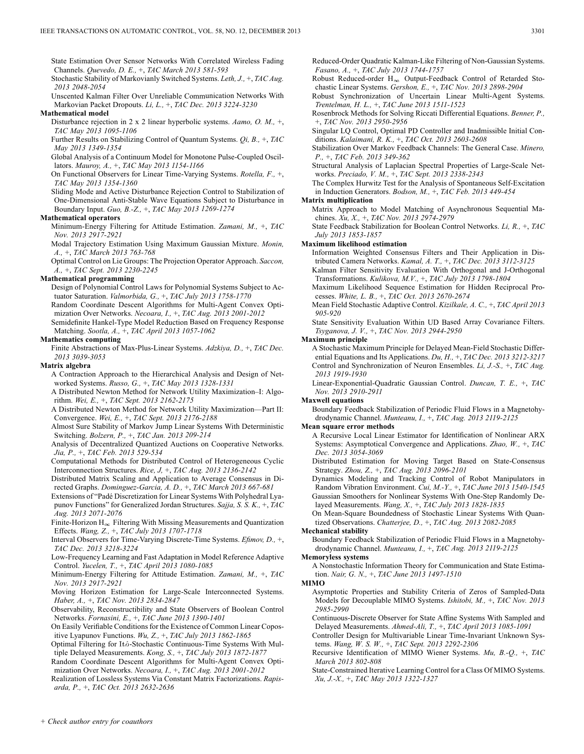State Estimation Over Sensor Networks With Correlated Wireless Fading Channels. *Quevedo, D. E.,* +, *TAC March 2013 581-593*

Stochastic Stability of Markovianly Switched Systems. *Leth, J.,* +, *TAC Aug. 2013 2048-2054*

Unscented Kalman Filter Over Unreliable Communication Networks With Markovian Packet Dropouts. *Li, L.,* +, *TAC Dec. 2013 3224-3230*

**Mathematical model**

Disturbance rejection in 2 x 2 linear hyperbolic systems. *Aamo, O. M.,* +, *TAC May 2013 1095-1106*

Further Results on Stabilizing Control of Quantum Systems. *Qi, B.,* +, *TAC May 2013 1349-1354*

Global Analysis of a Continuum Model for Monotone Pulse-Coupled Oscillators. *Mauroy, A.,* +, *TAC May 2013 1154-1166*

On Functional Observers for Linear Time-Varying Systems. *Rotella, F.,* +, *TAC May 2013 1354-1360*

Sliding Mode and Active Disturbance Rejection Control to Stabilization of One-Dimensional Anti-Stable Wave Equations Subject to Disturbance in Boundary Input. *Guo, B.-Z.,* +, *TAC May 2013 1269-1274*

**Mathematical operators**

Minimum-Energy Filtering for Attitude Estimation. *Zamani, M.,* +, *TAC Nov. 2013 2917-2921*

Modal Trajectory Estimation Using Maximum Gaussian Mixture. *Monin, A.,* +, *TAC March 2013 763-768*

Optimal Control on Lie Groups: The Projection Operator Approach. *Saccon, A.,* +, *TAC Sept. 2013 2230-2245*

**Mathematical programming**

Design of Polynomial Control Laws for Polynomial Systems Subject to Actuator Saturation. *Valmorbida, G.,* +, *TAC July 2013 1758-1770*

Random Coordinate Descent Algorithms for Multi-Agent Convex Optimization Over Networks. *Necoara, I.,* +, *TAC Aug. 2013 2001-2012*

Semidefinite Hankel-Type Model Reduction Based on Frequency Response Matching. *Sootla, A.,* +, *TAC April 2013 1057-1062*

**Mathematics computing**

Finite Abstractions of Max-Plus-Linear Systems. *Adzkiya, D.,* +, *TAC Dec. 2013 3039-3053*

**Matrix algebra**

A Contraction Approach to the Hierarchical Analysis and Design of Networked Systems. *Russo, G.,* +, *TAC May 2013 1328-1331*

A Distributed Newton Method for Network Utility Maximization–I: Algorithm. *Wei, E.,* +, *TAC Sept. 2013 2162-2175*

A Distributed Newton Method for Network Utility Maximization—Part II: Convergence. *Wei, E.,* +, *TAC Sept. 2013 2176-2188*

Almost Sure Stability of Markov Jump Linear Systems With Deterministic Switching. *Bolzern, P.,* +, *TAC Jan. 2013 209-214*

Analysis of Decentralized Quantized Auctions on Cooperative Networks. *Jia, P.,* +, *TAC Feb. 2013 529-534*

Computational Methods for Distributed Control of Heterogeneous Cyclic Interconnection Structures. *Rice, J,* +, *TAC Aug. 2013 2136-2142*

Distributed Matrix Scaling and Application to Average Consensus in Directed Graphs. *Dominguez-Garcia, A. D.,* +, *TAC March 2013 667-681*

Extensions of "Padé Discretization for Linear Systems With Polyhedral Lyapunov Functions" for Generalized Jordan Structures. *Sajja, S. S. K.,* +, *TAC Aug. 2013 2071-2076*

Finite-Horizon $H_\infty$ Filtering With Missing Measurements and Quantization Effects. *Wang, Z.,* +, *TAC July 2013 1707-1718*

Interval Observers for Time-Varying Discrete-Time Systems. *Efimov, D.,* +, *TAC Dec. 2013 3218-3224*

Low-Frequency Learning and Fast Adaptation in Model Reference Adaptive Control. *Yucelen, T.,* +, *TAC April 2013 1080-1085*

Minimum-Energy Filtering for Attitude Estimation. *Zamani, M.,* +, *TAC Nov. 2013 2917-2921*

Moving Horizon Estimation for Large-Scale Interconnected Systems. *Haber, A.,* +, *TAC Nov. 2013 2834-2847*

Observability, Reconstructibility and State Observers of Boolean Control Networks. *Fornasini, E.,* +, *TAC June 2013 1390-1401*

On Easily Verifiable Conditions for the Existence of Common Linear Copositive Lyapunov Functions. *Wu, Z.,* +, *TAC July 2013 1862-1865*

Optimal Filtering for Itô-Stochastic Continuous-Time Systems With Multiple Delayed Measurements. *Kong, S.,* +, *TAC July 2013 1872-1877*

Random Coordinate Descent Algorithms for Multi-Agent Convex Optimization Over Networks. *Necoara, I.,* +, *TAC Aug. 2013 2001-2012*

Realization of Lossless Systems Via Constant Matrix Factorizations. *Rapisarda, P.,* +, *TAC Oct. 2013 2632-2636*

Reduced-Order Quadratic Kalman-Like Filtering of Non-Gaussian Systems. *Fasano, A.,* +, *TAC July 2013 1744-1757*

Robust Reduced-order $H_\infty$ Output-Feedback Control of Retarded Stochastic Linear Systems. *Gershon, E.,* +, *TAC Nov. 2013 2898-2904*

Robust Synchronization of Uncertain Linear Multi-Agent Systems. *Trentelman, H. L.,* +, *TAC June 2013 1511-1523*

Rosenbrock Methods for Solving Riccati Differential Equations. *Benner, P.,* +, *TAC Nov. 2013 2950-2956*

Singular LQ Control, Optimal PD Controller and Inadmissible Initial Conditions. *Kalaimani, R. K.,* +, *TAC Oct. 2013 2603-2608*

Stabilization Over Markov Feedback Channels: The General Case. *Minero, P.,* +, *TAC Feb. 2013 349-362*

Structural Analysis of Laplacian Spectral Properties of Large-Scale Networks. *Preciado, V. M.,* +, *TAC Sept. 2013 2338-2343*

The Complex Hurwitz Test for the Analysis of Spontaneous Self-Excitation in Induction Generators. *Bodson, M.,* +, *TAC Feb. 2013 449-454*

**Matrix multiplication**

Matrix Approach to Model Matching of Asynchronous Sequential Machines. *Xu, X.,* +, *TAC Nov. 2013 2974-2979*

State Feedback Stabilization for Boolean Control Networks. *Li, R.,* +, *TAC July 2013 1853-1857*

**Maximum likelihood estimation**

Information Weighted Consensus Filters and Their Application in Distributed Camera Networks. *Kamal, A. T.,* +, *TAC Dec. 2013 3112-3125*

Kalman Filter Sensitivity Evaluation With Orthogonal and J-Orthogonal Transformations. *Kulikova, M.V.,* +, *TAC July 2013 1798-1804*

Maximum Likelihood Sequence Estimation for Hidden Reciprocal Processes. *White, L. B.,* +, *TAC Oct. 2013 2670-2674*

Mean Field Stochastic Adaptive Control. *Kizilkale, A. C.,* +, *TAC April 2013 905-920*

State Sensitivity Evaluation Within UD Based Array Covariance Filters. *Tsyganova, J. V.,* +, *TAC Nov. 2013 2944-2950*

**Maximum principle**

A Stochastic Maximum Principle for Delayed Mean-Field Stochastic Differential Equations and Its Applications. *Du, H.,* +, *TAC Dec. 2013 3212-3217*

Control and Synchronization of Neuron Ensembles. *Li, J.-S.,* +, *TAC Aug. 2013 1919-1930*

Linear-Exponential-Quadratic Gaussian Control. *Duncan, T. E.,* +, *TAC Nov. 2013 2910-2911*

**Maxwell equations**

Boundary Feedback Stabilization of Periodic Fluid Flows in a Magnetohydrodynamic Channel. *Munteanu, I.,* +, *TAC Aug. 2013 2119-2125*

**Mean square error methods**

A Recursive Local Linear Estimator for Identification of Nonlinear ARX Systems: Asymptotical Convergence and Applications. *Zhao, W.,* +, *TAC Dec. 2013 3054-3069*

Distributed Estimation for Moving Target Based on State-Consensus Strategy. *Zhou, Z.,* +, *TAC Aug. 2013 2096-2101*

Dynamics Modeling and Tracking Control of Robot Manipulators in Random Vibration Environment. *Cui, M.-Y.,* +, *TAC June 2013 1540-1545*

Gaussian Smoothers for Nonlinear Systems With One-Step Randomly Delayed Measurements. *Wang, X.,* +, *TAC July 2013 1828-1835*

On Mean-Square Boundedness of Stochastic Linear Systems With Quantized Observations. *Chatterjee, D.,* +, *TAC Aug. 2013 2082-2085*

**Mechanical stability**

Boundary Feedback Stabilization of Periodic Fluid Flows in a Magnetohydrodynamic Channel. *Munteanu, I.,* +, *TAC Aug. 2013 2119-2125*

**Memoryless systems**

A Nonstochastic Information Theory for Communication and State Estimation. *Nair, G. N.,* +, *TAC June 2013 1497-1510*

**MIMO**

Asymptotic Properties and Stability Criteria of Zeros of Sampled-Data Models for Decouplable MIMO Systems. *Ishitobi, M.,* +, *TAC Nov. 2013 2985-2990*

Continuous-Discrete Observer for State Affine Systems With Sampled and Delayed Measurements. *Ahmed-Ali, T.,* +, *TAC April 2013 1085-1091*

Controller Design for Multivariable Linear Time-Invariant Unknown Systems. *Wang, W. S. W.,* +, *TAC Sept. 2013 2292-2306*

Recursive Identification of MIMO Wiener Systems. *Mu, B.-Q.,* +, *TAC March 2013 802-808*

State-Constrained Iterative Learning Control for a Class Of MIMO Systems. *Xu, J.-X.,* +, *TAC May 2013 1322-1327*

*+ Check author entry for coauthors*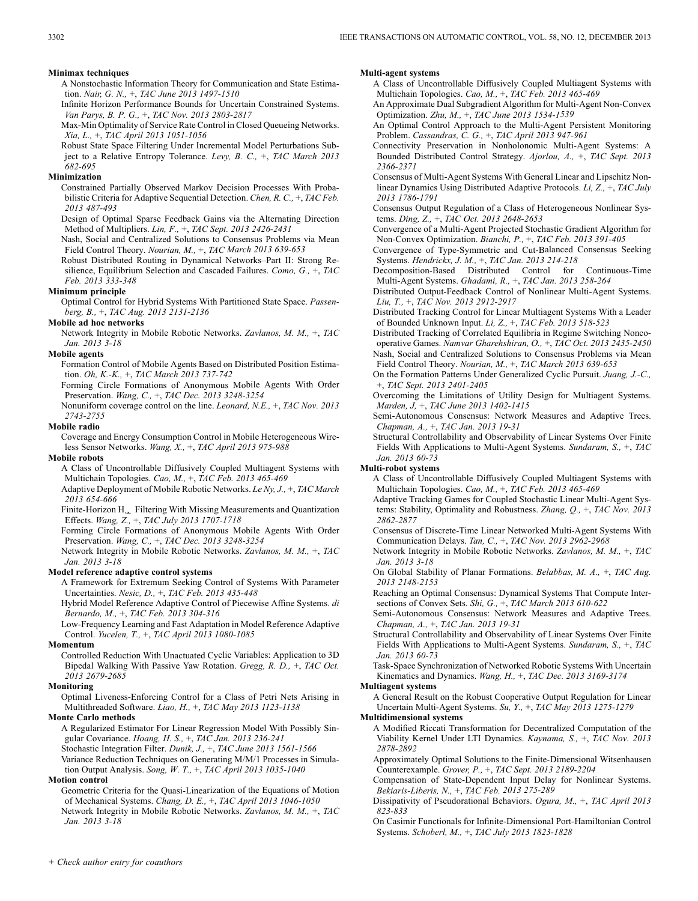**Minimax techniques**

A Nonstochastic Information Theory for Communication and State Estimation. *Nair, G. N.*, +, *TAC June 2013 1497-1510*

Infinite Horizon Performance Bounds for Uncertain Constrained Systems. *Van Parys, B. P. G.*, +, *TAC Nov. 2013 2803-2817*

Max-Min Optimality of Service Rate Control in Closed Queueing Networks. *Xia, L.*, +, *TAC April 2013 1051-1056*

Robust State Space Filtering Under Incremental Model Perturbations Subject to a Relative Entropy Tolerance. *Levy, B. C.*, +, *TAC March 2013 682-695*

**Minimization**

Constrained Partially Observed Markov Decision Processes With Probabilistic Criteria for Adaptive Sequential Detection. *Chen, R. C.*, +, *TAC Feb. 2013 487-493*

Design of Optimal Sparse Feedback Gains via the Alternating Direction Method of Multipliers. *Lin, F.*, +, *TAC Sept. 2013 2426-2431*

Nash, Social and Centralized Solutions to Consensus Problems via Mean Field Control Theory. *Nourian, M.*, +, *TAC March 2013 639-653*

Robust Distributed Routing in Dynamical Networks–Part II: Strong Resilience, Equilibrium Selection and Cascaded Failures. *Como, G.*, +, *TAC Feb. 2013 333-348*

**Minimum principle**

Optimal Control for Hybrid Systems With Partitioned State Space. *Passenberg, B.*, +, *TAC Aug. 2013 2131-2136*

**Mobile ad hoc networks**

Network Integrity in Mobile Robotic Networks. *Zavlanos, M. M.*, +, *TAC Jan. 2013 3-18*

**Mobile agents**

Formation Control of Mobile Agents Based on Distributed Position Estimation. *Oh, K.-K.*, +, *TAC March 2013 737-742*

Forming Circle Formations of Anonymous Mobile Agents With Order Preservation. *Wang, C.*, +, *TAC Dec. 2013 3248-3254*

Nonuniform coverage control on the line. *Leonard, N.E.*, +, *TAC Nov. 2013 2743-2755*

**Mobile radio**

Coverage and Energy Consumption Control in Mobile Heterogeneous Wireless Sensor Networks. *Wang, X.*, +, *TAC April 2013 975-988*

**Mobile robots**

A Class of Uncontrollable Diffusively Coupled Multiagent Systems with Multichain Topologies. *Cao, M.*, +, *TAC Feb. 2013 465-469*

Adaptive Deployment of Mobile Robotic Networks. *Le Ny, J.*, +, *TAC March 2013 654-666*

Finite-Horizon $H_\infty$ Filtering With Missing Measurements and Quantization Effects. *Wang, Z.*, +, *TAC July 2013 1707-1718*

Forming Circle Formations of Anonymous Mobile Agents With Order Preservation. *Wang, C.*, +, *TAC Dec. 2013 3248-3254*

Network Integrity in Mobile Robotic Networks. *Zavlanos, M. M.*, +, *TAC Jan. 2013 3-18*

**Model reference adaptive control systems**

A Framework for Extremum Seeking Control of Systems With Parameter Uncertainties. *Nesic, D.*, +, *TAC Feb. 2013 435-448*

Hybrid Model Reference Adaptive Control of Piecewise Affine Systems. *di Bernardo, M.*, +, *TAC Feb. 2013 304-316*

Low-Frequency Learning and Fast Adaptation in Model Reference Adaptive Control. *Yucelen, T.*, +, *TAC April 2013 1080-1085*

**Momentum**

Controlled Reduction With Unactuated Cyclic Variables: Application to 3D Bipedal Walking With Passive Yaw Rotation. *Gregg, R. D.*, +, *TAC Oct. 2013 2679-2685*

**Monitoring**

Optimal Liveness-Enforcing Control for a Class of Petri Nets Arising in Multithreaded Software. *Liao, H.*, +, *TAC May 2013 1123-1138*

**Monte Carlo methods**

A Regularized Estimator For Linear Regression Model With Possibly Singular Covariance. *Hoang, H. S.*, +, *TAC Jan. 2013 236-241*

Stochastic Integration Filter. *Dunik, J.*, +, *TAC June 2013 1561-1566*

Variance Reduction Techniques on Generating M/M/1 Processes in Simulation Output Analysis. *Song, W. T.*, +, *TAC April 2013 1035-1040*

**Motion control**

Geometric Criteria for the Quasi-Linearization of the Equations of Motion of Mechanical Systems. *Chang, D. E.*, +, *TAC April 2013 1046-1050*

Network Integrity in Mobile Robotic Networks. *Zavlanos, M. M.*, +, *TAC Jan. 2013 3-18*

**Multi-agent systems**

A Class of Uncontrollable Diffusively Coupled Multiagent Systems with Multichain Topologies. *Cao, M.*, +, *TAC Feb. 2013 465-469*

An Approximate Dual Subgradient Algorithm for Multi-Agent Non-Convex Optimization. *Zhu, M.*, +, *TAC June 2013 1534-1539*

An Optimal Control Approach to the Multi-Agent Persistent Monitoring Problem. *Cassandras, C. G.*, +, *TAC April 2013 947-961*

Connectivity Preservation in Nonholonomic Multi-Agent Systems: A Bounded Distributed Control Strategy. *Ajorlou, A.*, +, *TAC Sept. 2013 2366-2371*

Consensus of Multi-Agent Systems With General Linear and Lipschitz Nonlinear Dynamics Using Distributed Adaptive Protocols. *Li, Z.*, +, *TAC July 2013 1786-1791*

Consensus Output Regulation of a Class of Heterogeneous Nonlinear Systems. *Ding, Z.*, +, *TAC Oct. 2013 2648-2653*

Convergence of a Multi-Agent Projected Stochastic Gradient Algorithm for Non-Convex Optimization. *Bianchi, P.*, +, *TAC Feb. 2013 391-405*

Convergence of Type-Symmetric and Cut-Balanced Consensus Seeking Systems. *Hendrickx, J. M.*, +, *TAC Jan. 2013 214-218*

Decomposition-Based Distributed Control for Continuous-Time Multi-Agent Systems. *Ghadami, R.*, +, *TAC Jan. 2013 258-264*

Distributed Output-Feedback Control of Nonlinear Multi-Agent Systems. *Liu, T.*, +, *TAC Nov. 2013 2912-2917*

Distributed Tracking Control for Linear Multiagent Systems With a Leader of Bounded Unknown Input. *Li, Z.*, +, *TAC Feb. 2013 518-523*

Distributed Tracking of Correlated Equilibria in Regime Switching Noncooperative Games. *Namvar Gharehshiran, O.*, +, *TAC Oct. 2013 2435-2450*

Nash, Social and Centralized Solutions to Consensus Problems via Mean Field Control Theory. *Nourian, M.*, +, *TAC March 2013 639-653*

On the Formation Patterns Under Generalized Cyclic Pursuit. *Juang, J.-C.*, +, *TAC Sept. 2013 2401-2405*

Overcoming the Limitations of Utility Design for Multiagent Systems. *Marden, J*, +, *TAC June 2013 1402-1415*

Semi-Autonomous Consensus: Network Measures and Adaptive Trees. *Chapman, A.*, +, *TAC Jan. 2013 19-31*

Structural Controllability and Observability of Linear Systems Over Finite Fields With Applications to Multi-Agent Systems. *Sundaram, S.*, +, *TAC Jan. 2013 60-73*

**Multi-robot systems**

A Class of Uncontrollable Diffusively Coupled Multiagent Systems with Multichain Topologies. *Cao, M.*, +, *TAC Feb. 2013 465-469*

Adaptive Tracking Games for Coupled Stochastic Linear Multi-Agent Systems: Stability, Optimality and Robustness. *Zhang, Q.*, +, *TAC Nov. 2013 2862-2877*

Consensus of Discrete-Time Linear Networked Multi-Agent Systems With Communication Delays. *Tan, C.*, +, *TAC Nov. 2013 2962-2968*

Network Integrity in Mobile Robotic Networks. *Zavlanos, M. M.*, +, *TAC Jan. 2013 3-18*

On Global Stability of Planar Formations. *Belabbas, M. A.*, +, *TAC Aug. 2013 2148-2153*

Reaching an Optimal Consensus: Dynamical Systems That Compute Intersections of Convex Sets. *Shi, G.*, +, *TAC March 2013 610-622*

Semi-Autonomous Consensus: Network Measures and Adaptive Trees. *Chapman, A.*, +, *TAC Jan. 2013 19-31*

Structural Controllability and Observability of Linear Systems Over Finite Fields With Applications to Multi-Agent Systems. *Sundaram, S.*, +, *TAC Jan. 2013 60-73*

Task-Space Synchronization of Networked Robotic Systems With Uncertain Kinematics and Dynamics. *Wang, H.*, +, *TAC Dec. 2013 3169-3174*

**Multiagent systems**

A General Result on the Robust Cooperative Output Regulation for Linear Uncertain Multi-Agent Systems. *Su, Y.*, +, *TAC May 2013 1275-1279*

**Multidimensional systems**

A Modified Riccati Transformation for Decentralized Computation of the Viability Kernel Under LTI Dynamics. *Kaynama, S.*, +, *TAC Nov. 2013 2878-2892*

Approximately Optimal Solutions to the Finite-Dimensional Witsenhausen Counterexample. *Grover, P.*, +, *TAC Sept. 2013 2189-2204*

Compensation of State-Dependent Input Delay for Nonlinear Systems. *Bekiaris-Liberis, N.*, +, *TAC Feb. 2013 275-289*

Dissipativity of Pseudorational Behaviors. *Ogura, M.*, +, *TAC April 2013 823-833*

On Casimir Functionals for Infinite-Dimensional Port-Hamiltonian Control Systems. *Schoberl, M.*, +, *TAC July 2013 1823-1828*

*+ Check author entry for coauthors*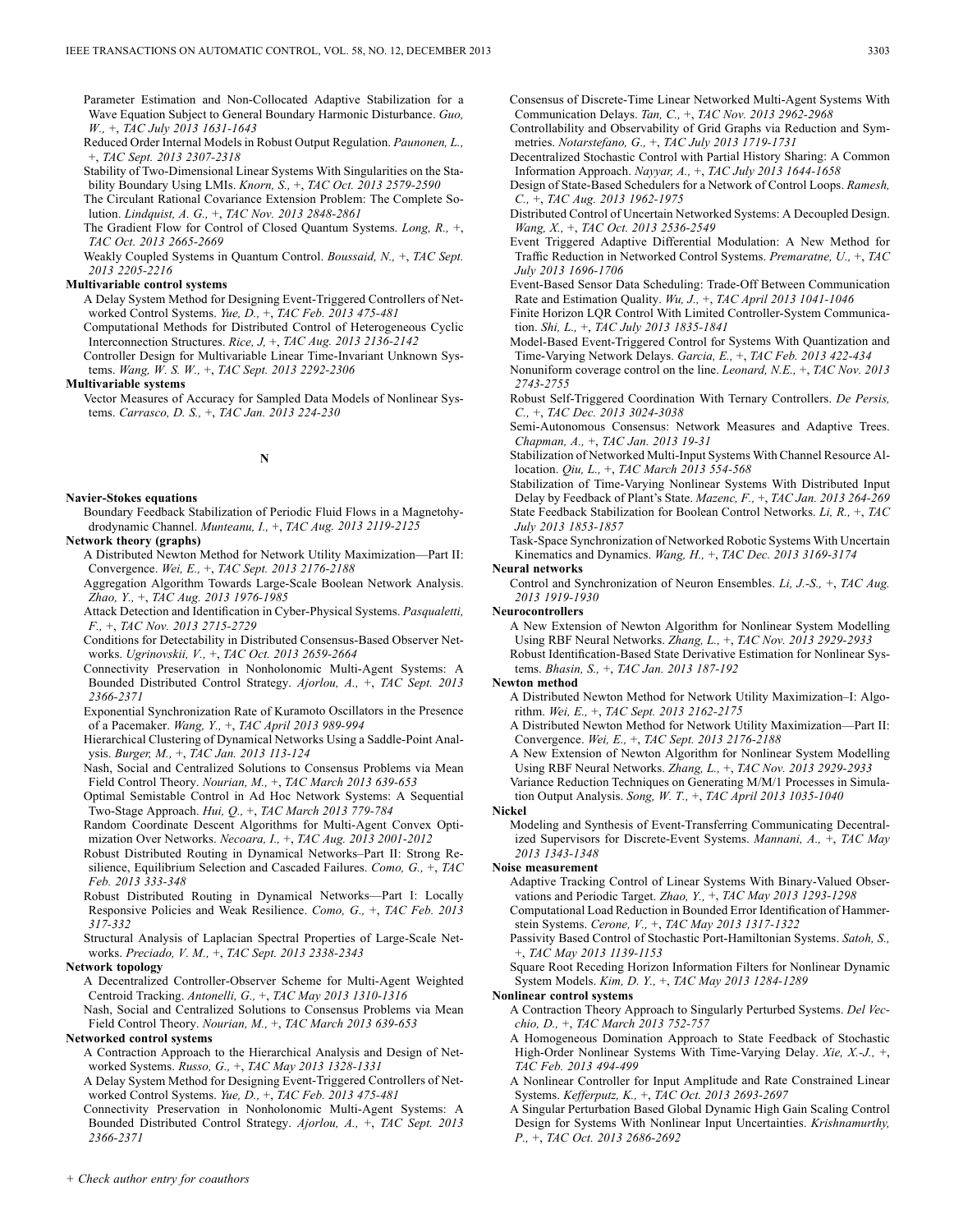Parameter Estimation and Non-Collocated Adaptive Stabilization for a Wave Equation Subject to General Boundary Harmonic Disturbance. *Guo, W.,* +, *TAC July 2013 1631-1643*

Reduced Order Internal Models in Robust Output Regulation. *Paunonen, L.,* +, *TAC Sept. 2013 2307-2318*

Stability of Two-Dimensional Linear Systems With Singularities on the Stability Boundary Using LMIs. *Knorn, S.,* +, *TAC Oct. 2013 2579-2590*

The Circulant Rational Covariance Extension Problem: The Complete Solution. *Lindquist, A. G.,* +, *TAC Nov. 2013 2848-2861*

The Gradient Flow for Control of Closed Quantum Systems. *Long, R.,* +, *TAC Oct. 2013 2665-2669*

Weakly Coupled Systems in Quantum Control. *Boussaid, N.,* +, *TAC Sept. 2013 2205-2216*

**Multivariable control systems**

A Delay System Method for Designing Event-Triggered Controllers of Networked Control Systems. *Yue, D.,* +, *TAC Feb. 2013 475-481*

Computational Methods for Distributed Control of Heterogeneous Cyclic Interconnection Structures. *Rice, J,* +, *TAC Aug. 2013 2136-2142*

Controller Design for Multivariable Linear Time-Invariant Unknown Systems. *Wang, W. S. W.,* +, *TAC Sept. 2013 2292-2306*

**Multivariable systems**

Vector Measures of Accuracy for Sampled Data Models of Nonlinear Systems. *Carrasco, D. S.,* +, *TAC Jan. 2013 224-230*

## N

**Navier-Stokes equations**

Boundary Feedback Stabilization of Periodic Fluid Flows in a Magnetohydrodynamic Channel. *Munteanu, I.,* +, *TAC Aug. 2013 2119-2125*

**Network theory (graphs)**

A Distributed Newton Method for Network Utility Maximization—Part II: Convergence. *Wei, E.,* +, *TAC Sept. 2013 2176-2188*

Aggregation Algorithm Towards Large-Scale Boolean Network Analysis. *Zhao, Y.,* +, *TAC Aug. 2013 1976-1985*

Attack Detection and Identification in Cyber-Physical Systems. *Pasqualetti, F.,* +, *TAC Nov. 2013 2715-2729*

Conditions for Detectability in Distributed Consensus-Based Observer Networks. *Ugrinovskii, V.,* +, *TAC Oct. 2013 2659-2664*

Connectivity Preservation in Nonholonomic Multi-Agent Systems: A Bounded Distributed Control Strategy. *Ajorlou, A.,* +, *TAC Sept. 2013 2366-2371*

Exponential Synchronization Rate of Kuramoto Oscillators in the Presence of a Pacemaker. *Wang, Y.,* +, *TAC April 2013 989-994*

Hierarchical Clustering of Dynamical Networks Using a Saddle-Point Analysis. *Burger, M.,* +, *TAC Jan. 2013 113-124*

Nash, Social and Centralized Solutions to Consensus Problems via Mean Field Control Theory. *Nourian, M.,* +, *TAC March 2013 639-653*

Optimal Semistable Control in Ad Hoc Network Systems: A Sequential Two-Stage Approach. *Hui, Q.,* +, *TAC March 2013 779-784*

Random Coordinate Descent Algorithms for Multi-Agent Convex Optimization Over Networks. *Necoara, I.,* +, *TAC Aug. 2013 2001-2012*

Robust Distributed Routing in Dynamical Networks–Part II: Strong Resilience, Equilibrium Selection and Cascaded Failures. *Como, G.,* +, *TAC Feb. 2013 333-348*

Robust Distributed Routing in Dynamical Networks—Part I: Locally Responsive Policies and Weak Resilience. *Como, G.,* +, *TAC Feb. 2013 317-332*

Structural Analysis of Laplacian Spectral Properties of Large-Scale Networks. *Preciado, V. M.,* +, *TAC Sept. 2013 2338-2343*

**Network topology**

A Decentralized Controller-Observer Scheme for Multi-Agent Weighted Centroid Tracking. *Antonelli, G.,* +, *TAC May 2013 1310-1316*

Nash, Social and Centralized Solutions to Consensus Problems via Mean Field Control Theory. *Nourian, M.,* +, *TAC March 2013 639-653*

**Networked control systems**

A Contraction Approach to the Hierarchical Analysis and Design of Networked Systems. *Russo, G.,* +, *TAC May 2013 1328-1331*

A Delay System Method for Designing Event-Triggered Controllers of Networked Control Systems. *Yue, D.,* +, *TAC Feb. 2013 475-481*

Connectivity Preservation in Nonholonomic Multi-Agent Systems: A Bounded Distributed Control Strategy. *Ajorlou, A.,* +, *TAC Sept. 2013 2366-2371*

Consensus of Discrete-Time Linear Networked Multi-Agent Systems With Communication Delays. *Tan, C.,* +, *TAC Nov. 2013 2962-2968*

Controllability and Observability of Grid Graphs via Reduction and Symmetries. *Notarstefano, G.,* +, *TAC July 2013 1719-1731*

Decentralized Stochastic Control with Partial History Sharing: A Common Information Approach. *Nayyar, A.,* +, *TAC July 2013 1644-1658*

Design of State-Based Schedulers for a Network of Control Loops. *Ramesh, C.,* +, *TAC Aug. 2013 1962-1975*

Distributed Control of Uncertain Networked Systems: A Decoupled Design. *Wang, X.,* +, *TAC Oct. 2013 2536-2549*

Event Triggered Adaptive Differential Modulation: A New Method for Traffic Reduction in Networked Control Systems. *Premaratne, U.,* +, *TAC July 2013 1696-1706*

Event-Based Sensor Data Scheduling: Trade-Off Between Communication Rate and Estimation Quality. *Wu, J.,* +, *TAC April 2013 1041-1046*

Finite Horizon LQR Control With Limited Controller-System Communication. *Shi, L.,* +, *TAC July 2013 1835-1841*

Model-Based Event-Triggered Control for Systems With Quantization and Time-Varying Network Delays. *Garcia, E.,* +, *TAC Feb. 2013 422-434*

Nonuniform coverage control on the line. *Leonard, N.E.,* +, *TAC Nov. 2013 2743-2755*

Robust Self-Triggered Coordination With Ternary Controllers. *De Persis, C.,* +, *TAC Dec. 2013 3024-3038*

Semi-Autonomous Consensus: Network Measures and Adaptive Trees. *Chapman, A.,* +, *TAC Jan. 2013 19-31*

Stabilization of Networked Multi-Input Systems With Channel Resource Allocation. *Qiu, L.,* +, *TAC March 2013 554-568*

Stabilization of Time-Varying Nonlinear Systems With Distributed Input Delay by Feedback of Plant's State. *Mazenc, F.,* +, *TAC Jan. 2013 264-269*

State Feedback Stabilization for Boolean Control Networks. *Li, R.,* +, *TAC July 2013 1853-1857*

Task-Space Synchronization of Networked Robotic Systems With Uncertain Kinematics and Dynamics. *Wang, H.,* +, *TAC Dec. 2013 3169-3174*

**Neural networks**

Control and Synchronization of Neuron Ensembles. *Li, J.-S.,* +, *TAC Aug. 2013 1919-1930*

**Neurocontrollers**

A New Extension of Newton Algorithm for Nonlinear System Modelling Using RBF Neural Networks. *Zhang, L.,* +, *TAC Nov. 2013 2929-2933*

Robust Identification-Based State Derivative Estimation for Nonlinear Systems. *Bhasin, S.,* +, *TAC Jan. 2013 187-192*

**Newton method**

A Distributed Newton Method for Network Utility Maximization–I: Algorithm. *Wei, E.,* +, *TAC Sept. 2013 2162-2175*

A Distributed Newton Method for Network Utility Maximization—Part II: Convergence. *Wei, E.,* +, *TAC Sept. 2013 2176-2188*

A New Extension of Newton Algorithm for Nonlinear System Modelling Using RBF Neural Networks. *Zhang, L.,* +, *TAC Nov. 2013 2929-2933*

Variance Reduction Techniques on Generating M/M/1 Processes in Simulation Output Analysis. *Song, W. T.,* +, *TAC April 2013 1035-1040*

**Nickel**

Modeling and Synthesis of Event-Transferring Communicating Decentralized Supervisors for Discrete-Event Systems. *Mannani, A.,* +, *TAC May 2013 1343-1348*

**Noise measurement**

Adaptive Tracking Control of Linear Systems With Binary-Valued Observations and Periodic Target. *Zhao, Y.,* +, *TAC May 2013 1293-1298*

Computational Load Reduction in Bounded Error Identification of Hammerstein Systems. *Cerone, V.,* +, *TAC May 2013 1317-1322*

Passivity Based Control of Stochastic Port-Hamiltonian Systems. *Satoh, S.,* +, *TAC May 2013 1139-1153*

Square Root Receding Horizon Information Filters for Nonlinear Dynamic System Models. *Kim, D. Y.,* +, *TAC May 2013 1284-1289*

**Nonlinear control systems**

A Contraction Theory Approach to Singularly Perturbed Systems. *Del Vecchio, D.,* +, *TAC March 2013 752-757*

A Homogeneous Domination Approach to State Feedback of Stochastic High-Order Nonlinear Systems With Time-Varying Delay. *Xie, X.-J.,* +, *TAC Feb. 2013 494-499*

A Nonlinear Controller for Input Amplitude and Rate Constrained Linear Systems. *Kefferputz, K.,* +, *TAC Oct. 2013 2693-2697*

A Singular Perturbation Based Global Dynamic High Gain Scaling Control Design for Systems With Nonlinear Input Uncertainties. *Krishnamurthy, P.,* +, *TAC Oct. 2013 2686-2692*

*+ Check author entry for coauthors*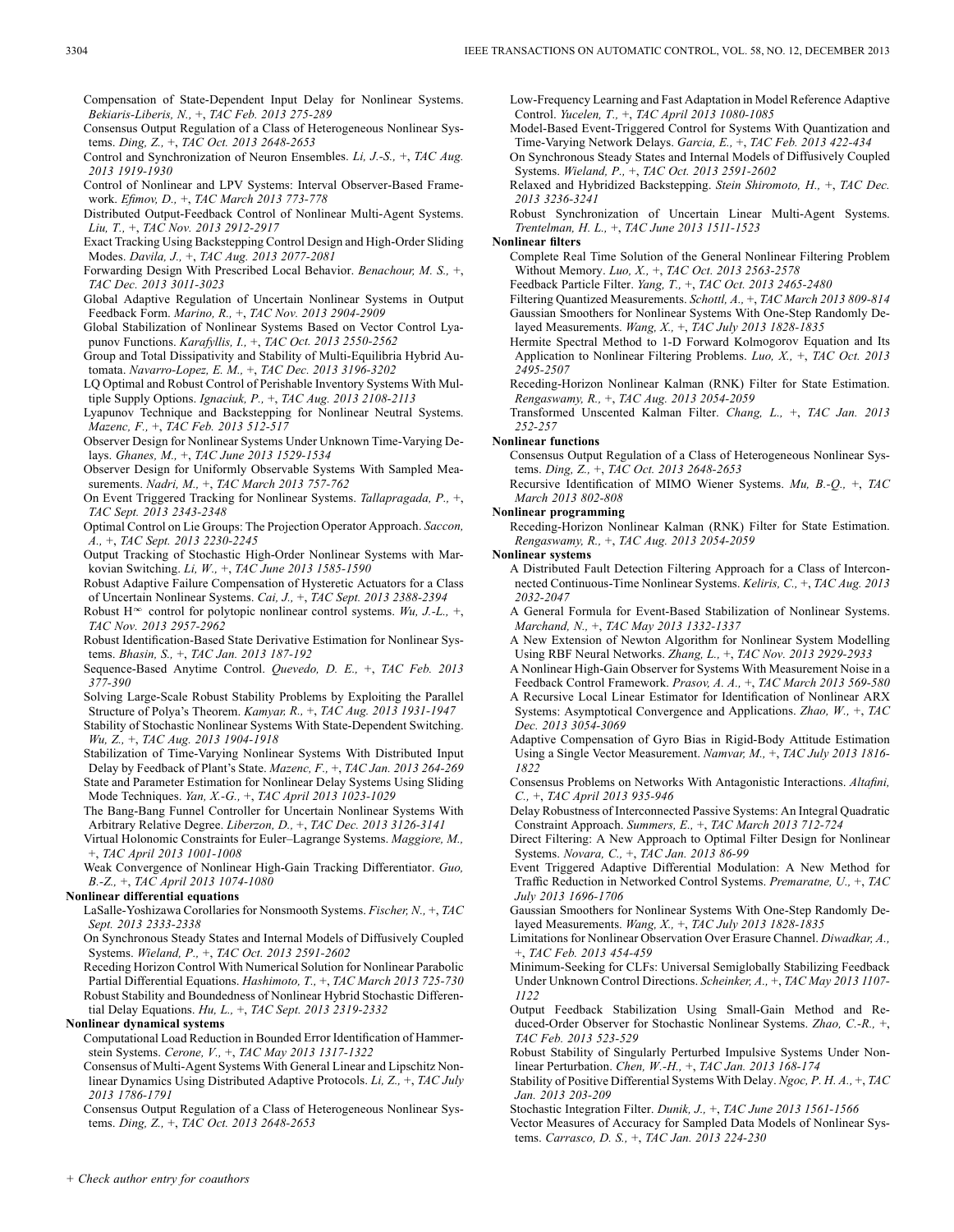Compensation of State-Dependent Input Delay for Nonlinear Systems. *Bekiaris-Liberis, N.,* +, *TAC Feb. 2013 275-289*

Consensus Output Regulation of a Class of Heterogeneous Nonlinear Systems. *Ding, Z.,* +, *TAC Oct. 2013 2648-2653*

Control and Synchronization of Neuron Ensembles. *Li, J.-S.,* +, *TAC Aug. 2013 1919-1930*

Control of Nonlinear and LPV Systems: Interval Observer-Based Framework. *Efimov, D.,* +, *TAC March 2013 773-778*

Distributed Output-Feedback Control of Nonlinear Multi-Agent Systems. *Liu, T.,* +, *TAC Nov. 2013 2912-2917*

Exact Tracking Using Backstepping Control Design and High-Order Sliding Modes. *Davila, J.,* +, *TAC Aug. 2013 2077-2081*

Forwarding Design With Prescribed Local Behavior. *Benachour, M. S.,* +, *TAC Dec. 2013 3011-3023*

Global Adaptive Regulation of Uncertain Nonlinear Systems in Output Feedback Form. *Marino, R.,* +, *TAC Nov. 2013 2904-2909*

Global Stabilization of Nonlinear Systems Based on Vector Control Lyapunov Functions. *Karafyllis, I.,* +, *TAC Oct. 2013 2550-2562*

Group and Total Dissipativity and Stability of Multi-Equilibria Hybrid Automata. *Navarro-Lopez, E. M.,* +, *TAC Dec. 2013 3196-3202*

LQ Optimal and Robust Control of Perishable Inventory Systems With Multiple Supply Options. *Ignaciuk, P.,* +, *TAC Aug. 2013 2108-2113*

Lyapunov Technique and Backstepping for Nonlinear Neutral Systems. *Mazenc, F.,* +, *TAC Feb. 2013 512-517*

Observer Design for Nonlinear Systems Under Unknown Time-Varying Delays. *Ghanes, M.,* +, *TAC June 2013 1529-1534*

Observer Design for Uniformly Observable Systems With Sampled Measurements. *Nadri, M.,* +, *TAC March 2013 757-762*

On Event Triggered Tracking for Nonlinear Systems. *Tallapragada, P.,* +, *TAC Sept. 2013 2343-2348*

Optimal Control on Lie Groups: The Projection Operator Approach. *Saccon, A.,* +, *TAC Sept. 2013 2230-2245*

Output Tracking of Stochastic High-Order Nonlinear Systems with Markovian Switching. *Li, W.,* +, *TAC June 2013 1585-1590*

Robust Adaptive Failure Compensation of Hysteretic Actuators for a Class of Uncertain Nonlinear Systems. *Cai, J.,* +, *TAC Sept. 2013 2388-2394*

Robust $H^{\infty}$ control for polytopic nonlinear control systems. *Wu, J.-L.,* +, *TAC Nov. 2013 2957-2962*

Robust Identification-Based State Derivative Estimation for Nonlinear Systems. *Bhasin, S.,* +, *TAC Jan. 2013 187-192*

Sequence-Based Anytime Control. *Quevedo, D. E.,* +, *TAC Feb. 2013 377-390*

Solving Large-Scale Robust Stability Problems by Exploiting the Parallel Structure of Polya's Theorem. *Kamyar, R.,* +, *TAC Aug. 2013 1931-1947*

Stability of Stochastic Nonlinear Systems With State-Dependent Switching. *Wu, Z.,* +, *TAC Aug. 2013 1904-1918*

Stabilization of Time-Varying Nonlinear Systems With Distributed Input Delay by Feedback of Plant's State. *Mazenc, F.,* +, *TAC Jan. 2013 264-269*

State and Parameter Estimation for Nonlinear Delay Systems Using Sliding Mode Techniques. *Yan, X.-G.,* +, *TAC April 2013 1023-1029*

The Bang-Bang Funnel Controller for Uncertain Nonlinear Systems With Arbitrary Relative Degree. *Liberzon, D.,* +, *TAC Dec. 2013 3126-3141*

Virtual Holonomic Constraints for Euler–Lagrange Systems. *Maggiore, M.,* +, *TAC April 2013 1001-1008*

Weak Convergence of Nonlinear High-Gain Tracking Differentiator. *Guo, B.-Z.,* +, *TAC April 2013 1074-1080*

**Nonlinear differential equations**

LaSalle-Yoshizawa Corollaries for Nonsmooth Systems. *Fischer, N.,* +, *TAC Sept. 2013 2333-2338*

On Synchronous Steady States and Internal Models of Diffusively Coupled Systems. *Wieland, P.,* +, *TAC Oct. 2013 2591-2602*

Receding Horizon Control With Numerical Solution for Nonlinear Parabolic Partial Differential Equations. *Hashimoto, T.,* +, *TAC March 2013 725-730*

Robust Stability and Boundedness of Nonlinear Hybrid Stochastic Differential Delay Equations. *Hu, L.,* +, *TAC Sept. 2013 2319-2332*

**Nonlinear dynamical systems**

Computational Load Reduction in Bounded Error Identification of Hammerstein Systems. *Cerone, V.,* +, *TAC May 2013 1317-1322*

Consensus of Multi-Agent Systems With General Linear and Lipschitz Nonlinear Dynamics Using Distributed Adaptive Protocols. *Li, Z.,* +, *TAC July 2013 1786-1791*

Consensus Output Regulation of a Class of Heterogeneous Nonlinear Systems. *Ding, Z.,* +, *TAC Oct. 2013 2648-2653*

Low-Frequency Learning and Fast Adaptation in Model Reference Adaptive Control. *Yucelen, T.,* +, *TAC April 2013 1080-1085*

Model-Based Event-Triggered Control for Systems With Quantization and Time-Varying Network Delays. *Garcia, E.,* +, *TAC Feb. 2013 422-434*

On Synchronous Steady States and Internal Models of Diffusively Coupled Systems. *Wieland, P.,* +, *TAC Oct. 2013 2591-2602*

Relaxed and Hybridized Backstepping. *Stein Shiromoto, H.,* +, *TAC Dec. 2013 3236-3241*

Robust Synchronization of Uncertain Linear Multi-Agent Systems. *Trentelman, H. L.,* +, *TAC June 2013 1511-1523*

**Nonlinear filters**

Complete Real Time Solution of the General Nonlinear Filtering Problem Without Memory. *Luo, X.,* +, *TAC Oct. 2013 2563-2578*

Feedback Particle Filter. *Yang, T.,* +, *TAC Oct. 2013 2465-2480*

Filtering Quantized Measurements. *Schottl, A.,* +, *TAC March 2013 809-814*

Gaussian Smoothers for Nonlinear Systems With One-Step Randomly Delayed Measurements. *Wang, X.,* +, *TAC July 2013 1828-1835*

Hermite Spectral Method to 1-D Forward Kolmogorov Equation and Its Application to Nonlinear Filtering Problems. *Luo, X.,* +, *TAC Oct. 2013 2495-2507*

Receding-Horizon Nonlinear Kalman (RNK) Filter for State Estimation. *Rengaswamy, R.,* +, *TAC Aug. 2013 2054-2059*

Transformed Unscented Kalman Filter. *Chang, L.,* +, *TAC Jan. 2013 252-257*

**Nonlinear functions**

Consensus Output Regulation of a Class of Heterogeneous Nonlinear Systems. *Ding, Z.,* +, *TAC Oct. 2013 2648-2653*

Recursive Identification of MIMO Wiener Systems. *Mu, B.-Q.,* +, *TAC March 2013 802-808*

**Nonlinear programming**

Receding-Horizon Nonlinear Kalman (RNK) Filter for State Estimation. *Rengaswamy, R.,* +, *TAC Aug. 2013 2054-2059*

**Nonlinear systems**

A Distributed Fault Detection Filtering Approach for a Class of Interconnected Continuous-Time Nonlinear Systems. *Keliris, C.,* +, *TAC Aug. 2013 2032-2047*

A General Formula for Event-Based Stabilization of Nonlinear Systems. *Marchand, N.,* +, *TAC May 2013 1332-1337*

A New Extension of Newton Algorithm for Nonlinear System Modelling Using RBF Neural Networks. *Zhang, L.,* +, *TAC Nov. 2013 2929-2933*

A Nonlinear High-Gain Observer for Systems With Measurement Noise in a Feedback Control Framework. *Prasov, A. A.,* +, *TAC March 2013 569-580*

A Recursive Local Linear Estimator for Identification of Nonlinear ARX Systems: Asymptotical Convergence and Applications. *Zhao, W.,* +, *TAC Dec. 2013 3054-3069*

Adaptive Compensation of Gyro Bias in Rigid-Body Attitude Estimation Using a Single Vector Measurement. *Namvar, M.,* +, *TAC July 2013 1816-1822*

Consensus Problems on Networks With Antagonistic Interactions. *Altafini, C.,* +, *TAC April 2013 935-946*

Delay Robustness of Interconnected Passive Systems: An Integral Quadratic Constraint Approach. *Summers, E.,* +, *TAC March 2013 712-724*

Direct Filtering: A New Approach to Optimal Filter Design for Nonlinear Systems. *Novara, C.,* +, *TAC Jan. 2013 86-99*

Event Triggered Adaptive Differential Modulation: A New Method for Traffic Reduction in Networked Control Systems. *Premaratne, U.,* +, *TAC July 2013 1696-1706*

Gaussian Smoothers for Nonlinear Systems With One-Step Randomly Delayed Measurements. *Wang, X.,* +, *TAC July 2013 1828-1835*

Limitations for Nonlinear Observation Over Erasure Channel. *Diwadkar, A.,* +, *TAC Feb. 2013 454-459*

Minimum-Seeking for CLFs: Universal Semiglobally Stabilizing Feedback Under Unknown Control Directions. *Scheinker, A.,* +, *TAC May 2013 1107-1122*

Output Feedback Stabilization Using Small-Gain Method and Reduced-Order Observer for Stochastic Nonlinear Systems. *Zhao, C.-R.,* +, *TAC Feb. 2013 523-529*

Robust Stability of Singularly Perturbed Impulsive Systems Under Nonlinear Perturbation. *Chen, W.-H.,* +, *TAC Jan. 2013 168-174*

Stability of Positive Differential Systems With Delay. *Ngoc, P. H. A.,* +, *TAC Jan. 2013 203-209*

Stochastic Integration Filter. *Dunik, J.,* +, *TAC June 2013 1561-1566*

Vector Measures of Accuracy for Sampled Data Models of Nonlinear Systems. *Carrasco, D. S.,* +, *TAC Jan. 2013 224-230*

*+ Check author entry for coauthors*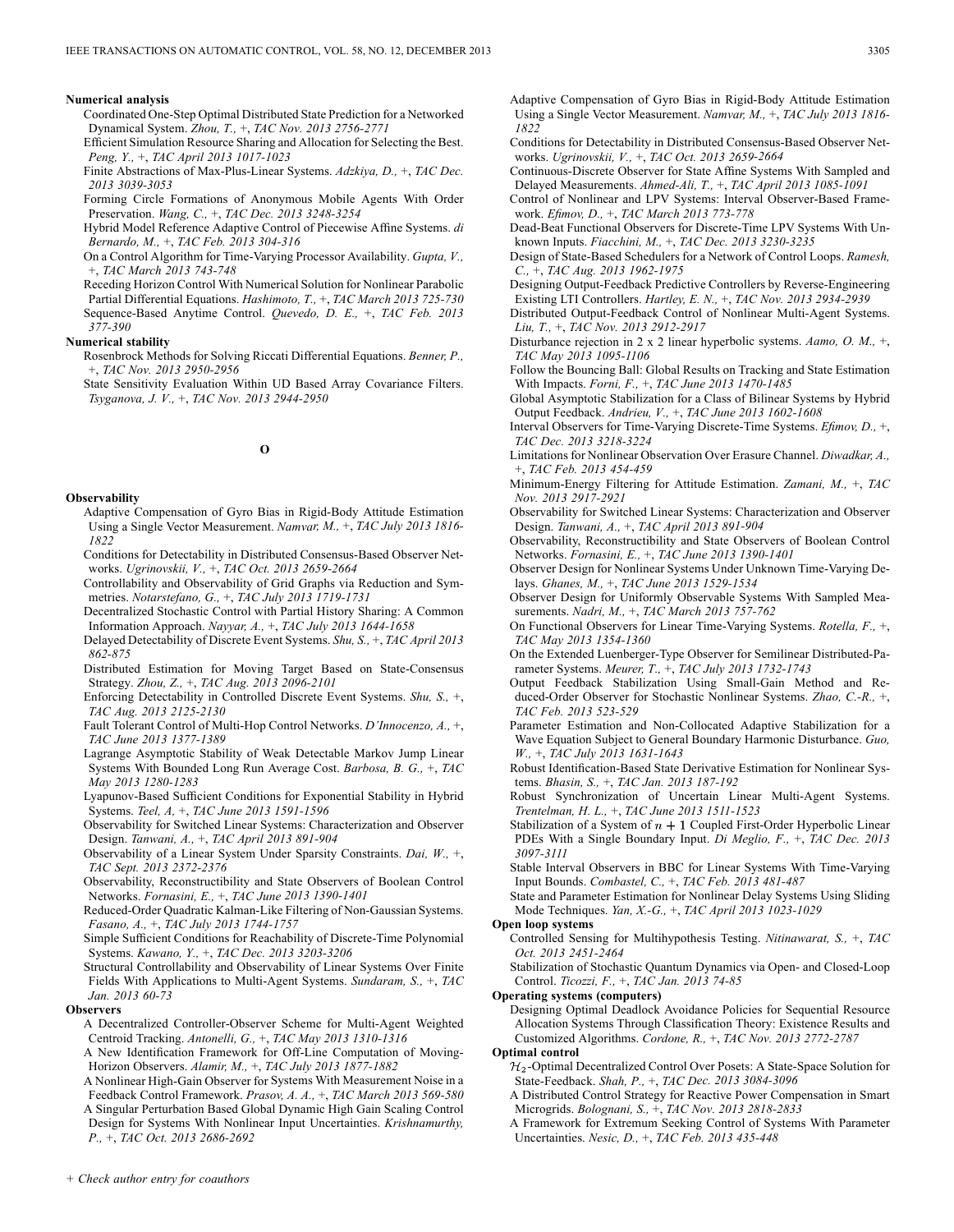**Numerical analysis**

- Coordinated One-Step Optimal Distributed State Prediction for a Networked Dynamical System. *Zhou, T.,* +, *TAC Nov. 2013 2756-2771*
- Efficient Simulation Resource Sharing and Allocation for Selecting the Best. *Peng, Y.,* +, *TAC April 2013 1017-1023*
- Finite Abstractions of Max-Plus-Linear Systems. *Adzkiya, D.,* +, *TAC Dec. 2013 3039-3053*
- Forming Circle Formations of Anonymous Mobile Agents With Order Preservation. *Wang, C.,* +, *TAC Dec. 2013 3248-3254*
- Hybrid Model Reference Adaptive Control of Piecewise Affine Systems. *di Bernardo, M.,* +, *TAC Feb. 2013 304-316*
- On a Control Algorithm for Time-Varying Processor Availability. *Gupta, V.,* +, *TAC March 2013 743-748*
- Receding Horizon Control With Numerical Solution for Nonlinear Parabolic Partial Differential Equations. *Hashimoto, T.,* +, *TAC March 2013 725-730*
- Sequence-Based Anytime Control. *Quevedo, D. E.,* +, *TAC Feb. 2013 377-390*

**Numerical stability**

- Rosenbrock Methods for Solving Riccati Differential Equations. *Benner, P.,* +, *TAC Nov. 2013 2950-2956*
- State Sensitivity Evaluation Within UD Based Array Covariance Filters. *Tsyganova, J. V.,* +, *TAC Nov. 2013 2944-2950*

## O

**Observability**

- Adaptive Compensation of Gyro Bias in Rigid-Body Attitude Estimation Using a Single Vector Measurement. *Namvar, M.,* +, *TAC July 2013 1816-1822*
- Conditions for Detectability in Distributed Consensus-Based Observer Networks. *Ugrinovskii, V.,* +, *TAC Oct. 2013 2659-2664*
- Controllability and Observability of Grid Graphs via Reduction and Symmetries. *Notarstefano, G.,* +, *TAC July 2013 1719-1731*
- Decentralized Stochastic Control with Partial History Sharing: A Common Information Approach. *Nayyar, A.,* +, *TAC July 2013 1644-1658*
- Delayed Detectability of Discrete Event Systems. *Shu, S.,* +, *TAC April 2013 862-875*
- Distributed Estimation for Moving Target Based on State-Consensus Strategy. *Zhou, Z.,* +, *TAC Aug. 2013 2096-2101*
- Enforcing Detectability in Controlled Discrete Event Systems. *Shu, S.,* +, *TAC Aug. 2013 2125-2130*
- Fault Tolerant Control of Multi-Hop Control Networks. *D'Innocenzo, A.,* +, *TAC June 2013 1377-1389*
- Lagrange Asymptotic Stability of Weak Detectable Markov Jump Linear Systems With Bounded Long Run Average Cost. *Barbosa, B. G.,* +, *TAC May 2013 1280-1283*
- Lyapunov-Based Sufficient Conditions for Exponential Stability in Hybrid Systems. *Teel, A,* +, *TAC June 2013 1591-1596*
- Observability for Switched Linear Systems: Characterization and Observer Design. *Tanwani, A.,* +, *TAC April 2013 891-904*
- Observability of a Linear System Under Sparsity Constraints. *Dai, W.,* +, *TAC Sept. 2013 2372-2376*
- Observability, Reconstructibility and State Observers of Boolean Control Networks. *Fornasini, E.,* +, *TAC June 2013 1390-1401*
- Reduced-Order Quadratic Kalman-Like Filtering of Non-Gaussian Systems. *Fasano, A.,* +, *TAC July 2013 1744-1757*
- Simple Sufficient Conditions for Reachability of Discrete-Time Polynomial Systems. *Kawano, Y.,* +, *TAC Dec. 2013 3203-3206*
- Structural Controllability and Observability of Linear Systems Over Finite Fields With Applications to Multi-Agent Systems. *Sundaram, S.,* +, *TAC Jan. 2013 60-73*

**Observers**

- A Decentralized Controller-Observer Scheme for Multi-Agent Weighted Centroid Tracking. *Antonelli, G.,* +, *TAC May 2013 1310-1316*
- A New Identification Framework for Off-Line Computation of Moving-Horizon Observers. *Alamir, M.,* +, *TAC July 2013 1877-1882*
- A Nonlinear High-Gain Observer for Systems With Measurement Noise in a Feedback Control Framework. *Prasov, A. A.,* +, *TAC March 2013 569-580*
- A Singular Perturbation Based Global Dynamic High Gain Scaling Control Design for Systems With Nonlinear Input Uncertainties. *Krishnamurthy, P.,* +, *TAC Oct. 2013 2686-2692*
- Adaptive Compensation of Gyro Bias in Rigid-Body Attitude Estimation Using a Single Vector Measurement. *Namvar, M.,* +, *TAC July 2013 1816-1822*
- Conditions for Detectability in Distributed Consensus-Based Observer Networks. *Ugrinovskii, V.,* +, *TAC Oct. 2013 2659-2664*
- Continuous-Discrete Observer for State Affine Systems With Sampled and Delayed Measurements. *Ahmed-Ali, T.,* +, *TAC April 2013 1085-1091*
- Control of Nonlinear and LPV Systems: Interval Observer-Based Framework. *Efimov, D.,* +, *TAC March 2013 773-778*
- Dead-Beat Functional Observers for Discrete-Time LPV Systems With Unknown Inputs. *Fiacchini, M.,* +, *TAC Dec. 2013 3230-3235*
- Design of State-Based Schedulers for a Network of Control Loops. *Ramesh, C.,* +, *TAC Aug. 2013 1962-1975*
- Designing Output-Feedback Predictive Controllers by Reverse-Engineering Existing LTI Controllers. *Hartley, E. N.,* +, *TAC Nov. 2013 2934-2939*
- Distributed Output-Feedback Control of Nonlinear Multi-Agent Systems. *Liu, T.,* +, *TAC Nov. 2013 2912-2917*
- Disturbance rejection in 2 x 2 linear hyperbolic systems. *Aamo, O. M.,* +, *TAC May 2013 1095-1106*
- Follow the Bouncing Ball: Global Results on Tracking and State Estimation With Impacts. *Forni, F.,* +, *TAC June 2013 1470-1485*
- Global Asymptotic Stabilization for a Class of Bilinear Systems by Hybrid Output Feedback. *Andrieu, V.,* +, *TAC June 2013 1602-1608*
- Interval Observers for Time-Varying Discrete-Time Systems. *Efimov, D.,* +, *TAC Dec. 2013 3218-3224*
- Limitations for Nonlinear Observation Over Erasure Channel. *Diwadkar, A.,* +, *TAC Feb. 2013 454-459*
- Minimum-Energy Filtering for Attitude Estimation. *Zamani, M.,* +, *TAC Nov. 2013 2917-2921*
- Observability for Switched Linear Systems: Characterization and Observer Design. *Tanwani, A.,* +, *TAC April 2013 891-904*
- Observability, Reconstructibility and State Observers of Boolean Control Networks. *Fornasini, E.,* +, *TAC June 2013 1390-1401*
- Observer Design for Nonlinear Systems Under Unknown Time-Varying Delays. *Ghanes, M.,* +, *TAC June 2013 1529-1534*
- Observer Design for Uniformly Observable Systems With Sampled Measurements. *Nadri, M.,* +, *TAC March 2013 757-762*
- On Functional Observers for Linear Time-Varying Systems. *Rotella, F.,* +, *TAC May 2013 1354-1360*
- On the Extended Luenberger-Type Observer for Semilinear Distributed-Parameter Systems. *Meurer, T.,* +, *TAC July 2013 1732-1743*
- Output Feedback Stabilization Using Small-Gain Method and Reduced-Order Observer for Stochastic Nonlinear Systems. *Zhao, C.-R.,* +, *TAC Feb. 2013 523-529*
- Parameter Estimation and Non-Collocated Adaptive Stabilization for a Wave Equation Subject to General Boundary Harmonic Disturbance. *Guo, W.,* +, *TAC July 2013 1631-1643*
- Robust Identification-Based State Derivative Estimation for Nonlinear Systems. *Bhasin, S.,* +, *TAC Jan. 2013 187-192*
- Robust Synchronization of Uncertain Linear Multi-Agent Systems. *Trentelman, H. L.,* +, *TAC June 2013 1511-1523*
- Stabilization of a System of $n+1$ Coupled First-Order Hyperbolic Linear PDEs With a Single Boundary Input. *Di Meglio, F.,* +, *TAC Dec. 2013 3097-3111*
- Stable Interval Observers in BBC for Linear Systems With Time-Varying Input Bounds. *Combastel, C.,* +, *TAC Feb. 2013 481-487*
- State and Parameter Estimation for Nonlinear Delay Systems Using Sliding Mode Techniques. *Yan, X.-G.,* +, *TAC April 2013 1023-1029*

**Open loop systems**

- Controlled Sensing for Multihypothesis Testing. *Nitinawarat, S.,* +, *TAC Oct. 2013 2451-2464*
- Stabilization of Stochastic Quantum Dynamics via Open- and Closed-Loop Control. *Ticozzi, F.,* +, *TAC Jan. 2013 74-85*

**Operating systems (computers)**

- Designing Optimal Deadlock Avoidance Policies for Sequential Resource Allocation Systems Through Classification Theory: Existence Results and Customized Algorithms. *Cordone, R.,* +, *TAC Nov. 2013 2772-2787*

**Optimal control**

- $\mathcal{H}_2$-Optimal Decentralized Control Over Posets: A State-Space Solution for State-Feedback. *Shah, P.,* +, *TAC Dec. 2013 3084-3096*
- A Distributed Control Strategy for Reactive Power Compensation in Smart Microgrids. *Bolognani, S.,* +, *TAC Nov. 2013 2818-2833*
- A Framework for Extremum Seeking Control of Systems With Parameter Uncertainties. *Nesic, D.,* +, *TAC Feb. 2013 435-448*

+ Check author entry for coauthors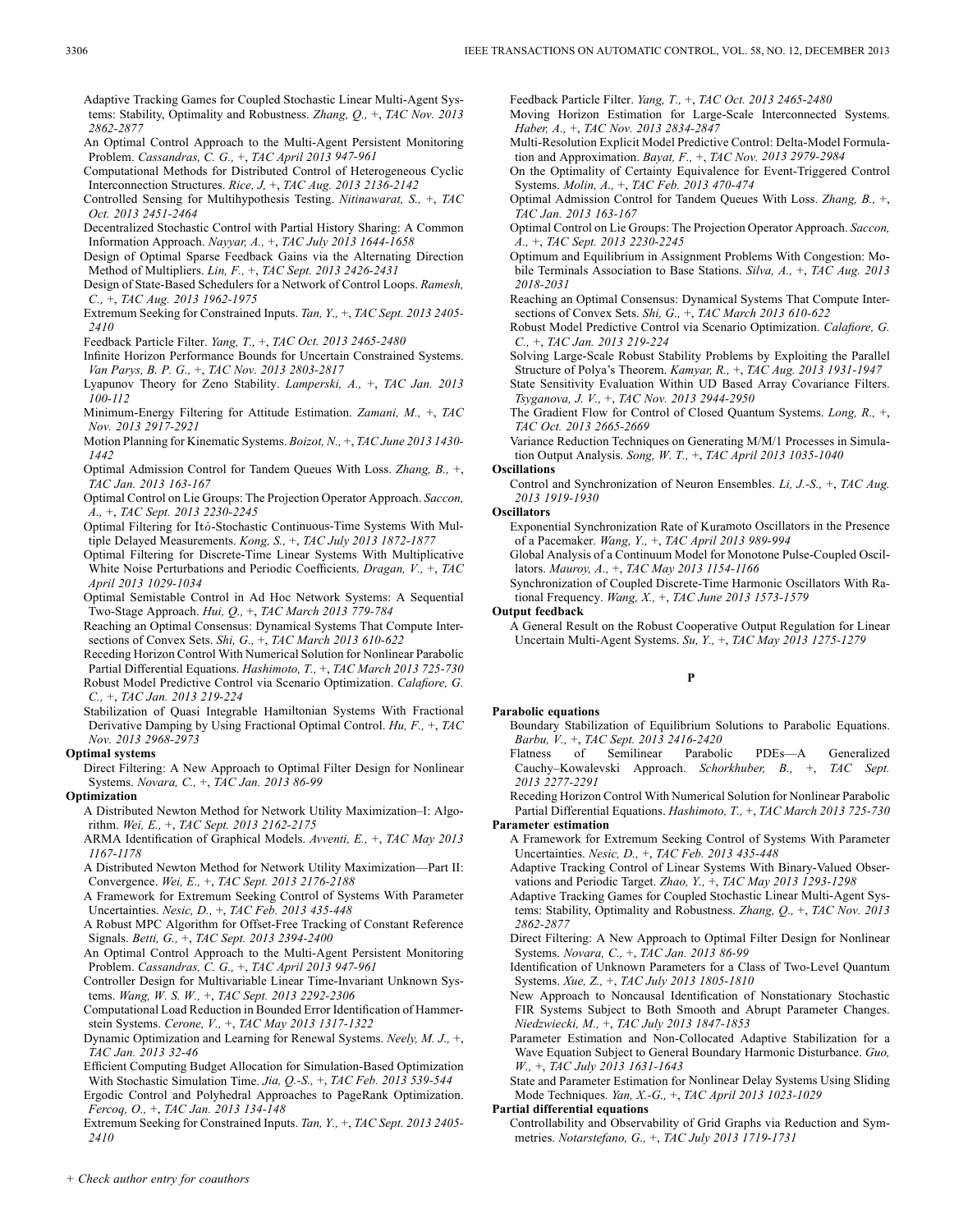Adaptive Tracking Games for Coupled Stochastic Linear Multi-Agent Systems: Stability, Optimality and Robustness. *Zhang, Q.,* +, *TAC Nov. 2013 2862-2877*

An Optimal Control Approach to the Multi-Agent Persistent Monitoring Problem. *Cassandras, C. G.,* +, *TAC April 2013 947-961*

Computational Methods for Distributed Control of Heterogeneous Cyclic Interconnection Structures. *Rice, J,* +, *TAC Aug. 2013 2136-2142*

Controlled Sensing for Multihypothesis Testing. *Nitinawarat, S.,* +, *TAC Oct. 2013 2451-2464*

Decentralized Stochastic Control with Partial History Sharing: A Common Information Approach. *Nayyar, A.,* +, *TAC July 2013 1644-1658*

Design of Optimal Sparse Feedback Gains via the Alternating Direction Method of Multipliers. *Lin, F.,* +, *TAC Sept. 2013 2426-2431*

Design of State-Based Schedulers for a Network of Control Loops. *Ramesh, C.,* +, *TAC Aug. 2013 1962-1975*

Extremum Seeking for Constrained Inputs. *Tan, Y.,* +, *TAC Sept. 2013 2405-2410*

Feedback Particle Filter. *Yang, T.,* +, *TAC Oct. 2013 2465-2480*

Infinite Horizon Performance Bounds for Uncertain Constrained Systems. *Van Parys, B. P. G.,* +, *TAC Nov. 2013 2803-2817*

Lyapunov Theory for Zeno Stability. *Lamperski, A.,* +, *TAC Jan. 2013 100-112*

Minimum-Energy Filtering for Attitude Estimation. *Zamani, M.,* +, *TAC Nov. 2013 2917-2921*

Motion Planning for Kinematic Systems. *Boizot, N.,* +, *TAC June 2013 1430-1442*

Optimal Admission Control for Tandem Queues With Loss. *Zhang, B.,* +, *TAC Jan. 2013 163-167*

Optimal Control on Lie Groups: The Projection Operator Approach. *Saccon, A.,* +, *TAC Sept. 2013 2230-2245*

Optimal Filtering for Itô-Stochastic Continuous-Time Systems With Multiple Delayed Measurements. *Kong, S.,* +, *TAC July 2013 1872-1877*

Optimal Filtering for Discrete-Time Linear Systems With Multiplicative White Noise Perturbations and Periodic Coefficients. *Dragan, V.,* +, *TAC April 2013 1029-1034*

Optimal Semistable Control in Ad Hoc Network Systems: A Sequential Two-Stage Approach. *Hui, Q.,* +, *TAC March 2013 779-784*

Reaching an Optimal Consensus: Dynamical Systems That Compute Intersections of Convex Sets. *Shi, G.,* +, *TAC March 2013 610-622*

Receding Horizon Control With Numerical Solution for Nonlinear Parabolic Partial Differential Equations. *Hashimoto, T.,* +, *TAC March 2013 725-730*

Robust Model Predictive Control via Scenario Optimization. *Calafiore, G. C.,* +, *TAC Jan. 2013 219-224*

Stabilization of Quasi Integrable Hamiltonian Systems With Fractional Derivative Damping by Using Fractional Optimal Control. *Hu, F.,* +, *TAC Nov. 2013 2968-2973*

**Optimal systems**

Direct Filtering: A New Approach to Optimal Filter Design for Nonlinear Systems. *Novara, C.,* +, *TAC Jan. 2013 86-99*

**Optimization**

A Distributed Newton Method for Network Utility Maximization–I: Algorithm. *Wei, E.,* +, *TAC Sept. 2013 2162-2175*

ARMA Identification of Graphical Models. *Avventi, E.,* +, *TAC May 2013 1167-1178*

A Distributed Newton Method for Network Utility Maximization—Part II: Convergence. *Wei, E.,* +, *TAC Sept. 2013 2176-2188*

A Framework for Extremum Seeking Control of Systems With Parameter Uncertainties. *Nesic, D.,* +, *TAC Feb. 2013 435-448*

A Robust MPC Algorithm for Offset-Free Tracking of Constant Reference Signals. *Betti, G.,* +, *TAC Sept. 2013 2394-2400*

An Optimal Control Approach to the Multi-Agent Persistent Monitoring Problem. *Cassandras, C. G.,* +, *TAC April 2013 947-961*

Controller Design for Multivariable Linear Time-Invariant Unknown Systems. *Wang, W. S. W.,* +, *TAC Sept. 2013 2292-2306*

Computational Load Reduction in Bounded Error Identification of Hammerstein Systems. *Cerone, V.,* +, *TAC May 2013 1317-1322*

Dynamic Optimization and Learning for Renewal Systems. *Neely, M. J.,* +, *TAC Jan. 2013 32-46*

Efficient Computing Budget Allocation for Simulation-Based Optimization With Stochastic Simulation Time. *Jia, Q.-S.,* +, *TAC Feb. 2013 539-544*

Ergodic Control and Polyhedral Approaches to PageRank Optimization. *Fercoq, O.,* +, *TAC Jan. 2013 134-148*

Extremum Seeking for Constrained Inputs. *Tan, Y.,* +, *TAC Sept. 2013 2405-2410*

Feedback Particle Filter. *Yang, T.,* +, *TAC Oct. 2013 2465-2480*

Moving Horizon Estimation for Large-Scale Interconnected Systems. *Haber, A.,* +, *TAC Nov. 2013 2834-2847*

Multi-Resolution Explicit Model Predictive Control: Delta-Model Formulation and Approximation. *Bayat, F.,* +, *TAC Nov. 2013 2979-2984*

On the Optimality of Certainty Equivalence for Event-Triggered Control Systems. *Molin, A.,* +, *TAC Feb. 2013 470-474*

Optimal Admission Control for Tandem Queues With Loss. *Zhang, B.,* +, *TAC Jan. 2013 163-167*

Optimal Control on Lie Groups: The Projection Operator Approach. *Saccon, A.,* +, *TAC Sept. 2013 2230-2245*

Optimum and Equilibrium in Assignment Problems With Congestion: Mobile Terminals Association to Base Stations. *Silva, A.,* +, *TAC Aug. 2013 2018-2031*

Reaching an Optimal Consensus: Dynamical Systems That Compute Intersections of Convex Sets. *Shi, G.,* +, *TAC March 2013 610-622*

Robust Model Predictive Control via Scenario Optimization. *Calafiore, G. C.,* +, *TAC Jan. 2013 219-224*

Solving Large-Scale Robust Stability Problems by Exploiting the Parallel Structure of Polya's Theorem. *Kamyar, R.,* +, *TAC Aug. 2013 1931-1947*

State Sensitivity Evaluation Within UD Based Array Covariance Filters. *Tsyganova, J. V.,* +, *TAC Nov. 2013 2944-2950*

The Gradient Flow for Control of Closed Quantum Systems. *Long, R.,* +, *TAC Oct. 2013 2665-2669*

Variance Reduction Techniques on Generating M/M/1 Processes in Simulation Output Analysis. *Song, W. T.,* +, *TAC April 2013 1035-1040*

**Oscillations**

Control and Synchronization of Neuron Ensembles. *Li, J.-S.,* +, *TAC Aug. 2013 1919-1930*

**Oscillators**

Exponential Synchronization Rate of Kuramoto Oscillators in the Presence of a Pacemaker. *Wang, Y.,* +, *TAC April 2013 989-994*

Global Analysis of a Continuum Model for Monotone Pulse-Coupled Oscillators. *Mauroy, A.,* +, *TAC May 2013 1154-1166*

Synchronization of Coupled Discrete-Time Harmonic Oscillators With Rational Frequency. *Wang, X.,* +, *TAC June 2013 1573-1579*

**Output feedback**

A General Result on the Robust Cooperative Output Regulation for Linear Uncertain Multi-Agent Systems. *Su, Y.,* +, *TAC May 2013 1275-1279*

## P

**Parabolic equations**

Boundary Stabilization of Equilibrium Solutions to Parabolic Equations. *Barbu, V.,* +, *TAC Sept. 2013 2416-2420*

Flatness of Semilinear Parabolic PDEs—A Generalized Cauchy–Kowalevski Approach. *Schorkhuber, B.,* +, *TAC Sept. 2013 2277-2291*

Receding Horizon Control With Numerical Solution for Nonlinear Parabolic Partial Differential Equations. *Hashimoto, T.,* +, *TAC March 2013 725-730*

**Parameter estimation**

A Framework for Extremum Seeking Control of Systems With Parameter Uncertainties. *Nesic, D.,* +, *TAC Feb. 2013 435-448*

Adaptive Tracking Control of Linear Systems With Binary-Valued Observations and Periodic Target. *Zhao, Y.,* +, *TAC May 2013 1293-1298*

Adaptive Tracking Games for Coupled Stochastic Linear Multi-Agent Systems: Stability, Optimality and Robustness. *Zhang, Q.,* +, *TAC Nov. 2013 2862-2877*

Direct Filtering: A New Approach to Optimal Filter Design for Nonlinear Systems. *Novara, C.,* +, *TAC Jan. 2013 86-99*

Identification of Unknown Parameters for a Class of Two-Level Quantum Systems. *Xue, Z.,* +, *TAC July 2013 1805-1810*

New Approach to Noncausal Identification of Nonstationary Stochastic FIR Systems Subject to Both Smooth and Abrupt Parameter Changes. *Niedzwiecki, M.,* +, *TAC July 2013 1847-1853*

Parameter Estimation and Non-Collocated Adaptive Stabilization for a Wave Equation Subject to General Boundary Harmonic Disturbance. *Guo, W.,* +, *TAC July 2013 1631-1643*

State and Parameter Estimation for Nonlinear Delay Systems Using Sliding Mode Techniques. *Yan, X.-G.,* +, *TAC April 2013 1023-1029*

**Partial differential equations**

Controllability and Observability of Grid Graphs via Reduction and Symmetries. *Notarstefano, G.,* +, *TAC July 2013 1719-1731*

+ Check author entry for coauthors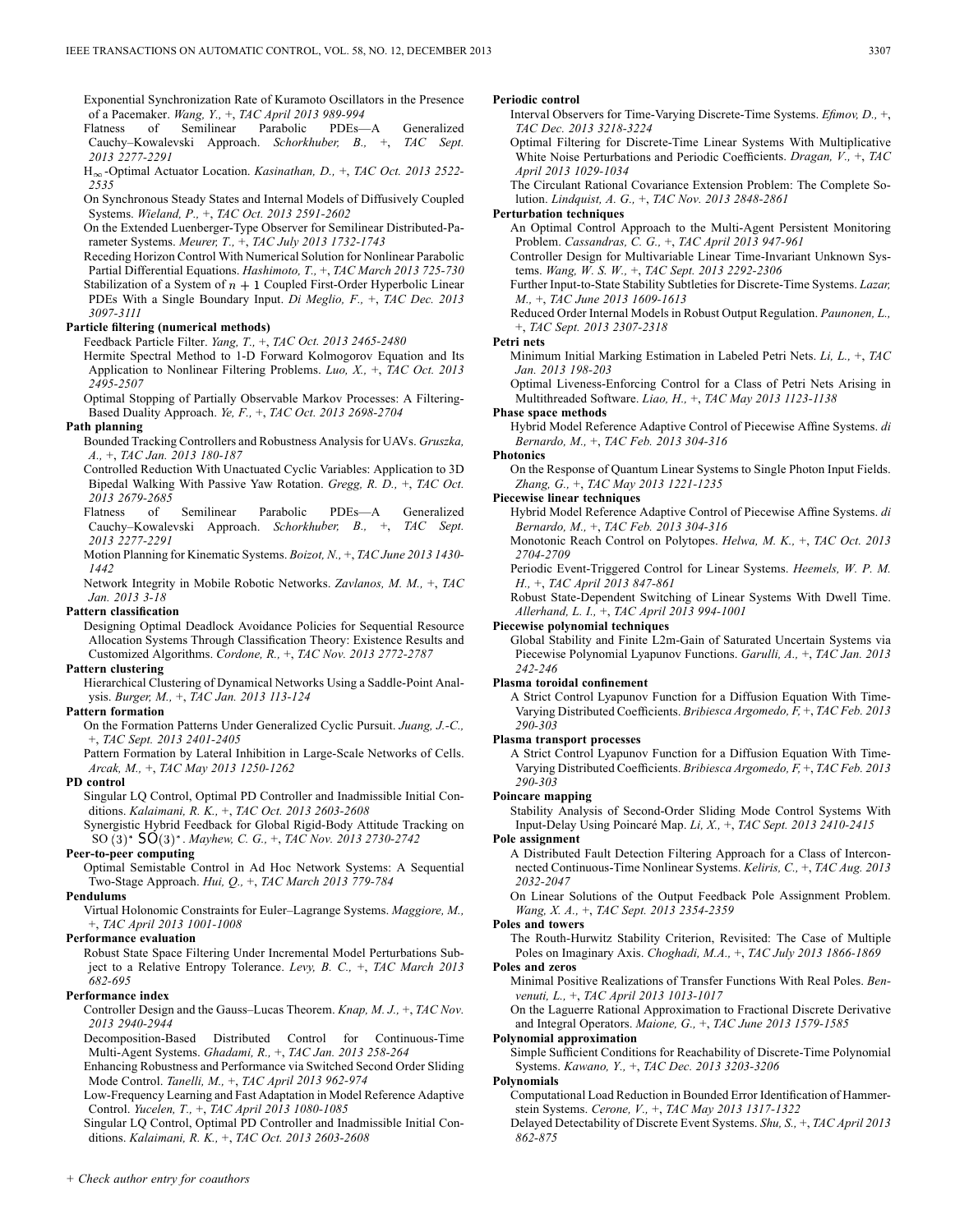Exponential Synchronization Rate of Kuramoto Oscillators in the Presence of a Pacemaker. *Wang, Y.,* +, *TAC April 2013 989-994*

Flatness of Semilinear Parabolic PDEs—A Generalized Cauchy–Kowalevski Approach. *Schorkhuber, B.,* +, *TAC Sept. 2013 2277-2291*

$H_\infty$-Optimal Actuator Location. *Kasinathan, D.,* +, *TAC Oct. 2013 2522-2535*

On Synchronous Steady States and Internal Models of Diffusively Coupled Systems. *Wieland, P.,* +, *TAC Oct. 2013 2591-2602*

On the Extended Luenberger-Type Observer for Semilinear Distributed-Parameter Systems. *Meurer, T.,* +, *TAC July 2013 1732-1743*

Receding Horizon Control With Numerical Solution for Nonlinear Parabolic Partial Differential Equations. *Hashimoto, T.,* +, *TAC March 2013 725-730*

Stabilization of a System of $n+1$ Coupled First-Order Hyperbolic Linear PDEs With a Single Boundary Input. *Di Meglio, F.,* +, *TAC Dec. 2013 3097-3111*

**Particle filtering (numerical methods)**

Feedback Particle Filter. *Yang, T.,* +, *TAC Oct. 2013 2465-2480*

Hermite Spectral Method to 1-D Forward Kolmogorov Equation and Its Application to Nonlinear Filtering Problems. *Luo, X.,* +, *TAC Oct. 2013 2495-2507*

Optimal Stopping of Partially Observable Markov Processes: A Filtering-Based Duality Approach. *Ye, F.,* +, *TAC Oct. 2013 2698-2704*

**Path planning**

Bounded Tracking Controllers and Robustness Analysis for UAVs. *Gruszka, A.,* +, *TAC Jan. 2013 180-187*

Controlled Reduction With Unactuated Cyclic Variables: Application to 3D Bipedal Walking With Passive Yaw Rotation. *Gregg, R. D.,* +, *TAC Oct. 2013 2679-2685*

Flatness of Semilinear Parabolic PDEs—A Generalized Cauchy–Kowalevski Approach. *Schorkhuber, B.,* +, *TAC Sept. 2013 2277-2291*

Motion Planning for Kinematic Systems. *Boizot, N.,* +, *TAC June 2013 1430-1442*

Network Integrity in Mobile Robotic Networks. *Zavlanos, M. M.,* +, *TAC Jan. 2013 3-18*

**Pattern classification**

Designing Optimal Deadlock Avoidance Policies for Sequential Resource Allocation Systems Through Classification Theory: Existence Results and Customized Algorithms. *Cordone, R.,* +, *TAC Nov. 2013 2772-2787*

**Pattern clustering**

Hierarchical Clustering of Dynamical Networks Using a Saddle-Point Analysis. *Burger, M.,* +, *TAC Jan. 2013 113-124*

**Pattern formation**

On the Formation Patterns Under Generalized Cyclic Pursuit. *Juang, J.-C.,* +, *TAC Sept. 2013 2401-2405*

Pattern Formation by Lateral Inhibition in Large-Scale Networks of Cells. *Arcak, M.,* +, *TAC May 2013 1250-1262*

**PD control**

Singular LQ Control, Optimal PD Controller and Inadmissible Initial Conditions. *Kalaimani, R. K.,* +, *TAC Oct. 2013 2603-2608*

Synergistic Hybrid Feedback for Global Rigid-Body Attitude Tracking on SO $(3)^*$ SO$(3)^*$. *Mayhew, C. G.,* +, *TAC Nov. 2013 2730-2742*

**Peer-to-peer computing**

Optimal Semistable Control in Ad Hoc Network Systems: A Sequential Two-Stage Approach. *Hui, Q.,* +, *TAC March 2013 779-784*

**Pendulums**

Virtual Holonomic Constraints for Euler–Lagrange Systems. *Maggiore, M.,* +, *TAC April 2013 1001-1008*

**Performance evaluation**

Robust State Space Filtering Under Incremental Model Perturbations Subject to a Relative Entropy Tolerance. *Levy, B. C.,* +, *TAC March 2013 682-695*

**Performance index**

Controller Design and the Gauss–Lucas Theorem. *Knap, M. J.,* +, *TAC Nov. 2013 2940-2944*

Decomposition-Based Distributed Control for Continuous-Time Multi-Agent Systems. *Ghadami, R.,* +, *TAC Jan. 2013 258-264*

Enhancing Robustness and Performance via Switched Second Order Sliding Mode Control. *Tanelli, M.,* +, *TAC April 2013 962-974*

Low-Frequency Learning and Fast Adaptation in Model Reference Adaptive Control. *Yucelen, T.,* +, *TAC April 2013 1080-1085*

Singular LQ Control, Optimal PD Controller and Inadmissible Initial Conditions. *Kalaimani, R. K.,* +, *TAC Oct. 2013 2603-2608*

**Periodic control**

Interval Observers for Time-Varying Discrete-Time Systems. *Efimov, D.,* +, *TAC Dec. 2013 3218-3224*

Optimal Filtering for Discrete-Time Linear Systems With Multiplicative White Noise Perturbations and Periodic Coefficients. *Dragan, V.,* +, *TAC April 2013 1029-1034*

The Circulant Rational Covariance Extension Problem: The Complete Solution. *Lindquist, A. G.,* +, *TAC Nov. 2013 2848-2861*

**Perturbation techniques**

An Optimal Control Approach to the Multi-Agent Persistent Monitoring Problem. *Cassandras, C. G.,* +, *TAC April 2013 947-961*

Controller Design for Multivariable Linear Time-Invariant Unknown Systems. *Wang, W. S. W.,* +, *TAC Sept. 2013 2292-2306*

Further Input-to-State Stability Subtleties for Discrete-Time Systems. *Lazar, M.,* +, *TAC June 2013 1609-1613*

Reduced Order Internal Models in Robust Output Regulation. *Paunonen, L.,* +, *TAC Sept. 2013 2307-2318*

**Petri nets**

Minimum Initial Marking Estimation in Labeled Petri Nets. *Li, L.,* +, *TAC Jan. 2013 198-203*

Optimal Liveness-Enforcing Control for a Class of Petri Nets Arising in Multithreaded Software. *Liao, H.,* +, *TAC May 2013 1123-1138*

**Phase space methods**

Hybrid Model Reference Adaptive Control of Piecewise Affine Systems. *di Bernardo, M.,* +, *TAC Feb. 2013 304-316*

**Photonics**

On the Response of Quantum Linear Systems to Single Photon Input Fields. *Zhang, G.,* +, *TAC May 2013 1221-1235*

**Piecewise linear techniques**

Hybrid Model Reference Adaptive Control of Piecewise Affine Systems. *di Bernardo, M.,* +, *TAC Feb. 2013 304-316*

Monotonic Reach Control on Polytopes. *Helwa, M. K.,* +, *TAC Oct. 2013 2704-2709*

Periodic Event-Triggered Control for Linear Systems. *Heemels, W. P. M. H.,* +, *TAC April 2013 847-861*

Robust State-Dependent Switching of Linear Systems With Dwell Time. *Allerhand, L. I.,* +, *TAC April 2013 994-1001*

**Piecewise polynomial techniques**

Global Stability and Finite L2m-Gain of Saturated Uncertain Systems via Piecewise Polynomial Lyapunov Functions. *Garulli, A.,* +, *TAC Jan. 2013 242-246*

**Plasma toroidal confinement**

A Strict Control Lyapunov Function for a Diffusion Equation With Time-Varying Distributed Coefficients. *Bribiesca Argomedo, F,* +, *TAC Feb. 2013 290-303*

**Plasma transport processes**

A Strict Control Lyapunov Function for a Diffusion Equation With Time-Varying Distributed Coefficients. *Bribiesca Argomedo, F,* +, *TAC Feb. 2013 290-303*

**Poincare mapping**

Stability Analysis of Second-Order Sliding Mode Control Systems With Input-Delay Using Poincaré Map. *Li, X.,* +, *TAC Sept. 2013 2410-2415*

**Pole assignment**

A Distributed Fault Detection Filtering Approach for a Class of Interconnected Continuous-Time Nonlinear Systems. *Keliris, C.,* +, *TAC Aug. 2013 2032-2047*

On Linear Solutions of the Output Feedback Pole Assignment Problem. *Wang, X. A.,* +, *TAC Sept. 2013 2354-2359*

**Poles and towers**

The Routh-Hurwitz Stability Criterion, Revisited: The Case of Multiple Poles on Imaginary Axis. *Choghadi, M.A.,* +, *TAC July 2013 1866-1869*

**Poles and zeros**

Minimal Positive Realizations of Transfer Functions With Real Poles. *Benvenuti, L.,* +, *TAC April 2013 1013-1017*

On the Laguerre Rational Approximation to Fractional Discrete Derivative and Integral Operators. *Maione, G.,* +, *TAC June 2013 1579-1585*

**Polynomial approximation**

Simple Sufficient Conditions for Reachability of Discrete-Time Polynomial Systems. *Kawano, Y.,* +, *TAC Dec. 2013 3203-3206*

**Polynomials**

Computational Load Reduction in Bounded Error Identification of Hammerstein Systems. *Cerone, V.,* +, *TAC May 2013 1317-1322*

Delayed Detectability of Discrete Event Systems. *Shu, S.,* +, *TAC April 2013 862-875*

*+ Check author entry for coauthors*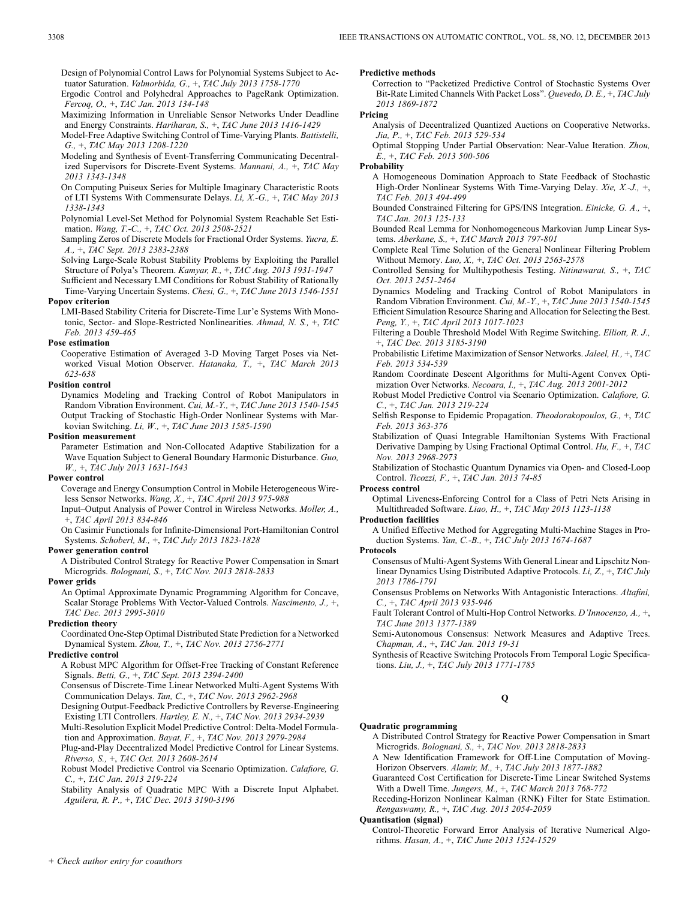Design of Polynomial Control Laws for Polynomial Systems Subject to Actuator Saturation. *Valmorbida, G.,* +, *TAC July 2013 1758-1770*

Ergodic Control and Polyhedral Approaches to PageRank Optimization. *Fercoq, O.,* +, *TAC Jan. 2013 134-148*

Maximizing Information in Unreliable Sensor Networks Under Deadline and Energy Constraints. *Hariharan, S.,* +, *TAC June 2013 1416-1429*

Model-Free Adaptive Switching Control of Time-Varying Plants. *Battistelli, G.,* +, *TAC May 2013 1208-1220*

Modeling and Synthesis of Event-Transferring Communicating Decentralized Supervisors for Discrete-Event Systems. *Mannani, A.,* +, *TAC May 2013 1343-1348*

On Computing Puiseux Series for Multiple Imaginary Characteristic Roots of LTI Systems With Commensurate Delays. *Li, X.-G.,* +, *TAC May 2013 1338-1343*

Polynomial Level-Set Method for Polynomial System Reachable Set Estimation. *Wang, T.-C.,* +, *TAC Oct. 2013 2508-2521*

Sampling Zeros of Discrete Models for Fractional Order Systems. *Yucra, E. A.,* +, *TAC Sept. 2013 2383-2388*

Solving Large-Scale Robust Stability Problems by Exploiting the Parallel Structure of Polya's Theorem. *Kamyar, R.,* +, *TAC Aug. 2013 1931-1947*

Sufficient and Necessary LMI Conditions for Robust Stability of Rationally Time-Varying Uncertain Systems. *Chesi, G.,* +, *TAC June 2013 1546-1551*

**Popov criterion**

LMI-Based Stability Criteria for Discrete-Time Lur'e Systems With Monotonic, Sector- and Slope-Restricted Nonlinearities. *Ahmad, N. S.,* +, *TAC Feb. 2013 459-465*

**Pose estimation**

Cooperative Estimation of Averaged 3-D Moving Target Poses via Networked Visual Motion Observer. *Hatanaka, T.,* +, *TAC March 2013 623-638*

**Position control**

Dynamics Modeling and Tracking Control of Robot Manipulators in Random Vibration Environment. *Cui, M.-Y.,* +, *TAC June 2013 1540-1545*

Output Tracking of Stochastic High-Order Nonlinear Systems with Markovian Switching. *Li, W.,* +, *TAC June 2013 1585-1590*

**Position measurement**

Parameter Estimation and Non-Collocated Adaptive Stabilization for a Wave Equation Subject to General Boundary Harmonic Disturbance. *Guo, W.,* +, *TAC July 2013 1631-1643*

**Power control**

Coverage and Energy Consumption Control in Mobile Heterogeneous Wireless Sensor Networks. *Wang, X.,* +, *TAC April 2013 975-988*

Input–Output Analysis of Power Control in Wireless Networks. *Moller, A.,* +, *TAC April 2013 834-846*

On Casimir Functionals for Infinite-Dimensional Port-Hamiltonian Control Systems. *Schoberl, M.,* +, *TAC July 2013 1823-1828*

**Power generation control**

A Distributed Control Strategy for Reactive Power Compensation in Smart Microgrids. *Bolognani, S.,* +, *TAC Nov. 2013 2818-2833*

**Power grids**

An Optimal Approximate Dynamic Programming Algorithm for Concave, Scalar Storage Problems With Vector-Valued Controls. *Nascimento, J.,* +, *TAC Dec. 2013 2995-3010*

**Prediction theory**

Coordinated One-Step Optimal Distributed State Prediction for a Networked Dynamical System. *Zhou, T.,* +, *TAC Nov. 2013 2756-2771*

**Predictive control**

A Robust MPC Algorithm for Offset-Free Tracking of Constant Reference Signals. *Betti, G.,* +, *TAC Sept. 2013 2394-2400*

Consensus of Discrete-Time Linear Networked Multi-Agent Systems With Communication Delays. *Tan, C.,* +, *TAC Nov. 2013 2962-2968*

Designing Output-Feedback Predictive Controllers by Reverse-Engineering Existing LTI Controllers. *Hartley, E. N.,* +, *TAC Nov. 2013 2934-2939*

Multi-Resolution Explicit Model Predictive Control: Delta-Model Formulation and Approximation. *Bayat, F.,* +, *TAC Nov. 2013 2979-2984*

Plug-and-Play Decentralized Model Predictive Control for Linear Systems. *Riverso, S.,* +, *TAC Oct. 2013 2608-2614*

Robust Model Predictive Control via Scenario Optimization. *Calafiore, G. C.,* +, *TAC Jan. 2013 219-224*

Stability Analysis of Quadratic MPC With a Discrete Input Alphabet. *Aguilera, R. P.,* +, *TAC Dec. 2013 3190-3196*

**Predictive methods**

Correction to "Packetized Predictive Control of Stochastic Systems Over Bit-Rate Limited Channels With Packet Loss". *Quevedo, D. E.,* +, *TAC July 2013 1869-1872*

**Pricing**

Analysis of Decentralized Quantized Auctions on Cooperative Networks. *Jia, P.,* +, *TAC Feb. 2013 529-534*

Optimal Stopping Under Partial Observation: Near-Value Iteration. *Zhou, E.,* +, *TAC Feb. 2013 500-506*

**Probability**

A Homogeneous Domination Approach to State Feedback of Stochastic High-Order Nonlinear Systems With Time-Varying Delay. *Xie, X.-J.,* +, *TAC Feb. 2013 494-499*

Bounded Constrained Filtering for GPS/INS Integration. *Einicke, G. A.,* +, *TAC Jan. 2013 125-133*

Bounded Real Lemma for Nonhomogeneous Markovian Jump Linear Systems. *Aberkane, S.,* +, *TAC March 2013 797-801*

Complete Real Time Solution of the General Nonlinear Filtering Problem Without Memory. *Luo, X.,* +, *TAC Oct. 2013 2563-2578*

Controlled Sensing for Multihypothesis Testing. *Nitinawarat, S.,* +, *TAC Oct. 2013 2451-2464*

Dynamics Modeling and Tracking Control of Robot Manipulators in Random Vibration Environment. *Cui, M.-Y.,* +, *TAC June 2013 1540-1545*

Efficient Simulation Resource Sharing and Allocation for Selecting the Best. *Peng, Y.,* +, *TAC April 2013 1017-1023*

Filtering a Double Threshold Model With Regime Switching. *Elliott, R. J.,* +, *TAC Dec. 2013 3185-3190*

Probabilistic Lifetime Maximization of Sensor Networks. *Jaleel, H.,* +, *TAC Feb. 2013 534-539*

Random Coordinate Descent Algorithms for Multi-Agent Convex Optimization Over Networks. *Necoara, I.,* +, *TAC Aug. 2013 2001-2012*

Robust Model Predictive Control via Scenario Optimization. *Calafiore, G. C.,* +, *TAC Jan. 2013 219-224*

Selfish Response to Epidemic Propagation. *Theodorakopoulos, G.,* +, *TAC Feb. 2013 363-376*

Stabilization of Quasi Integrable Hamiltonian Systems With Fractional Derivative Damping by Using Fractional Optimal Control. *Hu, F.,* +, *TAC Nov. 2013 2968-2973*

Stabilization of Stochastic Quantum Dynamics via Open- and Closed-Loop Control. *Ticozzi, F.,* +, *TAC Jan. 2013 74-85*

**Process control**

Optimal Liveness-Enforcing Control for a Class of Petri Nets Arising in Multithreaded Software. *Liao, H.,* +, *TAC May 2013 1123-1138*

**Production facilities**

A Unified Effective Method for Aggregating Multi-Machine Stages in Production Systems. *Yan, C.-B.,* +, *TAC July 2013 1674-1687*

**Protocols**

Consensus of Multi-Agent Systems With General Linear and Lipschitz Nonlinear Dynamics Using Distributed Adaptive Protocols. *Li, Z.,* +, *TAC July 2013 1786-1791*

Consensus Problems on Networks With Antagonistic Interactions. *Altafini, C.,* +, *TAC April 2013 935-946*

Fault Tolerant Control of Multi-Hop Control Networks. *D'Innocenzo, A.,* +, *TAC June 2013 1377-1389*

Semi-Autonomous Consensus: Network Measures and Adaptive Trees. *Chapman, A.,* +, *TAC Jan. 2013 19-31*

Synthesis of Reactive Switching Protocols From Temporal Logic Specifications. *Liu, J.,* +, *TAC July 2013 1771-1785*

## Q

**Quadratic programming**

A Distributed Control Strategy for Reactive Power Compensation in Smart Microgrids. *Bolognani, S.,* +, *TAC Nov. 2013 2818-2833*

A New Identification Framework for Off-Line Computation of Moving-Horizon Observers. *Alamir, M.,* +, *TAC July 2013 1877-1882*

Guaranteed Cost Certification for Discrete-Time Linear Switched Systems With a Dwell Time. *Jungers, M.,* +, *TAC March 2013 768-772*

Receding-Horizon Nonlinear Kalman (RNK) Filter for State Estimation. *Rengaswamy, R.,* +, *TAC Aug. 2013 2054-2059*

**Quantisation (signal)**

Control-Theoretic Forward Error Analysis of Iterative Numerical Algorithms. *Hasan, A.,* +, *TAC June 2013 1524-1529*

+ *Check author entry for coauthors*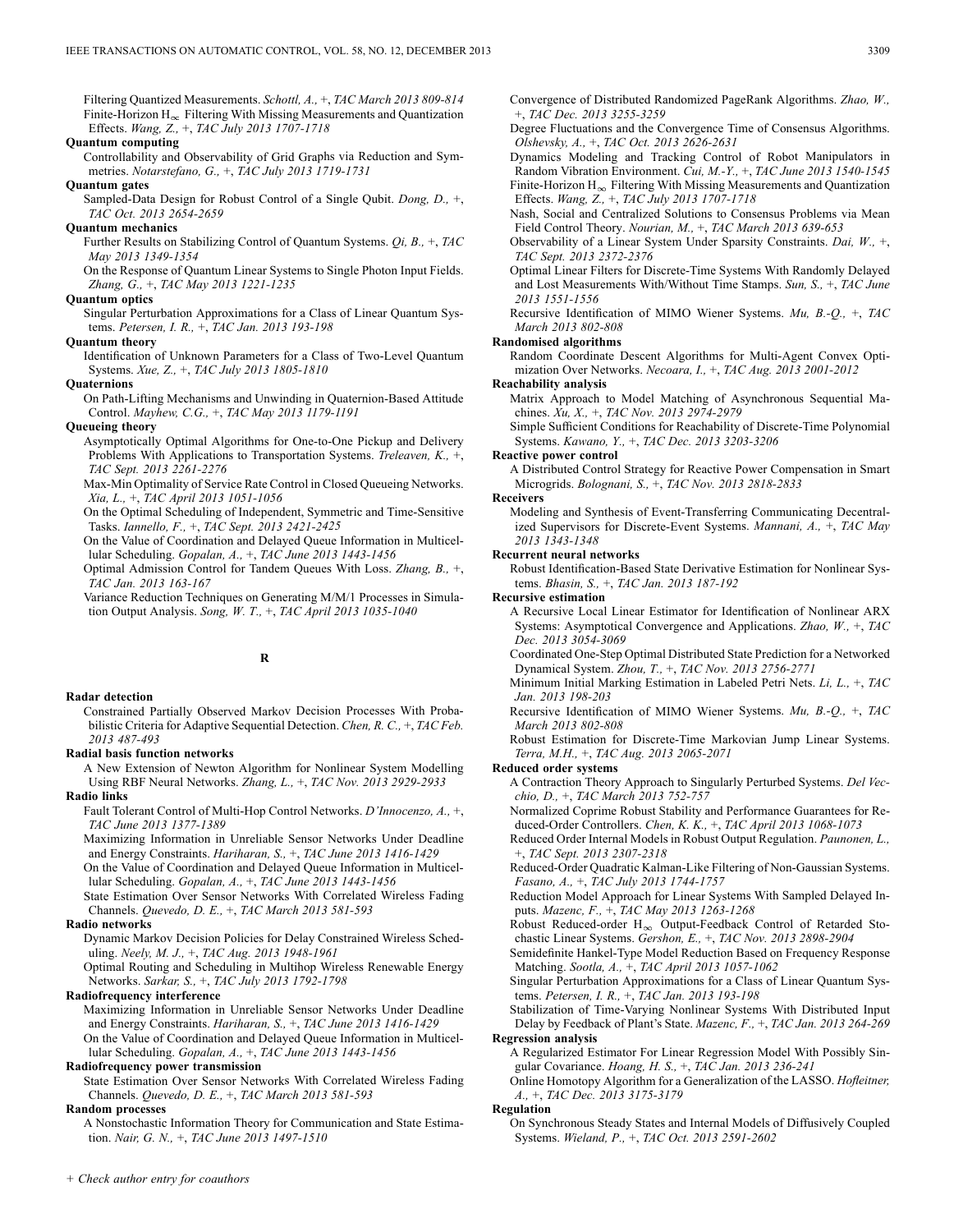Filtering Quantized Measurements. *Schottl, A.*, +, *TAC March 2013 809-814*

Finite-Horizon $H_\infty$ Filtering With Missing Measurements and Quantization Effects. *Wang, Z.*, +, *TAC July 2013 1707-1718*

**Quantum computing**

Controllability and Observability of Grid Graphs via Reduction and Symmetries. *Notarstefano, G.*, +, *TAC July 2013 1719-1731*

**Quantum gates**

Sampled-Data Design for Robust Control of a Single Qubit. *Dong, D.*, +, *TAC Oct. 2013 2654-2659*

**Quantum mechanics**

Further Results on Stabilizing Control of Quantum Systems. *Qi, B.*, +, *TAC May 2013 1349-1354*

On the Response of Quantum Linear Systems to Single Photon Input Fields. *Zhang, G.*, +, *TAC May 2013 1221-1235*

**Quantum optics**

Singular Perturbation Approximations for a Class of Linear Quantum Systems. *Petersen, I. R.*, +, *TAC Jan. 2013 193-198*

**Quantum theory**

Identification of Unknown Parameters for a Class of Two-Level Quantum Systems. *Xue, Z.*, +, *TAC July 2013 1805-1810*

**Quaternions**

On Path-Lifting Mechanisms and Unwinding in Quaternion-Based Attitude Control. *Mayhew, C.G.*, +, *TAC May 2013 1179-1191*

**Queueing theory**

Asymptotically Optimal Algorithms for One-to-One Pickup and Delivery Problems With Applications to Transportation Systems. *Treleaven, K.*, +, *TAC Sept. 2013 2261-2276*

Max-Min Optimality of Service Rate Control in Closed Queueing Networks. *Xia, L.*, +, *TAC April 2013 1051-1056*

On the Optimal Scheduling of Independent, Symmetric and Time-Sensitive Tasks. *Iannello, F.*, +, *TAC Sept. 2013 2421-2425*

On the Value of Coordination and Delayed Queue Information in Multicellular Scheduling. *Gopalan, A.*, +, *TAC June 2013 1443-1456*

Optimal Admission Control for Tandem Queues With Loss. *Zhang, B.*, +, *TAC Jan. 2013 163-167*

Variance Reduction Techniques on Generating M/M/1 Processes in Simulation Output Analysis. *Song, W. T.*, +, *TAC April 2013 1035-1040*

## R

**Radar detection**

Constrained Partially Observed Markov Decision Processes With Probabilistic Criteria for Adaptive Sequential Detection. *Chen, R. C.*, +, *TAC Feb. 2013 487-493*

**Radial basis function networks**

A New Extension of Newton Algorithm for Nonlinear System Modelling Using RBF Neural Networks. *Zhang, L.*, +, *TAC Nov. 2013 2929-2933*

**Radio links**

Fault Tolerant Control of Multi-Hop Control Networks. *D'Innocenzo, A.*, +, *TAC June 2013 1377-1389*

Maximizing Information in Unreliable Sensor Networks Under Deadline and Energy Constraints. *Hariharan, S.*, +, *TAC June 2013 1416-1429*

On the Value of Coordination and Delayed Queue Information in Multicellular Scheduling. *Gopalan, A.*, +, *TAC June 2013 1443-1456*

State Estimation Over Sensor Networks With Correlated Wireless Fading Channels. *Quevedo, D. E.*, +, *TAC March 2013 581-593*

**Radio networks**

Dynamic Markov Decision Policies for Delay Constrained Wireless Scheduling. *Neely, M. J.*, +, *TAC Aug. 2013 1948-1961*

Optimal Routing and Scheduling in Multihop Wireless Renewable Energy Networks. *Sarkar, S.*, +, *TAC July 2013 1792-1798*

**Radiofrequency interference**

Maximizing Information in Unreliable Sensor Networks Under Deadline and Energy Constraints. *Hariharan, S.*, +, *TAC June 2013 1416-1429*

On the Value of Coordination and Delayed Queue Information in Multicellular Scheduling. *Gopalan, A.*, +, *TAC June 2013 1443-1456*

**Radiofrequency power transmission**

State Estimation Over Sensor Networks With Correlated Wireless Fading Channels. *Quevedo, D. E.*, +, *TAC March 2013 581-593*

**Random processes**

A Nonstochastic Information Theory for Communication and State Estimation. *Nair, G. N.*, +, *TAC June 2013 1497-1510*

Convergence of Distributed Randomized PageRank Algorithms. *Zhao, W.*, +, *TAC Dec. 2013 3255-3259*

Degree Fluctuations and the Convergence Time of Consensus Algorithms. *Olshevsky, A.*, +, *TAC Oct. 2013 2626-2631*

Dynamics Modeling and Tracking Control of Robot Manipulators in Random Vibration Environment. *Cui, M.-Y.*, +, *TAC June 2013 1540-1545*

Finite-Horizon $H_\infty$ Filtering With Missing Measurements and Quantization Effects. *Wang, Z.*, +, *TAC July 2013 1707-1718*

Nash, Social and Centralized Solutions to Consensus Problems via Mean Field Control Theory. *Nourian, M.*, +, *TAC March 2013 639-653*

Observability of a Linear System Under Sparsity Constraints. *Dai, W.*, +, *TAC Sept. 2013 2372-2376*

Optimal Linear Filters for Discrete-Time Systems With Randomly Delayed and Lost Measurements With/Without Time Stamps. *Sun, S.*, +, *TAC June 2013 1551-1556*

Recursive Identification of MIMO Wiener Systems. *Mu, B.-Q.*, +, *TAC March 2013 802-808*

**Randomised algorithms**

Random Coordinate Descent Algorithms for Multi-Agent Convex Optimization Over Networks. *Necoara, I.*, +, *TAC Aug. 2013 2001-2012*

**Reachability analysis**

Matrix Approach to Model Matching of Asynchronous Sequential Machines. *Xu, X.*, +, *TAC Nov. 2013 2974-2979*

Simple Sufficient Conditions for Reachability of Discrete-Time Polynomial Systems. *Kawano, Y.*, +, *TAC Dec. 2013 3203-3206*

**Reactive power control**

A Distributed Control Strategy for Reactive Power Compensation in Smart Microgrids. *Bolognani, S.*, +, *TAC Nov. 2013 2818-2833*

**Receivers**

Modeling and Synthesis of Event-Transferring Communicating Decentralized Supervisors for Discrete-Event Systems. *Mannani, A.*, +, *TAC May 2013 1343-1348*

**Recurrent neural networks**

Robust Identification-Based State Derivative Estimation for Nonlinear Systems. *Bhasin, S.*, +, *TAC Jan. 2013 187-192*

**Recursive estimation**

A Recursive Local Linear Estimator for Identification of Nonlinear ARX Systems: Asymptotical Convergence and Applications. *Zhao, W.*, +, *TAC Dec. 2013 3054-3069*

Coordinated One-Step Optimal Distributed State Prediction for a Networked Dynamical System. *Zhou, T.*, +, *TAC Nov. 2013 2756-2771*

Minimum Initial Marking Estimation in Labeled Petri Nets. *Li, L.*, +, *TAC Jan. 2013 198-203*

Recursive Identification of MIMO Wiener Systems. *Mu, B.-Q.*, +, *TAC March 2013 802-808*

Robust Estimation for Discrete-Time Markovian Jump Linear Systems. *Terra, M.H.*, +, *TAC Aug. 2013 2065-2071*

**Reduced order systems**

A Contraction Theory Approach to Singularly Perturbed Systems. *Del Vecchio, D.*, +, *TAC March 2013 752-757*

Normalized Coprime Robust Stability and Performance Guarantees for Reduced-Order Controllers. *Chen, K. K.*, +, *TAC April 2013 1068-1073*

Reduced Order Internal Models in Robust Output Regulation. *Paunonen, L.*, +, *TAC Sept. 2013 2307-2318*

Reduced-Order Quadratic Kalman-Like Filtering of Non-Gaussian Systems. *Fasano, A.*, +, *TAC July 2013 1744-1757*

Reduction Model Approach for Linear Systems With Sampled Delayed Inputs. *Mazenc, F.*, +, *TAC May 2013 1263-1268*

Robust Reduced-order $H_\infty$ Output-Feedback Control of Retarded Stochastic Linear Systems. *Gershon, E.*, +, *TAC Nov. 2013 2898-2904*

Semidefinite Hankel-Type Model Reduction Based on Frequency Response Matching. *Sootla, A.*, +, *TAC April 2013 1057-1062*

Singular Perturbation Approximations for a Class of Linear Quantum Systems. *Petersen, I. R.*, +, *TAC Jan. 2013 193-198*

Stabilization of Time-Varying Nonlinear Systems With Distributed Input Delay by Feedback of Plant's State. *Mazenc, F.*, +, *TAC Jan. 2013 264-269*

**Regression analysis**

A Regularized Estimator For Linear Regression Model With Possibly Singular Covariance. *Hoang, H. S.*, +, *TAC Jan. 2013 236-241*

Online Homotopy Algorithm for a Generalization of the LASSO. *Hofleitner, A.*, +, *TAC Dec. 2013 3175-3179*

**Regulation**

On Synchronous Steady States and Internal Models of Diffusively Coupled Systems. *Wieland, P.*, +, *TAC Oct. 2013 2591-2602*

+ *Check author entry for coauthors*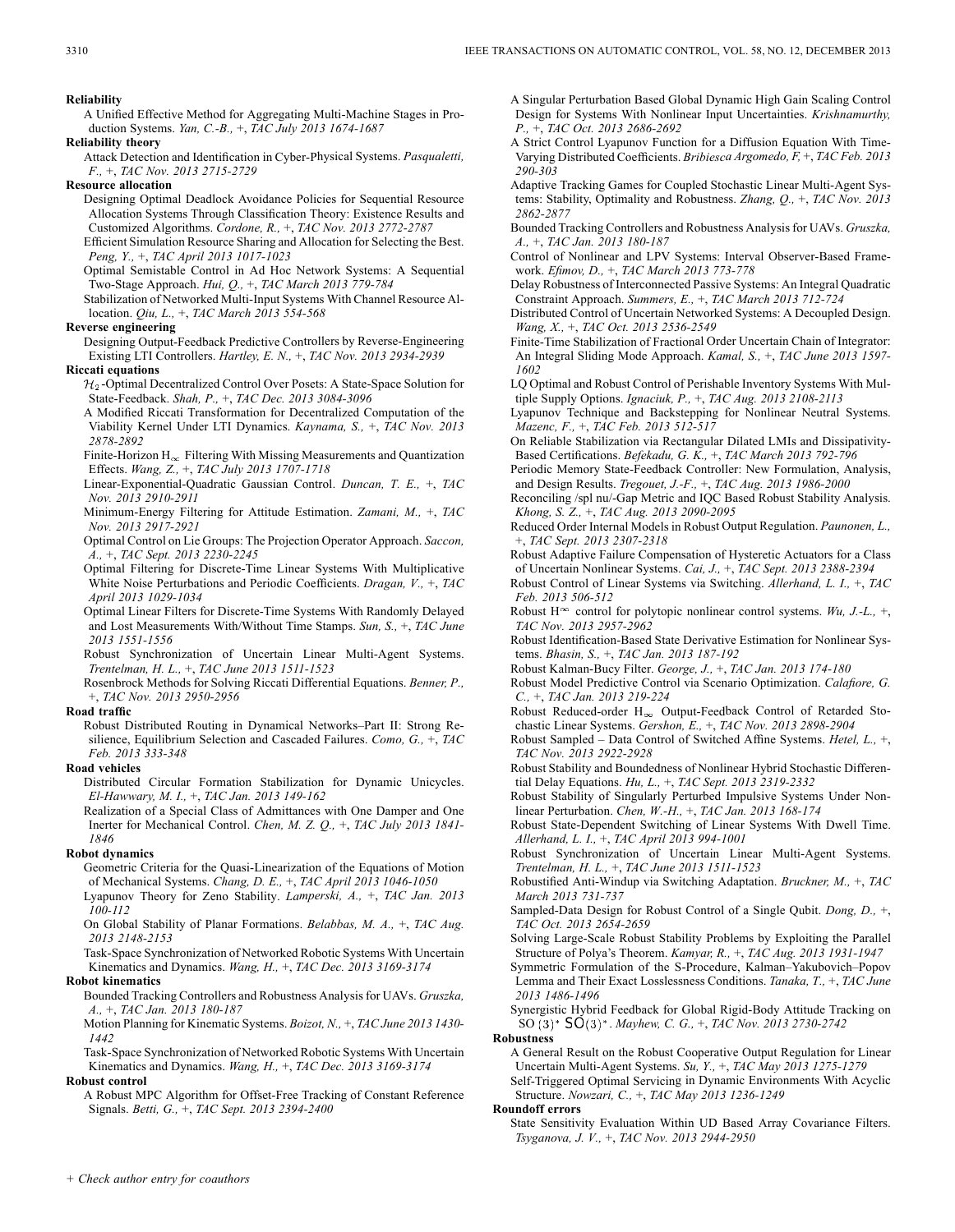**Reliability**

A Unified Effective Method for Aggregating Multi-Machine Stages in Production Systems. *Yan, C.-B.,* +, *TAC July 2013 1674-1687*

**Reliability theory**

Attack Detection and Identification in Cyber-Physical Systems. *Pasqualetti, F.,* +, *TAC Nov. 2013 2715-2729*

**Resource allocation**

Designing Optimal Deadlock Avoidance Policies for Sequential Resource Allocation Systems Through Classification Theory: Existence Results and Customized Algorithms. *Cordone, R.,* +, *TAC Nov. 2013 2772-2787*

Efficient Simulation Resource Sharing and Allocation for Selecting the Best. *Peng, Y.,* +, *TAC April 2013 1017-1023*

Optimal Semistable Control in Ad Hoc Network Systems: A Sequential Two-Stage Approach. *Hui, Q.,* +, *TAC March 2013 779-784*

Stabilization of Networked Multi-Input Systems With Channel Resource Allocation. *Qiu, L.,* +, *TAC March 2013 554-568*

**Reverse engineering**

Designing Output-Feedback Predictive Controllers by Reverse-Engineering Existing LTI Controllers. *Hartley, E. N.,* +, *TAC Nov. 2013 2934-2939*

**Riccati equations**

$\mathcal{H}_2$-Optimal Decentralized Control Over Posets: A State-Space Solution for State-Feedback. *Shah, P.,* +, *TAC Dec. 2013 3084-3096*

A Modified Riccati Transformation for Decentralized Computation of the Viability Kernel Under LTI Dynamics. *Kaynama, S.,* +, *TAC Nov. 2013 2878-2892*

Finite-Horizon $\mathrm{H}_\infty$ Filtering With Missing Measurements and Quantization Effects. *Wang, Z.,* +, *TAC July 2013 1707-1718*

Linear-Exponential-Quadratic Gaussian Control. *Duncan, T. E.,* +, *TAC Nov. 2013 2910-2911*

Minimum-Energy Filtering for Attitude Estimation. *Zamani, M.,* +, *TAC Nov. 2013 2917-2921*

Optimal Control on Lie Groups: The Projection Operator Approach. *Saccon, A.,* +, *TAC Sept. 2013 2230-2245*

Optimal Filtering for Discrete-Time Linear Systems With Multiplicative White Noise Perturbations and Periodic Coefficients. *Dragan, V.,* +, *TAC April 2013 1029-1034*

Optimal Linear Filters for Discrete-Time Systems With Randomly Delayed and Lost Measurements With/Without Time Stamps. *Sun, S.,* +, *TAC June 2013 1551-1556*

Robust Synchronization of Uncertain Linear Multi-Agent Systems. *Trentelman, H. L.,* +, *TAC June 2013 1511-1523*

Rosenbrock Methods for Solving Riccati Differential Equations. *Benner, P.,* +, *TAC Nov. 2013 2950-2956*

**Road traffic**

Robust Distributed Routing in Dynamical Networks–Part II: Strong Resilience, Equilibrium Selection and Cascaded Failures. *Como, G.,* +, *TAC Feb. 2013 333-348*

**Road vehicles**

Distributed Circular Formation Stabilization for Dynamic Unicycles. *El-Hawwary, M. I.,* +, *TAC Jan. 2013 149-162*

Realization of a Special Class of Admittances with One Damper and One Inerter for Mechanical Control. *Chen, M. Z. Q.,* +, *TAC July 2013 1841-1846*

**Robot dynamics**

Geometric Criteria for the Quasi-Linearization of the Equations of Motion of Mechanical Systems. *Chang, D. E.,* +, *TAC April 2013 1046-1050*

Lyapunov Theory for Zeno Stability. *Lamperski, A.,* +, *TAC Jan. 2013 100-112*

On Global Stability of Planar Formations. *Belabbas, M. A.,* +, *TAC Aug. 2013 2148-2153*

Task-Space Synchronization of Networked Robotic Systems With Uncertain Kinematics and Dynamics. *Wang, H.,* +, *TAC Dec. 2013 3169-3174*

**Robot kinematics**

Bounded Tracking Controllers and Robustness Analysis for UAVs. *Gruszka, A.,* +, *TAC Jan. 2013 180-187*

Motion Planning for Kinematic Systems. *Boizot, N.,* +, *TAC June 2013 1430-1442*

Task-Space Synchronization of Networked Robotic Systems With Uncertain Kinematics and Dynamics. *Wang, H.,* +, *TAC Dec. 2013 3169-3174*

**Robust control**

A Robust MPC Algorithm for Offset-Free Tracking of Constant Reference Signals. *Betti, G.,* +, *TAC Sept. 2013 2394-2400*

A Singular Perturbation Based Global Dynamic High Gain Scaling Control Design for Systems With Nonlinear Input Uncertainties. *Krishnamurthy, P.,* +, *TAC Oct. 2013 2686-2692*

A Strict Control Lyapunov Function for a Diffusion Equation With Time-Varying Distributed Coefficients. *Bribiesca Argomedo, F,* +, *TAC Feb. 2013 290-303*

Adaptive Tracking Games for Coupled Stochastic Linear Multi-Agent Systems: Stability, Optimality and Robustness. *Zhang, Q.,* +, *TAC Nov. 2013 2862-2877*

Bounded Tracking Controllers and Robustness Analysis for UAVs. *Gruszka, A.,* +, *TAC Jan. 2013 180-187*

Control of Nonlinear and LPV Systems: Interval Observer-Based Framework. *Efimov, D.,* +, *TAC March 2013 773-778*

Delay Robustness of Interconnected Passive Systems: An Integral Quadratic Constraint Approach. *Summers, E.,* +, *TAC March 2013 712-724*

Distributed Control of Uncertain Networked Systems: A Decoupled Design. *Wang, X.,* +, *TAC Oct. 2013 2536-2549*

Finite-Time Stabilization of Fractional Order Uncertain Chain of Integrator: An Integral Sliding Mode Approach. *Kamal, S.,* +, *TAC June 2013 1597-1602*

LQ Optimal and Robust Control of Perishable Inventory Systems With Multiple Supply Options. *Ignaciuk, P.,* +, *TAC Aug. 2013 2108-2113*

Lyapunov Technique and Backstepping for Nonlinear Neutral Systems. *Mazenc, F.,* +, *TAC Feb. 2013 512-517*

On Reliable Stabilization via Rectangular Dilated LMIs and Dissipativity-Based Certifications. *Befekadu, G. K.,* +, *TAC March 2013 792-796*

Periodic Memory State-Feedback Controller: New Formulation, Analysis, and Design Results. *Tregouet, J.-F.,* +, *TAC Aug. 2013 1986-2000*

Reconciling /spl nu/-Gap Metric and IQC Based Robust Stability Analysis. *Khong, S. Z.,* +, *TAC Aug. 2013 2090-2095*

Reduced Order Internal Models in Robust Output Regulation. *Paunonen, L.,* +, *TAC Sept. 2013 2307-2318*

Robust Adaptive Failure Compensation of Hysteretic Actuators for a Class of Uncertain Nonlinear Systems. *Cai, J.,* +, *TAC Sept. 2013 2388-2394*

Robust Control of Linear Systems via Switching. *Allerhand, L. I.,* +, *TAC Feb. 2013 506-512*

Robust $\mathrm{H}^\infty$ control for polytopic nonlinear control systems. *Wu, J.-L.,* +, *TAC Nov. 2013 2957-2962*

Robust Identification-Based State Derivative Estimation for Nonlinear Systems. *Bhasin, S.,* +, *TAC Jan. 2013 187-192*

Robust Kalman-Bucy Filter. *George, J.,* +, *TAC Jan. 2013 174-180*

Robust Model Predictive Control via Scenario Optimization. *Calafiore, G. C.,* +, *TAC Jan. 2013 219-224*

Robust Reduced-order $\mathrm{H}_\infty$ Output-Feedback Control of Retarded Stochastic Linear Systems. *Gershon, E.,* +, *TAC Nov. 2013 2898-2904*

Robust Sampled – Data Control of Switched Affine Systems. *Hetel, L.,* +, *TAC Nov. 2013 2922-2928*

Robust Stability and Boundedness of Nonlinear Hybrid Stochastic Differential Delay Equations. *Hu, L.,* +, *TAC Sept. 2013 2319-2332*

Robust Stability of Singularly Perturbed Impulsive Systems Under Nonlinear Perturbation. *Chen, W.-H.,* +, *TAC Jan. 2013 168-174*

Robust State-Dependent Switching of Linear Systems With Dwell Time. *Allerhand, L. I.,* +, *TAC April 2013 994-1001*

Robust Synchronization of Uncertain Linear Multi-Agent Systems. *Trentelman, H. L.,* +, *TAC June 2013 1511-1523*

Robustified Anti-Windup via Switching Adaptation. *Bruckner, M.,* +, *TAC March 2013 731-737*

Sampled-Data Design for Robust Control of a Single Qubit. *Dong, D.,* +, *TAC Oct. 2013 2654-2659*

Solving Large-Scale Robust Stability Problems by Exploiting the Parallel Structure of Polya's Theorem. *Kamyar, R.,* +, *TAC Aug. 2013 1931-1947*

Symmetric Formulation of the S-Procedure, Kalman–Yakubovich–Popov Lemma and Their Exact Losslessness Conditions. *Tanaka, T.,* +, *TAC June 2013 1486-1496*

Synergistic Hybrid Feedback for Global Rigid-Body Attitude Tracking on SO{3}* SO{3}*. *Mayhew, C. G.,* +, *TAC Nov. 2013 2730-2742*

**Robustness**

A General Result on the Robust Cooperative Output Regulation for Linear Uncertain Multi-Agent Systems. *Su, Y.,* +, *TAC May 2013 1275-1279*

Self-Triggered Optimal Servicing in Dynamic Environments With Acyclic Structure. *Nowzari, C.,* +, *TAC May 2013 1236-1249*

**Roundoff errors**

State Sensitivity Evaluation Within UD Based Array Covariance Filters. *Tsyganova, J. V.,* +, *TAC Nov. 2013 2944-2950*

*+ Check author entry for coauthors*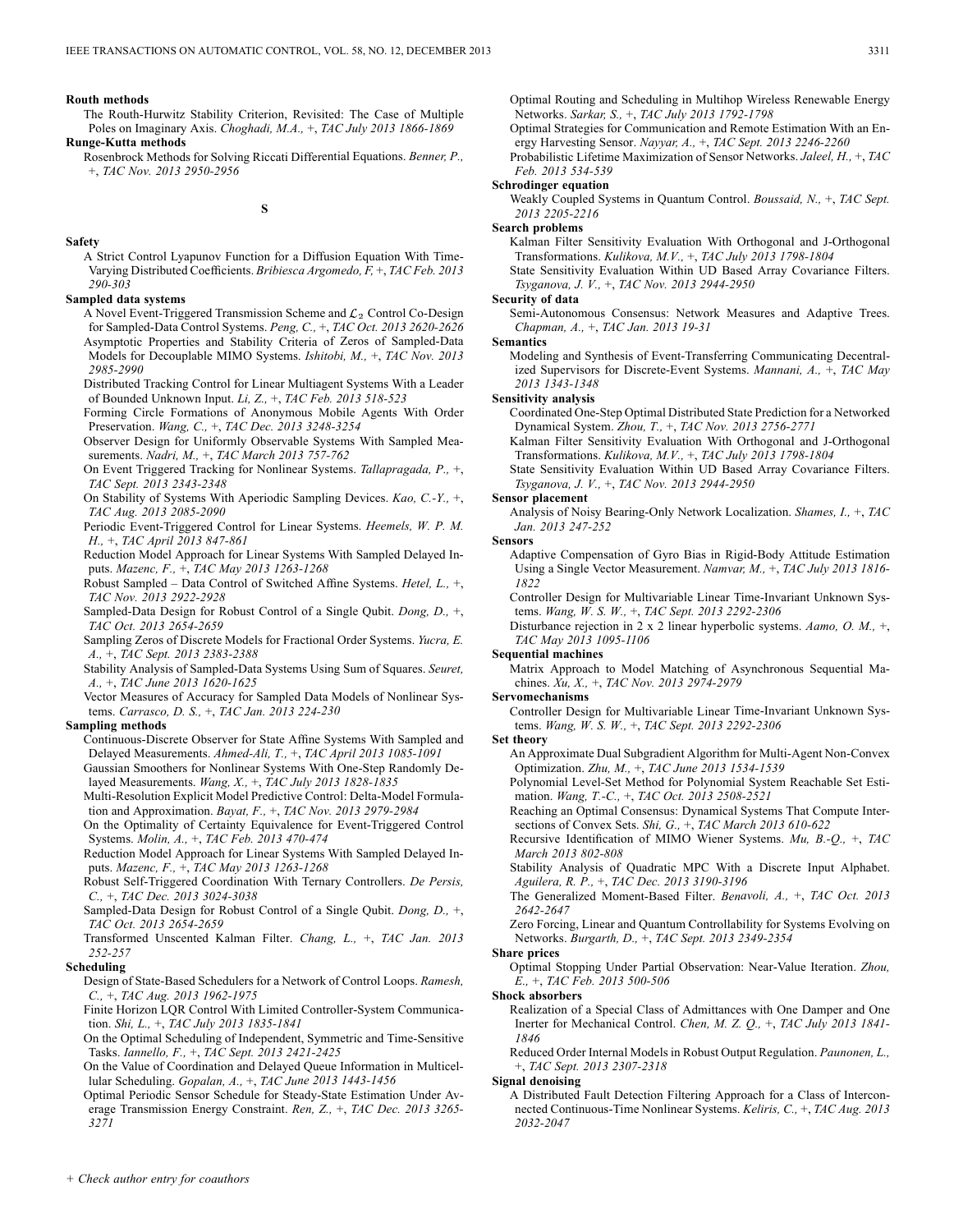**Routh methods**

The Routh-Hurwitz Stability Criterion, Revisited: The Case of Multiple Poles on Imaginary Axis. *Choghadi, M.A.,* +, *TAC July 2013 1866-1869*

**Runge-Kutta methods**

Rosenbrock Methods for Solving Riccati Differential Equations. *Benner, P.,* +, *TAC Nov. 2013 2950-2956*

## S

**Safety**

A Strict Control Lyapunov Function for a Diffusion Equation With Time-Varying Distributed Coefficients. *Bribiesca Argomedo, F,* +, *TAC Feb. 2013 290-303*

**Sampled data systems**

A Novel Event-Triggered Transmission Scheme and $\mathcal{L}_2$ Control Co-Design for Sampled-Data Control Systems. *Peng, C.,* +, *TAC Oct. 2013 2620-2626*

Asymptotic Properties and Stability Criteria of Zeros of Sampled-Data Models for Decouplable MIMO Systems. *Ishitobi, M.,* +, *TAC Nov. 2013 2985-2990*

Distributed Tracking Control for Linear Multiagent Systems With a Leader of Bounded Unknown Input. *Li, Z.,* +, *TAC Feb. 2013 518-523*

Forming Circle Formations of Anonymous Mobile Agents With Order Preservation. *Wang, C.,* +, *TAC Dec. 2013 3248-3254*

Observer Design for Uniformly Observable Systems With Sampled Measurements. *Nadri, M.,* +, *TAC March 2013 757-762*

On Event Triggered Tracking for Nonlinear Systems. *Tallapragada, P.,* +, *TAC Sept. 2013 2343-2348*

On Stability of Systems With Aperiodic Sampling Devices. *Kao, C.-Y.,* +, *TAC Aug. 2013 2085-2090*

Periodic Event-Triggered Control for Linear Systems. *Heemels, W. P. M. H.,* +, *TAC April 2013 847-861*

Reduction Model Approach for Linear Systems With Sampled Delayed Inputs. *Mazenc, F.,* +, *TAC May 2013 1263-1268*

Robust Sampled – Data Control of Switched Affine Systems. *Hetel, L.,* +, *TAC Nov. 2013 2922-2928*

Sampled-Data Design for Robust Control of a Single Qubit. *Dong, D.,* +, *TAC Oct. 2013 2654-2659*

Sampling Zeros of Discrete Models for Fractional Order Systems. *Yucra, E. A.,* +, *TAC Sept. 2013 2383-2388*

Stability Analysis of Sampled-Data Systems Using Sum of Squares. *Seuret, A.,* +, *TAC June 2013 1620-1625*

Vector Measures of Accuracy for Sampled Data Models of Nonlinear Systems. *Carrasco, D. S.,* +, *TAC Jan. 2013 224-230*

**Sampling methods**

Continuous-Discrete Observer for State Affine Systems With Sampled and Delayed Measurements. *Ahmed-Ali, T.,* +, *TAC April 2013 1085-1091*

Gaussian Smoothers for Nonlinear Systems With One-Step Randomly Delayed Measurements. *Wang, X.,* +, *TAC July 2013 1828-1835*

Multi-Resolution Explicit Model Predictive Control: Delta-Model Formulation and Approximation. *Bayat, F.,* +, *TAC Nov. 2013 2979-2984*

On the Optimality of Certainty Equivalence for Event-Triggered Control Systems. *Molin, A.,* +, *TAC Feb. 2013 470-474*

Reduction Model Approach for Linear Systems With Sampled Delayed Inputs. *Mazenc, F.,* +, *TAC May 2013 1263-1268*

Robust Self-Triggered Coordination With Ternary Controllers. *De Persis, C.,* +, *TAC Dec. 2013 3024-3038*

Sampled-Data Design for Robust Control of a Single Qubit. *Dong, D.,* +, *TAC Oct. 2013 2654-2659*

Transformed Unscented Kalman Filter. *Chang, L.,* +, *TAC Jan. 2013 252-257*

**Scheduling**

Design of State-Based Schedulers for a Network of Control Loops. *Ramesh, C.,* +, *TAC Aug. 2013 1962-1975*

Finite Horizon LQR Control With Limited Controller-System Communication. *Shi, L.,* +, *TAC July 2013 1835-1841*

On the Optimal Scheduling of Independent, Symmetric and Time-Sensitive Tasks. *Iannello, F.,* +, *TAC Sept. 2013 2421-2425*

On the Value of Coordination and Delayed Queue Information in Multicellular Scheduling. *Gopalan, A.,* +, *TAC June 2013 1443-1456*

Optimal Periodic Sensor Schedule for Steady-State Estimation Under Average Transmission Energy Constraint. *Ren, Z.,* +, *TAC Dec. 2013 3265-3271*

Optimal Routing and Scheduling in Multihop Wireless Renewable Energy Networks. *Sarkar, S.,* +, *TAC July 2013 1792-1798*

Optimal Strategies for Communication and Remote Estimation With an Energy Harvesting Sensor. *Nayyar, A.,* +, *TAC Sept. 2013 2246-2260*

Probabilistic Lifetime Maximization of Sensor Networks. *Jaleel, H.,* +, *TAC Feb. 2013 534-539*

**Schrodinger equation**

Weakly Coupled Systems in Quantum Control. *Boussaid, N.,* +, *TAC Sept. 2013 2205-2216*

**Search problems**

Kalman Filter Sensitivity Evaluation With Orthogonal and J-Orthogonal Transformations. *Kulikova, M.V.,* +, *TAC July 2013 1798-1804*

State Sensitivity Evaluation Within UD Based Array Covariance Filters. *Tsyganova, J. V.,* +, *TAC Nov. 2013 2944-2950*

**Security of data**

Semi-Autonomous Consensus: Network Measures and Adaptive Trees. *Chapman, A.,* +, *TAC Jan. 2013 19-31*

**Semantics**

Modeling and Synthesis of Event-Transferring Communicating Decentralized Supervisors for Discrete-Event Systems. *Mannani, A.,* +, *TAC May 2013 1343-1348*

**Sensitivity analysis**

Coordinated One-Step Optimal Distributed State Prediction for a Networked Dynamical System. *Zhou, T.,* +, *TAC Nov. 2013 2756-2771*

Kalman Filter Sensitivity Evaluation With Orthogonal and J-Orthogonal Transformations. *Kulikova, M.V.,* +, *TAC July 2013 1798-1804*

State Sensitivity Evaluation Within UD Based Array Covariance Filters. *Tsyganova, J. V.,* +, *TAC Nov. 2013 2944-2950*

**Sensor placement**

Analysis of Noisy Bearing-Only Network Localization. *Shames, I.,* +, *TAC Jan. 2013 247-252*

**Sensors**

Adaptive Compensation of Gyro Bias in Rigid-Body Attitude Estimation Using a Single Vector Measurement. *Namvar, M.,* +, *TAC July 2013 1816-1822*

Controller Design for Multivariable Linear Time-Invariant Unknown Systems. *Wang, W. S. W.,* +, *TAC Sept. 2013 2292-2306*

Disturbance rejection in 2 x 2 linear hyperbolic systems. *Aamo, O. M.,* +, *TAC May 2013 1095-1106*

**Sequential machines**

Matrix Approach to Model Matching of Asynchronous Sequential Machines. *Xu, X.,* +, *TAC Nov. 2013 2974-2979*

**Servomechanisms**

Controller Design for Multivariable Linear Time-Invariant Unknown Systems. *Wang, W. S. W.,* +, *TAC Sept. 2013 2292-2306*

**Set theory**

An Approximate Dual Subgradient Algorithm for Multi-Agent Non-Convex Optimization. *Zhu, M.,* +, *TAC June 2013 1534-1539*

Polynomial Level-Set Method for Polynomial System Reachable Set Estimation. *Wang, T.-C.,* +, *TAC Oct. 2013 2508-2521*

Reaching an Optimal Consensus: Dynamical Systems That Compute Intersections of Convex Sets. *Shi, G.,* +, *TAC March 2013 610-622*

Recursive Identification of MIMO Wiener Systems. *Mu, B.-Q.,* +, *TAC March 2013 802-808*

Stability Analysis of Quadratic MPC With a Discrete Input Alphabet. *Aguilera, R. P.,* +, *TAC Dec. 2013 3190-3196*

The Generalized Moment-Based Filter. *Benavoli, A.,* +, *TAC Oct. 2013 2642-2647*

Zero Forcing, Linear and Quantum Controllability for Systems Evolving on Networks. *Burgarth, D.,* +, *TAC Sept. 2013 2349-2354*

**Share prices**

Optimal Stopping Under Partial Observation: Near-Value Iteration. *Zhou, E.,* +, *TAC Feb. 2013 500-506*

**Shock absorbers**

Realization of a Special Class of Admittances with One Damper and One Inerter for Mechanical Control. *Chen, M. Z. Q.,* +, *TAC July 2013 1841-1846*

Reduced Order Internal Models in Robust Output Regulation. *Paunonen, L.,* +, *TAC Sept. 2013 2307-2318*

**Signal denoising**

A Distributed Fault Detection Filtering Approach for a Class of Interconnected Continuous-Time Nonlinear Systems. *Keliris, C.,* +, *TAC Aug. 2013 2032-2047*

*+ Check author entry for coauthors*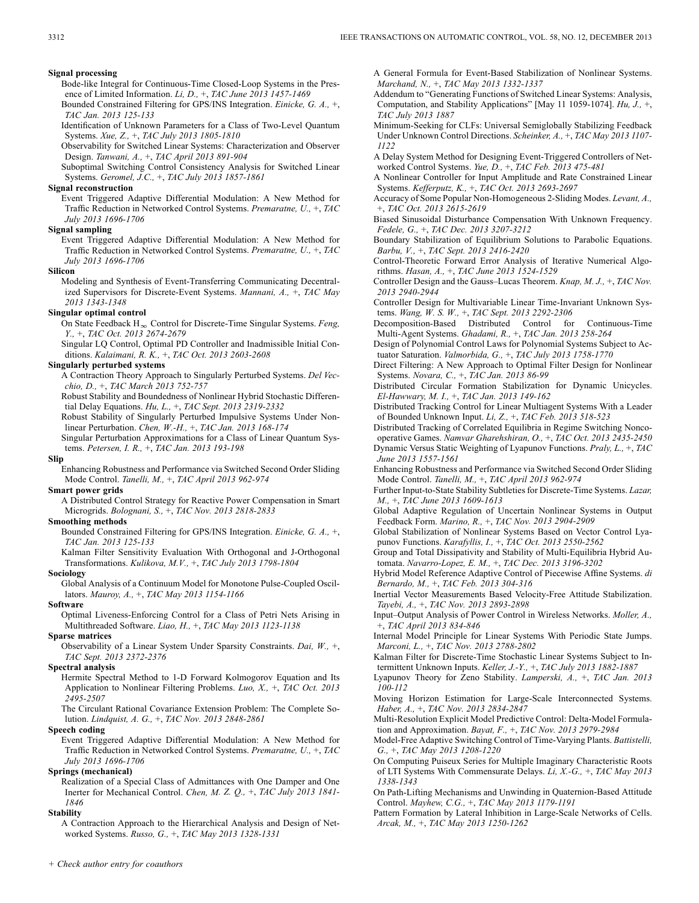**Signal processing**

Bode-like Integral for Continuous-Time Closed-Loop Systems in the Presence of Limited Information. *Li, D.,* +, *TAC June 2013 1457-1469*

Bounded Constrained Filtering for GPS/INS Integration. *Einicke, G. A.,* +, *TAC Jan. 2013 125-133*

Identification of Unknown Parameters for a Class of Two-Level Quantum Systems. *Xue, Z.,* +, *TAC July 2013 1805-1810*

Observability for Switched Linear Systems: Characterization and Observer Design. *Tanwani, A.,* +, *TAC April 2013 891-904*

Suboptimal Switching Control Consistency Analysis for Switched Linear Systems. *Geromel, J.C.,* +, *TAC July 2013 1857-1861*

**Signal reconstruction**

Event Triggered Adaptive Differential Modulation: A New Method for Traffic Reduction in Networked Control Systems. *Premaratne, U.,* +, *TAC July 2013 1696-1706*

**Signal sampling**

Event Triggered Adaptive Differential Modulation: A New Method for Traffic Reduction in Networked Control Systems. *Premaratne, U.,* +, *TAC July 2013 1696-1706*

**Silicon**

Modeling and Synthesis of Event-Transferring Communicating Decentralized Supervisors for Discrete-Event Systems. *Mannani, A.,* +, *TAC May 2013 1343-1348*

**Singular optimal control**

On State Feedback $H_\infty$ Control for Discrete-Time Singular Systems. *Feng, Y.,* +, *TAC Oct. 2013 2674-2679*

Singular LQ Control, Optimal PD Controller and Inadmissible Initial Conditions. *Kalaimani, R. K.,* +, *TAC Oct. 2013 2603-2608*

**Singularly perturbed systems**

A Contraction Theory Approach to Singularly Perturbed Systems. *Del Vecchio, D.,* +, *TAC March 2013 752-757*

Robust Stability and Boundedness of Nonlinear Hybrid Stochastic Differential Delay Equations. *Hu, L.,* +, *TAC Sept. 2013 2319-2332*

Robust Stability of Singularly Perturbed Impulsive Systems Under Nonlinear Perturbation. *Chen, W.-H.,* +, *TAC Jan. 2013 168-174*

Singular Perturbation Approximations for a Class of Linear Quantum Systems. *Petersen, I. R.,* +, *TAC Jan. 2013 193-198*

**Slip**

Enhancing Robustness and Performance via Switched Second Order Sliding Mode Control. *Tanelli, M.,* +, *TAC April 2013 962-974*

**Smart power grids**

A Distributed Control Strategy for Reactive Power Compensation in Smart Microgrids. *Bolognani, S.,* +, *TAC Nov. 2013 2818-2833*

**Smoothing methods**

Bounded Constrained Filtering for GPS/INS Integration. *Einicke, G. A.,* +, *TAC Jan. 2013 125-133*

Kalman Filter Sensitivity Evaluation With Orthogonal and J-Orthogonal Transformations. *Kulikova, M.V.,* +, *TAC July 2013 1798-1804*

**Sociology**

Global Analysis of a Continuum Model for Monotone Pulse-Coupled Oscillators. *Mauroy, A.,* +, *TAC May 2013 1154-1166*

**Software**

Optimal Liveness-Enforcing Control for a Class of Petri Nets Arising in Multithreaded Software. *Liao, H.,* +, *TAC May 2013 1123-1138*

**Sparse matrices**

Observability of a Linear System Under Sparsity Constraints. *Dai, W.,* +, *TAC Sept. 2013 2372-2376*

**Spectral analysis**

Hermite Spectral Method to 1-D Forward Kolmogorov Equation and Its Application to Nonlinear Filtering Problems. *Luo, X.,* +, *TAC Oct. 2013 2495-2507*

The Circulant Rational Covariance Extension Problem: The Complete Solution. *Lindquist, A. G.,* +, *TAC Nov. 2013 2848-2861*

**Speech coding**

Event Triggered Adaptive Differential Modulation: A New Method for Traffic Reduction in Networked Control Systems. *Premaratne, U.,* +, *TAC July 2013 1696-1706*

**Springs (mechanical)**

Realization of a Special Class of Admittances with One Damper and One Inerter for Mechanical Control. *Chen, M. Z. Q.,* +, *TAC July 2013 1841-1846*

**Stability**

A Contraction Approach to the Hierarchical Analysis and Design of Networked Systems. *Russo, G.,* +, *TAC May 2013 1328-1331*

A General Formula for Event-Based Stabilization of Nonlinear Systems. *Marchand, N.,* +, *TAC May 2013 1332-1337*

Addendum to "Generating Functions of Switched Linear Systems: Analysis, Computation, and Stability Applications" [May 11 1059-1074]. *Hu, J.,* +, *TAC July 2013 1887*

Minimum-Seeking for CLFs: Universal Semiglobally Stabilizing Feedback Under Unknown Control Directions. *Scheinker, A.,* +, *TAC May 2013 1107-1122*

A Delay System Method for Designing Event-Triggered Controllers of Networked Control Systems. *Yue, D.,* +, *TAC Feb. 2013 475-481*

A Nonlinear Controller for Input Amplitude and Rate Constrained Linear Systems. *Kefferputz, K.,* +, *TAC Oct. 2013 2693-2697*

Accuracy of Some Popular Non-Homogeneous 2-Sliding Modes. *Levant, A.,* +, *TAC Oct. 2013 2615-2619*

Biased Sinusoidal Disturbance Compensation With Unknown Frequency. *Fedele, G.,* +, *TAC Dec. 2013 3207-3212*

Boundary Stabilization of Equilibrium Solutions to Parabolic Equations. *Barbu, V.,* +, *TAC Sept. 2013 2416-2420*

Control-Theoretic Forward Error Analysis of Iterative Numerical Algorithms. *Hasan, A.,* +, *TAC June 2013 1524-1529*

Controller Design and the Gauss–Lucas Theorem. *Knap, M. J.,* +, *TAC Nov. 2013 2940-2944*

Controller Design for Multivariable Linear Time-Invariant Unknown Systems. *Wang, W. S. W.,* +, *TAC Sept. 2013 2292-2306*

Decomposition-Based Distributed Control for Continuous-Time Multi-Agent Systems. *Ghadami, R.,* +, *TAC Jan. 2013 258-264*

Design of Polynomial Control Laws for Polynomial Systems Subject to Actuator Saturation. *Valmorbida, G.,* +, *TAC July 2013 1758-1770*

Direct Filtering: A New Approach to Optimal Filter Design for Nonlinear Systems. *Novara, C.,* +, *TAC Jan. 2013 86-99*

Distributed Circular Formation Stabilization for Dynamic Unicycles. *El-Hawwary, M. I.,* +, *TAC Jan. 2013 149-162*

Distributed Tracking Control for Linear Multiagent Systems With a Leader of Bounded Unknown Input. *Li, Z.,* +, *TAC Feb. 2013 518-523*

Distributed Tracking of Correlated Equilibria in Regime Switching Noncooperative Games. *Namvar Gharehshiran, O.,* +, *TAC Oct. 2013 2435-2450*

Dynamic Versus Static Weighting of Lyapunov Functions. *Praly, L.,* +, *TAC June 2013 1557-1561*

Enhancing Robustness and Performance via Switched Second Order Sliding Mode Control. *Tanelli, M.,* +, *TAC April 2013 962-974*

Further Input-to-State Stability Subtleties for Discrete-Time Systems. *Lazar, M.,* +, *TAC June 2013 1609-1613*

Global Adaptive Regulation of Uncertain Nonlinear Systems in Output Feedback Form. *Marino, R.,* +, *TAC Nov. 2013 2904-2909*

Global Stabilization of Nonlinear Systems Based on Vector Control Lyapunov Functions. *Karafyllis, I.,* +, *TAC Oct. 2013 2550-2562*

Group and Total Dissipativity and Stability of Multi-Equilibria Hybrid Automata. *Navarro-Lopez, E. M.,* +, *TAC Dec. 2013 3196-3202*

Hybrid Model Reference Adaptive Control of Piecewise Affine Systems. *di Bernardo, M.,* +, *TAC Feb. 2013 304-316*

Inertial Vector Measurements Based Velocity-Free Attitude Stabilization. *Tayebi, A.,* +, *TAC Nov. 2013 2893-2898*

Input–Output Analysis of Power Control in Wireless Networks. *Moller, A.,* +, *TAC April 2013 834-846*

Internal Model Principle for Linear Systems With Periodic State Jumps. *Marconi, L.,* +, *TAC Nov. 2013 2788-2802*

Kalman Filter for Discrete-Time Stochastic Linear Systems Subject to Intermittent Unknown Inputs. *Keller, J.-Y.,* +, *TAC July 2013 1882-1887*

Lyapunov Theory for Zeno Stability. *Lamperski, A.,* +, *TAC Jan. 2013 100-112*

Moving Horizon Estimation for Large-Scale Interconnected Systems. *Haber, A.,* +, *TAC Nov. 2013 2834-2847*

Multi-Resolution Explicit Model Predictive Control: Delta-Model Formulation and Approximation. *Bayat, F.,* +, *TAC Nov. 2013 2979-2984*

Model-Free Adaptive Switching Control of Time-Varying Plants. *Battistelli, G.,* +, *TAC May 2013 1208-1220*

On Computing Puiseux Series for Multiple Imaginary Characteristic Roots of LTI Systems With Commensurate Delays. *Li, X.-G.,* +, *TAC May 2013 1338-1343*

On Path-Lifting Mechanisms and Unwinding in Quaternion-Based Attitude Control. *Mayhew, C.G.,* +, *TAC May 2013 1179-1191*

Pattern Formation by Lateral Inhibition in Large-Scale Networks of Cells. *Arcak, M.,* +, *TAC May 2013 1250-1262*

+ *Check author entry for coauthors*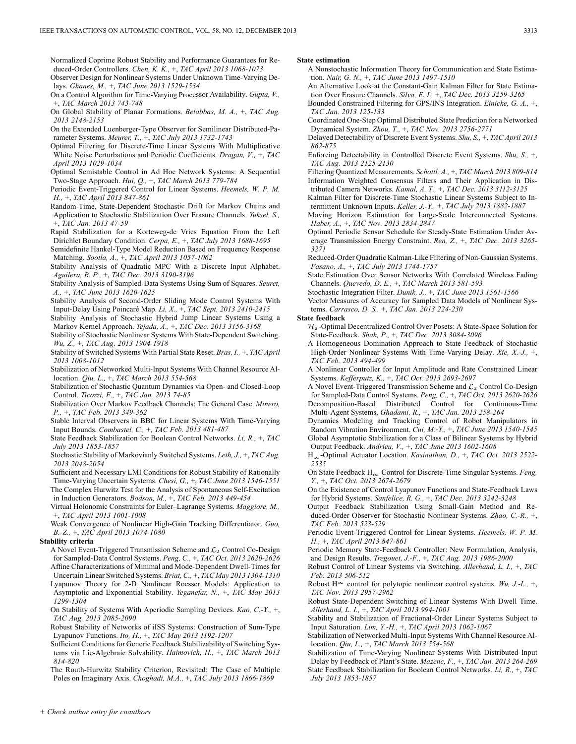Normalized Coprime Robust Stability and Performance Guarantees for Reduced-Order Controllers. *Chen, K. K.*, +, *TAC April 2013 1068-1073*

Observer Design for Nonlinear Systems Under Unknown Time-Varying Delays. *Ghanes, M.*, +, *TAC June 2013 1529-1534*

On a Control Algorithm for Time-Varying Processor Availability. *Gupta, V.*, +, *TAC March 2013 743-748*

On Global Stability of Planar Formations. *Belabbas, M. A.*, +, *TAC Aug. 2013 2148-2153*

On the Extended Luenberger-Type Observer for Semilinear Distributed-Parameter Systems. *Meurer, T.*, +, *TAC July 2013 1732-1743*

Optimal Filtering for Discrete-Time Linear Systems With Multiplicative White Noise Perturbations and Periodic Coefficients. *Dragan, V.*, +, *TAC April 2013 1029-1034*

Optimal Semistable Control in Ad Hoc Network Systems: A Sequential Two-Stage Approach. *Hui, Q.*, +, *TAC March 2013 779-784*

Periodic Event-Triggered Control for Linear Systems. *Heemels, W. P. M. H.*, +, *TAC April 2013 847-861*

Random-Time, State-Dependent Stochastic Drift for Markov Chains and Application to Stochastic Stabilization Over Erasure Channels. *Yuksel, S.*, +, *TAC Jan. 2013 47-59*

Rapid Stabilization for a Korteweg-de Vries Equation From the Left Dirichlet Boundary Condition. *Cerpa, E.*, +, *TAC July 2013 1688-1695*

Semidefinite Hankel-Type Model Reduction Based on Frequency Response Matching. *Sootla, A.*, +, *TAC April 2013 1057-1062*

Stability Analysis of Quadratic MPC With a Discrete Input Alphabet. *Aguilera, R. P.*, +, *TAC Dec. 2013 3190-3196*

Stability Analysis of Sampled-Data Systems Using Sum of Squares. *Seuret, A.*, +, *TAC June 2013 1620-1625*

Stability Analysis of Second-Order Sliding Mode Control Systems With Input-Delay Using Poincaré Map. *Li, X.*, +, *TAC Sept. 2013 2410-2415*

Stability Analysis of Stochastic Hybrid Jump Linear Systems Using a Markov Kernel Approach. *Tejada, A.*, +, *TAC Dec. 2013 3156-3168*

Stability of Stochastic Nonlinear Systems With State-Dependent Switching. *Wu, Z.*, +, *TAC Aug. 2013 1904-1918*

Stability of Switched Systems With Partial State Reset. *Bras, I.*, +, *TAC April 2013 1008-1012*

Stabilization of Networked Multi-Input Systems With Channel Resource Allocation. *Qiu, L.*, +, *TAC March 2013 554-568*

Stabilization of Stochastic Quantum Dynamics via Open- and Closed-Loop Control. *Ticozzi, F.*, +, *TAC Jan. 2013 74-85*

Stabilization Over Markov Feedback Channels: The General Case. *Minero, P.*, +, *TAC Feb. 2013 349-362*

Stable Interval Observers in BBC for Linear Systems With Time-Varying Input Bounds. *Combastel, C.*, +, *TAC Feb. 2013 481-487*

State Feedback Stabilization for Boolean Control Networks. *Li, R.*, +, *TAC July 2013 1853-1857*

Stochastic Stability of Markovianly Switched Systems. *Leth, J.*, +, *TAC Aug. 2013 2048-2054*

Sufficient and Necessary LMI Conditions for Robust Stability of Rationally Time-Varying Uncertain Systems. *Chesi, G.*, +, *TAC June 2013 1546-1551*

The Complex Hurwitz Test for the Analysis of Spontaneous Self-Excitation in Induction Generators. *Bodson, M.*, +, *TAC Feb. 2013 449-454*

Virtual Holonomic Constraints for Euler–Lagrange Systems. *Maggiore, M.*, +, *TAC April 2013 1001-1008*

Weak Convergence of Nonlinear High-Gain Tracking Differentiator. *Guo, B.-Z.*, +, *TAC April 2013 1074-1080*

**Stability criteria**

A Novel Event-Triggered Transmission Scheme and $\mathcal{L}_2$ Control Co-Design for Sampled-Data Control Systems. *Peng, C.*, +, *TAC Oct. 2013 2620-2626*

Affine Characterizations of Minimal and Mode-Dependent Dwell-Times for Uncertain Linear Switched Systems. *Briat, C.*, +, *TAC May 2013 1304-1310*

Lyapunov Theory for 2-D Nonlinear Roesser Models: Application to Asymptotic and Exponential Stability. *Yeganefar, N.*, +, *TAC May 2013 1299-1304*

On Stability of Systems With Aperiodic Sampling Devices. *Kao, C.-Y.*, +, *TAC Aug. 2013 2085-2090*

Robust Stability of Networks of iISS Systems: Construction of Sum-Type Lyapunov Functions. *Ito, H.*, +, *TAC May 2013 1192-1207*

Sufficient Conditions for Generic Feedback Stabilizability of Switching Systems via Lie-Algebraic Solvability. *Haimovich, H.*, +, *TAC March 2013 814-820*

The Routh-Hurwitz Stability Criterion, Revisited: The Case of Multiple Poles on Imaginary Axis. *Choghadi, M.A.*, +, *TAC July 2013 1866-1869*

**State estimation**

A Nonstochastic Information Theory for Communication and State Estimation. *Nair, G. N.*, +, *TAC June 2013 1497-1510*

An Alternative Look at the Constant-Gain Kalman Filter for State Estimation Over Erasure Channels. *Silva, E. I.*, +, *TAC Dec. 2013 3259-3265*

Bounded Constrained Filtering for GPS/INS Integration. *Einicke, G. A.*, +, *TAC Jan. 2013 125-133*

Coordinated One-Step Optimal Distributed State Prediction for a Networked Dynamical System. *Zhou, T.*, +, *TAC Nov. 2013 2756-2771*

Delayed Detectability of Discrete Event Systems. *Shu, S.*, +, *TAC April 2013 862-875*

Enforcing Detectability in Controlled Discrete Event Systems. *Shu, S.*, +, *TAC Aug. 2013 2125-2130*

Filtering Quantized Measurements. *Schottl, A.*, +, *TAC March 2013 809-814*

Information Weighted Consensus Filters and Their Application in Distributed Camera Networks. *Kamal, A. T.*, +, *TAC Dec. 2013 3112-3125*

Kalman Filter for Discrete-Time Stochastic Linear Systems Subject to Intermittent Unknown Inputs. *Keller, J.-Y.*, +, *TAC July 2013 1882-1887*

Moving Horizon Estimation for Large-Scale Interconnected Systems. *Haber, A.*, +, *TAC Nov. 2013 2834-2847*

Optimal Periodic Sensor Schedule for Steady-State Estimation Under Average Transmission Energy Constraint. *Ren, Z.*, +, *TAC Dec. 2013 3265-3271*

Reduced-Order Quadratic Kalman-Like Filtering of Non-Gaussian Systems. *Fasano, A.*, +, *TAC July 2013 1744-1757*

State Estimation Over Sensor Networks With Correlated Wireless Fading Channels. *Quevedo, D. E.*, +, *TAC March 2013 581-593*

Stochastic Integration Filter. *Dunik, J.*, +, *TAC June 2013 1561-1566*

Vector Measures of Accuracy for Sampled Data Models of Nonlinear Systems. *Carrasco, D. S.*, +, *TAC Jan. 2013 224-230*

**State feedback**

$\mathcal{H}_2$-Optimal Decentralized Control Over Posets: A State-Space Solution for State-Feedback. *Shah, P.*, +, *TAC Dec. 2013 3084-3096*

A Homogeneous Domination Approach to State Feedback of Stochastic High-Order Nonlinear Systems With Time-Varying Delay. *Xie, X.-J.*, +, *TAC Feb. 2013 494-499*

A Nonlinear Controller for Input Amplitude and Rate Constrained Linear Systems. *Kefferputz, K.*, +, *TAC Oct. 2013 2693-2697*

A Novel Event-Triggered Transmission Scheme and $\mathcal{L}_2$ Control Co-Design for Sampled-Data Control Systems. *Peng, C.*, +, *TAC Oct. 2013 2620-2626*

Decomposition-Based Distributed Control for Continuous-Time Multi-Agent Systems. *Ghadami, R.*, +, *TAC Jan. 2013 258-264*

Dynamics Modeling and Tracking Control of Robot Manipulators in Random Vibration Environment. *Cui, M.-Y.*, +, *TAC June 2013 1540-1545*

Global Asymptotic Stabilization for a Class of Bilinear Systems by Hybrid Output Feedback. *Andrieu, V.*, +, *TAC June 2013 1602-1608*

$H_\infty$-Optimal Actuator Location. *Kasinathan, D.*, +, *TAC Oct. 2013 2522-2535*

On State Feedback $H_\infty$ Control for Discrete-Time Singular Systems. *Feng, Y.*, +, *TAC Oct. 2013 2674-2679*

On the Existence of Control Lyapunov Functions and State-Feedback Laws for Hybrid Systems. *Sanfelice, R. G.*, +, *TAC Dec. 2013 3242-3248*

Output Feedback Stabilization Using Small-Gain Method and Reduced-Order Observer for Stochastic Nonlinear Systems. *Zhao, C.-R.*, +, *TAC Feb. 2013 523-529*

Periodic Event-Triggered Control for Linear Systems. *Heemels, W. P. M. H.*, +, *TAC April 2013 847-861*

Periodic Memory State-Feedback Controller: New Formulation, Analysis, and Design Results. *Tregouet, J.-F.*, +, *TAC Aug. 2013 1986-2000*

Robust Control of Linear Systems via Switching. *Allerhand, L. I.*, +, *TAC Feb. 2013 506-512*

Robust $H^\infty$ control for polytopic nonlinear control systems. *Wu, J.-L.*, +, *TAC Nov. 2013 2957-2962*

Robust State-Dependent Switching of Linear Systems With Dwell Time. *Allerhand, L. I.*, +, *TAC April 2013 994-1001*

Stability and Stabilization of Fractional-Order Linear Systems Subject to Input Saturation. *Lim, Y.-H.*, +, *TAC April 2013 1062-1067*

Stabilization of Networked Multi-Input Systems With Channel Resource Allocation. *Qiu, L.*, +, *TAC March 2013 554-568*

Stabilization of Time-Varying Nonlinear Systems With Distributed Input Delay by Feedback of Plant's State. *Mazenc, F.*, +, *TAC Jan. 2013 264-269*

State Feedback Stabilization for Boolean Control Networks. *Li, R.*, +, *TAC July 2013 1853-1857*

+ *Check author entry for coauthors*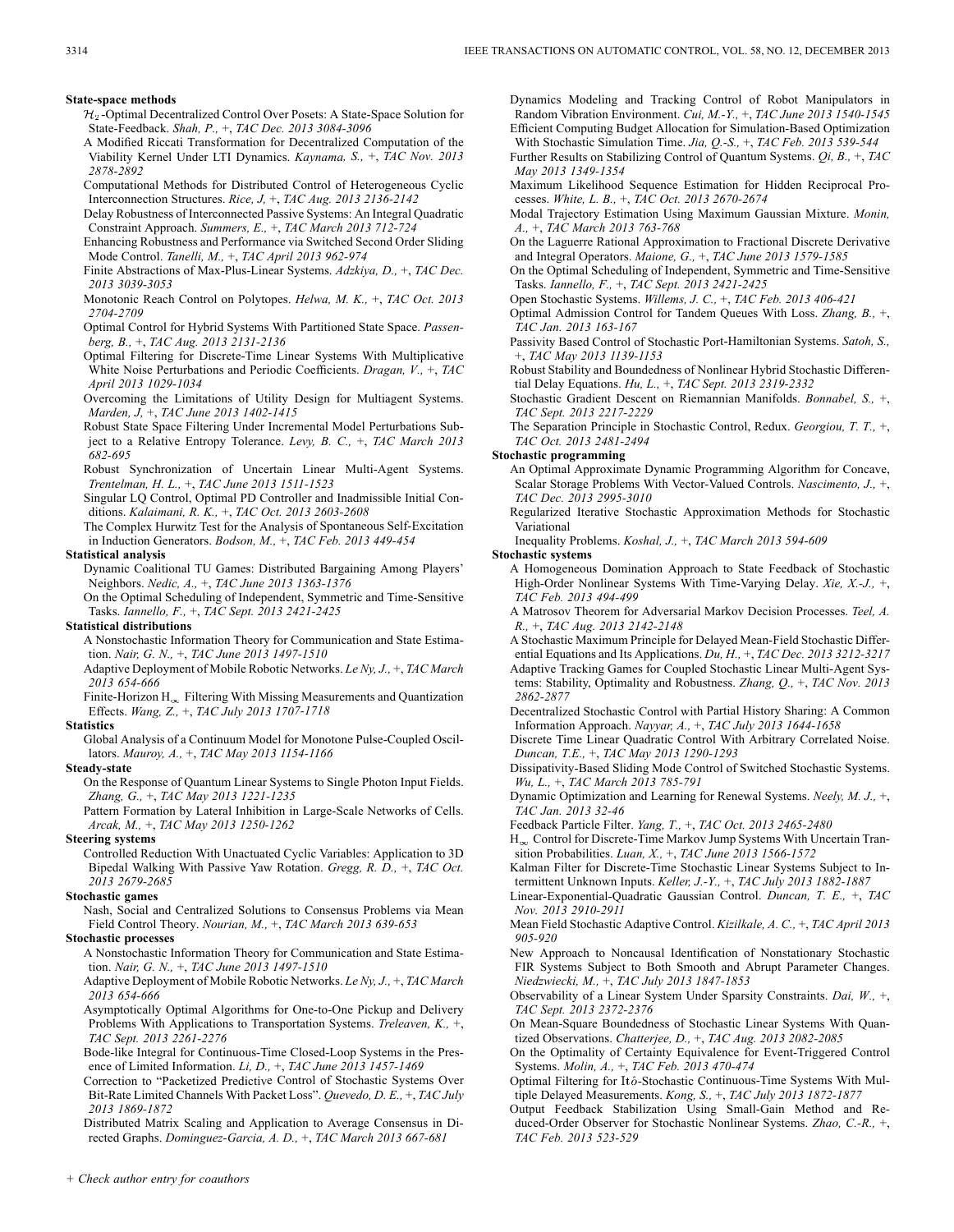**State-space methods**

$\mathcal{H}_2$-Optimal Decentralized Control Over Posets: A State-Space Solution for State-Feedback. *Shah, P.,* +, *TAC Dec. 2013 3084-3096*

A Modified Riccati Transformation for Decentralized Computation of the Viability Kernel Under LTI Dynamics. *Kaynama, S.,* +, *TAC Nov. 2013 2878-2892*

Computational Methods for Distributed Control of Heterogeneous Cyclic Interconnection Structures. *Rice, J,* +, *TAC Aug. 2013 2136-2142*

Delay Robustness of Interconnected Passive Systems: An Integral Quadratic Constraint Approach. *Summers, E.,* +, *TAC March 2013 712-724*

Enhancing Robustness and Performance via Switched Second Order Sliding Mode Control. *Tanelli, M.,* +, *TAC April 2013 962-974*

Finite Abstractions of Max-Plus-Linear Systems. *Adzkiya, D.,* +, *TAC Dec. 2013 3039-3053*

Monotonic Reach Control on Polytopes. *Helwa, M. K.,* +, *TAC Oct. 2013 2704-2709*

Optimal Control for Hybrid Systems With Partitioned State Space. *Passenberg, B.,* +, *TAC Aug. 2013 2131-2136*

Optimal Filtering for Discrete-Time Linear Systems With Multiplicative White Noise Perturbations and Periodic Coefficients. *Dragan, V.,* +, *TAC April 2013 1029-1034*

Overcoming the Limitations of Utility Design for Multiagent Systems. *Marden, J,* +, *TAC June 2013 1402-1415*

Robust State Space Filtering Under Incremental Model Perturbations Subject to a Relative Entropy Tolerance. *Levy, B. C.,* +, *TAC March 2013 682-695*

Robust Synchronization of Uncertain Linear Multi-Agent Systems. *Trentelman, H. L.,* +, *TAC June 2013 1511-1523*

Singular LQ Control, Optimal PD Controller and Inadmissible Initial Conditions. *Kalaimani, R. K.,* +, *TAC Oct. 2013 2603-2608*

The Complex Hurwitz Test for the Analysis of Spontaneous Self-Excitation in Induction Generators. *Bodson, M.,* +, *TAC Feb. 2013 449-454*

**Statistical analysis**

Dynamic Coalitional TU Games: Distributed Bargaining Among Players' Neighbors. *Nedic, A.,* +, *TAC June 2013 1363-1376*

On the Optimal Scheduling of Independent, Symmetric and Time-Sensitive Tasks. *Iannello, F.,* +, *TAC Sept. 2013 2421-2425*

**Statistical distributions**

A Nonstochastic Information Theory for Communication and State Estimation. *Nair, G. N.,* +, *TAC June 2013 1497-1510*

Adaptive Deployment of Mobile Robotic Networks. *Le Ny, J.,* +, *TAC March 2013 654-666*

Finite-Horizon $H_\infty$ Filtering With Missing Measurements and Quantization Effects. *Wang, Z.,* +, *TAC July 2013 1707-1718*

**Statistics**

Global Analysis of a Continuum Model for Monotone Pulse-Coupled Oscillators. *Mauroy, A.,* +, *TAC May 2013 1154-1166*

**Steady-state**

On the Response of Quantum Linear Systems to Single Photon Input Fields. *Zhang, G.,* +, *TAC May 2013 1221-1235*

Pattern Formation by Lateral Inhibition in Large-Scale Networks of Cells. *Arcak, M.,* +, *TAC May 2013 1250-1262*

**Steering systems**

Controlled Reduction With Unactuated Cyclic Variables: Application to 3D Bipedal Walking With Passive Yaw Rotation. *Gregg, R. D.,* +, *TAC Oct. 2013 2679-2685*

**Stochastic games**

Nash, Social and Centralized Solutions to Consensus Problems via Mean Field Control Theory. *Nourian, M.,* +, *TAC March 2013 639-653*

**Stochastic processes**

A Nonstochastic Information Theory for Communication and State Estimation. *Nair, G. N.,* +, *TAC June 2013 1497-1510*

Adaptive Deployment of Mobile Robotic Networks. *Le Ny, J.,* +, *TAC March 2013 654-666*

Asymptotically Optimal Algorithms for One-to-One Pickup and Delivery Problems With Applications to Transportation Systems. *Treleaven, K.,* +, *TAC Sept. 2013 2261-2276*

Bode-like Integral for Continuous-Time Closed-Loop Systems in the Presence of Limited Information. *Li, D.,* +, *TAC June 2013 1457-1469*

Correction to "Packetized Predictive Control of Stochastic Systems Over Bit-Rate Limited Channels With Packet Loss". *Quevedo, D. E.,* +, *TAC July 2013 1869-1872*

Distributed Matrix Scaling and Application to Average Consensus in Directed Graphs. *Dominguez-Garcia, A. D.,* +, *TAC March 2013 667-681*

Dynamics Modeling and Tracking Control of Robot Manipulators in Random Vibration Environment. *Cui, M.-Y.,* +, *TAC June 2013 1540-1545*

Efficient Computing Budget Allocation for Simulation-Based Optimization With Stochastic Simulation Time. *Jia, Q.-S.,* +, *TAC Feb. 2013 539-544*

Further Results on Stabilizing Control of Quantum Systems. *Qi, B.,* +, *TAC May 2013 1349-1354*

Maximum Likelihood Sequence Estimation for Hidden Reciprocal Processes. *White, L. B.,* +, *TAC Oct. 2013 2670-2674*

Modal Trajectory Estimation Using Maximum Gaussian Mixture. *Monin, A.,* +, *TAC March 2013 763-768*

On the Laguerre Rational Approximation to Fractional Discrete Derivative and Integral Operators. *Maione, G.,* +, *TAC June 2013 1579-1585*

On the Optimal Scheduling of Independent, Symmetric and Time-Sensitive Tasks. *Iannello, F.,* +, *TAC Sept. 2013 2421-2425*

Open Stochastic Systems. *Willems, J. C.,* +, *TAC Feb. 2013 406-421*

Optimal Admission Control for Tandem Queues With Loss. *Zhang, B.,* +, *TAC Jan. 2013 163-167*

Passivity Based Control of Stochastic Port-Hamiltonian Systems. *Satoh, S.,* +, *TAC May 2013 1139-1153*

Robust Stability and Boundedness of Nonlinear Hybrid Stochastic Differential Delay Equations. *Hu, L.,* +, *TAC Sept. 2013 2319-2332*

Stochastic Gradient Descent on Riemannian Manifolds. *Bonnabel, S.,* +, *TAC Sept. 2013 2217-2229*

The Separation Principle in Stochastic Control, Redux. *Georgiou, T. T.,* +, *TAC Oct. 2013 2481-2494*

**Stochastic programming**

An Optimal Approximate Dynamic Programming Algorithm for Concave, Scalar Storage Problems With Vector-Valued Controls. *Nascimento, J.,* +, *TAC Dec. 2013 2995-3010*

Regularized Iterative Stochastic Approximation Methods for Stochastic Variational Inequality Problems. *Koshal, J.,* +, *TAC March 2013 594-609*

**Stochastic systems**

A Homogeneous Domination Approach to State Feedback of Stochastic High-Order Nonlinear Systems With Time-Varying Delay. *Xie, X.-J.,* +, *TAC Feb. 2013 494-499*

A Matrosov Theorem for Adversarial Markov Decision Processes. *Teel, A. R.,* +, *TAC Aug. 2013 2142-2148*

A Stochastic Maximum Principle for Delayed Mean-Field Stochastic Differential Equations and Its Applications. *Du, H.,* +, *TAC Dec. 2013 3212-3217*

Adaptive Tracking Games for Coupled Stochastic Linear Multi-Agent Systems: Stability, Optimality and Robustness. *Zhang, Q.,* +, *TAC Nov. 2013 2862-2877*

Decentralized Stochastic Control with Partial History Sharing: A Common Information Approach. *Nayyar, A.,* +, *TAC July 2013 1644-1658*

Discrete Time Linear Quadratic Control With Arbitrary Correlated Noise. *Duncan, T.E.,* +, *TAC May 2013 1290-1293*

Dissipativity-Based Sliding Mode Control of Switched Stochastic Systems. *Wu, L.,* +, *TAC March 2013 785-791*

Dynamic Optimization and Learning for Renewal Systems. *Neely, M. J.,* +, *TAC Jan. 2013 32-46*

Feedback Particle Filter. *Yang, T.,* +, *TAC Oct. 2013 2465-2480*

$H_\infty$ Control for Discrete-Time Markov Jump Systems With Uncertain Transition Probabilities. *Luan, X.,* +, *TAC June 2013 1566-1572*

Kalman Filter for Discrete-Time Stochastic Linear Systems Subject to Intermittent Unknown Inputs. *Keller, J.-Y.,* +, *TAC July 2013 1882-1887*

Linear-Exponential-Quadratic Gaussian Control. *Duncan, T. E.,* +, *TAC Nov. 2013 2910-2911*

Mean Field Stochastic Adaptive Control. *Kizilkale, A. C.,* +, *TAC April 2013 905-920*

New Approach to Noncausal Identification of Nonstationary Stochastic FIR Systems Subject to Both Smooth and Abrupt Parameter Changes. *Niedzwiecki, M.,* +, *TAC July 2013 1847-1853*

Observability of a Linear System Under Sparsity Constraints. *Dai, W.,* +, *TAC Sept. 2013 2372-2376*

On Mean-Square Boundedness of Stochastic Linear Systems With Quantized Observations. *Chatterjee, D.,* +, *TAC Aug. 2013 2082-2085*

On the Optimality of Certainty Equivalence for Event-Triggered Control Systems. *Molin, A.,* +, *TAC Feb. 2013 470-474*

Optimal Filtering for Itô-Stochastic Continuous-Time Systems With Multiple Delayed Measurements. *Kong, S.,* +, *TAC July 2013 1872-1877*

Output Feedback Stabilization Using Small-Gain Method and Reduced-Order Observer for Stochastic Nonlinear Systems. *Zhao, C.-R.,* +, *TAC Feb. 2013 523-529*

+ Check author entry for coauthors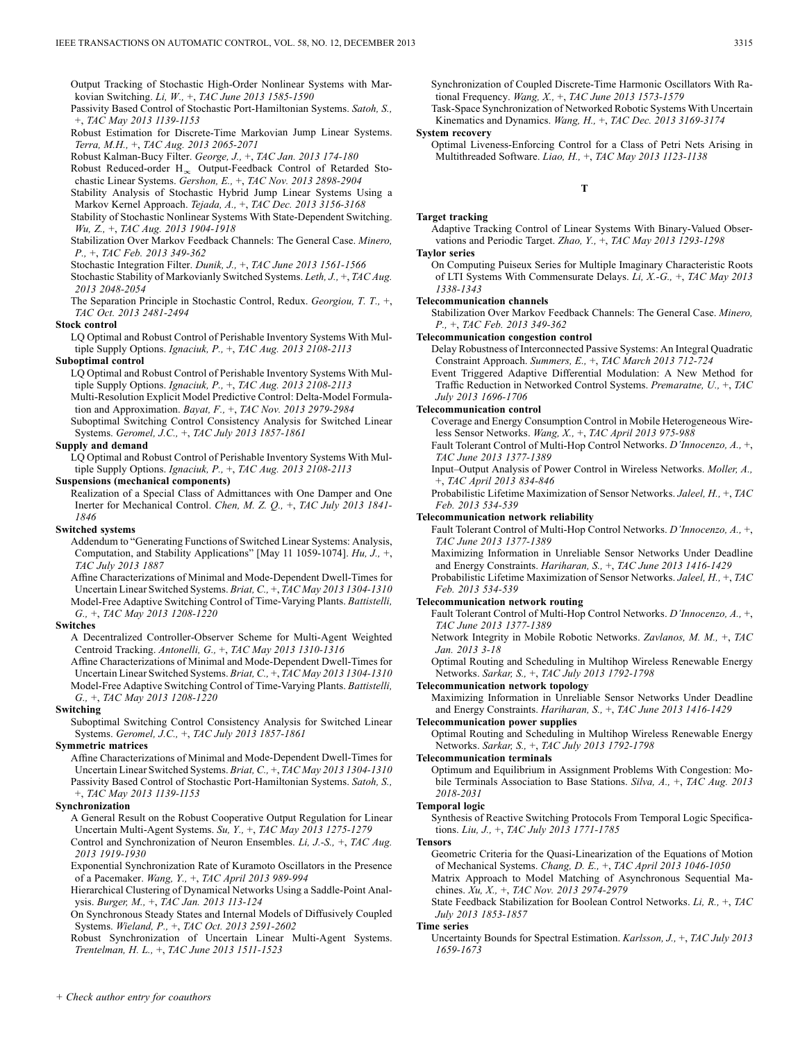Output Tracking of Stochastic High-Order Nonlinear Systems with Markovian Switching. *Li, W.,* +, *TAC June 2013 1585-1590*

Passivity Based Control of Stochastic Port-Hamiltonian Systems. *Satoh, S.,* +, *TAC May 2013 1139-1153*

Robust Estimation for Discrete-Time Markovian Jump Linear Systems. *Terra, M.H.,* +, *TAC Aug. 2013 2065-2071*

Robust Kalman-Bucy Filter. *George, J.,* +, *TAC Jan. 2013 174-180*

Robust Reduced-order $H_\infty$ Output-Feedback Control of Retarded Stochastic Linear Systems. *Gershon, E.,* +, *TAC Nov. 2013 2898-2904*

Stability Analysis of Stochastic Hybrid Jump Linear Systems Using a Markov Kernel Approach. *Tejada, A.,* +, *TAC Dec. 2013 3156-3168*

Stability of Stochastic Nonlinear Systems With State-Dependent Switching. *Wu, Z.,* +, *TAC Aug. 2013 1904-1918*

Stabilization Over Markov Feedback Channels: The General Case. *Minero, P.,* +, *TAC Feb. 2013 349-362*

Stochastic Integration Filter. *Dunik, J.,* +, *TAC June 2013 1561-1566*

Stochastic Stability of Markovianly Switched Systems. *Leth, J.,* +, *TAC Aug. 2013 2048-2054*

The Separation Principle in Stochastic Control, Redux. *Georgiou, T. T.,* +, *TAC Oct. 2013 2481-2494*

**Stock control**

LQ Optimal and Robust Control of Perishable Inventory Systems With Multiple Supply Options. *Ignaciuk, P.,* +, *TAC Aug. 2013 2108-2113*

**Suboptimal control**

LQ Optimal and Robust Control of Perishable Inventory Systems With Multiple Supply Options. *Ignaciuk, P.,* +, *TAC Aug. 2013 2108-2113*

Multi-Resolution Explicit Model Predictive Control: Delta-Model Formulation and Approximation. *Bayat, F.,* +, *TAC Nov. 2013 2979-2984*

Suboptimal Switching Control Consistency Analysis for Switched Linear Systems. *Geromel, J.C.,* +, *TAC July 2013 1857-1861*

**Supply and demand**

LQ Optimal and Robust Control of Perishable Inventory Systems With Multiple Supply Options. *Ignaciuk, P.,* +, *TAC Aug. 2013 2108-2113*

**Suspensions (mechanical components)**

Realization of a Special Class of Admittances with One Damper and One Inerter for Mechanical Control. *Chen, M. Z. Q.,* +, *TAC July 2013 1841-1846*

**Switched systems**

Addendum to "Generating Functions of Switched Linear Systems: Analysis, Computation, and Stability Applications" [May 11 1059-1074]. *Hu, J.,* +, *TAC July 2013 1887*

Affine Characterizations of Minimal and Mode-Dependent Dwell-Times for Uncertain Linear Switched Systems. *Briat, C.,* +, *TAC May 2013 1304-1310*

Model-Free Adaptive Switching Control of Time-Varying Plants. *Battistelli, G.,* +, *TAC May 2013 1208-1220*

**Switches**

A Decentralized Controller-Observer Scheme for Multi-Agent Weighted Centroid Tracking. *Antonelli, G.,* +, *TAC May 2013 1310-1316*

Affine Characterizations of Minimal and Mode-Dependent Dwell-Times for Uncertain Linear Switched Systems. *Briat, C.,* +, *TAC May 2013 1304-1310*

Model-Free Adaptive Switching Control of Time-Varying Plants. *Battistelli, G.,* +, *TAC May 2013 1208-1220*

**Switching**

Suboptimal Switching Control Consistency Analysis for Switched Linear Systems. *Geromel, J.C.,* +, *TAC July 2013 1857-1861*

**Symmetric matrices**

Affine Characterizations of Minimal and Mode-Dependent Dwell-Times for Uncertain Linear Switched Systems. *Briat, C.,* +, *TAC May 2013 1304-1310*

Passivity Based Control of Stochastic Port-Hamiltonian Systems. *Satoh, S.,* +, *TAC May 2013 1139-1153*

**Synchronization**

A General Result on the Robust Cooperative Output Regulation for Linear Uncertain Multi-Agent Systems. *Su, Y.,* +, *TAC May 2013 1275-1279*

Control and Synchronization of Neuron Ensembles. *Li, J.-S.,* +, *TAC Aug. 2013 1919-1930*

Exponential Synchronization Rate of Kuramoto Oscillators in the Presence of a Pacemaker. *Wang, Y.,* +, *TAC April 2013 989-994*

Hierarchical Clustering of Dynamical Networks Using a Saddle-Point Analysis. *Burger, M.,* +, *TAC Jan. 2013 113-124*

On Synchronous Steady States and Internal Models of Diffusively Coupled Systems. *Wieland, P.,* +, *TAC Oct. 2013 2591-2602*

Robust Synchronization of Uncertain Linear Multi-Agent Systems. *Trentelman, H. L.,* +, *TAC June 2013 1511-1523*

Synchronization of Coupled Discrete-Time Harmonic Oscillators With Rational Frequency. *Wang, X.,* +, *TAC June 2013 1573-1579*

Task-Space Synchronization of Networked Robotic Systems With Uncertain Kinematics and Dynamics. *Wang, H.,* +, *TAC Dec. 2013 3169-3174*

**System recovery**

Optimal Liveness-Enforcing Control for a Class of Petri Nets Arising in Multithreaded Software. *Liao, H.,* +, *TAC May 2013 1123-1138*

## T

**Target tracking**

Adaptive Tracking Control of Linear Systems With Binary-Valued Observations and Periodic Target. *Zhao, Y.,* +, *TAC May 2013 1293-1298*

**Taylor series**

On Computing Puiseux Series for Multiple Imaginary Characteristic Roots of LTI Systems With Commensurate Delays. *Li, X.-G.,* +, *TAC May 2013 1338-1343*

**Telecommunication channels**

Stabilization Over Markov Feedback Channels: The General Case. *Minero, P.,* +, *TAC Feb. 2013 349-362*

**Telecommunication congestion control**

Delay Robustness of Interconnected Passive Systems: An Integral Quadratic Constraint Approach. *Summers, E.,* +, *TAC March 2013 712-724*

Event Triggered Adaptive Differential Modulation: A New Method for Traffic Reduction in Networked Control Systems. *Premaratne, U.,* +, *TAC July 2013 1696-1706*

**Telecommunication control**

Coverage and Energy Consumption Control in Mobile Heterogeneous Wireless Sensor Networks. *Wang, X.,* +, *TAC April 2013 975-988*

Fault Tolerant Control of Multi-Hop Control Networks. *D'Innocenzo, A.,* +, *TAC June 2013 1377-1389*

Input–Output Analysis of Power Control in Wireless Networks. *Moller, A.,* +, *TAC April 2013 834-846*

Probabilistic Lifetime Maximization of Sensor Networks. *Jaleel, H.,* +, *TAC Feb. 2013 534-539*

**Telecommunication network reliability**

Fault Tolerant Control of Multi-Hop Control Networks. *D'Innocenzo, A.,* +, *TAC June 2013 1377-1389*

Maximizing Information in Unreliable Sensor Networks Under Deadline and Energy Constraints. *Hariharan, S.,* +, *TAC June 2013 1416-1429*

Probabilistic Lifetime Maximization of Sensor Networks. *Jaleel, H.,* +, *TAC Feb. 2013 534-539*

**Telecommunication network routing**

Fault Tolerant Control of Multi-Hop Control Networks. *D'Innocenzo, A.,* +, *TAC June 2013 1377-1389*

Network Integrity in Mobile Robotic Networks. *Zavlanos, M. M.,* +, *TAC Jan. 2013 3-18*

Optimal Routing and Scheduling in Multihop Wireless Renewable Energy Networks. *Sarkar, S.,* +, *TAC July 2013 1792-1798*

**Telecommunication network topology**

Maximizing Information in Unreliable Sensor Networks Under Deadline and Energy Constraints. *Hariharan, S.,* +, *TAC June 2013 1416-1429*

**Telecommunication power supplies**

Optimal Routing and Scheduling in Multihop Wireless Renewable Energy Networks. *Sarkar, S.,* +, *TAC July 2013 1792-1798*

**Telecommunication terminals**

Optimum and Equilibrium in Assignment Problems With Congestion: Mobile Terminals Association to Base Stations. *Silva, A.,* +, *TAC Aug. 2013 2018-2031*

**Temporal logic**

Synthesis of Reactive Switching Protocols From Temporal Logic Specifications. *Liu, J.,* +, *TAC July 2013 1771-1785*

**Tensors**

Geometric Criteria for the Quasi-Linearization of the Equations of Motion of Mechanical Systems. *Chang, D. E.,* +, *TAC April 2013 1046-1050*

Matrix Approach to Model Matching of Asynchronous Sequential Machines. *Xu, X.,* +, *TAC Nov. 2013 2974-2979*

State Feedback Stabilization for Boolean Control Networks. *Li, R.,* +, *TAC July 2013 1853-1857*

**Time series**

Uncertainty Bounds for Spectral Estimation. *Karlsson, J.,* +, *TAC July 2013 1659-1673*

*+ Check author entry for coauthors*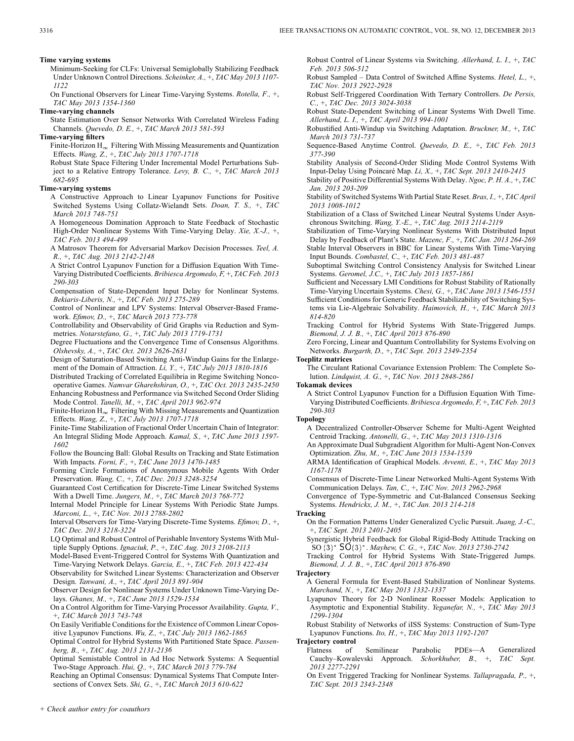**Time varying systems**

Minimum-Seeking for CLFs: Universal Semiglobally Stabilizing Feedback Under Unknown Control Directions. *Scheinker, A.,* +, *TAC May 2013 1107-1122*

On Functional Observers for Linear Time-Varying Systems. *Rotella, F.,* +, *TAC May 2013 1354-1360*

**Time-varying channels**

State Estimation Over Sensor Networks With Correlated Wireless Fading Channels. *Quevedo, D. E.,* +, *TAC March 2013 581-593*

**Time-varying filters**

Finite-Horizon $H_\infty$ Filtering With Missing Measurements and Quantization Effects. *Wang, Z.,* +, *TAC July 2013 1707-1718*

Robust State Space Filtering Under Incremental Model Perturbations Subject to a Relative Entropy Tolerance. *Levy, B. C.,* +, *TAC March 2013 682-695*

**Time-varying systems**

A Constructive Approach to Linear Lyapunov Functions for Positive Switched Systems Using Collatz-Wielandt Sets. *Doan, T. S.,* +, *TAC March 2013 748-751*

A Homogeneous Domination Approach to State Feedback of Stochastic High-Order Nonlinear Systems With Time-Varying Delay. *Xie, X.-J.,* +, *TAC Feb. 2013 494-499*

A Matrosov Theorem for Adversarial Markov Decision Processes. *Teel, A. R.,* +, *TAC Aug. 2013 2142-2148*

A Strict Control Lyapunov Function for a Diffusion Equation With Time-Varying Distributed Coefficients. *Bribiesca Argomedo, F,* +, *TAC Feb. 2013 290-303*

Compensation of State-Dependent Input Delay for Nonlinear Systems. *Bekiaris-Liberis, N.,* +, *TAC Feb. 2013 275-289*

Control of Nonlinear and LPV Systems: Interval Observer-Based Framework. *Efimov, D.,* +, *TAC March 2013 773-778*

Controllability and Observability of Grid Graphs via Reduction and Symmetries. *Notarstefano, G.,* +, *TAC July 2013 1719-1731*

Degree Fluctuations and the Convergence Time of Consensus Algorithms. *Olshevsky, A.,* +, *TAC Oct. 2013 2626-2631*

Design of Saturation-Based Switching Anti-Windup Gains for the Enlargement of the Domain of Attraction. *Li, Y.,* +, *TAC July 2013 1810-1816*

Distributed Tracking of Correlated Equilibria in Regime Switching Noncooperative Games. *Namvar Gharehshiran, O.,* +, *TAC Oct. 2013 2435-2450*

Enhancing Robustness and Performance via Switched Second Order Sliding Mode Control. *Tanelli, M.,* +, *TAC April 2013 962-974*

Finite-Horizon $H_\infty$ Filtering With Missing Measurements and Quantization Effects. *Wang, Z.,* +, *TAC July 2013 1707-1718*

Finite-Time Stabilization of Fractional Order Uncertain Chain of Integrator: An Integral Sliding Mode Approach. *Kamal, S.,* +, *TAC June 2013 1597-1602*

Follow the Bouncing Ball: Global Results on Tracking and State Estimation With Impacts. *Forni, F.,* +, *TAC June 2013 1470-1485*

Forming Circle Formations of Anonymous Mobile Agents With Order Preservation. *Wang, C.,* +, *TAC Dec. 2013 3248-3254*

Guaranteed Cost Certification for Discrete-Time Linear Switched Systems With a Dwell Time. *Jungers, M.,* +, *TAC March 2013 768-772*

Internal Model Principle for Linear Systems With Periodic State Jumps. *Marconi, L.,* +, *TAC Nov. 2013 2788-2802*

Interval Observers for Time-Varying Discrete-Time Systems. *Efimov, D.,* +, *TAC Dec. 2013 3218-3224*

LQ Optimal and Robust Control of Perishable Inventory Systems With Multiple Supply Options. *Ignaciuk, P.,* +, *TAC Aug. 2013 2108-2113*

Model-Based Event-Triggered Control for Systems With Quantization and Time-Varying Network Delays. *Garcia, E.,* +, *TAC Feb. 2013 422-434*

Observability for Switched Linear Systems: Characterization and Observer Design. *Tanwani, A.,* +, *TAC April 2013 891-904*

Observer Design for Nonlinear Systems Under Unknown Time-Varying Delays. *Ghanes, M.,* +, *TAC June 2013 1529-1534*

On a Control Algorithm for Time-Varying Processor Availability. *Gupta, V.,* +, *TAC March 2013 743-748*

On Easily Verifiable Conditions for the Existence of Common Linear Copositive Lyapunov Functions. *Wu, Z.,* +, *TAC July 2013 1862-1865*

Optimal Control for Hybrid Systems With Partitioned State Space. *Passenberg, B.,* +, *TAC Aug. 2013 2131-2136*

Optimal Semistable Control in Ad Hoc Network Systems: A Sequential Two-Stage Approach. *Hui, Q.,* +, *TAC March 2013 779-784*

Reaching an Optimal Consensus: Dynamical Systems That Compute Intersections of Convex Sets. *Shi, G.,* +, *TAC March 2013 610-622*

Robust Control of Linear Systems via Switching. *Allerhand, L. I.,* +, *TAC Feb. 2013 506-512*

Robust Sampled – Data Control of Switched Affine Systems. *Hetel, L.,* +, *TAC Nov. 2013 2922-2928*

Robust Self-Triggered Coordination With Ternary Controllers. *De Persis, C.,* +, *TAC Dec. 2013 3024-3038*

Robust State-Dependent Switching of Linear Systems With Dwell Time. *Allerhand, L. I.,* +, *TAC April 2013 994-1001*

Robustified Anti-Windup via Switching Adaptation. *Bruckner, M.,* +, *TAC March 2013 731-737*

Sequence-Based Anytime Control. *Quevedo, D. E.,* +, *TAC Feb. 2013 377-390*

Stability Analysis of Second-Order Sliding Mode Control Systems With Input-Delay Using Poincaré Map. *Li, X.,* +, *TAC Sept. 2013 2410-2415*

Stability of Positive Differential Systems With Delay. *Ngoc, P. H. A.,* +, *TAC Jan. 2013 203-209*

Stability of Switched Systems With Partial State Reset. *Bras, I.,* +, *TAC April 2013 1008-1012*

Stabilization of a Class of Switched Linear Neutral Systems Under Asynchronous Switching. *Wang, Y.-E.,* +, *TAC Aug. 2013 2114-2119*

Stabilization of Time-Varying Nonlinear Systems With Distributed Input Delay by Feedback of Plant's State. *Mazenc, F.,* +, *TAC Jan. 2013 264-269*

Stable Interval Observers in BBC for Linear Systems With Time-Varying Input Bounds. *Combastel, C.,* +, *TAC Feb. 2013 481-487*

Suboptimal Switching Control Consistency Analysis for Switched Linear Systems. *Geromel, J.C.,* +, *TAC July 2013 1857-1861*

Sufficient and Necessary LMI Conditions for Robust Stability of Rationally Time-Varying Uncertain Systems. *Chesi, G.,* +, *TAC June 2013 1546-1551*

Sufficient Conditions for Generic Feedback Stabilizability of Switching Systems via Lie-Algebraic Solvability. *Haimovich, H.,* +, *TAC March 2013 814-820*

Tracking Control for Hybrid Systems With State-Triggered Jumps. *Biemond, J. J. B.,* +, *TAC April 2013 876-890*

Zero Forcing, Linear and Quantum Controllability for Systems Evolving on Networks. *Burgarth, D.,* +, *TAC Sept. 2013 2349-2354*

**Toeplitz matrices**

The Circulant Rational Covariance Extension Problem: The Complete Solution. *Lindquist, A. G.,* +, *TAC Nov. 2013 2848-2861*

**Tokamak devices**

A Strict Control Lyapunov Function for a Diffusion Equation With Time-Varying Distributed Coefficients. *Bribiesca Argomedo, F,* +, *TAC Feb. 2013 290-303*

**Topology**

A Decentralized Controller-Observer Scheme for Multi-Agent Weighted Centroid Tracking. *Antonelli, G.,* +, *TAC May 2013 1310-1316*

An Approximate Dual Subgradient Algorithm for Multi-Agent Non-Convex Optimization. *Zhu, M.,* +, *TAC June 2013 1534-1539*

ARMA Identification of Graphical Models. *Avventi, E.,* +, *TAC May 2013 1167-1178*

Consensus of Discrete-Time Linear Networked Multi-Agent Systems With Communication Delays. *Tan, C.,* +, *TAC Nov. 2013 2962-2968*

Convergence of Type-Symmetric and Cut-Balanced Consensus Seeking Systems. *Hendrickx, J. M.,* +, *TAC Jan. 2013 214-218*

**Tracking**

On the Formation Patterns Under Generalized Cyclic Pursuit. *Juang, J.-C.,* +, *TAC Sept. 2013 2401-2405*

Synergistic Hybrid Feedback for Global Rigid-Body Attitude Tracking on SO{3}* SO{3}*. *Mayhew, C. G.,* +, *TAC Nov. 2013 2730-2742*

Tracking Control for Hybrid Systems With State-Triggered Jumps. *Biemond, J. J. B.,* +, *TAC April 2013 876-890*

**Trajectory**

A General Formula for Event-Based Stabilization of Nonlinear Systems. *Marchand, N.,* +, *TAC May 2013 1332-1337*

Lyapunov Theory for 2-D Nonlinear Roesser Models: Application to Asymptotic and Exponential Stability. *Yeganefar, N.,* +, *TAC May 2013 1299-1304*

Robust Stability of Networks of iISS Systems: Construction of Sum-Type Lyapunov Functions. *Ito, H.,* +, *TAC May 2013 1192-1207*

**Trajectory control**

Flatness of Semilinear Parabolic PDEs—A Generalized Cauchy–Kowalevski Approach. *Schorkhuber, B.,* +, *TAC Sept. 2013 2277-2291*

On Event Triggered Tracking for Nonlinear Systems. *Tallapragada, P.,* +, *TAC Sept. 2013 2343-2348*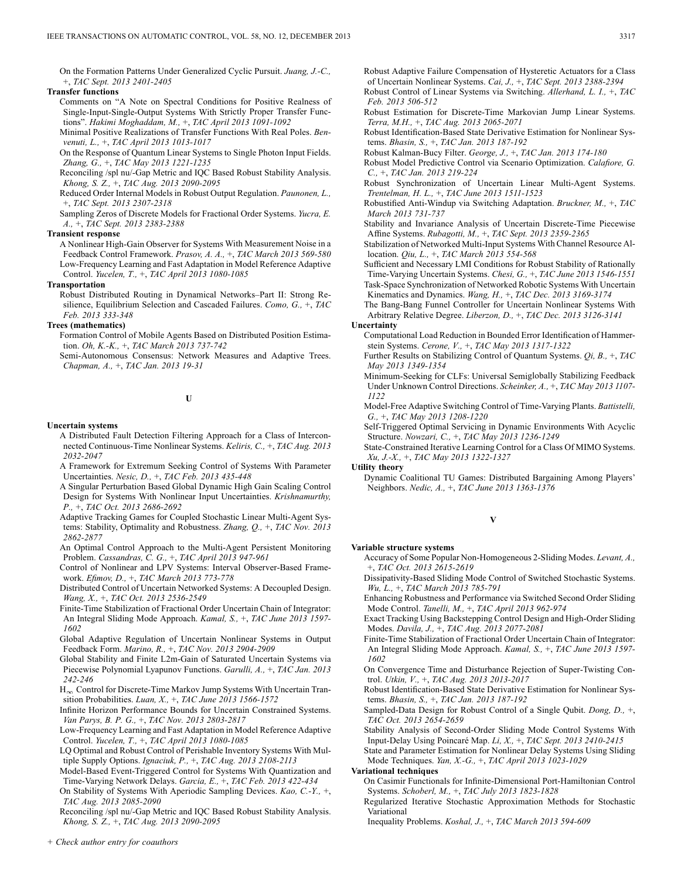On the Formation Patterns Under Generalized Cyclic Pursuit. *Juang, J.-C., +, TAC Sept. 2013 2401-2405*

**Transfer functions**

Comments on "A Note on Spectral Conditions for Positive Realness of Single-Input-Single-Output Systems With Strictly Proper Transfer Functions". *Hakimi Moghaddam, M., +, TAC April 2013 1091-1092*

Minimal Positive Realizations of Transfer Functions With Real Poles. *Benvenuti, L., +, TAC April 2013 1013-1017*

On the Response of Quantum Linear Systems to Single Photon Input Fields. *Zhang, G., +, TAC May 2013 1221-1235*

Reconciling /spl nu/-Gap Metric and IQC Based Robust Stability Analysis. *Khong, S. Z., +, TAC Aug. 2013 2090-2095*

Reduced Order Internal Models in Robust Output Regulation. *Paunonen, L., +, TAC Sept. 2013 2307-2318*

Sampling Zeros of Discrete Models for Fractional Order Systems. *Yucra, E. A., +, TAC Sept. 2013 2383-2388*

**Transient response**

A Nonlinear High-Gain Observer for Systems With Measurement Noise in a Feedback Control Framework. *Prasov, A. A., +, TAC March 2013 569-580*

Low-Frequency Learning and Fast Adaptation in Model Reference Adaptive Control. *Yucelen, T., +, TAC April 2013 1080-1085*

**Transportation**

Robust Distributed Routing in Dynamical Networks–Part II: Strong Resilience, Equilibrium Selection and Cascaded Failures. *Como, G., +, TAC Feb. 2013 333-348*

**Trees (mathematics)**

Formation Control of Mobile Agents Based on Distributed Position Estimation. *Oh, K.-K., +, TAC March 2013 737-742*

Semi-Autonomous Consensus: Network Measures and Adaptive Trees. *Chapman, A., +, TAC Jan. 2013 19-31*

## U

**Uncertain systems**

A Distributed Fault Detection Filtering Approach for a Class of Interconnected Continuous-Time Nonlinear Systems. *Keliris, C., +, TAC Aug. 2013 2032-2047*

A Framework for Extremum Seeking Control of Systems With Parameter Uncertainties. *Nesic, D., +, TAC Feb. 2013 435-448*

A Singular Perturbation Based Global Dynamic High Gain Scaling Control Design for Systems With Nonlinear Input Uncertainties. *Krishnamurthy, P., +, TAC Oct. 2013 2686-2692*

Adaptive Tracking Games for Coupled Stochastic Linear Multi-Agent Systems: Stability, Optimality and Robustness. *Zhang, Q., +, TAC Nov. 2013 2862-2877*

An Optimal Control Approach to the Multi-Agent Persistent Monitoring Problem. *Cassandras, C. G., +, TAC April 2013 947-961*

Control of Nonlinear and LPV Systems: Interval Observer-Based Framework. *Efimov, D., +, TAC March 2013 773-778*

Distributed Control of Uncertain Networked Systems: A Decoupled Design. *Wang, X., +, TAC Oct. 2013 2536-2549*

Finite-Time Stabilization of Fractional Order Uncertain Chain of Integrator: An Integral Sliding Mode Approach. *Kamal, S., +, TAC June 2013 1597-1602*

Global Adaptive Regulation of Uncertain Nonlinear Systems in Output Feedback Form. *Marino, R., +, TAC Nov. 2013 2904-2909*

Global Stability and Finite L2m-Gain of Saturated Uncertain Systems via Piecewise Polynomial Lyapunov Functions. *Garulli, A., +, TAC Jan. 2013 242-246*

$H_\infty$ Control for Discrete-Time Markov Jump Systems With Uncertain Transition Probabilities. *Luan, X., +, TAC June 2013 1566-1572*

Infinite Horizon Performance Bounds for Uncertain Constrained Systems. *Van Parys, B. P. G., +, TAC Nov. 2013 2803-2817*

Low-Frequency Learning and Fast Adaptation in Model Reference Adaptive Control. *Yucelen, T., +, TAC April 2013 1080-1085*

LQ Optimal and Robust Control of Perishable Inventory Systems With Multiple Supply Options. *Ignaciuk, P., +, TAC Aug. 2013 2108-2113*

Model-Based Event-Triggered Control for Systems With Quantization and Time-Varying Network Delays. *Garcia, E., +, TAC Feb. 2013 422-434*

On Stability of Systems With Aperiodic Sampling Devices. *Kao, C.-Y., +, TAC Aug. 2013 2085-2090*

Reconciling /spl nu/-Gap Metric and IQC Based Robust Stability Analysis. *Khong, S. Z., +, TAC Aug. 2013 2090-2095*

Robust Adaptive Failure Compensation of Hysteretic Actuators for a Class of Uncertain Nonlinear Systems. *Cai, J., +, TAC Sept. 2013 2388-2394*

Robust Control of Linear Systems via Switching. *Allerhand, L. I., +, TAC Feb. 2013 506-512*

Robust Estimation for Discrete-Time Markovian Jump Linear Systems. *Terra, M.H., +, TAC Aug. 2013 2065-2071*

Robust Identification-Based State Derivative Estimation for Nonlinear Systems. *Bhasin, S., +, TAC Jan. 2013 187-192*

Robust Kalman-Bucy Filter. *George, J., +, TAC Jan. 2013 174-180*

Robust Model Predictive Control via Scenario Optimization. *Calafiore, G. C., +, TAC Jan. 2013 219-224*

Robust Synchronization of Uncertain Linear Multi-Agent Systems. *Trentelman, H. L., +, TAC June 2013 1511-1523*

Robustified Anti-Windup via Switching Adaptation. *Bruckner, M., +, TAC March 2013 731-737*

Stability and Invariance Analysis of Uncertain Discrete-Time Piecewise Affine Systems. *Rubagotti, M., +, TAC Sept. 2013 2359-2365*

Stabilization of Networked Multi-Input Systems With Channel Resource Allocation. *Qiu, L., +, TAC March 2013 554-568*

Sufficient and Necessary LMI Conditions for Robust Stability of Rationally Time-Varying Uncertain Systems. *Chesi, G., +, TAC June 2013 1546-1551*

Task-Space Synchronization of Networked Robotic Systems With Uncertain Kinematics and Dynamics. *Wang, H., +, TAC Dec. 2013 3169-3174*

The Bang-Bang Funnel Controller for Uncertain Nonlinear Systems With Arbitrary Relative Degree. *Liberzon, D., +, TAC Dec. 2013 3126-3141*

**Uncertainty**

Computational Load Reduction in Bounded Error Identification of Hammerstein Systems. *Cerone, V., +, TAC May 2013 1317-1322*

Further Results on Stabilizing Control of Quantum Systems. *Qi, B., +, TAC May 2013 1349-1354*

Minimum-Seeking for CLFs: Universal Semiglobally Stabilizing Feedback Under Unknown Control Directions. *Scheinker, A., +, TAC May 2013 1107-1122*

Model-Free Adaptive Switching Control of Time-Varying Plants. *Battistelli, G., +, TAC May 2013 1208-1220*

Self-Triggered Optimal Servicing in Dynamic Environments With Acyclic Structure. *Nowzari, C., +, TAC May 2013 1236-1249*

State-Constrained Iterative Learning Control for a Class Of MIMO Systems. *Xu, J.-X., +, TAC May 2013 1322-1327*

**Utility theory**

Dynamic Coalitional TU Games: Distributed Bargaining Among Players' Neighbors. *Nedic, A., +, TAC June 2013 1363-1376*

## V

**Variable structure systems**

Accuracy of Some Popular Non-Homogeneous 2-Sliding Modes. *Levant, A., +, TAC Oct. 2013 2615-2619*

Dissipativity-Based Sliding Mode Control of Switched Stochastic Systems. *Wu, L., +, TAC March 2013 785-791*

Enhancing Robustness and Performance via Switched Second Order Sliding Mode Control. *Tanelli, M., +, TAC April 2013 962-974*

Exact Tracking Using Backstepping Control Design and High-Order Sliding Modes. *Davila, J., +, TAC Aug. 2013 2077-2081*

Finite-Time Stabilization of Fractional Order Uncertain Chain of Integrator: An Integral Sliding Mode Approach. *Kamal, S., +, TAC June 2013 1597-1602*

On Convergence Time and Disturbance Rejection of Super-Twisting Control. *Utkin, V., +, TAC Aug. 2013 2013-2017*

Robust Identification-Based State Derivative Estimation for Nonlinear Systems. *Bhasin, S., +, TAC Jan. 2013 187-192*

Sampled-Data Design for Robust Control of a Single Qubit. *Dong, D., +, TAC Oct. 2013 2654-2659*

Stability Analysis of Second-Order Sliding Mode Control Systems With Input-Delay Using Poincaré Map. *Li, X., +, TAC Sept. 2013 2410-2415*

State and Parameter Estimation for Nonlinear Delay Systems Using Sliding Mode Techniques. *Yan, X.-G., +, TAC April 2013 1023-1029*

**Variational techniques**

On Casimir Functionals for Infinite-Dimensional Port-Hamiltonian Control Systems. *Schoberl, M., +, TAC July 2013 1823-1828*

Regularized Iterative Stochastic Approximation Methods for Stochastic Variational Inequality Problems. *Koshal, J., +, TAC March 2013 594-609*

+ *Check author entry for coauthors*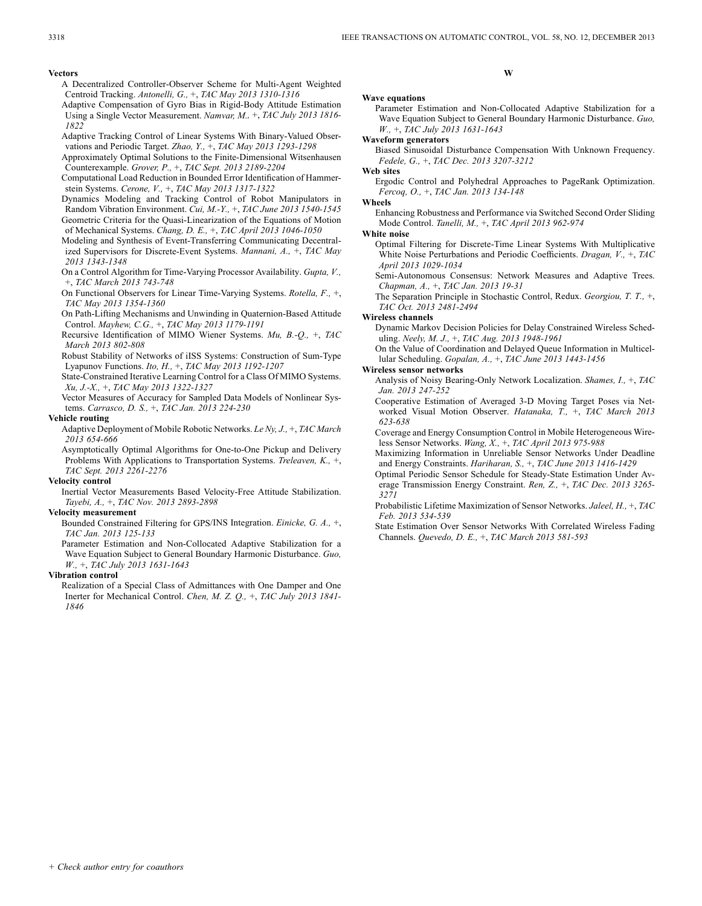**Vectors**

A Decentralized Controller-Observer Scheme for Multi-Agent Weighted Centroid Tracking. *Antonelli, G.,* +, *TAC May 2013 1310-1316*

Adaptive Compensation of Gyro Bias in Rigid-Body Attitude Estimation Using a Single Vector Measurement. *Namvar, M.,* +, *TAC July 2013 1816-1822*

Adaptive Tracking Control of Linear Systems With Binary-Valued Observations and Periodic Target. *Zhao, Y.,* +, *TAC May 2013 1293-1298*

Approximately Optimal Solutions to the Finite-Dimensional Witsenhausen Counterexample. *Grover, P.,* +, *TAC Sept. 2013 2189-2204*

Computational Load Reduction in Bounded Error Identification of Hammerstein Systems. *Cerone, V.,* +, *TAC May 2013 1317-1322*

Dynamics Modeling and Tracking Control of Robot Manipulators in Random Vibration Environment. *Cui, M.-Y.,* +, *TAC June 2013 1540-1545*

Geometric Criteria for the Quasi-Linearization of the Equations of Motion of Mechanical Systems. *Chang, D. E.,* +, *TAC April 2013 1046-1050*

Modeling and Synthesis of Event-Transferring Communicating Decentralized Supervisors for Discrete-Event Systems. *Mannani, A.,* +, *TAC May 2013 1343-1348*

On a Control Algorithm for Time-Varying Processor Availability. *Gupta, V.,* +, *TAC March 2013 743-748*

On Functional Observers for Linear Time-Varying Systems. *Rotella, F.,* +, *TAC May 2013 1354-1360*

On Path-Lifting Mechanisms and Unwinding in Quaternion-Based Attitude Control. *Mayhew, C.G.,* +, *TAC May 2013 1179-1191*

Recursive Identification of MIMO Wiener Systems. *Mu, B.-Q.,* +, *TAC March 2013 802-808*

Robust Stability of Networks of iISS Systems: Construction of Sum-Type Lyapunov Functions. *Ito, H.,* +, *TAC May 2013 1192-1207*

State-Constrained Iterative Learning Control for a Class Of MIMO Systems. *Xu, J.-X.,* +, *TAC May 2013 1322-1327*

Vector Measures of Accuracy for Sampled Data Models of Nonlinear Systems. *Carrasco, D. S.,* +, *TAC Jan. 2013 224-230*

**Vehicle routing**

Adaptive Deployment of Mobile Robotic Networks. *Le Ny, J.,* +, *TAC March 2013 654-666*

Asymptotically Optimal Algorithms for One-to-One Pickup and Delivery Problems With Applications to Transportation Systems. *Treleaven, K.,* +, *TAC Sept. 2013 2261-2276*

**Velocity control**

Inertial Vector Measurements Based Velocity-Free Attitude Stabilization. *Tayebi, A.,* +, *TAC Nov. 2013 2893-2898*

**Velocity measurement**

Bounded Constrained Filtering for GPS/INS Integration. *Einicke, G. A.,* +, *TAC Jan. 2013 125-133*

Parameter Estimation and Non-Collocated Adaptive Stabilization for a Wave Equation Subject to General Boundary Harmonic Disturbance. *Guo, W.,* +, *TAC July 2013 1631-1643*

**Vibration control**

Realization of a Special Class of Admittances with One Damper and One Inerter for Mechanical Control. *Chen, M. Z. Q.,* +, *TAC July 2013 1841-1846*

## W

**Wave equations**

Parameter Estimation and Non-Collocated Adaptive Stabilization for a Wave Equation Subject to General Boundary Harmonic Disturbance. *Guo, W.,* +, *TAC July 2013 1631-1643*

**Waveform generators**

Biased Sinusoidal Disturbance Compensation With Unknown Frequency. *Fedele, G.,* +, *TAC Dec. 2013 3207-3212*

**Web sites**

Ergodic Control and Polyhedral Approaches to PageRank Optimization. *Fercoq, O.,* +, *TAC Jan. 2013 134-148*

**Wheels**

Enhancing Robustness and Performance via Switched Second Order Sliding Mode Control. *Tanelli, M.,* +, *TAC April 2013 962-974*

**White noise**

Optimal Filtering for Discrete-Time Linear Systems With Multiplicative White Noise Perturbations and Periodic Coefficients. *Dragan, V.,* +, *TAC April 2013 1029-1034*

Semi-Autonomous Consensus: Network Measures and Adaptive Trees. *Chapman, A.,* +, *TAC Jan. 2013 19-31*

The Separation Principle in Stochastic Control, Redux. *Georgiou, T. T.,* +, *TAC Oct. 2013 2481-2494*

**Wireless channels**

Dynamic Markov Decision Policies for Delay Constrained Wireless Scheduling. *Neely, M. J.,* +, *TAC Aug. 2013 1948-1961*

On the Value of Coordination and Delayed Queue Information in Multicellular Scheduling. *Gopalan, A.,* +, *TAC June 2013 1443-1456*

**Wireless sensor networks**

Analysis of Noisy Bearing-Only Network Localization. *Shames, I.,* +, *TAC Jan. 2013 247-252*

Cooperative Estimation of Averaged 3-D Moving Target Poses via Networked Visual Motion Observer. *Hatanaka, T.,* +, *TAC March 2013 623-638*

Coverage and Energy Consumption Control in Mobile Heterogeneous Wireless Sensor Networks. *Wang, X.,* +, *TAC April 2013 975-988*

Maximizing Information in Unreliable Sensor Networks Under Deadline and Energy Constraints. *Hariharan, S.,* +, *TAC June 2013 1416-1429*

Optimal Periodic Sensor Schedule for Steady-State Estimation Under Average Transmission Energy Constraint. *Ren, Z.,* +, *TAC Dec. 2013 3265-3271*

Probabilistic Lifetime Maximization of Sensor Networks. *Jaleel, H.,* +, *TAC Feb. 2013 534-539*

State Estimation Over Sensor Networks With Correlated Wireless Fading Channels. *Quevedo, D. E.,* +, *TAC March 2013 581-593*

*+ Check author entry for coauthors*